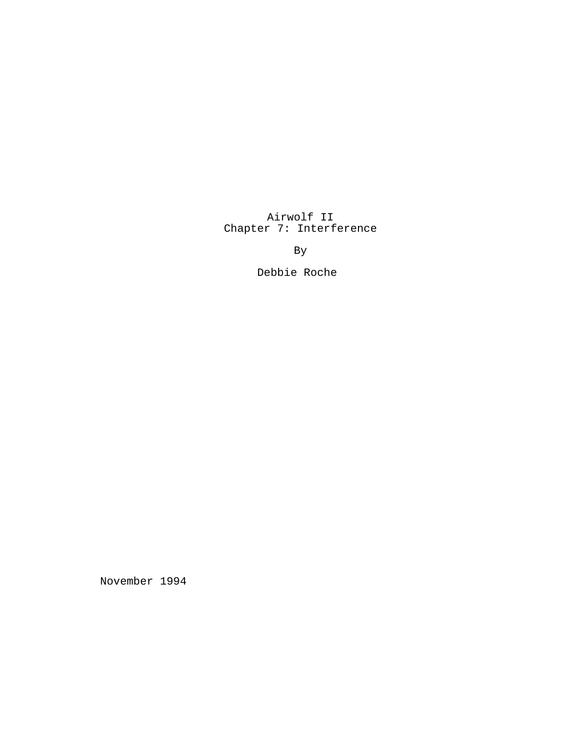# Airwolf II
## Chapter 7: Interference

By

Debbie Roche

November 1994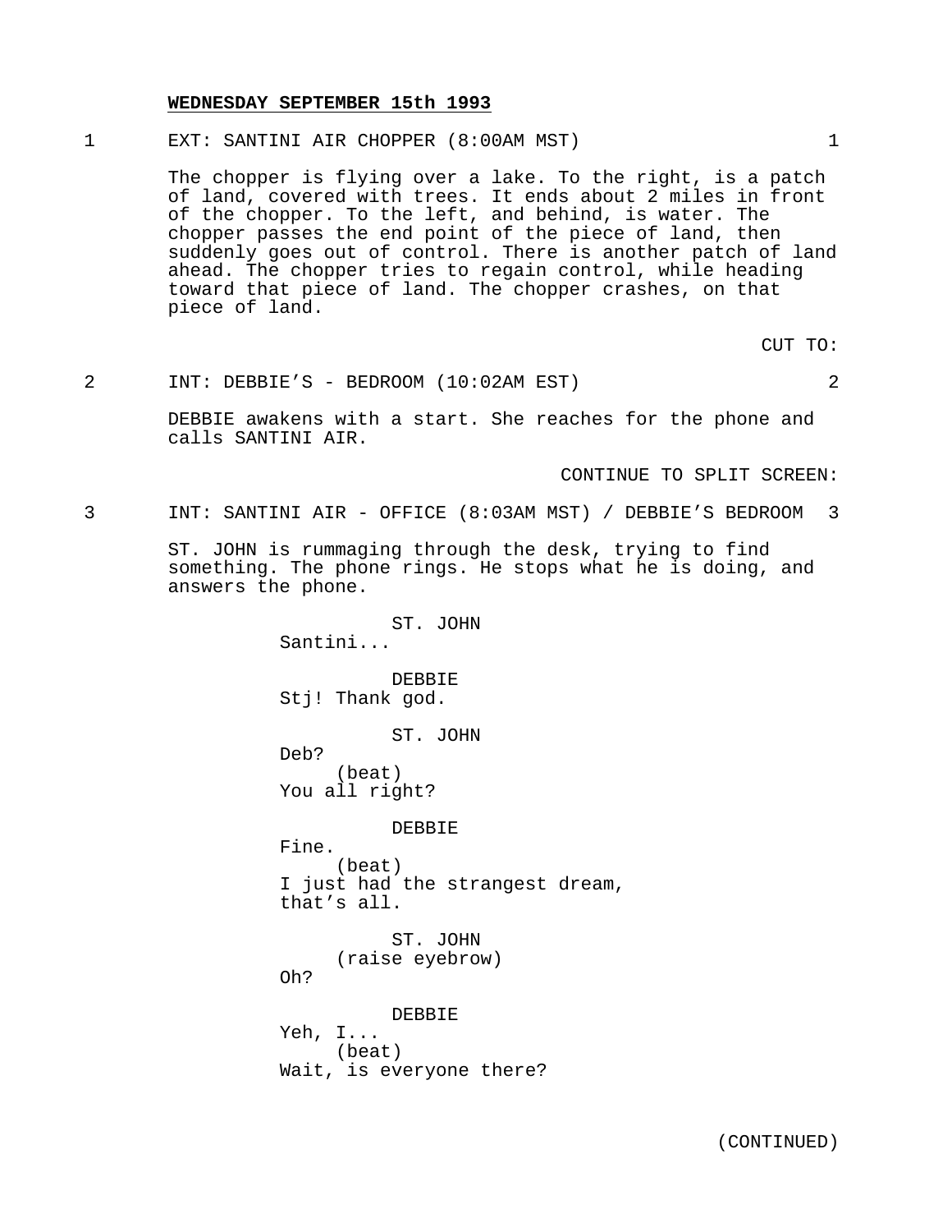**WEDNESDAY SEPTEMBER 15th 1993**

1 EXT: SANTINI AIR CHOPPER (8:00AM MST) 1

The chopper is flying over a lake. To the right, is a patch of land, covered with trees. It ends about 2 miles in front of the chopper. To the left, and behind, is water. The chopper passes the end point of the piece of land, then suddenly goes out of control. There is another patch of land ahead. The chopper tries to regain control, while heading toward that piece of land. The chopper crashes, on that piece of land.

CUT TO:

2 INT: DEBBIE'S - BEDROOM (10:02AM EST) 2

DEBBIE awakens with a start. She reaches for the phone and calls SANTINI AIR.

CONTINUE TO SPLIT SCREEN:

3 INT: SANTINI AIR - OFFICE (8:03AM MST) / DEBBIE'S BEDROOM 3

ST. JOHN is rummaging through the desk, trying to find something. The phone rings. He stops what he is doing, and answers the phone.

ST. JOHN
Santini...

DEBBIE
Stj! Thank god.

ST. JOHN
Deb?
(beat)
You all right?

DEBBIE
Fine.
(beat)
I just had the strangest dream, that's all.

ST. JOHN
(raise eyebrow)
Oh?

DEBBIE
Yeh, I...
(beat)
Wait, is everyone there?

(CONTINUED)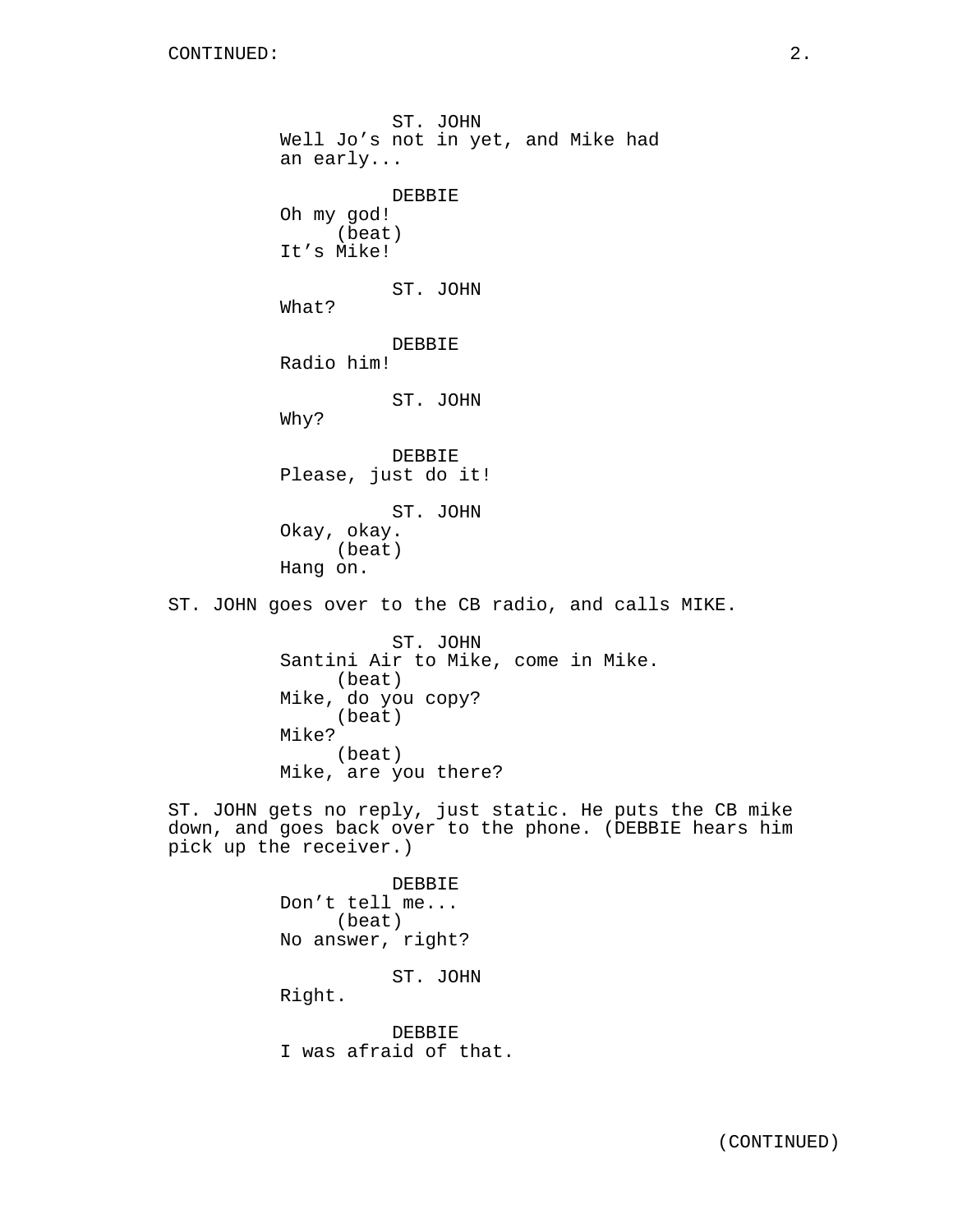CONTINUED:

ST. JOHN
Well Jo’s not in yet, and Mike had an early...

DEBBIE
Oh my god!
(beat)
It’s Mike!

ST. JOHN
What?

DEBBIE
Radio him!

ST. JOHN
Why?

DEBBIE
Please, just do it!

ST. JOHN
Okay, okay.
(beat)
Hang on.

ST. JOHN goes over to the CB radio, and calls MIKE.

ST. JOHN
Santini Air to Mike, come in Mike.
(beat)
Mike, do you copy?
(beat)
Mike?
(beat)
Mike, are you there?

ST. JOHN gets no reply, just static. He puts the CB mike down, and goes back over to the phone. (DEBBIE hears him pick up the receiver.)

DEBBIE
Don’t tell me...
(beat)
No answer, right?

ST. JOHN
Right.

DEBBIE
I was afraid of that.

(CONTINUED)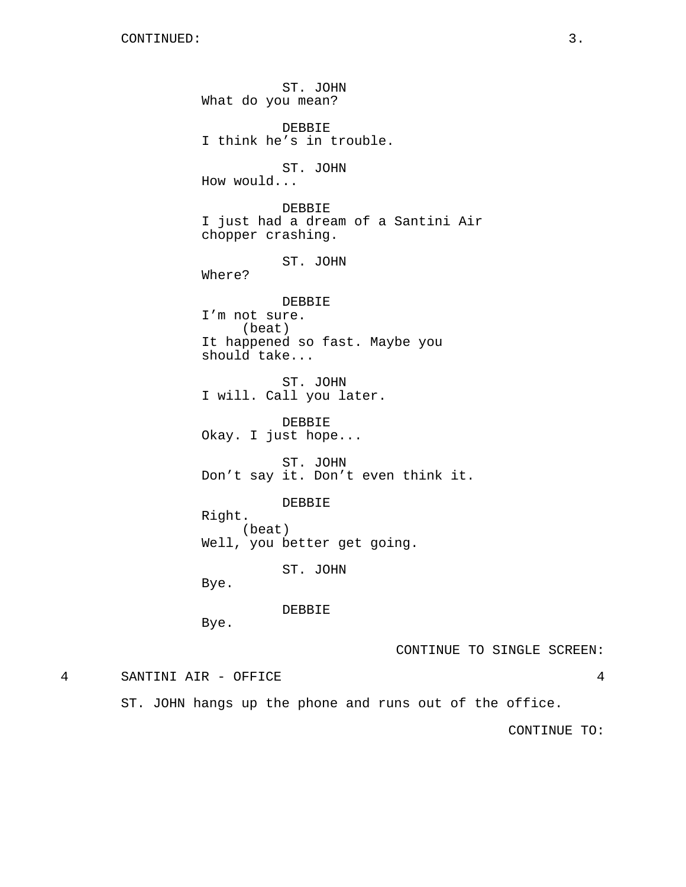CONTINUED:

ST. JOHN
What do you mean?

DEBBIE
I think he's in trouble.

ST. JOHN
How would...

DEBBIE
I just had a dream of a Santini Air chopper crashing.

ST. JOHN
Where?

DEBBIE
I'm not sure.
(beat)
It happened so fast. Maybe you should take...

ST. JOHN
I will. Call you later.

DEBBIE
Okay. I just hope...

ST. JOHN
Don't say it. Don't even think it.

DEBBIE
Right.
(beat)
Well, you better get going.

ST. JOHN
Bye.

DEBBIE
Bye.

CONTINUE TO SINGLE SCREEN:

4 SANTINI AIR - OFFICE 4

ST. JOHN hangs up the phone and runs out of the office.

CONTINUE TO: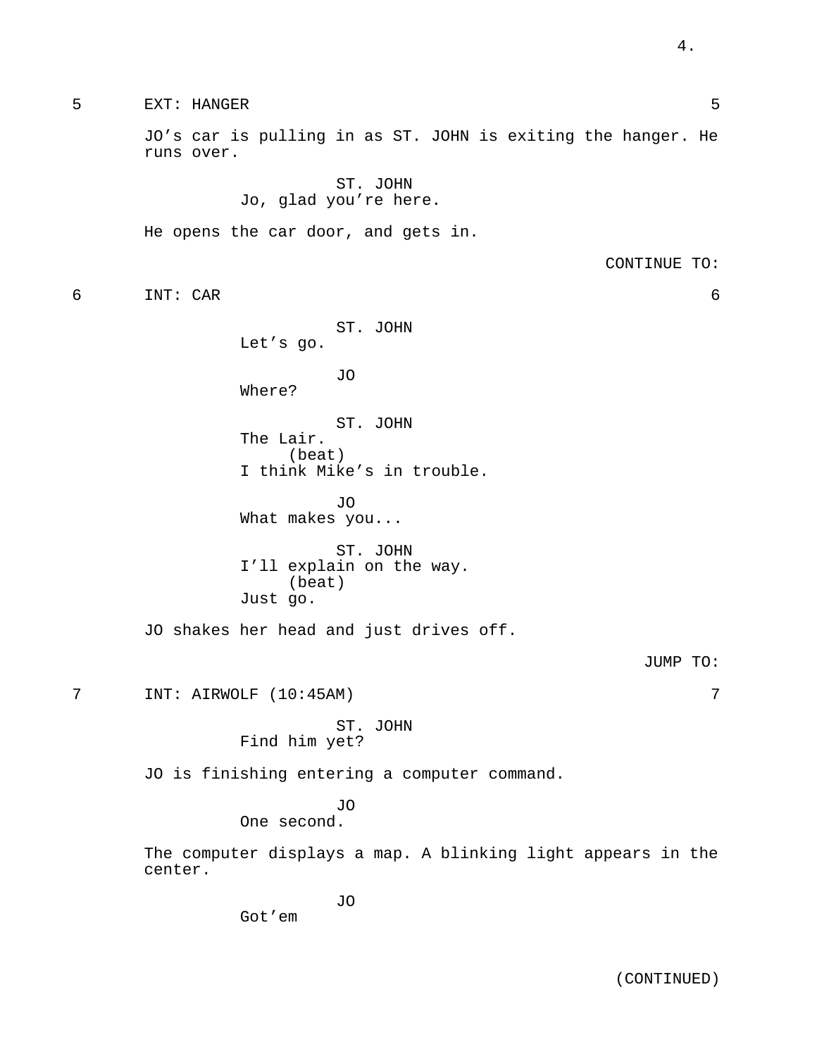5 EXT: HANGER 5

JO's car is pulling in as ST. JOHN is exiting the hanger. He runs over.

ST. JOHN
Jo, glad you're here.

He opens the car door, and gets in.

CONTINUE TO:

6 INT: CAR 6

ST. JOHN
Let's go.

JO
Where?

ST. JOHN
The Lair.
(beat)
I think Mike's in trouble.

JO
What makes you...

ST. JOHN
I'll explain on the way.
(beat)
Just go.

JO shakes her head and just drives off.

JUMP TO:

7 INT: AIRWOLF (10:45AM) 7

ST. JOHN
Find him yet?

JO is finishing entering a computer command.

JO
One second.

The computer displays a map. A blinking light appears in the center.

JO
Got'em

(CONTINUED)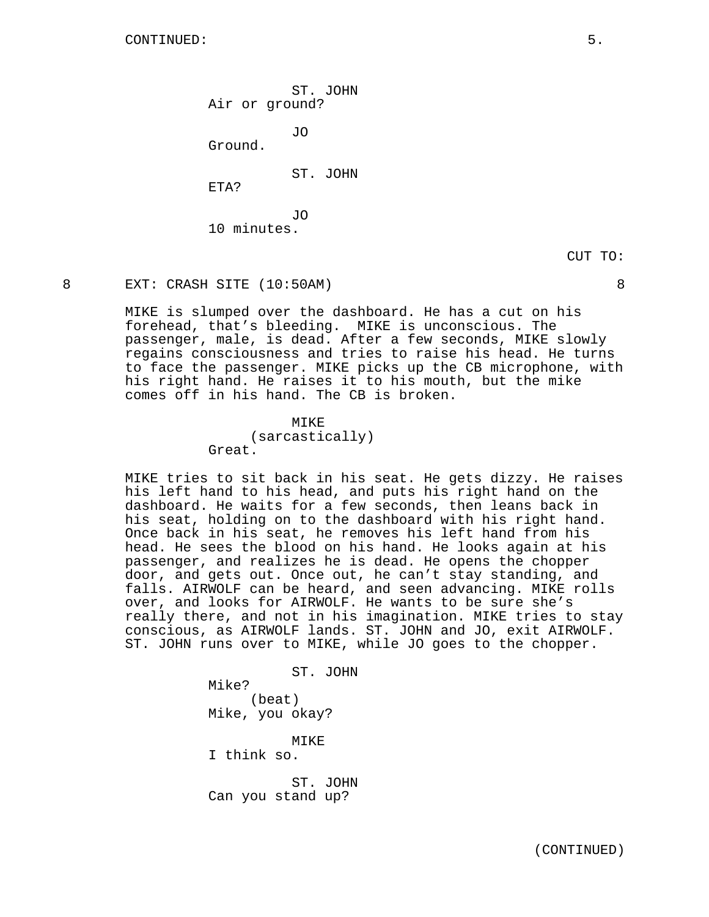CONTINUED:

ST. JOHN
Air or ground?

JO
Ground.

ST. JOHN
ETA?

JO
10 minutes.

CUT TO:

8 EXT: CRASH SITE (10:50AM) 8

MIKE is slumped over the dashboard. He has a cut on his forehead, that's bleeding. MIKE is unconscious. The passenger, male, is dead. After a few seconds, MIKE slowly regains consciousness and tries to raise his head. He turns to face the passenger. MIKE picks up the CB microphone, with his right hand. He raises it to his mouth, but the mike comes off in his hand. The CB is broken.

MIKE
(sarcastically)
Great.

MIKE tries to sit back in his seat. He gets dizzy. He raises his left hand to his head, and puts his right hand on the dashboard. He waits for a few seconds, then leans back in his seat, holding on to the dashboard with his right hand. Once back in his seat, he removes his left hand from his head. He sees the blood on his hand. He looks again at his passenger, and realizes he is dead. He opens the chopper door, and gets out. Once out, he can't stay standing, and falls. AIRWOLF can be heard, and seen advancing. MIKE rolls over, and looks for AIRWOLF. He wants to be sure she's really there, and not in his imagination. MIKE tries to stay conscious, as AIRWOLF lands. ST. JOHN and JO, exit AIRWOLF. ST. JOHN runs over to MIKE, while JO goes to the chopper.

ST. JOHN
Mike?
(beat)
Mike, you okay?

MIKE
I think so.

ST. JOHN
Can you stand up?

(CONTINUED)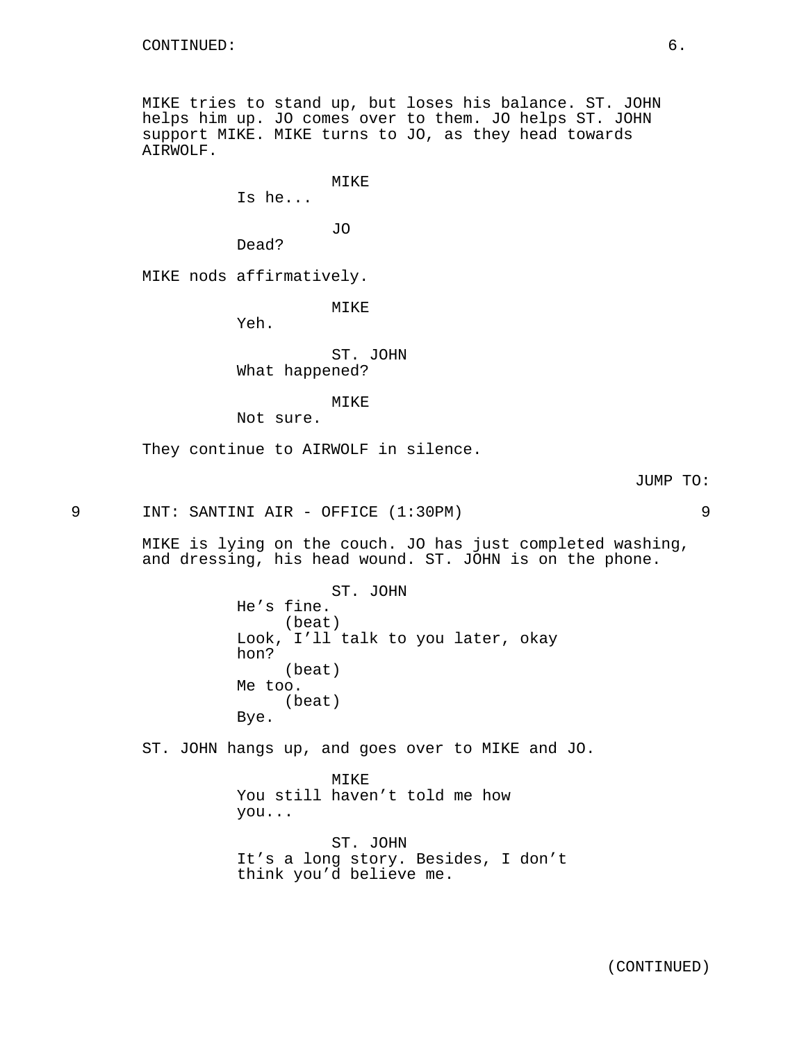CONTINUED:

MIKE tries to stand up, but loses his balance. ST. JOHN helps him up. JO comes over to them. JO helps ST. JOHN support MIKE. MIKE turns to JO, as they head towards AIRWOLF.

MIKE
Is he...

JO
Dead?

MIKE nods affirmatively.

MIKE
Yeh.

ST. JOHN
What happened?

MIKE
Not sure.

They continue to AIRWOLF in silence.

JUMP TO:

9 INT: SANTINI AIR - OFFICE (1:30PM) 9

MIKE is lying on the couch. JO has just completed washing, and dressing, his head wound. ST. JOHN is on the phone.

ST. JOHN
He's fine.
(beat)
Look, I'll talk to you later, okay hon?
(beat)
Me too.
(beat)
Bye.

ST. JOHN hangs up, and goes over to MIKE and JO.

MIKE
You still haven't told me how you...

ST. JOHN
It's a long story. Besides, I don't think you'd believe me.

(CONTINUED)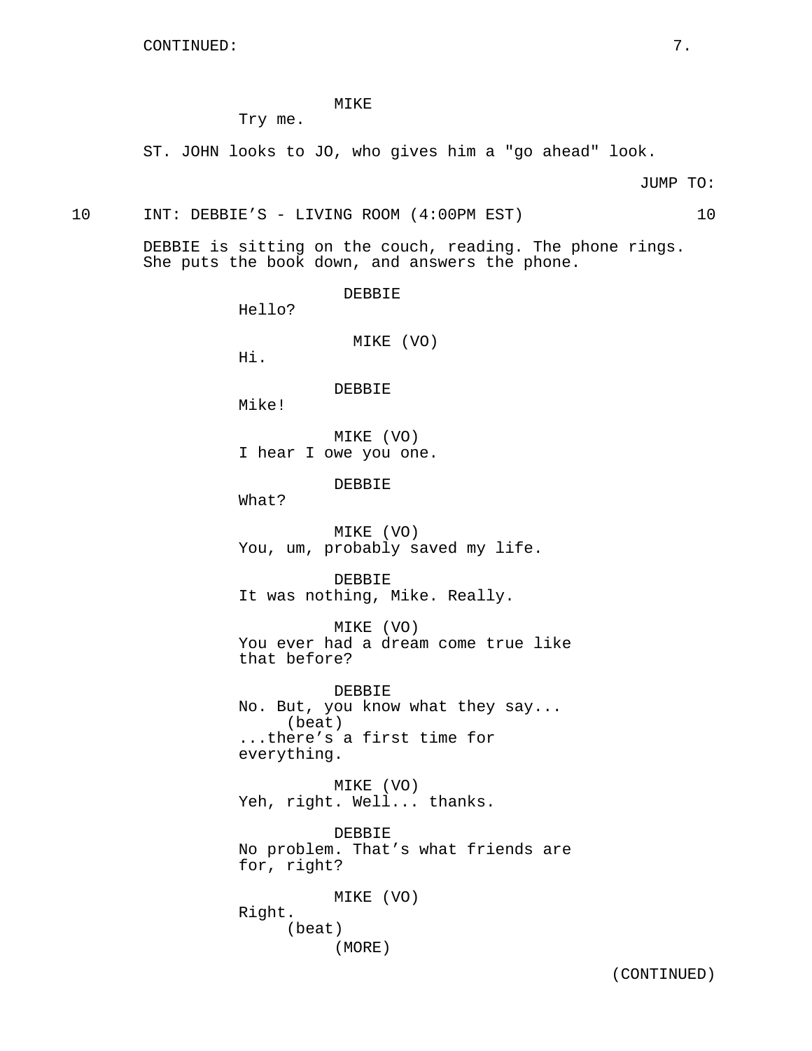CONTINUED:

MIKE
Try me.

ST. JOHN looks to JO, who gives him a "go ahead" look.

JUMP TO:

10 INT: DEBBIE'S - LIVING ROOM (4:00PM EST) 10

DEBBIE is sitting on the couch, reading. The phone rings. She puts the book down, and answers the phone.

DEBBIE
Hello?

MIKE (VO)
Hi.

DEBBIE
Mike!

MIKE (VO)
I hear I owe you one.

DEBBIE
What?

MIKE (VO)
You, um, probably saved my life.

DEBBIE
It was nothing, Mike. Really.

MIKE (VO)
You ever had a dream come true like that before?

DEBBIE
No. But, you know what they say...
(beat)
...there's a first time for everything.

MIKE (VO)
Yeh, right. Well... thanks.

DEBBIE
No problem. That's what friends are for, right?

MIKE (VO)
Right.
(beat)
(MORE)

(CONTINUED)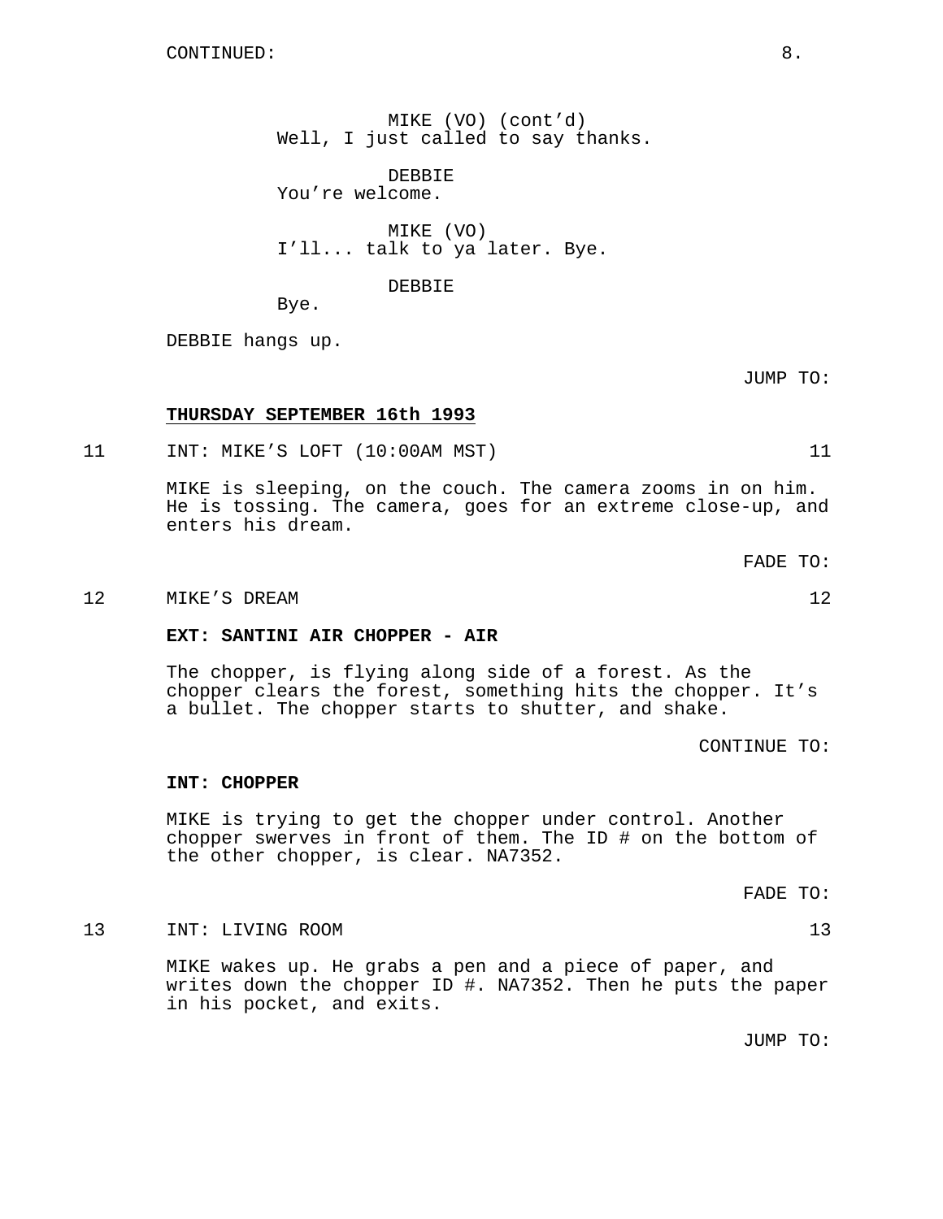CONTINUED:

MIKE (VO) (cont'd)
Well, I just called to say thanks.

DEBBIE
You're welcome.

MIKE (VO)
I'll... talk to ya later. Bye.

DEBBIE
Bye.

DEBBIE hangs up.

JUMP TO:

**THURSDAY SEPTEMBER 16th 1993**

11 INT: MIKE'S LOFT (10:00AM MST) 11

MIKE is sleeping, on the couch. The camera zooms in on him. He is tossing. The camera, goes for an extreme close-up, and enters his dream.

FADE TO:

12 MIKE'S DREAM 12

**EXT: SANTINI AIR CHOPPER - AIR**

The chopper, is flying along side of a forest. As the chopper clears the forest, something hits the chopper. It's a bullet. The chopper starts to shutter, and shake.

CONTINUE TO:

**INT: CHOPPER**

MIKE is trying to get the chopper under control. Another chopper swerves in front of them. The ID # on the bottom of the other chopper, is clear. NA7352.

FADE TO:

13 INT: LIVING ROOM 13

MIKE wakes up. He grabs a pen and a piece of paper, and writes down the chopper ID #. NA7352. Then he puts the paper in his pocket, and exits.

JUMP TO: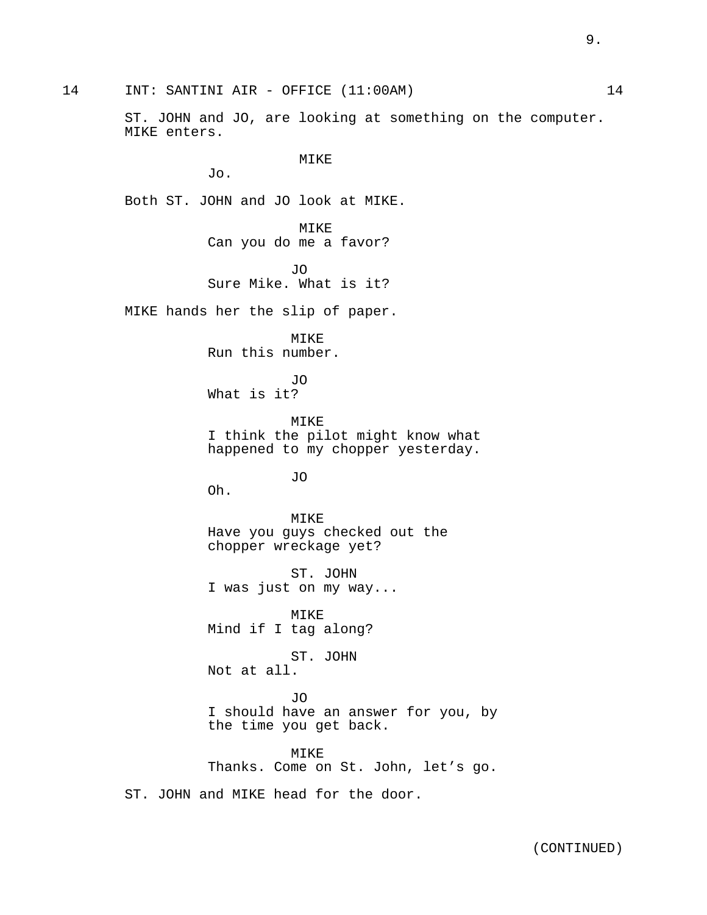14 INT: SANTINI AIR - OFFICE (11:00AM) 14

ST. JOHN and JO, are looking at something on the computer. MIKE enters.

MIKE
Jo.

Both ST. JOHN and JO look at MIKE.

MIKE
Can you do me a favor?

JO
Sure Mike. What is it?

MIKE hands her the slip of paper.

MIKE
Run this number.

JO
What is it?

MIKE
I think the pilot might know what happened to my chopper yesterday.

JO
Oh.

MIKE
Have you guys checked out the chopper wreckage yet?

ST. JOHN
I was just on my way...

MIKE
Mind if I tag along?

ST. JOHN
Not at all.

JO
I should have an answer for you, by the time you get back.

MIKE
Thanks. Come on St. John, let's go.

ST. JOHN and MIKE head for the door.

(CONTINUED)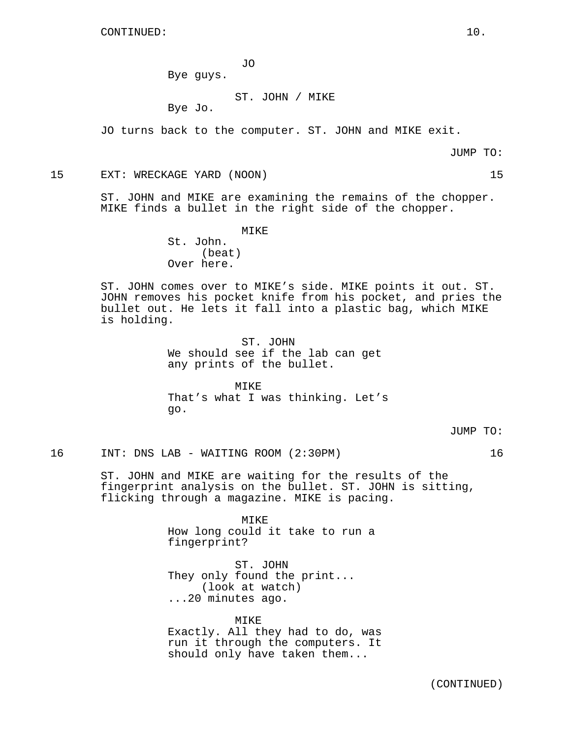CONTINUED:

JO

Bye guys.

ST. JOHN / MIKE

Bye Jo.

JO turns back to the computer. ST. JOHN and MIKE exit.

JUMP TO:

15 EXT: WRECKAGE YARD (NOON) 15

ST. JOHN and MIKE are examining the remains of the chopper. MIKE finds a bullet in the right side of the chopper.

MIKE

St. John.
(beat)
Over here.

ST. JOHN comes over to MIKE's side. MIKE points it out. ST. JOHN removes his pocket knife from his pocket, and pries the bullet out. He lets it fall into a plastic bag, which MIKE is holding.

ST. JOHN

We should see if the lab can get any prints of the bullet.

MIKE

That's what I was thinking. Let's go.

JUMP TO:

16 INT: DNS LAB - WAITING ROOM (2:30PM) 16

ST. JOHN and MIKE are waiting for the results of the fingerprint analysis on the bullet. ST. JOHN is sitting, flicking through a magazine. MIKE is pacing.

MIKE

How long could it take to run a fingerprint?

ST. JOHN

They only found the print...
(look at watch)
...20 minutes ago.

MIKE

Exactly. All they had to do, was run it through the computers. It should only have taken them...

(CONTINUED)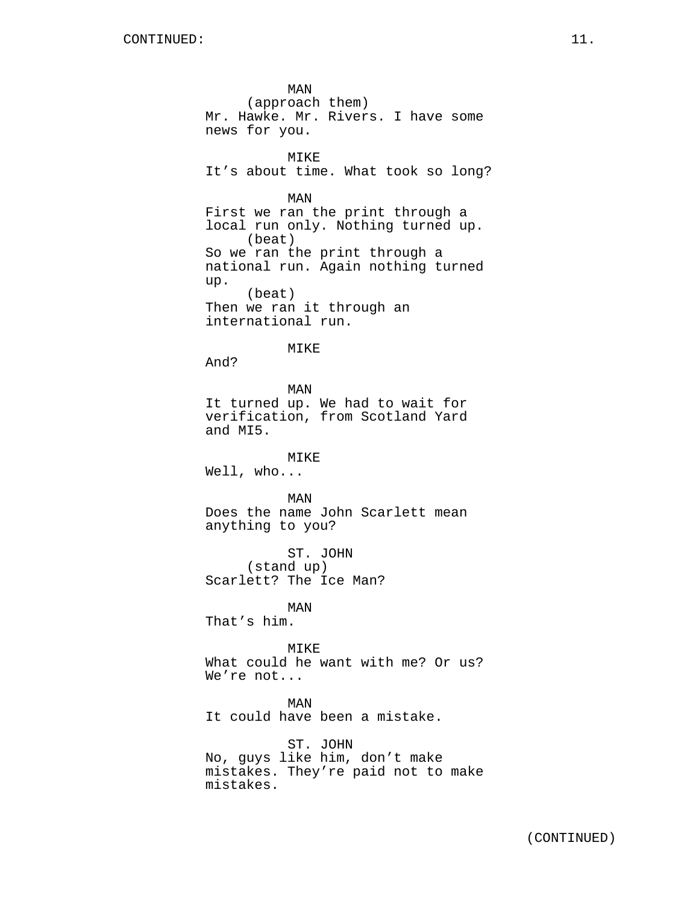CONTINUED:

MAN
(approach them)
Mr. Hawke. Mr. Rivers. I have some news for you.

MIKE
It’s about time. What took so long?

MAN
First we ran the print through a local run only. Nothing turned up.
(beat)
So we ran the print through a national run. Again nothing turned up.
(beat)
Then we ran it through an international run.

MIKE
And?

MAN
It turned up. We had to wait for verification, from Scotland Yard and MI5.

MIKE
Well, who...

MAN
Does the name John Scarlett mean anything to you?

ST. JOHN
(stand up)
Scarlett? The Ice Man?

MAN
That’s him.

MIKE
What could he want with me? Or us? We’re not...

MAN
It could have been a mistake.

ST. JOHN
No, guys like him, don’t make mistakes. They’re paid not to make mistakes.

(CONTINUED)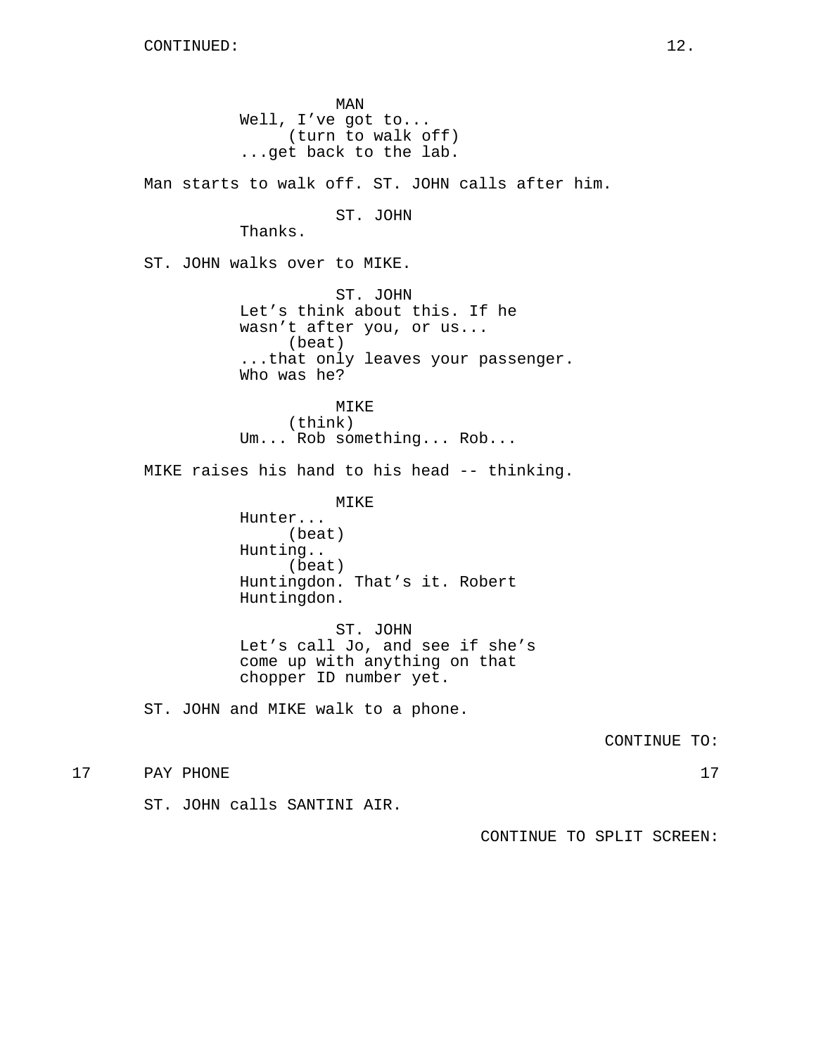CONTINUED:

MAN
Well, I've got to...
(turn to walk off)
...get back to the lab.

Man starts to walk off. ST. JOHN calls after him.

ST. JOHN
Thanks.

ST. JOHN walks over to MIKE.

ST. JOHN
Let's think about this. If he wasn't after you, or us...
(beat)
...that only leaves your passenger. Who was he?

MIKE
(think)
Um... Rob something... Rob...

MIKE raises his hand to his head -- thinking.

MIKE
Hunter...
(beat)
Hunting..
(beat)
Huntingdon. That's it. Robert Huntingdon.

ST. JOHN
Let's call Jo, and see if she's come up with anything on that chopper ID number yet.

ST. JOHN and MIKE walk to a phone.

CONTINUE TO:

17 PAY PHONE 17

ST. JOHN calls SANTINI AIR.

CONTINUE TO SPLIT SCREEN: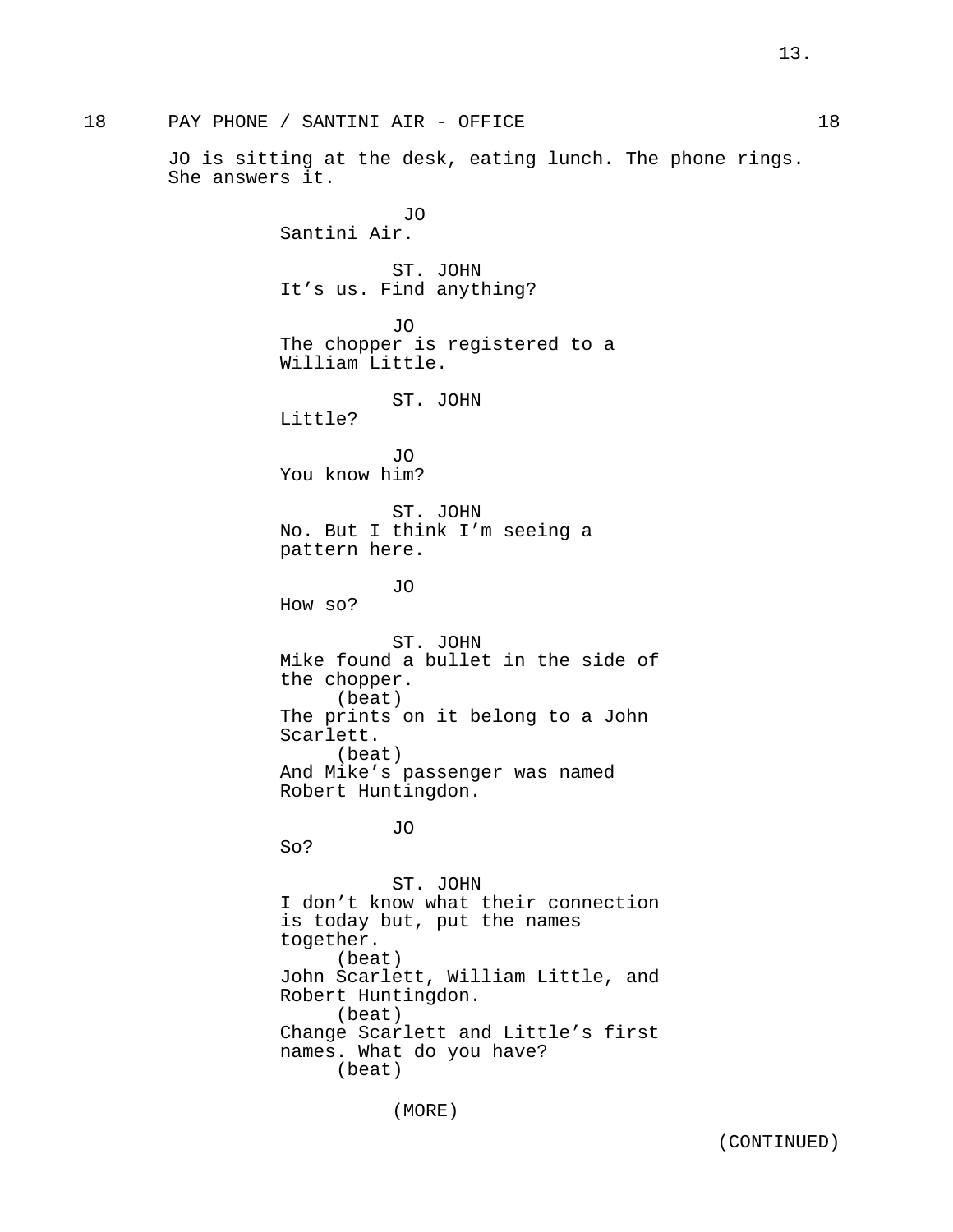18 PAY PHONE / SANTINI AIR - OFFICE 18

JO is sitting at the desk, eating lunch. The phone rings. She answers it.

JO
Santini Air.

ST. JOHN
It's us. Find anything?

JO
The chopper is registered to a William Little.

ST. JOHN
Little?

JO
You know him?

ST. JOHN
No. But I think I'm seeing a pattern here.

JO
How so?

ST. JOHN
Mike found a bullet in the side of the chopper.
(beat)
The prints on it belong to a John Scarlett.
(beat)
And Mike's passenger was named Robert Huntingdon.

JO
So?

ST. JOHN
I don't know what their connection is today but, put the names together.
(beat)
John Scarlett, William Little, and Robert Huntingdon.
(beat)
Change Scarlett and Little's first names. What do you have?
(beat)

(MORE)

(CONTINUED)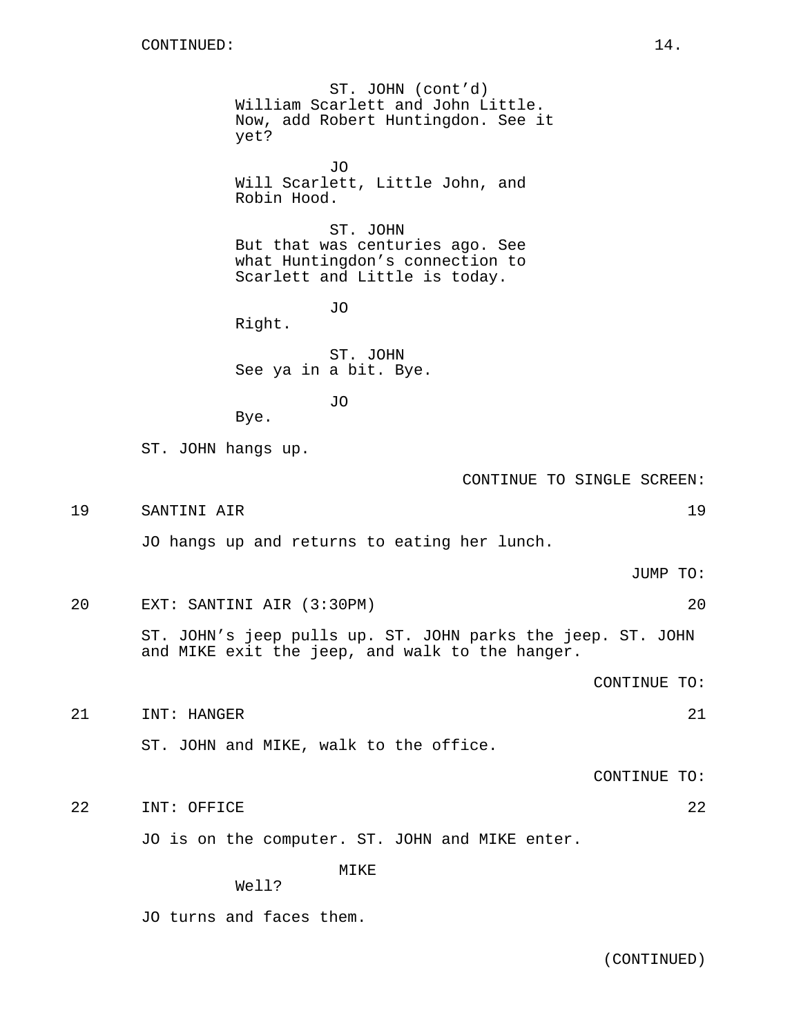CONTINUED:

ST. JOHN (cont'd)
William Scarlett and John Little. Now, add Robert Huntingdon. See it yet?

JO
Will Scarlett, Little John, and Robin Hood.

ST. JOHN
But that was centuries ago. See what Huntingdon's connection to Scarlett and Little is today.

JO
Right.

ST. JOHN
See ya in a bit. Bye.

JO
Bye.

ST. JOHN hangs up.

CONTINUE TO SINGLE SCREEN:

19 SANTINI AIR 19

JO hangs up and returns to eating her lunch.

JUMP TO:

20 EXT: SANTINI AIR (3:30PM) 20

ST. JOHN's jeep pulls up. ST. JOHN parks the jeep. ST. JOHN and MIKE exit the jeep, and walk to the hanger.

CONTINUE TO:

21 INT: HANGER 21

ST. JOHN and MIKE, walk to the office.

CONTINUE TO:

22 INT: OFFICE 22

JO is on the computer. ST. JOHN and MIKE enter.

MIKE
Well?

JO turns and faces them.

(CONTINUED)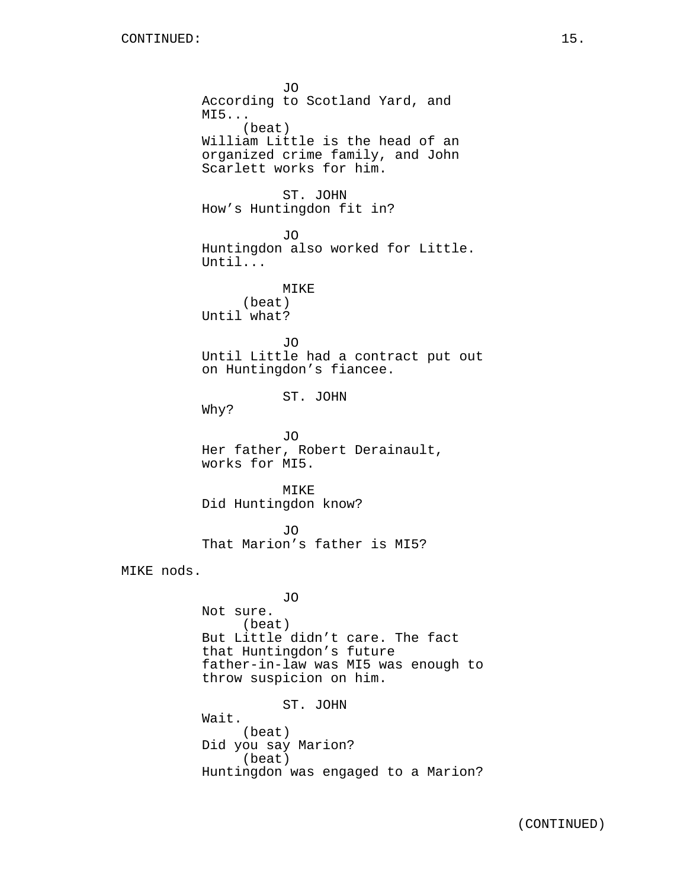CONTINUED:

JO
According to Scotland Yard, and MI5...
(beat)
William Little is the head of an organized crime family, and John Scarlett works for him.

ST. JOHN
How's Huntingdon fit in?

JO
Huntingdon also worked for Little. Until...

MIKE
(beat)
Until what?

JO
Until Little had a contract put out on Huntingdon's fiancee.

ST. JOHN
Why?

JO
Her father, Robert Derainault, works for MI5.

MIKE
Did Huntingdon know?

JO
That Marion's father is MI5?

MIKE nods.

JO
Not sure.
(beat)
But Little didn't care. The fact that Huntingdon's future father-in-law was MI5 was enough to throw suspicion on him.

ST. JOHN
Wait.
(beat)
Did you say Marion?
(beat)
Huntingdon was engaged to a Marion?

(CONTINUED)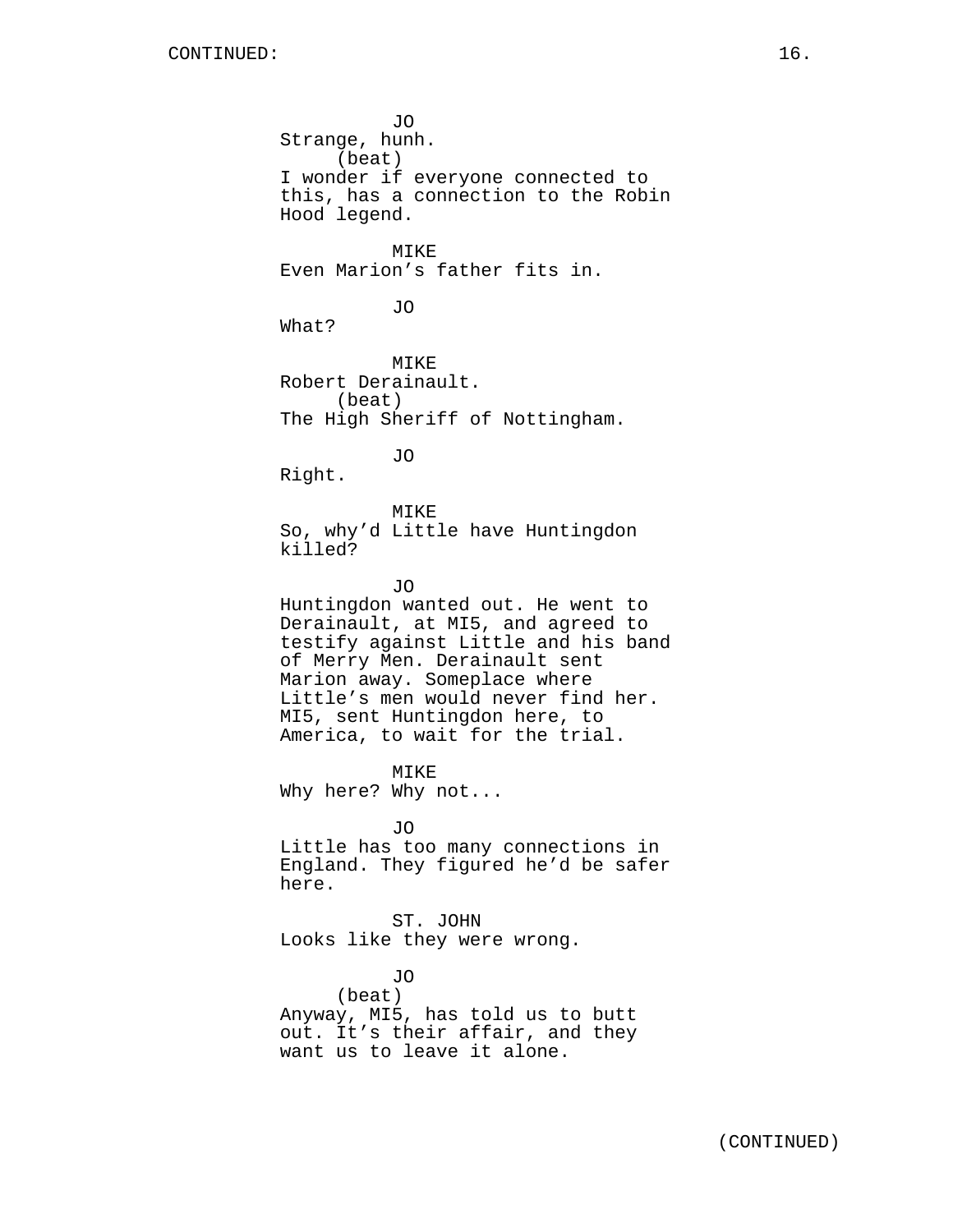CONTINUED:

JO
Strange, hunh.
(beat)
I wonder if everyone connected to this, has a connection to the Robin Hood legend.

MIKE
Even Marion's father fits in.

JO
What?

MIKE
Robert Derainault.
(beat)
The High Sheriff of Nottingham.

JO
Right.

MIKE
So, why'd Little have Huntingdon killed?

JO
Huntingdon wanted out. He went to Derainault, at MI5, and agreed to testify against Little and his band of Merry Men. Derainault sent Marion away. Someplace where Little's men would never find her. MI5, sent Huntingdon here, to America, to wait for the trial.

MIKE
Why here? Why not...

JO
Little has too many connections in England. They figured he'd be safer here.

ST. JOHN
Looks like they were wrong.

JO
(beat)
Anyway, MI5, has told us to butt out. It's their affair, and they want us to leave it alone.

(CONTINUED)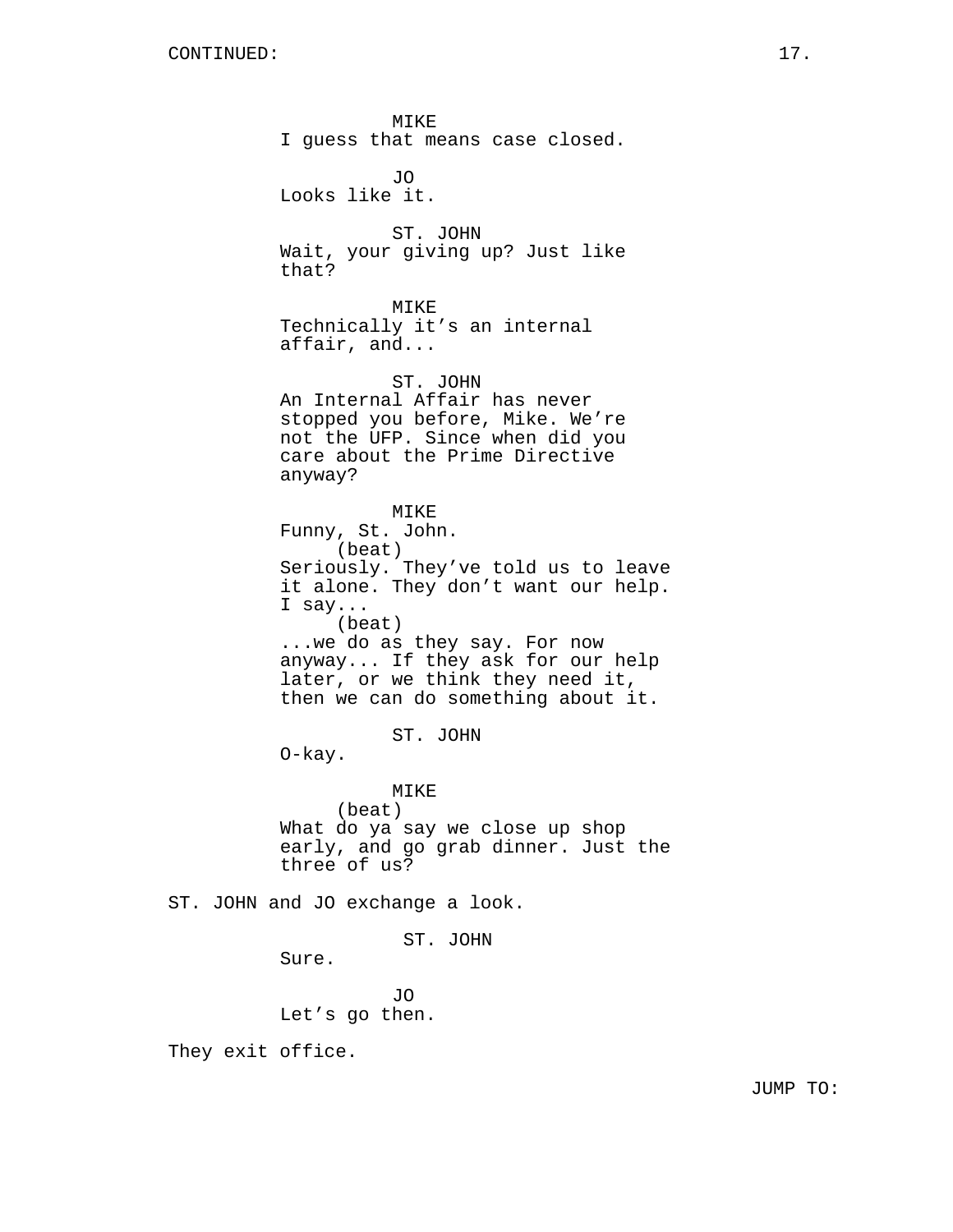CONTINUED:

MIKE
I guess that means case closed.

JO
Looks like it.

ST. JOHN
Wait, your giving up? Just like that?

MIKE
Technically it's an internal affair, and...

ST. JOHN
An Internal Affair has never stopped you before, Mike. We're not the UFP. Since when did you care about the Prime Directive anyway?

MIKE
Funny, St. John.
(beat)
Seriously. They've told us to leave it alone. They don't want our help. I say...
(beat)
...we do as they say. For now anyway... If they ask for our help later, or we think they need it, then we can do something about it.

ST. JOHN
O-kay.

MIKE
(beat)
What do ya say we close up shop early, and go grab dinner. Just the three of us?

ST. JOHN and JO exchange a look.

ST. JOHN
Sure.

JO
Let's go then.

They exit office.

JUMP TO: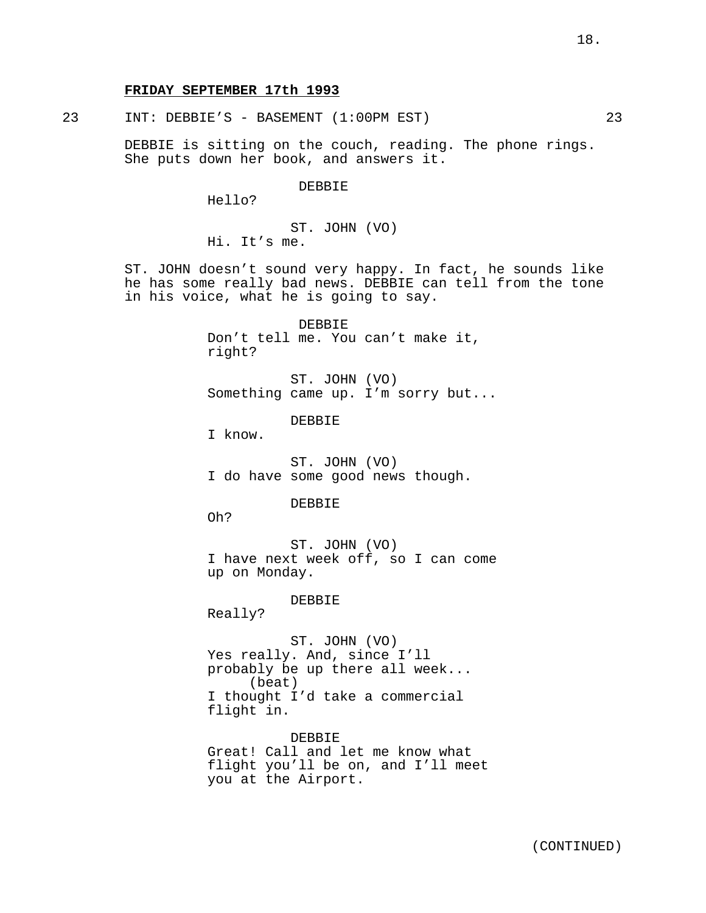**FRIDAY SEPTEMBER 17th 1993**

23 INT: DEBBIE'S - BASEMENT (1:00PM EST) 23

DEBBIE is sitting on the couch, reading. The phone rings. She puts down her book, and answers it.

DEBBIE
Hello?

ST. JOHN (VO)
Hi. It's me.

ST. JOHN doesn't sound very happy. In fact, he sounds like he has some really bad news. DEBBIE can tell from the tone in his voice, what he is going to say.

DEBBIE
Don't tell me. You can't make it, right?

ST. JOHN (VO)
Something came up. I'm sorry but...

DEBBIE
I know.

ST. JOHN (VO)
I do have some good news though.

DEBBIE
Oh?

ST. JOHN (VO)
I have next week off, so I can come up on Monday.

DEBBIE
Really?

ST. JOHN (VO)
Yes really. And, since I'll probably be up there all week...
(beat)
I thought I'd take a commercial flight in.

DEBBIE
Great! Call and let me know what flight you'll be on, and I'll meet you at the Airport.

(CONTINUED)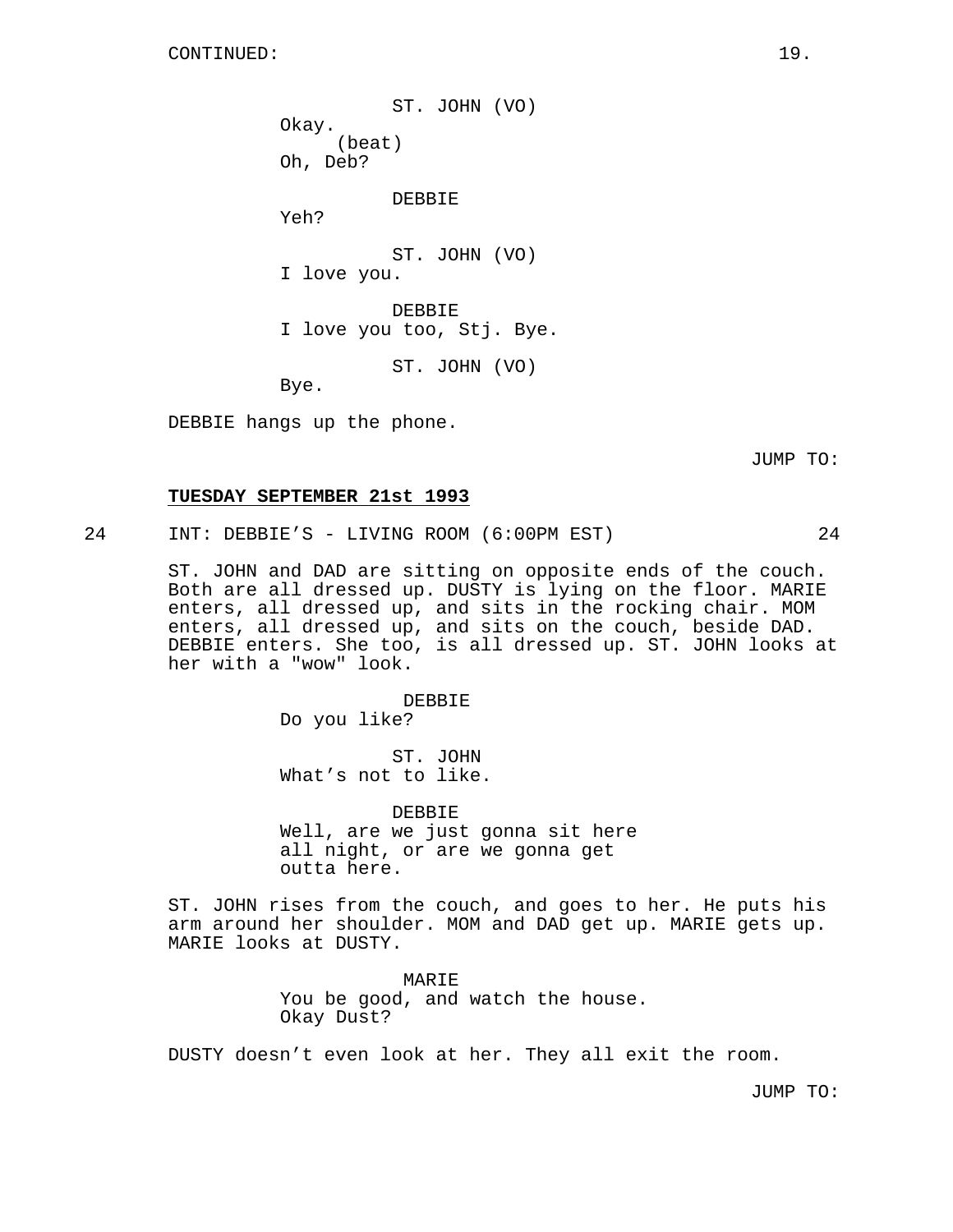CONTINUED:

ST. JOHN (VO)
Okay.
(beat)
Oh, Deb?

DEBBIE
Yeh?

ST. JOHN (VO)
I love you.

DEBBIE
I love you too, Stj. Bye.

ST. JOHN (VO)
Bye.

DEBBIE hangs up the phone.

JUMP TO:

**TUESDAY SEPTEMBER 21st 1993**

24 INT: DEBBIE'S - LIVING ROOM (6:00PM EST) 24

ST. JOHN and DAD are sitting on opposite ends of the couch. Both are all dressed up. DUSTY is lying on the floor. MARIE enters, all dressed up, and sits in the rocking chair. MOM enters, all dressed up, and sits on the couch, beside DAD. DEBBIE enters. She too, is all dressed up. ST. JOHN looks at her with a "wow" look.

DEBBIE
Do you like?

ST. JOHN
What's not to like.

DEBBIE
Well, are we just gonna sit here all night, or are we gonna get outta here.

ST. JOHN rises from the couch, and goes to her. He puts his arm around her shoulder. MOM and DAD get up. MARIE gets up. MARIE looks at DUSTY.

MARIE
You be good, and watch the house. Okay Dust?

DUSTY doesn't even look at her. They all exit the room.

JUMP TO: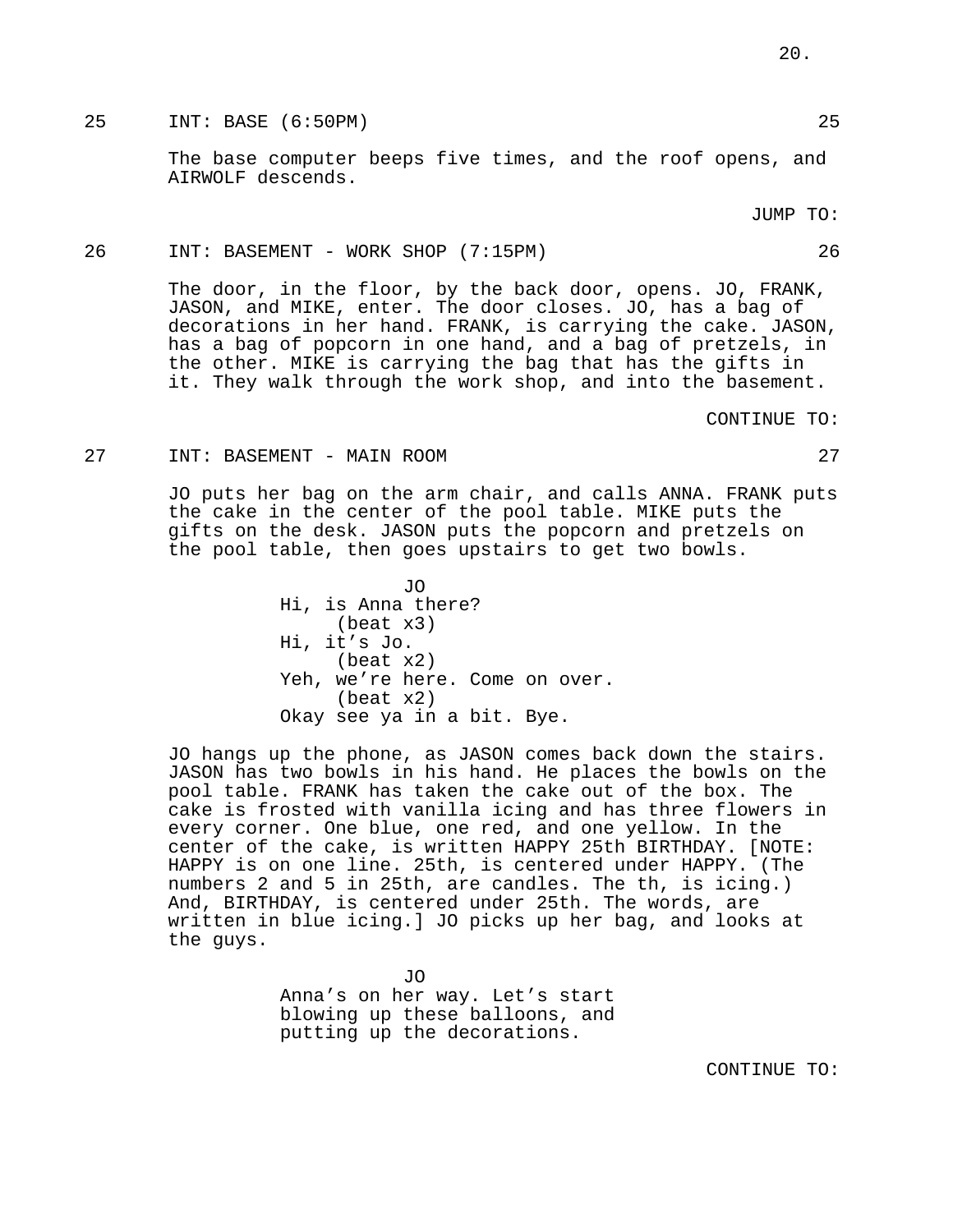25 INT: BASE (6:50PM) 25

The base computer beeps five times, and the roof opens, and AIRWOLF descends.

JUMP TO:

26 INT: BASEMENT - WORK SHOP (7:15PM) 26

The door, in the floor, by the back door, opens. JO, FRANK, JASON, and MIKE, enter. The door closes. JO, has a bag of decorations in her hand. FRANK, is carrying the cake. JASON, has a bag of popcorn in one hand, and a bag of pretzels, in the other. MIKE is carrying the bag that has the gifts in it. They walk through the work shop, and into the basement.

CONTINUE TO:

27 INT: BASEMENT - MAIN ROOM 27

JO puts her bag on the arm chair, and calls ANNA. FRANK puts the cake in the center of the pool table. MIKE puts the gifts on the desk. JASON puts the popcorn and pretzels on the pool table, then goes upstairs to get two bowls.

JO
Hi, is Anna there?
(beat x3)
Hi, it's Jo.
(beat x2)
Yeh, we're here. Come on over.
(beat x2)
Okay see ya in a bit. Bye.

JO hangs up the phone, as JASON comes back down the stairs. JASON has two bowls in his hand. He places the bowls on the pool table. FRANK has taken the cake out of the box. The cake is frosted with vanilla icing and has three flowers in every corner. One blue, one red, and one yellow. In the center of the cake, is written HAPPY 25th BIRTHDAY. [NOTE: HAPPY is on one line. 25th, is centered under HAPPY. (The numbers 2 and 5 in 25th, are candles. The th, is icing.) And, BIRTHDAY, is centered under 25th. The words, are written in blue icing.] JO picks up her bag, and looks at the guys.

JO
Anna's on her way. Let's start blowing up these balloons, and putting up the decorations.

CONTINUE TO: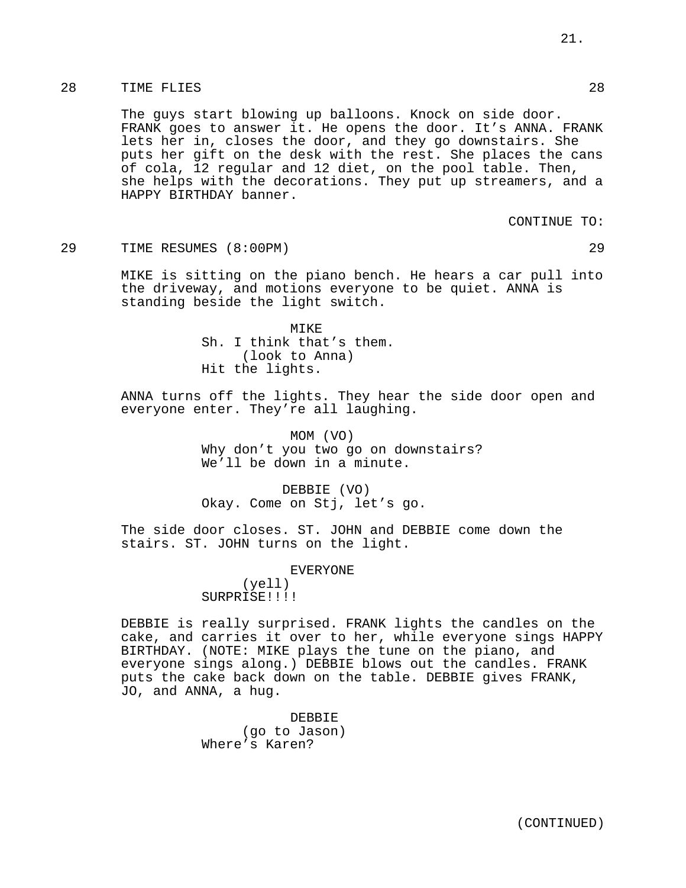28 TIME FLIES 28

The guys start blowing up balloons. Knock on side door. FRANK goes to answer it. He opens the door. It's ANNA. FRANK lets her in, closes the door, and they go downstairs. She puts her gift on the desk with the rest. She places the cans of cola, 12 regular and 12 diet, on the pool table. Then, she helps with the decorations. They put up streamers, and a HAPPY BIRTHDAY banner.

CONTINUE TO:

29 TIME RESUMES (8:00PM) 29

MIKE is sitting on the piano bench. He hears a car pull into the driveway, and motions everyone to be quiet. ANNA is standing beside the light switch.

MIKE
Sh. I think that's them.
(look to Anna)
Hit the lights.

ANNA turns off the lights. They hear the side door open and everyone enter. They're all laughing.

MOM (VO)
Why don't you two go on downstairs? We'll be down in a minute.

DEBBIE (VO)
Okay. Come on Stj, let's go.

The side door closes. ST. JOHN and DEBBIE come down the stairs. ST. JOHN turns on the light.

EVERYONE
(yell)
SURPRISE!!!!

DEBBIE is really surprised. FRANK lights the candles on the cake, and carries it over to her, while everyone sings HAPPY BIRTHDAY. (NOTE: MIKE plays the tune on the piano, and everyone sings along.) DEBBIE blows out the candles. FRANK puts the cake back down on the table. DEBBIE gives FRANK, JO, and ANNA, a hug.

DEBBIE
(go to Jason)
Where's Karen?

(CONTINUED)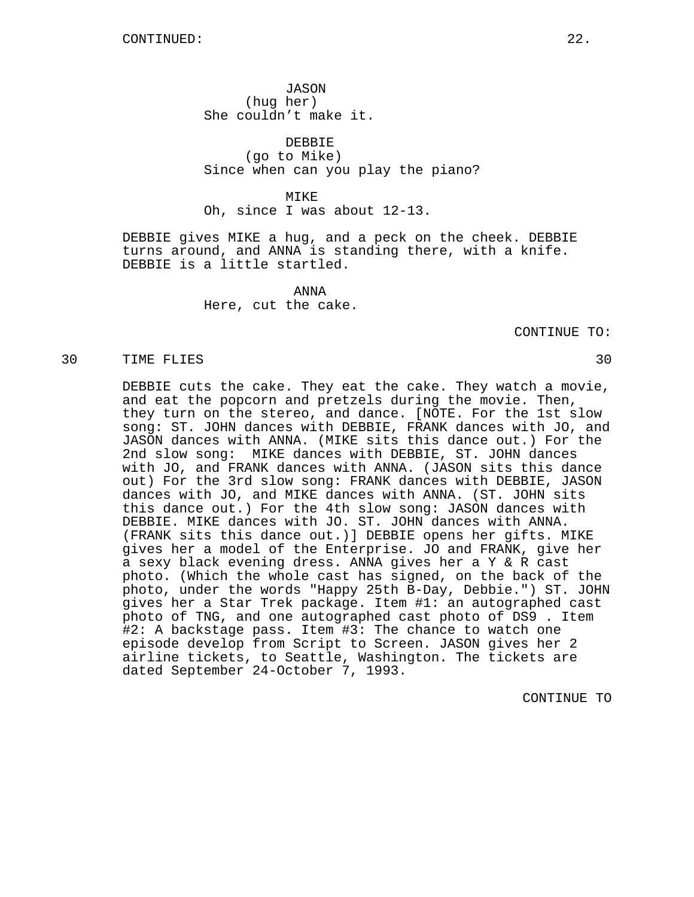CONTINUED:

JASON
(hug her)
She couldn’t make it.

DEBBIE
(go to Mike)
Since when can you play the piano?

MIKE
Oh, since I was about 12-13.

DEBBIE gives MIKE a hug, and a peck on the cheek. DEBBIE turns around, and ANNA is standing there, with a knife. DEBBIE is a little startled.

ANNA
Here, cut the cake.

CONTINUE TO:

30 TIME FLIES 30

DEBBIE cuts the cake. They eat the cake. They watch a movie, and eat the popcorn and pretzels during the movie. Then, they turn on the stereo, and dance. [NOTE. For the 1st slow song: ST. JOHN dances with DEBBIE, FRANK dances with JO, and JASON dances with ANNA. (MIKE sits this dance out.) For the 2nd slow song: MIKE dances with DEBBIE, ST. JOHN dances with JO, and FRANK dances with ANNA. (JASON sits this dance out) For the 3rd slow song: FRANK dances with DEBBIE, JASON dances with JO, and MIKE dances with ANNA. (ST. JOHN sits this dance out.) For the 4th slow song: JASON dances with DEBBIE. MIKE dances with JO. ST. JOHN dances with ANNA. (FRANK sits this dance out.)] DEBBIE opens her gifts. MIKE gives her a model of the Enterprise. JO and FRANK, give her a sexy black evening dress. ANNA gives her a Y & R cast photo. (Which the whole cast has signed, on the back of the photo, under the words "Happy 25th B-Day, Debbie.") ST. JOHN gives her a Star Trek package. Item #1: an autographed cast photo of TNG, and one autographed cast photo of DS9 . Item #2: A backstage pass. Item #3: The chance to watch one episode develop from Script to Screen. JASON gives her 2 airline tickets, to Seattle, Washington. The tickets are dated September 24-October 7, 1993.

CONTINUE TO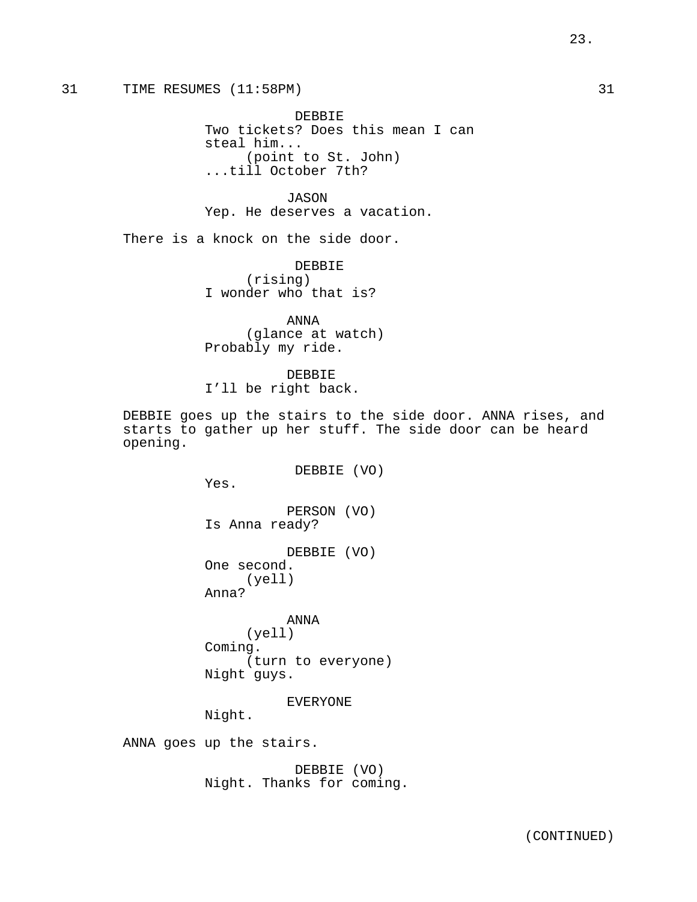31 TIME RESUMES (11:58PM) 31

DEBBIE
Two tickets? Does this mean I can steal him...
(point to St. John)
...till October 7th?

JASON
Yep. He deserves a vacation.

There is a knock on the side door.

DEBBIE
(rising)
I wonder who that is?

ANNA
(glance at watch)
Probably my ride.

DEBBIE
I'll be right back.

DEBBIE goes up the stairs to the side door. ANNA rises, and starts to gather up her stuff. The side door can be heard opening.

DEBBIE (VO)
Yes.

PERSON (VO)
Is Anna ready?

DEBBIE (VO)
One second.
(yell)
Anna?

ANNA
(yell)
Coming.
(turn to everyone)
Night guys.

EVERYONE
Night.

ANNA goes up the stairs.

DEBBIE (VO)
Night. Thanks for coming.

(CONTINUED)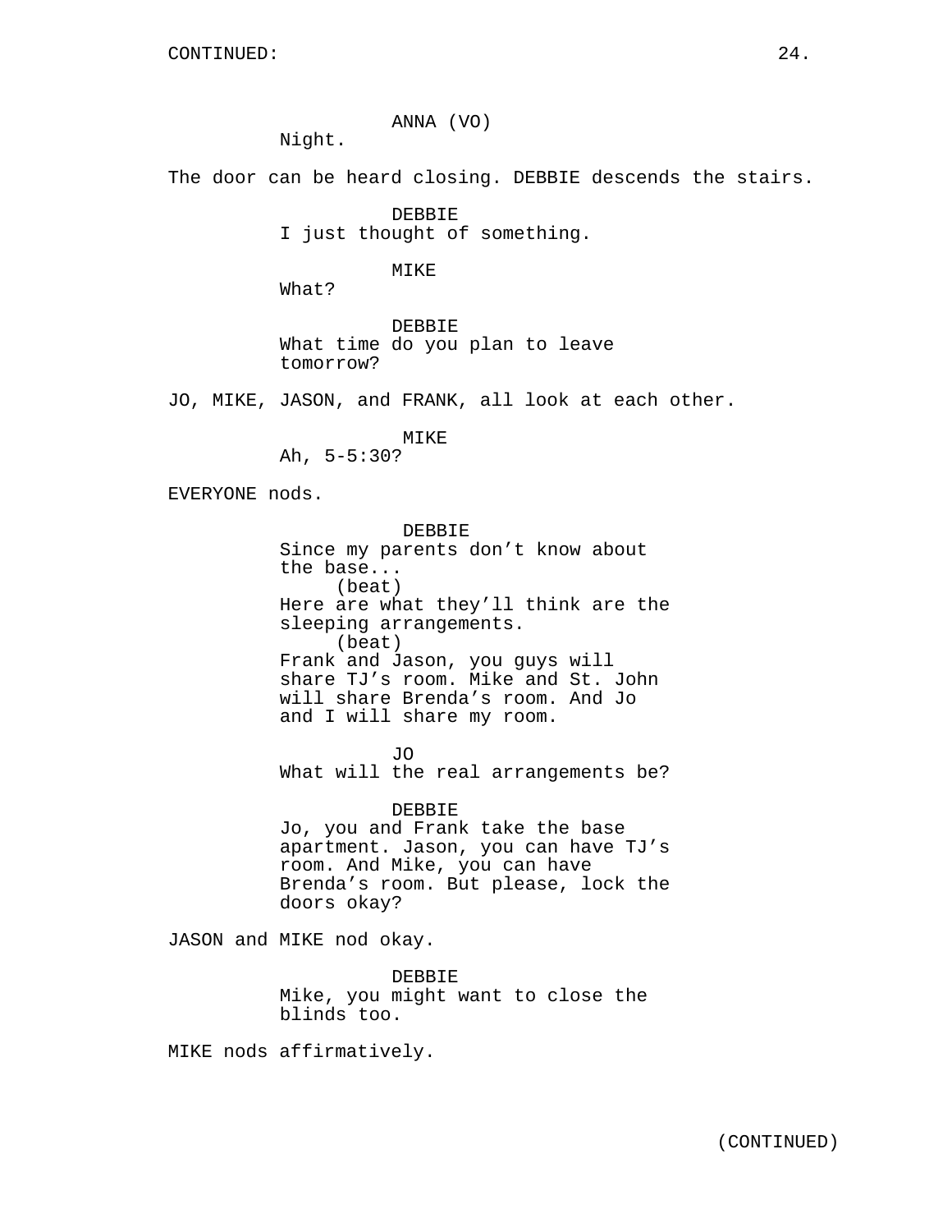CONTINUED:

ANNA (VO)
Night.

The door can be heard closing. DEBBIE descends the stairs.

DEBBIE
I just thought of something.

MIKE
What?

DEBBIE
What time do you plan to leave tomorrow?

JO, MIKE, JASON, and FRANK, all look at each other.

MIKE
Ah, 5-5:30?

EVERYONE nods.

DEBBIE
Since my parents don't know about the base...
(beat)
Here are what they'll think are the sleeping arrangements.
(beat)
Frank and Jason, you guys will share TJ's room. Mike and St. John will share Brenda's room. And Jo and I will share my room.

JO
What will the real arrangements be?

DEBBIE
Jo, you and Frank take the base apartment. Jason, you can have TJ's room. And Mike, you can have Brenda's room. But please, lock the doors okay?

JASON and MIKE nod okay.

DEBBIE
Mike, you might want to close the blinds too.

MIKE nods affirmatively.

(CONTINUED)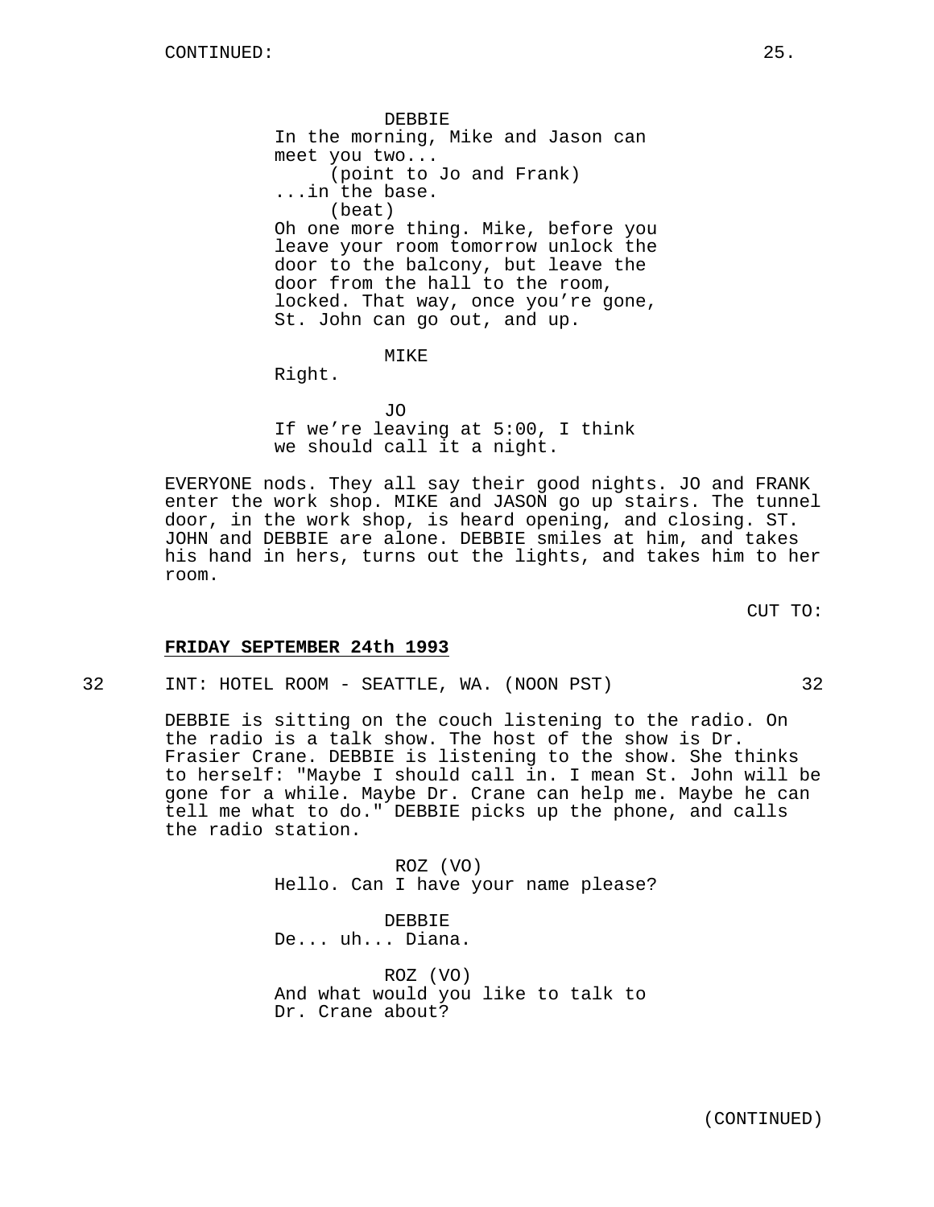DEBBIE
In the morning, Mike and Jason can meet you two...
(point to Jo and Frank)
...in the base.
(beat)
Oh one more thing. Mike, before you leave your room tomorrow unlock the door to the balcony, but leave the door from the hall to the room, locked. That way, once you're gone, St. John can go out, and up.

MIKE
Right.

JO
If we're leaving at 5:00, I think we should call it a night.

EVERYONE nods. They all say their good nights. JO and FRANK enter the work shop. MIKE and JASON go up stairs. The tunnel door, in the work shop, is heard opening, and closing. ST. JOHN and DEBBIE are alone. DEBBIE smiles at him, and takes his hand in hers, turns out the lights, and takes him to her room.

CUT TO:

**FRIDAY SEPTEMBER 24th 1993**

32 INT: HOTEL ROOM - SEATTLE, WA. (NOON PST) 32

DEBBIE is sitting on the couch listening to the radio. On the radio is a talk show. The host of the show is Dr. Frasier Crane. DEBBIE is listening to the show. She thinks to herself: "Maybe I should call in. I mean St. John will be gone for a while. Maybe Dr. Crane can help me. Maybe he can tell me what to do." DEBBIE picks up the phone, and calls the radio station.

ROZ (VO)
Hello. Can I have your name please?

DEBBIE
De... uh... Diana.

ROZ (VO)
And what would you like to talk to Dr. Crane about?

(CONTINUED)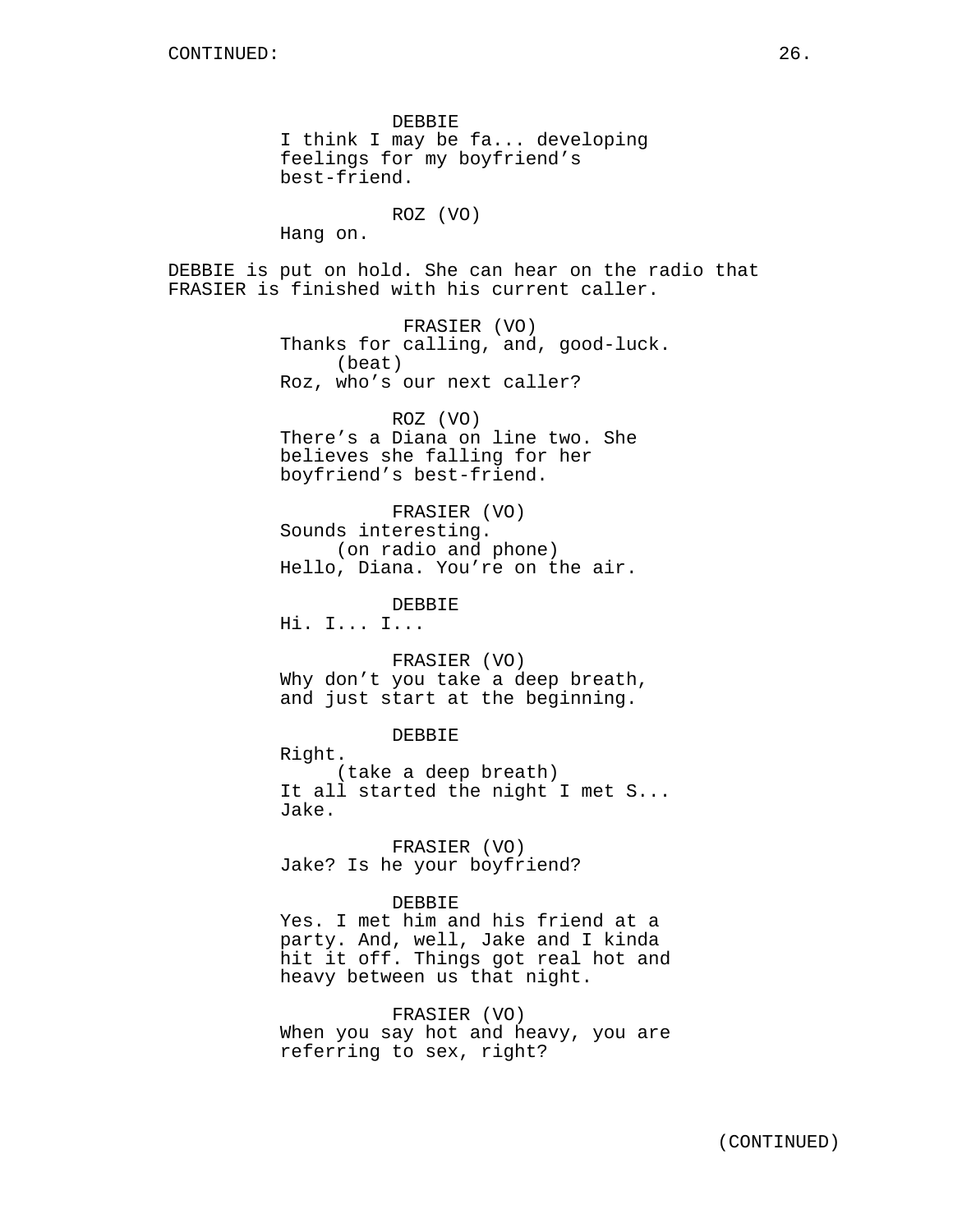CONTINUED:

DEBBIE
I think I may be fa... developing feelings for my boyfriend's best-friend.

ROZ (VO)
Hang on.

DEBBIE is put on hold. She can hear on the radio that FRASIER is finished with his current caller.

FRASIER (VO)
Thanks for calling, and, good-luck.
(beat)
Roz, who's our next caller?

ROZ (VO)
There's a Diana on line two. She believes she falling for her boyfriend's best-friend.

FRASIER (VO)
Sounds interesting.
(on radio and phone)
Hello, Diana. You're on the air.

DEBBIE
Hi. I... I...

FRASIER (VO)
Why don't you take a deep breath, and just start at the beginning.

DEBBIE
Right.
(take a deep breath)
It all started the night I met S... Jake.

FRASIER (VO)
Jake? Is he your boyfriend?

DEBBIE
Yes. I met him and his friend at a party. And, well, Jake and I kinda hit it off. Things got real hot and heavy between us that night.

FRASIER (VO)
When you say hot and heavy, you are referring to sex, right?

(CONTINUED)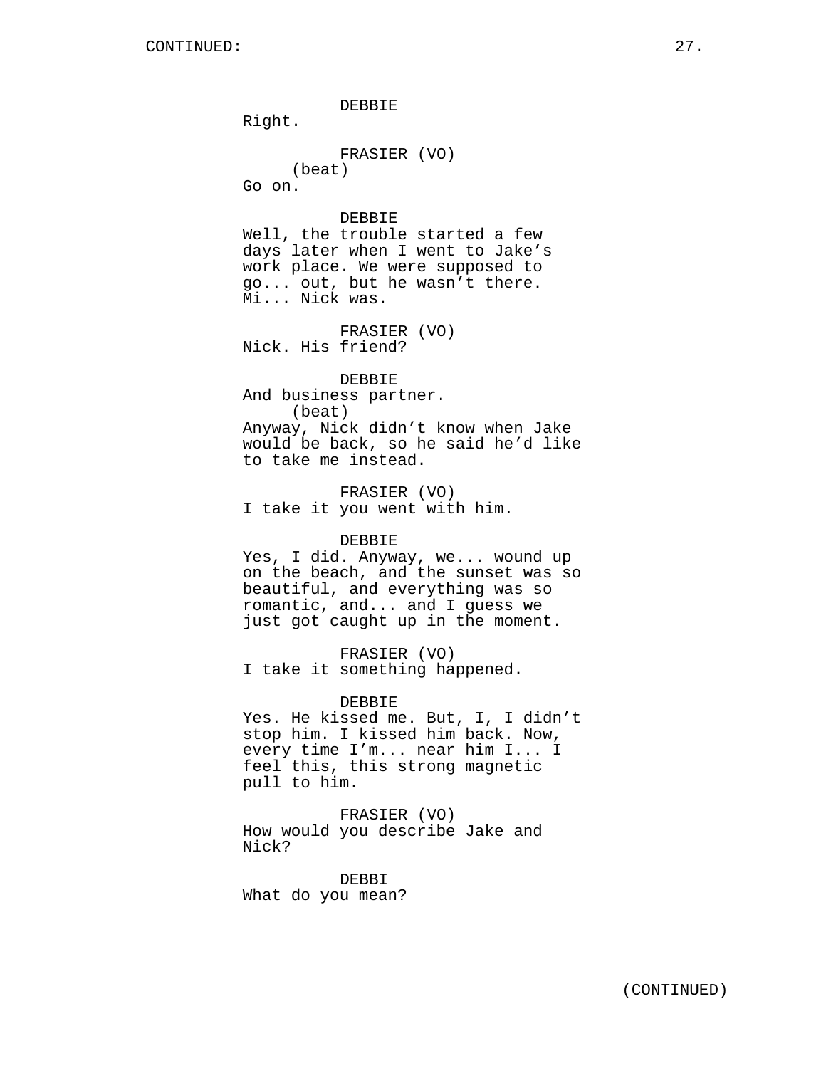CONTINUED:

DEBBIE
Right.

FRASIER (VO)
(beat)
Go on.

DEBBIE
Well, the trouble started a few days later when I went to Jake's work place. We were supposed to go... out, but he wasn't there. Mi... Nick was.

FRASIER (VO)
Nick. His friend?

DEBBIE
And business partner.
(beat)
Anyway, Nick didn't know when Jake would be back, so he said he'd like to take me instead.

FRASIER (VO)
I take it you went with him.

DEBBIE
Yes, I did. Anyway, we... wound up on the beach, and the sunset was so beautiful, and everything was so romantic, and... and I guess we just got caught up in the moment.

FRASIER (VO)
I take it something happened.

DEBBIE
Yes. He kissed me. But, I, I didn't stop him. I kissed him back. Now, every time I'm... near him I... I feel this, this strong magnetic pull to him.

FRASIER (VO)
How would you describe Jake and Nick?

DEBBI
What do you mean?

(CONTINUED)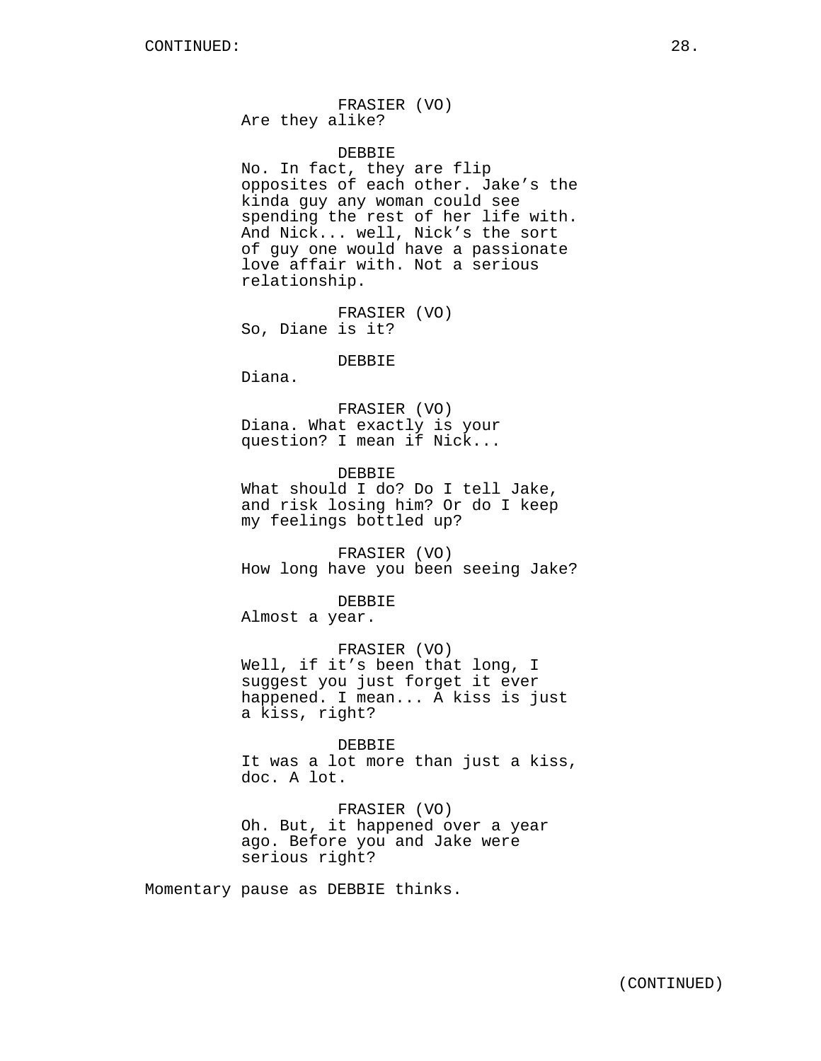FRASIER (VO)
Are they alike?

DEBBIE
No. In fact, they are flip opposites of each other. Jake's the kinda guy any woman could see spending the rest of her life with. And Nick... well, Nick's the sort of guy one would have a passionate love affair with. Not a serious relationship.

FRASIER (VO)
So, Diane is it?

DEBBIE
Diana.

FRASIER (VO)
Diana. What exactly is your question? I mean if Nick...

DEBBIE
What should I do? Do I tell Jake, and risk losing him? Or do I keep my feelings bottled up?

FRASIER (VO)
How long have you been seeing Jake?

DEBBIE
Almost a year.

FRASIER (VO)
Well, if it's been that long, I suggest you just forget it ever happened. I mean... A kiss is just a kiss, right?

DEBBIE
It was a lot more than just a kiss, doc. A lot.

FRASIER (VO)
Oh. But, it happened over a year ago. Before you and Jake were serious right?

Momentary pause as DEBBIE thinks.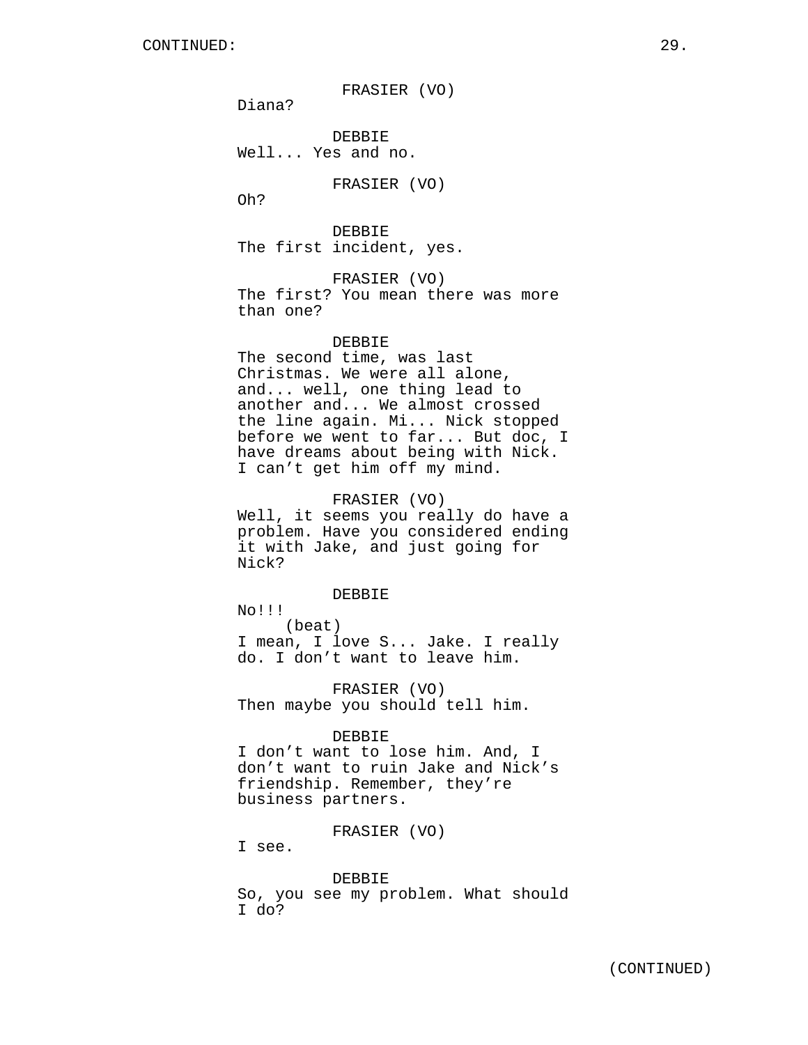CONTINUED:

FRASIER (VO)
Diana?

DEBBIE
Well... Yes and no.

FRASIER (VO)
Oh?

DEBBIE
The first incident, yes.

FRASIER (VO)
The first? You mean there was more than one?

DEBBIE
The second time, was last Christmas. We were all alone, and... well, one thing lead to another and... We almost crossed the line again. Mi... Nick stopped before we went to far... But doc, I have dreams about being with Nick. I can’t get him off my mind.

FRASIER (VO)
Well, it seems you really do have a problem. Have you considered ending it with Jake, and just going for Nick?

DEBBIE
No!!!
(beat)
I mean, I love S... Jake. I really do. I don’t want to leave him.

FRASIER (VO)
Then maybe you should tell him.

DEBBIE
I don’t want to lose him. And, I don’t want to ruin Jake and Nick’s friendship. Remember, they’re business partners.

FRASIER (VO)
I see.

DEBBIE
So, you see my problem. What should I do?

(CONTINUED)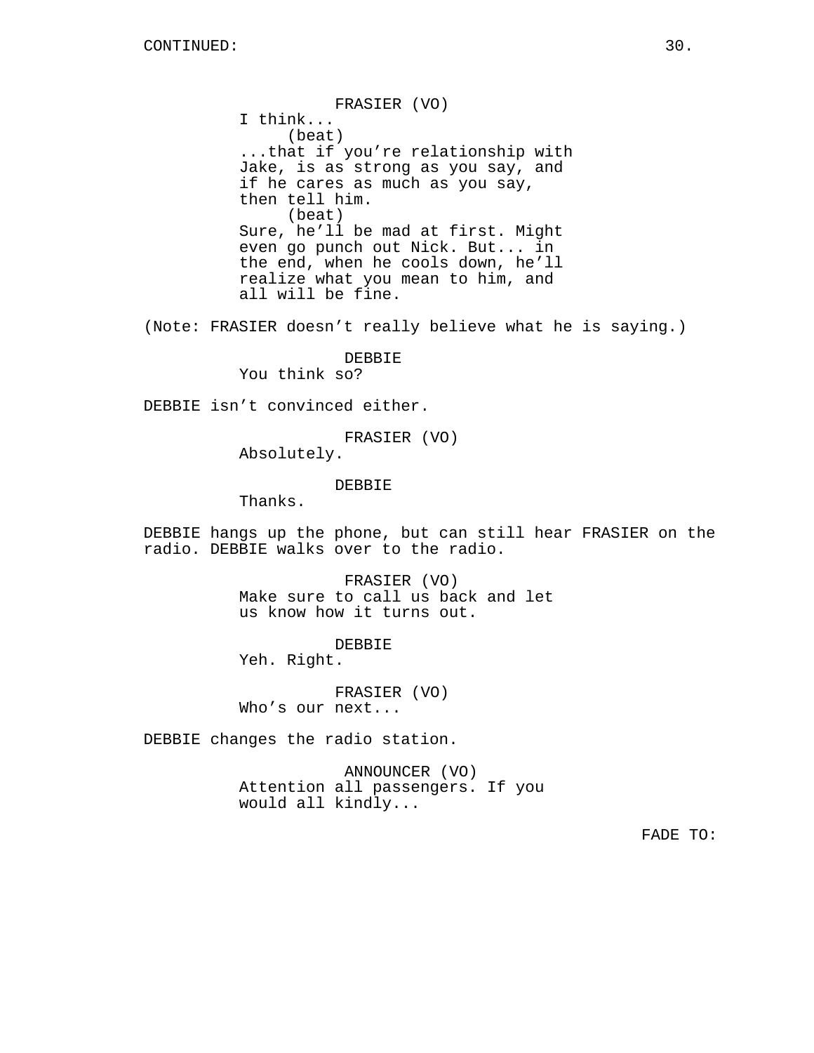CONTINUED:

FRASIER (VO)
I think...
(beat)
...that if you're relationship with Jake, is as strong as you say, and if he cares as much as you say, then tell him.
(beat)
Sure, he'll be mad at first. Might even go punch out Nick. But... in the end, when he cools down, he'll realize what you mean to him, and all will be fine.

(Note: FRASIER doesn't really believe what he is saying.)

DEBBIE
You think so?

DEBBIE isn't convinced either.

FRASIER (VO)
Absolutely.

DEBBIE
Thanks.

DEBBIE hangs up the phone, but can still hear FRASIER on the radio. DEBBIE walks over to the radio.

FRASIER (VO)
Make sure to call us back and let us know how it turns out.

DEBBIE
Yeh. Right.

FRASIER (VO)
Who's our next...

DEBBIE changes the radio station.

ANNOUNCER (VO)
Attention all passengers. If you would all kindly...

FADE TO: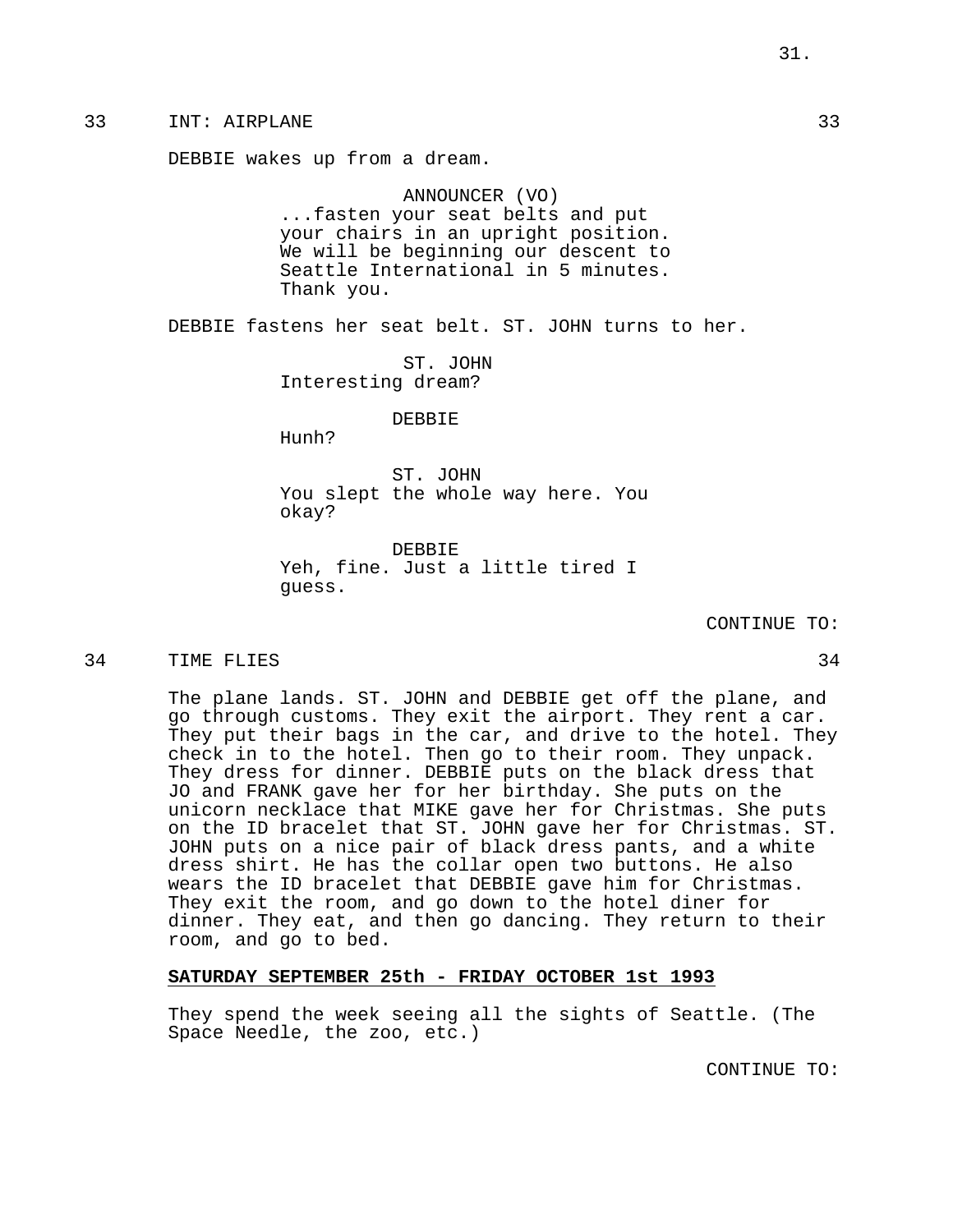33 INT: AIRPLANE 33

DEBBIE wakes up from a dream.

ANNOUNCER (VO)
...fasten your seat belts and put your chairs in an upright position. We will be beginning our descent to Seattle International in 5 minutes. Thank you.

DEBBIE fastens her seat belt. ST. JOHN turns to her.

ST. JOHN
Interesting dream?

DEBBIE
Hunh?

ST. JOHN
You slept the whole way here. You okay?

DEBBIE
Yeh, fine. Just a little tired I guess.

CONTINUE TO:

34 TIME FLIES 34

The plane lands. ST. JOHN and DEBBIE get off the plane, and go through customs. They exit the airport. They rent a car. They put their bags in the car, and drive to the hotel. They check in to the hotel. Then go to their room. They unpack. They dress for dinner. DEBBIE puts on the black dress that JO and FRANK gave her for her birthday. She puts on the unicorn necklace that MIKE gave her for Christmas. She puts on the ID bracelet that ST. JOHN gave her for Christmas. ST. JOHN puts on a nice pair of black dress pants, and a white dress shirt. He has the collar open two buttons. He also wears the ID bracelet that DEBBIE gave him for Christmas. They exit the room, and go down to the hotel diner for dinner. They eat, and then go dancing. They return to their room, and go to bed.

**SATURDAY SEPTEMBER 25th - FRIDAY OCTOBER 1st 1993**

They spend the week seeing all the sights of Seattle. (The Space Needle, the zoo, etc.)

CONTINUE TO: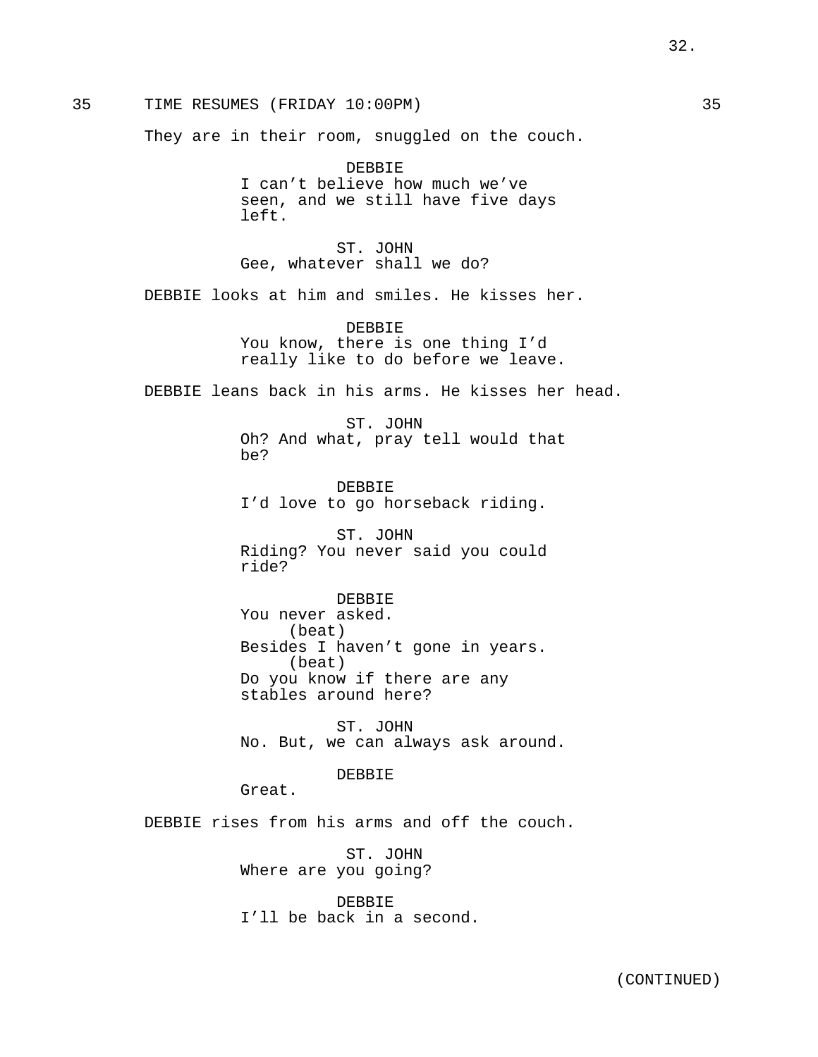35 TIME RESUMES (FRIDAY 10:00PM) 35

They are in their room, snuggled on the couch.

DEBBIE
I can't believe how much we've seen, and we still have five days left.

ST. JOHN
Gee, whatever shall we do?

DEBBIE looks at him and smiles. He kisses her.

DEBBIE
You know, there is one thing I'd really like to do before we leave.

DEBBIE leans back in his arms. He kisses her head.

ST. JOHN
Oh? And what, pray tell would that be?

DEBBIE
I'd love to go horseback riding.

ST. JOHN
Riding? You never said you could ride?

DEBBIE
You never asked.
(beat)
Besides I haven't gone in years.
(beat)
Do you know if there are any stables around here?

ST. JOHN
No. But, we can always ask around.

DEBBIE
Great.

DEBBIE rises from his arms and off the couch.

ST. JOHN
Where are you going?

DEBBIE
I'll be back in a second.

(CONTINUED)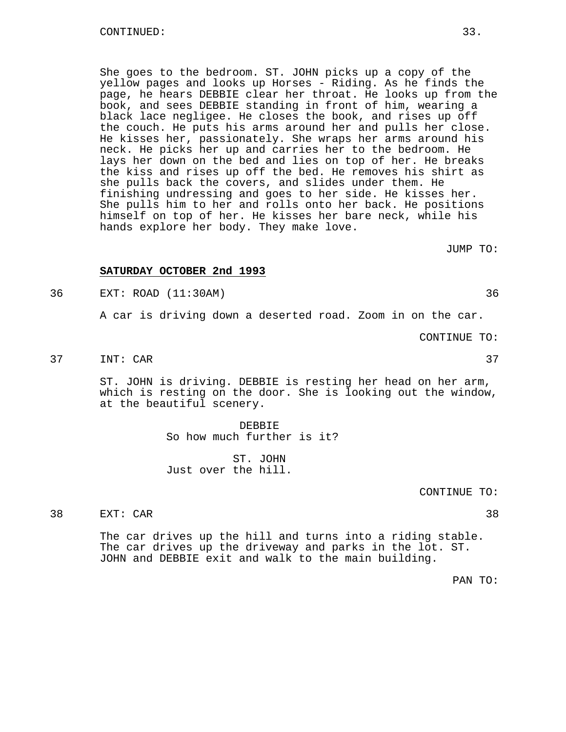CONTINUED:

She goes to the bedroom. ST. JOHN picks up a copy of the yellow pages and looks up Horses - Riding. As he finds the page, he hears DEBBIE clear her throat. He looks up from the book, and sees DEBBIE standing in front of him, wearing a black lace negligee. He closes the book, and rises up off the couch. He puts his arms around her and pulls her close. He kisses her, passionately. She wraps her arms around his neck. He picks her up and carries her to the bedroom. He lays her down on the bed and lies on top of her. He breaks the kiss and rises up off the bed. He removes his shirt as she pulls back the covers, and slides under them. He finishing undressing and goes to her side. He kisses her. She pulls him to her and rolls onto her back. He positions himself on top of her. He kisses her bare neck, while his hands explore her body. They make love.

JUMP TO:

**SATURDAY OCTOBER 2nd 1993**

36 EXT: ROAD (11:30AM) 36

A car is driving down a deserted road. Zoom in on the car.

CONTINUE TO:

37 INT: CAR 37

ST. JOHN is driving. DEBBIE is resting her head on her arm, which is resting on the door. She is looking out the window, at the beautiful scenery.

DEBBIE
So how much further is it?

ST. JOHN
Just over the hill.

CONTINUE TO:

38 EXT: CAR 38

The car drives up the hill and turns into a riding stable. The car drives up the driveway and parks in the lot. ST. JOHN and DEBBIE exit and walk to the main building.

PAN TO: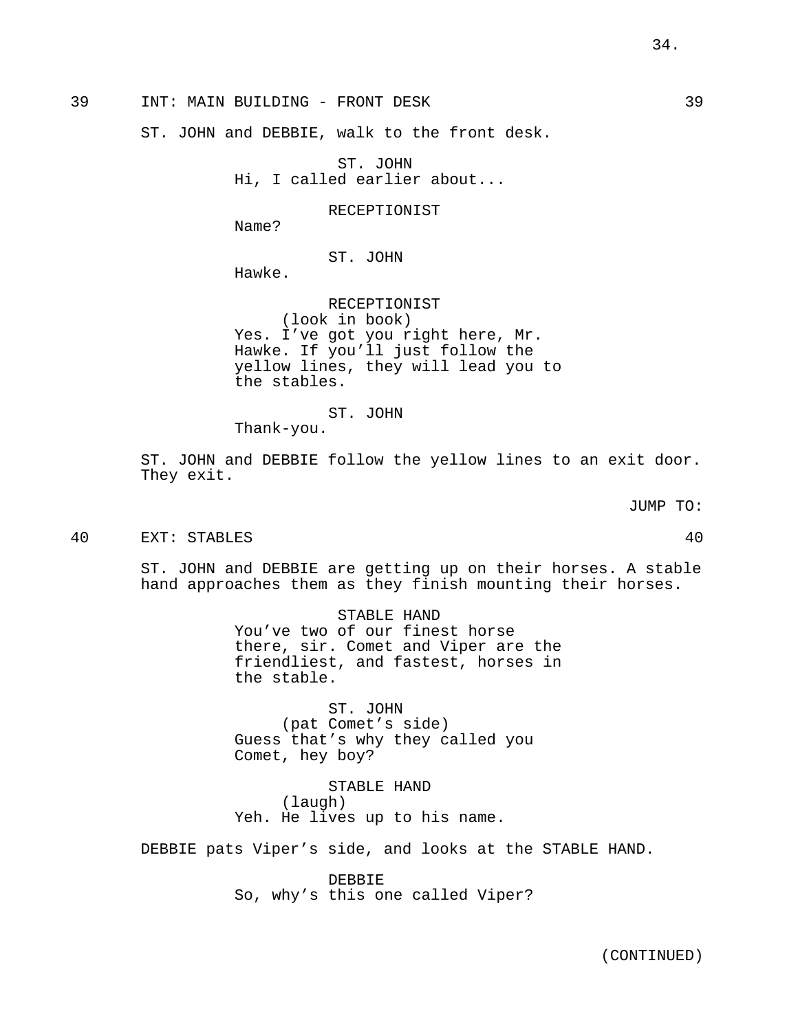39 INT: MAIN BUILDING - FRONT DESK 39

ST. JOHN and DEBBIE, walk to the front desk.

ST. JOHN
Hi, I called earlier about...

RECEPTIONIST
Name?

ST. JOHN
Hawke.

RECEPTIONIST
(look in book)
Yes. I've got you right here, Mr. Hawke. If you'll just follow the yellow lines, they will lead you to the stables.

ST. JOHN
Thank-you.

ST. JOHN and DEBBIE follow the yellow lines to an exit door. They exit.

JUMP TO:

40 EXT: STABLES 40

ST. JOHN and DEBBIE are getting up on their horses. A stable hand approaches them as they finish mounting their horses.

STABLE HAND
You've two of our finest horse there, sir. Comet and Viper are the friendliest, and fastest, horses in the stable.

ST. JOHN
(pat Comet's side)
Guess that's why they called you Comet, hey boy?

STABLE HAND
(laugh)
Yeh. He lives up to his name.

DEBBIE pats Viper's side, and looks at the STABLE HAND.

DEBBIE
So, why's this one called Viper?

(CONTINUED)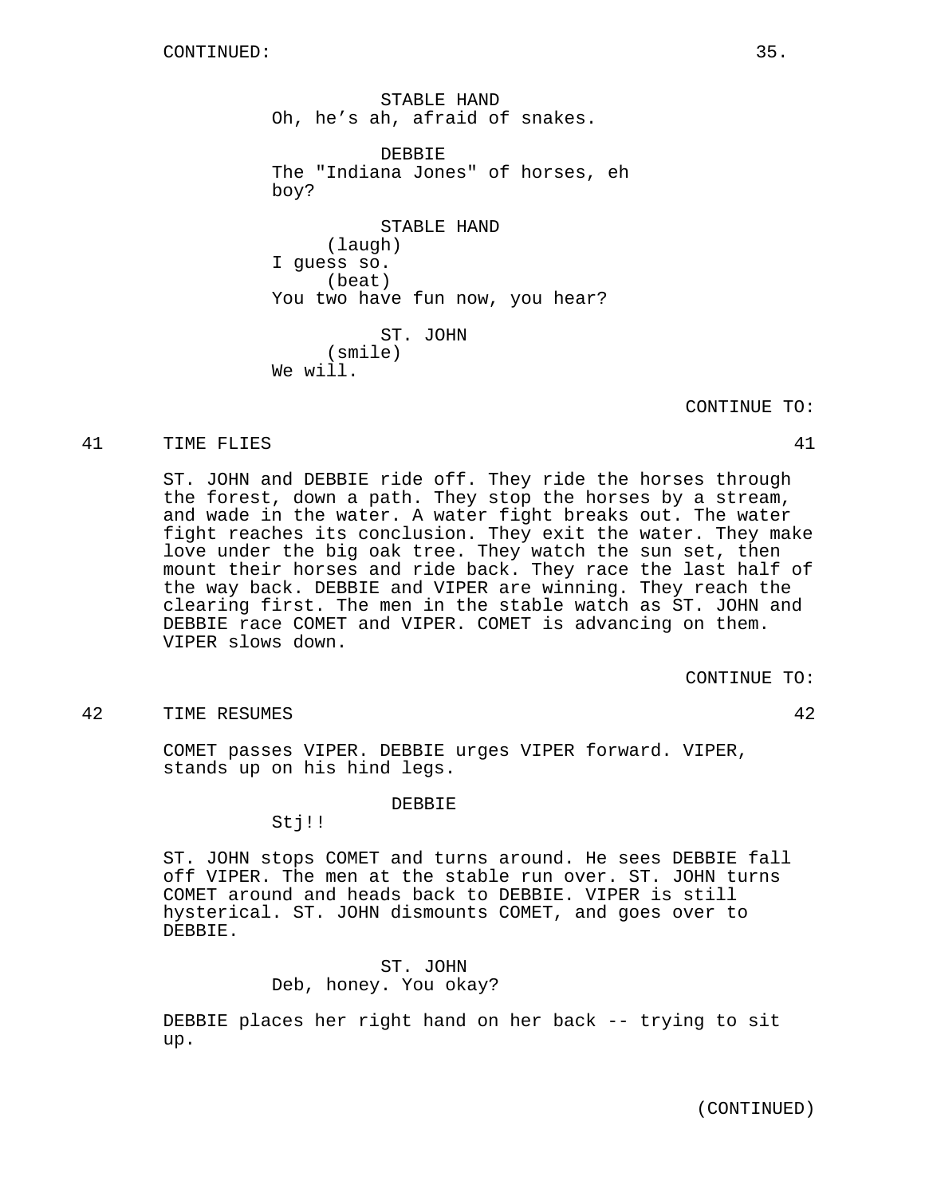CONTINUED:

STABLE HAND
Oh, he's ah, afraid of snakes.

DEBBIE
The "Indiana Jones" of horses, eh boy?

STABLE HAND
(laugh)
I guess so.
(beat)
You two have fun now, you hear?

ST. JOHN
(smile)
We will.

CONTINUE TO:

41 TIME FLIES 41

ST. JOHN and DEBBIE ride off. They ride the horses through the forest, down a path. They stop the horses by a stream, and wade in the water. A water fight breaks out. The water fight reaches its conclusion. They exit the water. They make love under the big oak tree. They watch the sun set, then mount their horses and ride back. They race the last half of the way back. DEBBIE and VIPER are winning. They reach the clearing first. The men in the stable watch as ST. JOHN and DEBBIE race COMET and VIPER. COMET is advancing on them. VIPER slows down.

CONTINUE TO:

42 TIME RESUMES 42

COMET passes VIPER. DEBBIE urges VIPER forward. VIPER, stands up on his hind legs.

DEBBIE
Stj!!

ST. JOHN stops COMET and turns around. He sees DEBBIE fall off VIPER. The men at the stable run over. ST. JOHN turns COMET around and heads back to DEBBIE. VIPER is still hysterical. ST. JOHN dismounts COMET, and goes over to DEBBIE.

ST. JOHN
Deb, honey. You okay?

DEBBIE places her right hand on her back -- trying to sit up.

(CONTINUED)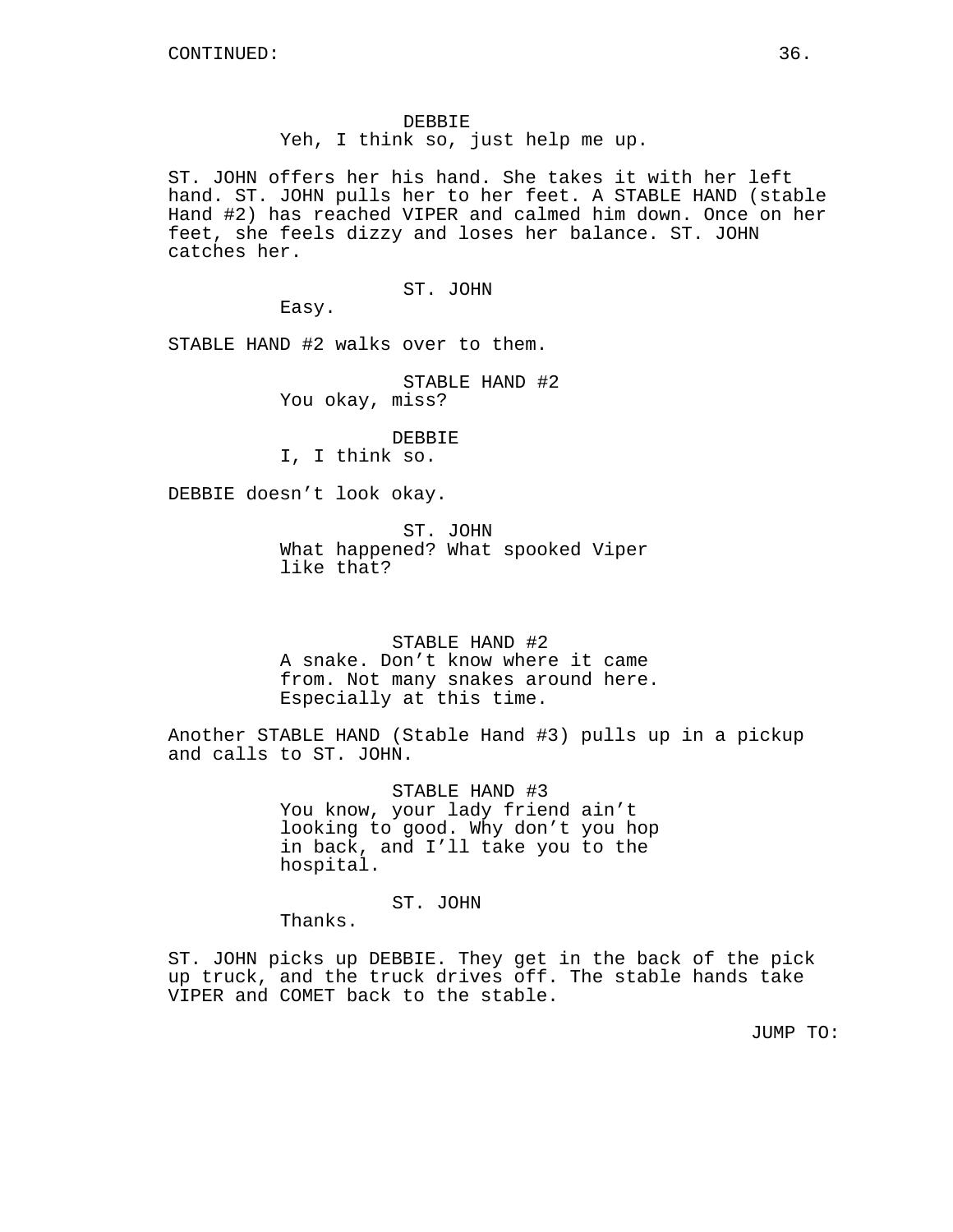CONTINUED:

DEBBIE
Yeh, I think so, just help me up.

ST. JOHN offers her his hand. She takes it with her left hand. ST. JOHN pulls her to her feet. A STABLE HAND (stable Hand #2) has reached VIPER and calmed him down. Once on her feet, she feels dizzy and loses her balance. ST. JOHN catches her.

ST. JOHN
Easy.

STABLE HAND #2 walks over to them.

STABLE HAND #2
You okay, miss?

DEBBIE
I, I think so.

DEBBIE doesn't look okay.

ST. JOHN
What happened? What spooked Viper like that?

STABLE HAND #2
A snake. Don't know where it came from. Not many snakes around here. Especially at this time.

Another STABLE HAND (Stable Hand #3) pulls up in a pickup and calls to ST. JOHN.

STABLE HAND #3
You know, your lady friend ain't looking to good. Why don't you hop in back, and I'll take you to the hospital.

ST. JOHN
Thanks.

ST. JOHN picks up DEBBIE. They get in the back of the pick up truck, and the truck drives off. The stable hands take VIPER and COMET back to the stable.

JUMP TO: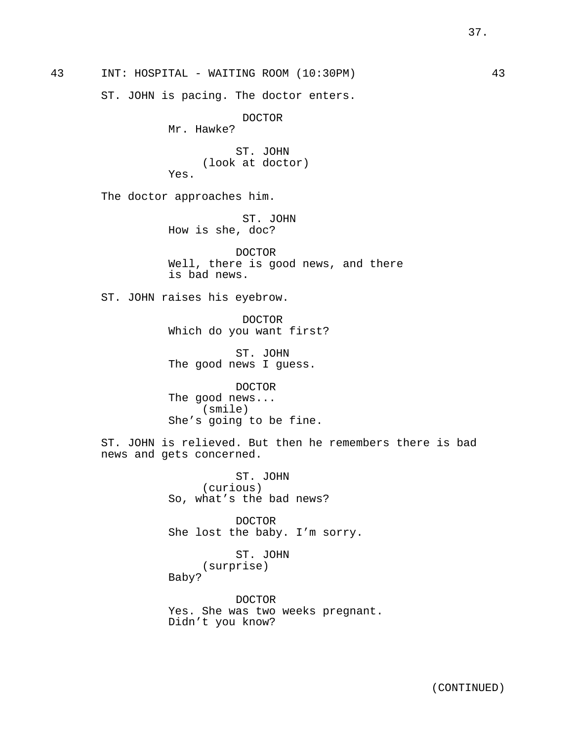43 INT: HOSPITAL - WAITING ROOM (10:30PM) 43

ST. JOHN is pacing. The doctor enters.

DOCTOR
Mr. Hawke?

ST. JOHN
(look at doctor)
Yes.

The doctor approaches him.

ST. JOHN
How is she, doc?

DOCTOR
Well, there is good news, and there is bad news.

ST. JOHN raises his eyebrow.

DOCTOR
Which do you want first?

ST. JOHN
The good news I guess.

DOCTOR
The good news...
(smile)
She's going to be fine.

ST. JOHN is relieved. But then he remembers there is bad news and gets concerned.

ST. JOHN
(curious)
So, what's the bad news?

DOCTOR
She lost the baby. I'm sorry.

ST. JOHN
(surprise)
Baby?

DOCTOR
Yes. She was two weeks pregnant.
Didn't you know?

(CONTINUED)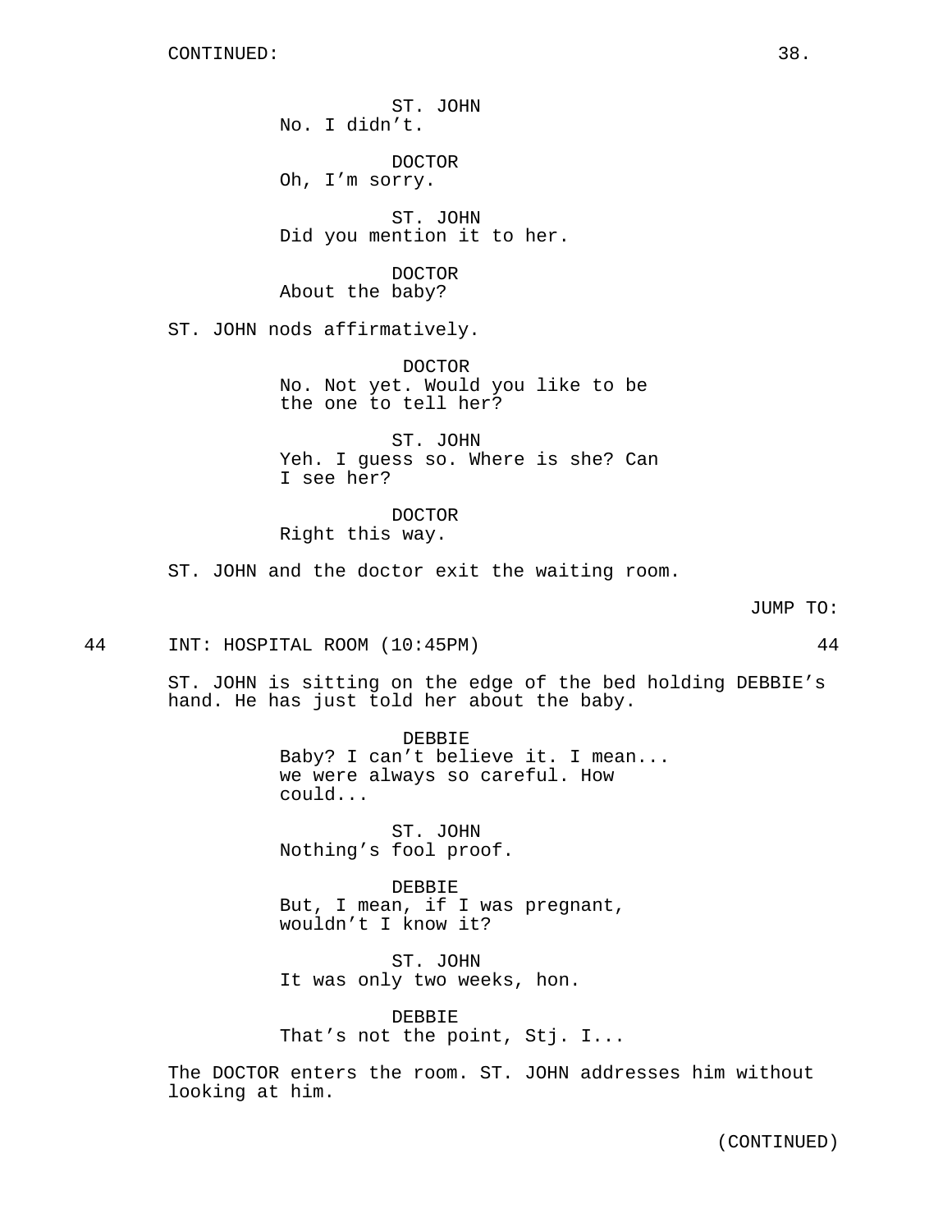ST. JOHN
No. I didn't.

DOCTOR
Oh, I'm sorry.

ST. JOHN
Did you mention it to her.

DOCTOR
About the baby?

ST. JOHN nods affirmatively.

DOCTOR
No. Not yet. Would you like to be the one to tell her?

ST. JOHN
Yeh. I guess so. Where is she? Can I see her?

DOCTOR
Right this way.

ST. JOHN and the doctor exit the waiting room.

JUMP TO:

44 INT: HOSPITAL ROOM (10:45PM) 44

ST. JOHN is sitting on the edge of the bed holding DEBBIE's hand. He has just told her about the baby.

DEBBIE
Baby? I can't believe it. I mean... we were always so careful. How could...

ST. JOHN
Nothing's fool proof.

DEBBIE
But, I mean, if I was pregnant, wouldn't I know it?

ST. JOHN
It was only two weeks, hon.

DEBBIE
That's not the point, Stj. I...

The DOCTOR enters the room. ST. JOHN addresses him without looking at him.

(CONTINUED)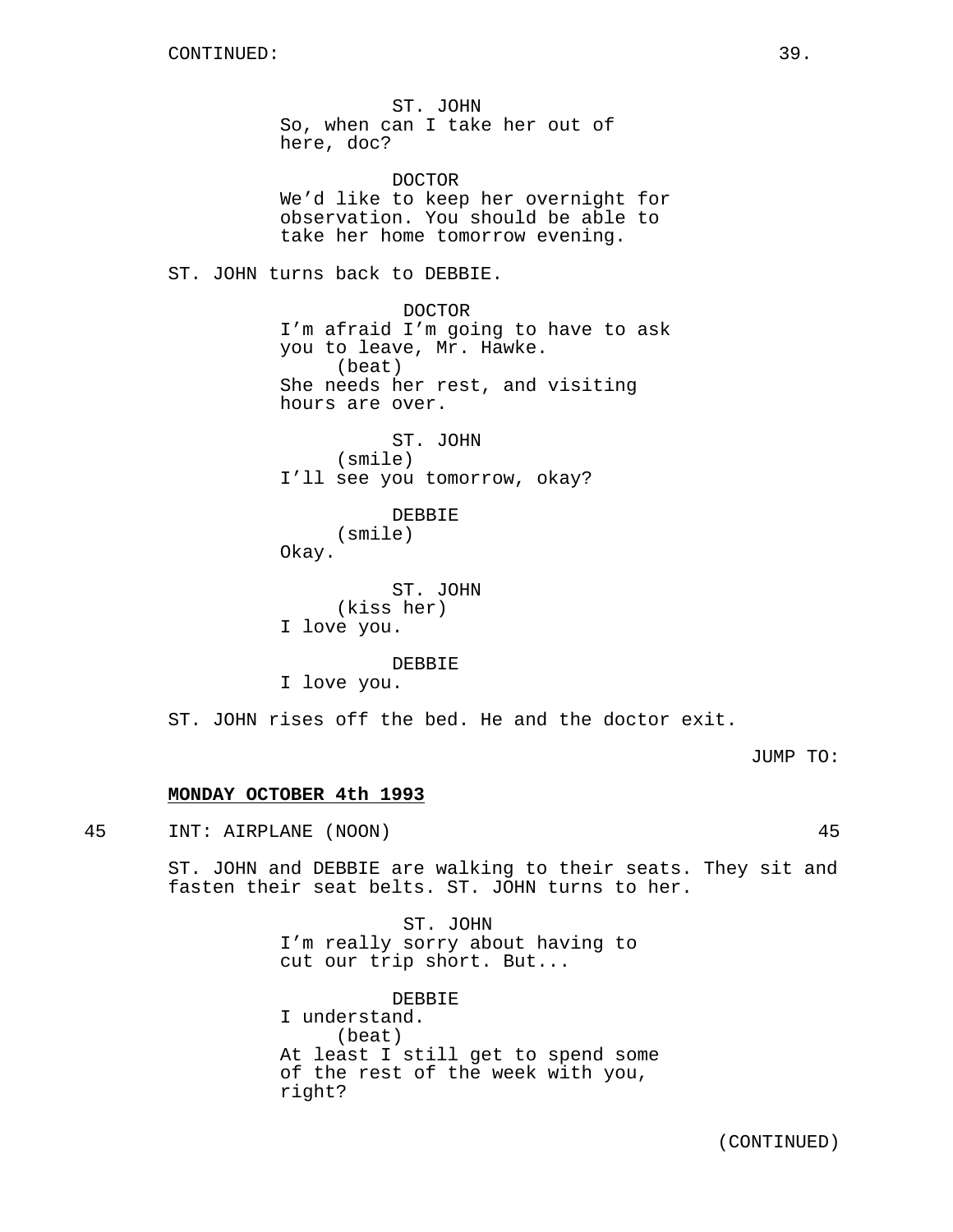CONTINUED:

ST. JOHN
So, when can I take her out of here, doc?

DOCTOR
We'd like to keep her overnight for observation. You should be able to take her home tomorrow evening.

ST. JOHN turns back to DEBBIE.

DOCTOR
I'm afraid I'm going to have to ask you to leave, Mr. Hawke.
(beat)
She needs her rest, and visiting hours are over.

ST. JOHN
(smile)
I'll see you tomorrow, okay?

DEBBIE
(smile)
Okay.

ST. JOHN
(kiss her)
I love you.

DEBBIE
I love you.

ST. JOHN rises off the bed. He and the doctor exit.

JUMP TO:

**MONDAY OCTOBER 4th 1993**

45 INT: AIRPLANE (NOON) 45

ST. JOHN and DEBBIE are walking to their seats. They sit and fasten their seat belts. ST. JOHN turns to her.

ST. JOHN
I'm really sorry about having to cut our trip short. But...

DEBBIE
I understand.
(beat)
At least I still get to spend some of the rest of the week with you, right?

(CONTINUED)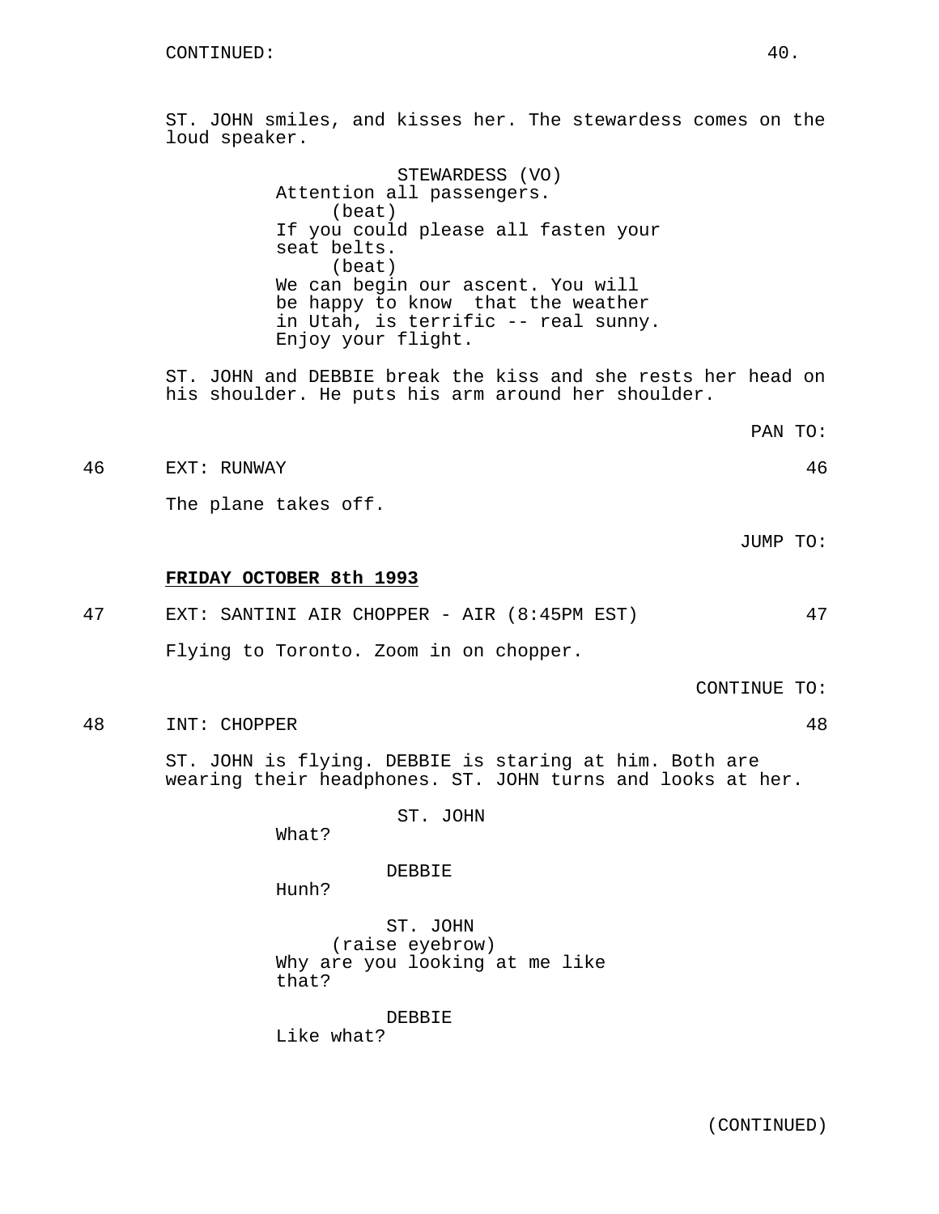CONTINUED:

ST. JOHN smiles, and kisses her. The stewardess comes on the loud speaker.

STEWARDESS (VO)
Attention all passengers.
(beat)
If you could please all fasten your seat belts.
(beat)
We can begin our ascent. You will be happy to know  that the weather in Utah, is terrific -- real sunny. Enjoy your flight.

ST. JOHN and DEBBIE break the kiss and she rests her head on his shoulder. He puts his arm around her shoulder.

PAN TO:

46 EXT: RUNWAY 46

The plane takes off.

JUMP TO:

**FRIDAY OCTOBER 8th 1993**

47 EXT: SANTINI AIR CHOPPER - AIR (8:45PM EST) 47

Flying to Toronto. Zoom in on chopper.

CONTINUE TO:

48 INT: CHOPPER 48

ST. JOHN is flying. DEBBIE is staring at him. Both are wearing their headphones. ST. JOHN turns and looks at her.

ST. JOHN
What?

DEBBIE
Hunh?

ST. JOHN
(raise eyebrow)
Why are you looking at me like that?

DEBBIE
Like what?

(CONTINUED)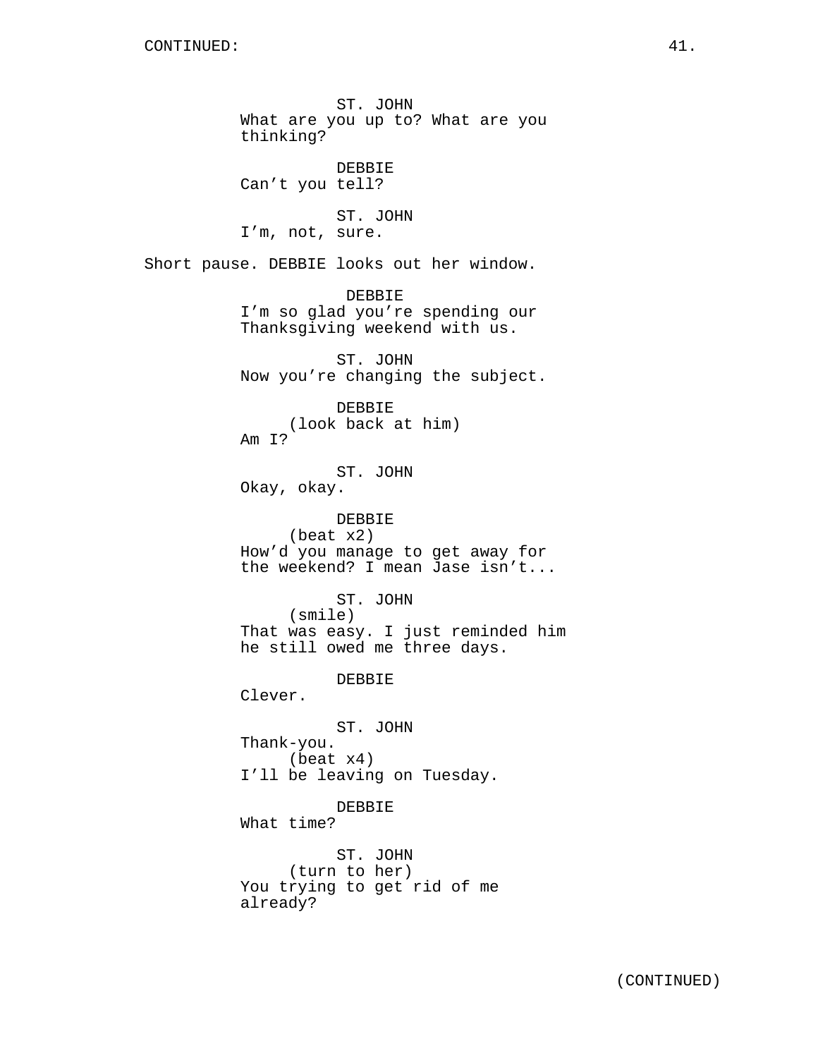CONTINUED:

ST. JOHN
What are you up to? What are you thinking?

DEBBIE
Can't you tell?

ST. JOHN
I'm, not, sure.

Short pause. DEBBIE looks out her window.

DEBBIE
I'm so glad you're spending our Thanksgiving weekend with us.

ST. JOHN
Now you're changing the subject.

DEBBIE
(look back at him)
Am I?

ST. JOHN
Okay, okay.

DEBBIE
(beat x2)
How'd you manage to get away for the weekend? I mean Jase isn't...

ST. JOHN
(smile)
That was easy. I just reminded him he still owed me three days.

DEBBIE
Clever.

ST. JOHN
Thank-you.
(beat x4)
I'll be leaving on Tuesday.

DEBBIE
What time?

ST. JOHN
(turn to her)
You trying to get rid of me already?

(CONTINUED)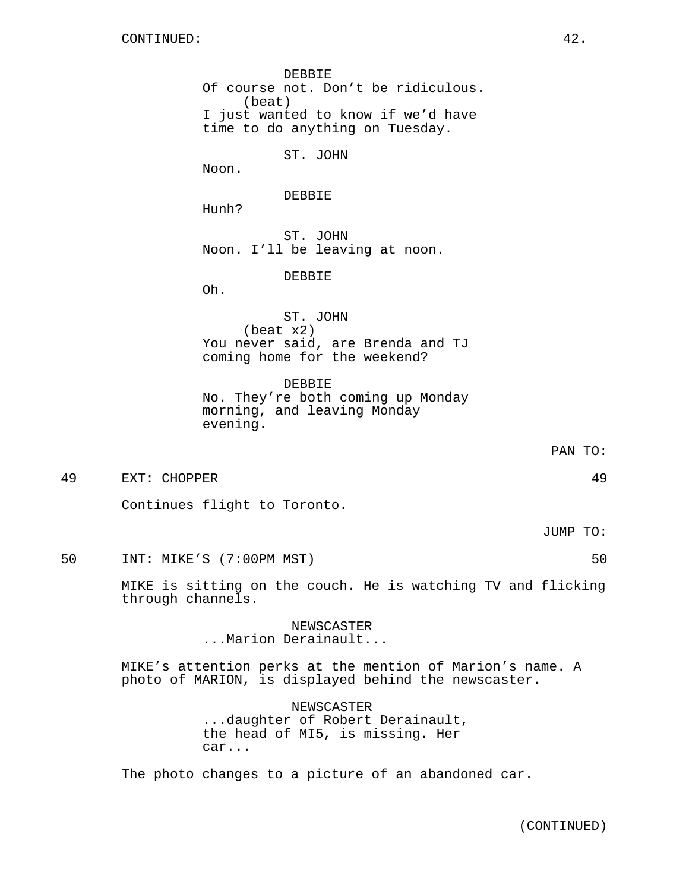CONTINUED:

DEBBIE
Of course not. Don't be ridiculous.
(beat)
I just wanted to know if we'd have time to do anything on Tuesday.

ST. JOHN
Noon.

DEBBIE
Hunh?

ST. JOHN
Noon. I'll be leaving at noon.

DEBBIE
Oh.

ST. JOHN
(beat x2)
You never said, are Brenda and TJ coming home for the weekend?

DEBBIE
No. They're both coming up Monday morning, and leaving Monday evening.

PAN TO:

49 EXT: CHOPPER 49

Continues flight to Toronto.

JUMP TO:

50 INT: MIKE'S (7:00PM MST) 50

MIKE is sitting on the couch. He is watching TV and flicking through channels.

NEWSCASTER
...Marion Derainault...

MIKE's attention perks at the mention of Marion's name. A photo of MARION, is displayed behind the newscaster.

NEWSCASTER
...daughter of Robert Derainault, the head of MI5, is missing. Her car...

The photo changes to a picture of an abandoned car.

(CONTINUED)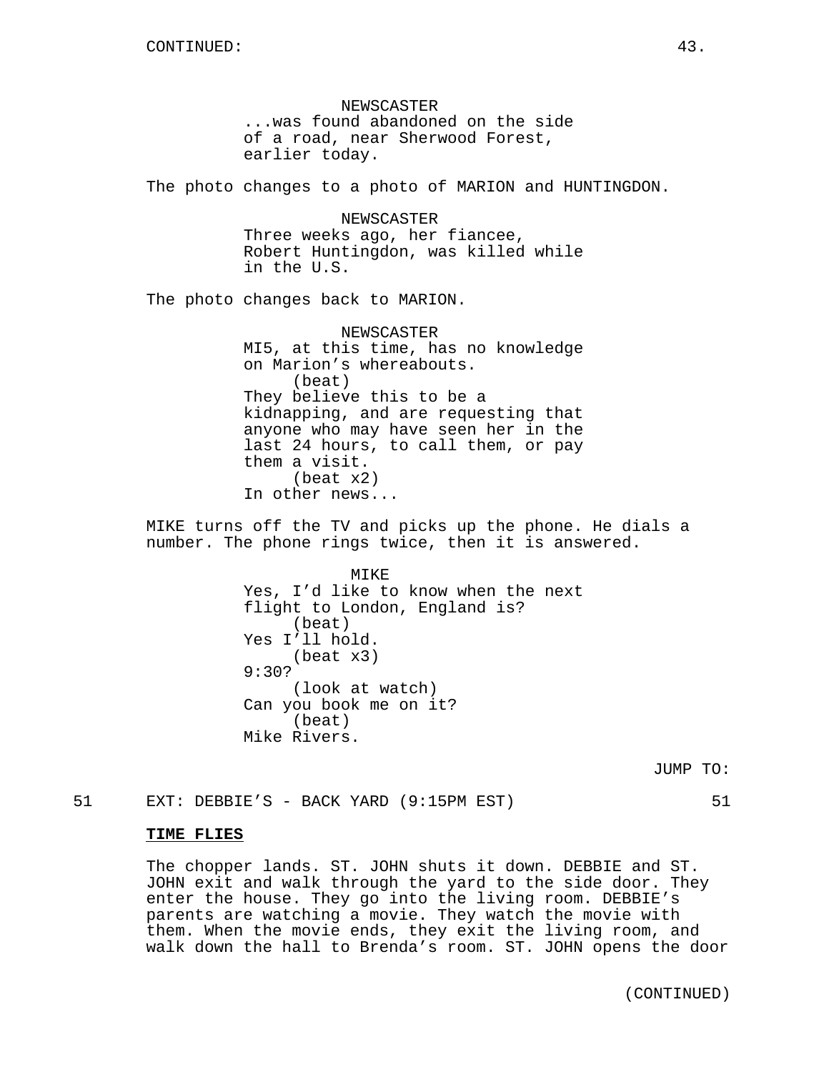CONTINUED:

NEWSCASTER
...was found abandoned on the side of a road, near Sherwood Forest, earlier today.

The photo changes to a photo of MARION and HUNTINGDON.

NEWSCASTER
Three weeks ago, her fiancee, Robert Huntingdon, was killed while in the U.S.

The photo changes back to MARION.

NEWSCASTER
MI5, at this time, has no knowledge on Marion's whereabouts.
(beat)
They believe this to be a kidnapping, and are requesting that anyone who may have seen her in the last 24 hours, to call them, or pay them a visit.
(beat x2)
In other news...

MIKE turns off the TV and picks up the phone. He dials a number. The phone rings twice, then it is answered.

MIKE
Yes, I'd like to know when the next flight to London, England is?
(beat)
Yes I'll hold.
(beat x3)
9:30?
(look at watch)
Can you book me on it?
(beat)
Mike Rivers.

JUMP TO:

51 EXT: DEBBIE'S - BACK YARD (9:15PM EST) 51

**TIME FLIES**

The chopper lands. ST. JOHN shuts it down. DEBBIE and ST. JOHN exit and walk through the yard to the side door. They enter the house. They go into the living room. DEBBIE's parents are watching a movie. They watch the movie with them. When the movie ends, they exit the living room, and walk down the hall to Brenda's room. ST. JOHN opens the door

(CONTINUED)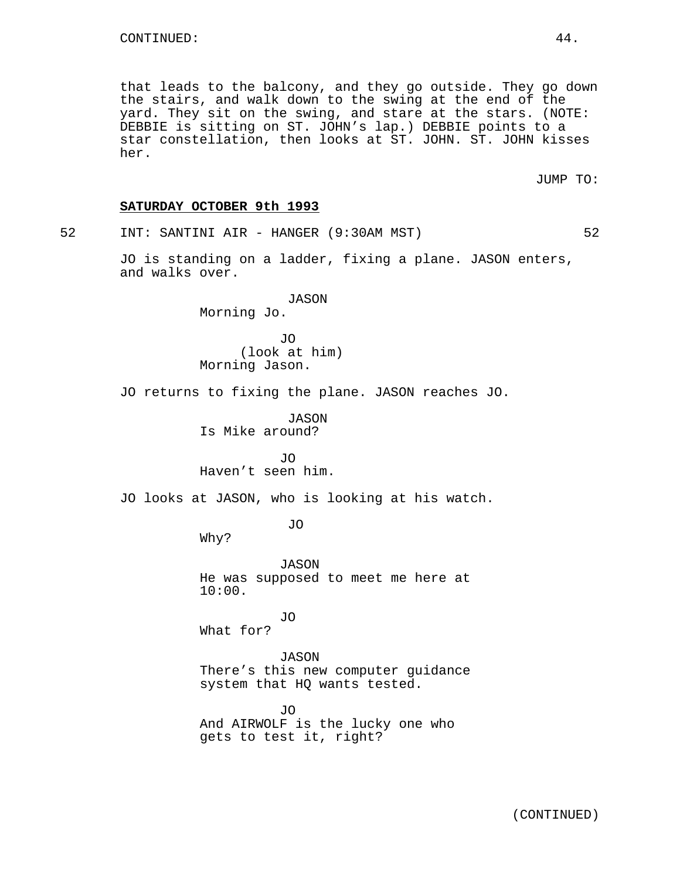CONTINUED:

that leads to the balcony, and they go outside. They go down the stairs, and walk down to the swing at the end of the yard. They sit on the swing, and stare at the stars. (NOTE: DEBBIE is sitting on ST. JOHN's lap.) DEBBIE points to a star constellation, then looks at ST. JOHN. ST. JOHN kisses her.

JUMP TO:

**SATURDAY OCTOBER 9th 1993**

52 INT: SANTINI AIR - HANGER (9:30AM MST) 52

JO is standing on a ladder, fixing a plane. JASON enters, and walks over.

JASON
Morning Jo.

JO
(look at him)
Morning Jason.

JO returns to fixing the plane. JASON reaches JO.

JASON
Is Mike around?

JO
Haven't seen him.

JO looks at JASON, who is looking at his watch.

JO
Why?

JASON
He was supposed to meet me here at 10:00.

JO
What for?

JASON
There's this new computer guidance system that HQ wants tested.

JO
And AIRWOLF is the lucky one who gets to test it, right?

(CONTINUED)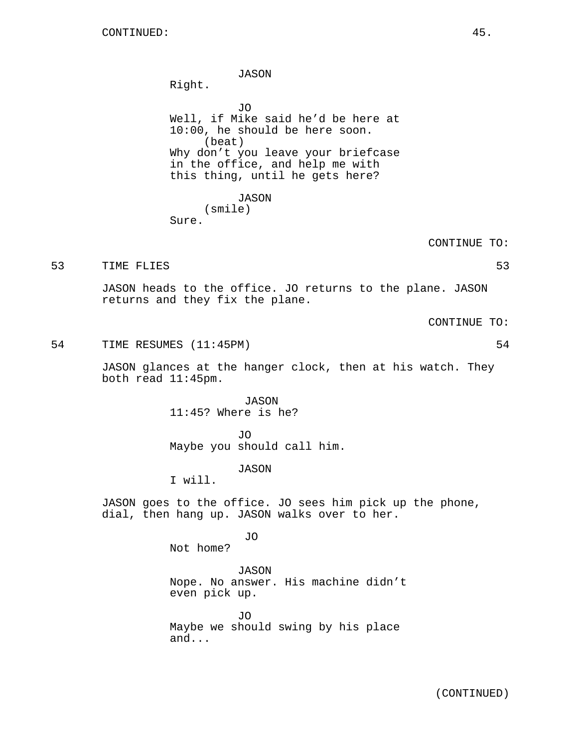JASON
Right.

JO
Well, if Mike said he'd be here at 10:00, he should be here soon.
(beat)
Why don't you leave your briefcase in the office, and help me with this thing, until he gets here?

JASON
(smile)
Sure.

CONTINUE TO:

53 TIME FLIES 53

JASON heads to the office. JO returns to the plane. JASON returns and they fix the plane.

CONTINUE TO:

54 TIME RESUMES (11:45PM) 54

JASON glances at the hanger clock, then at his watch. They both read 11:45pm.

JASON
11:45? Where is he?

JO
Maybe you should call him.

JASON
I will.

JASON goes to the office. JO sees him pick up the phone, dial, then hang up. JASON walks over to her.

JO
Not home?

JASON
Nope. No answer. His machine didn't even pick up.

JO
Maybe we should swing by his place and...

(CONTINUED)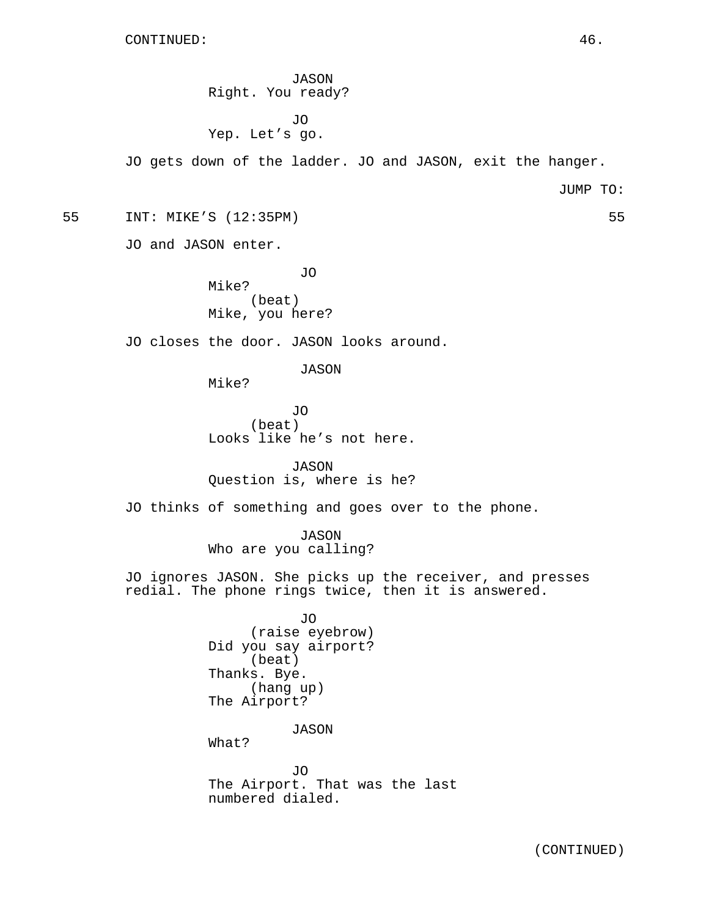CONTINUED:

JASON
Right. You ready?

JO
Yep. Let's go.

JO gets down of the ladder. JO and JASON, exit the hanger.

JUMP TO:

55 INT: MIKE'S (12:35PM) 55

JO and JASON enter.

JO
Mike?
(beat)
Mike, you here?

JO closes the door. JASON looks around.

JASON
Mike?

JO
(beat)
Looks like he's not here.

JASON
Question is, where is he?

JO thinks of something and goes over to the phone.

JASON
Who are you calling?

JO ignores JASON. She picks up the receiver, and presses redial. The phone rings twice, then it is answered.

JO
(raise eyebrow)
Did you say airport?
(beat)
Thanks. Bye.
(hang up)
The Airport?

JASON
What?

JO
The Airport. That was the last numbered dialed.

(CONTINUED)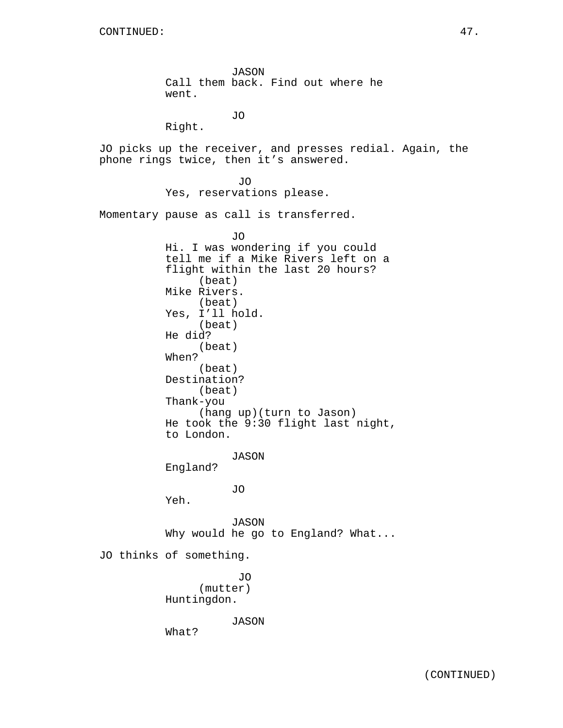JASON
Call them back. Find out where he went.

JO
Right.

JO picks up the receiver, and presses redial. Again, the phone rings twice, then it's answered.

JO
Yes, reservations please.

Momentary pause as call is transferred.

JO
Hi. I was wondering if you could tell me if a Mike Rivers left on a flight within the last 20 hours?
(beat)
Mike Rivers.
(beat)
Yes, I'll hold.
(beat)
He did?
(beat)
When?
(beat)
Destination?
(beat)
Thank-you
(hang up)(turn to Jason)
He took the 9:30 flight last night, to London.

JASON
England?

JO
Yeh.

JASON
Why would he go to England? What...

JO thinks of something.

JO
(mutter)
Huntingdon.

JASON
What?

(CONTINUED)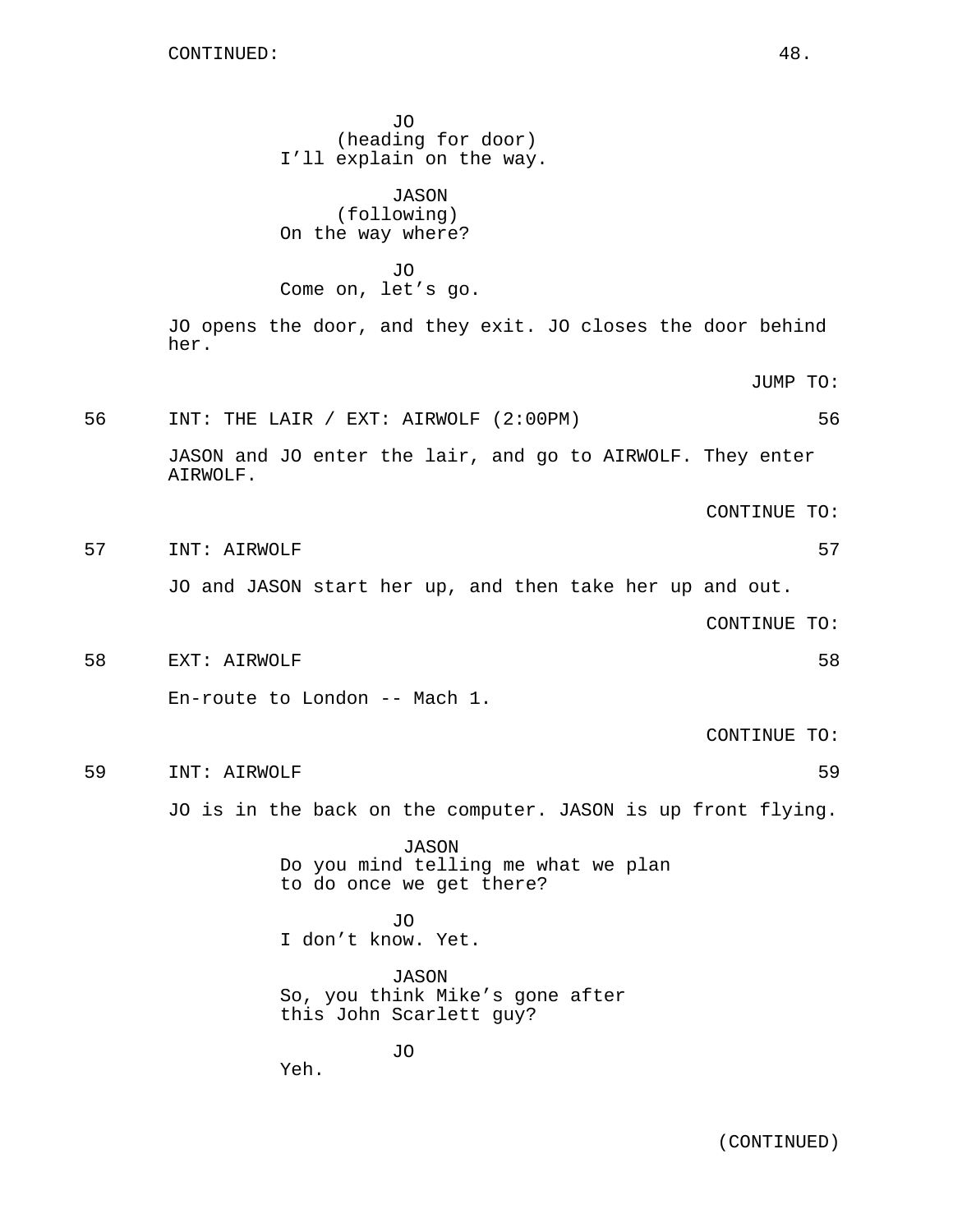CONTINUED:

JO
(heading for door)
I'll explain on the way.

JASON
(following)
On the way where?

JO
Come on, let's go.

JO opens the door, and they exit. JO closes the door behind her.

JUMP TO:

56 INT: THE LAIR / EXT: AIRWOLF (2:00PM) 56

JASON and JO enter the lair, and go to AIRWOLF. They enter AIRWOLF.

CONTINUE TO:

57 INT: AIRWOLF 57

JO and JASON start her up, and then take her up and out.

CONTINUE TO:

58 EXT: AIRWOLF 58

En-route to London -- Mach 1.

CONTINUE TO:

59 INT: AIRWOLF 59

JO is in the back on the computer. JASON is up front flying.

JASON
Do you mind telling me what we plan to do once we get there?

JO
I don't know. Yet.

JASON
So, you think Mike's gone after this John Scarlett guy?

JO
Yeh.

(CONTINUED)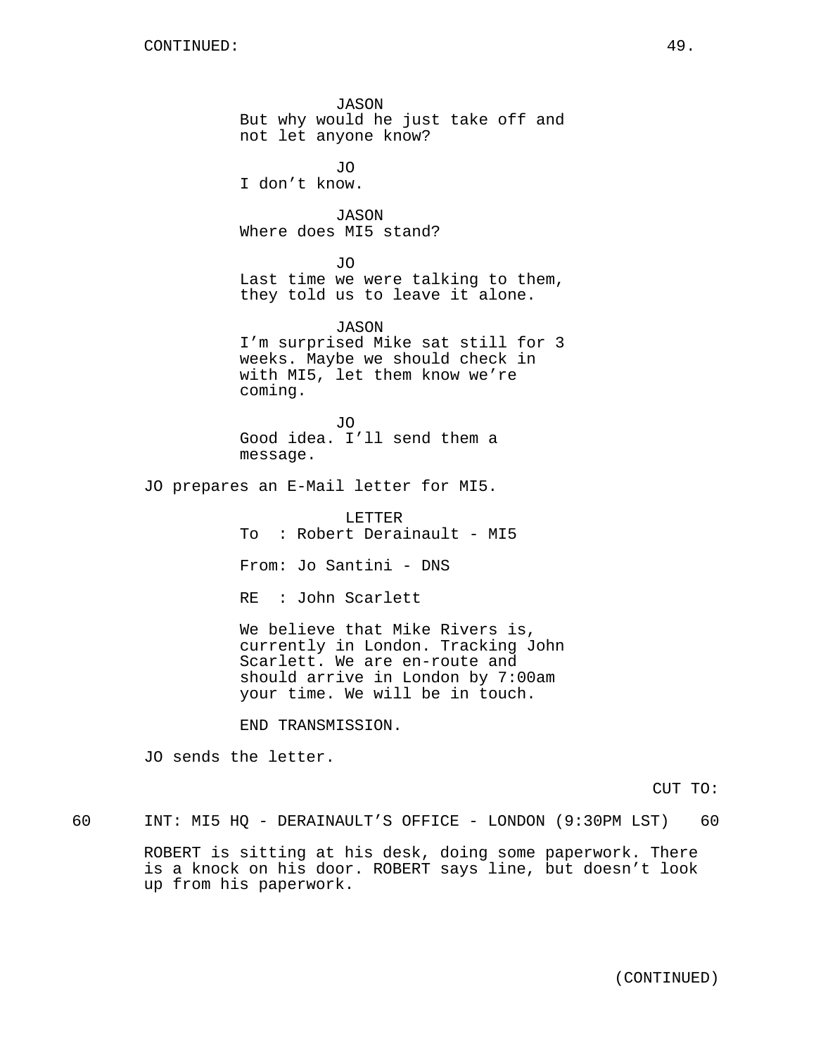CONTINUED:

JASON
But why would he just take off and not let anyone know?

JO
I don't know.

JASON
Where does MI5 stand?

JO
Last time we were talking to them, they told us to leave it alone.

JASON
I'm surprised Mike sat still for 3 weeks. Maybe we should check in with MI5, let them know we're coming.

JO
Good idea. I'll send them a message.

JO prepares an E-Mail letter for MI5.

LETTER
To  : Robert Derainault - MI5

From: Jo Santini - DNS

RE  : John Scarlett

We believe that Mike Rivers is, currently in London. Tracking John Scarlett. We are en-route and should arrive in London by 7:00am your time. We will be in touch.

END TRANSMISSION.

JO sends the letter.

CUT TO:

60 INT: MI5 HQ - DERAINAULT'S OFFICE - LONDON (9:30PM LST) 60

ROBERT is sitting at his desk, doing some paperwork. There is a knock on his door. ROBERT says line, but doesn't look up from his paperwork.

(CONTINUED)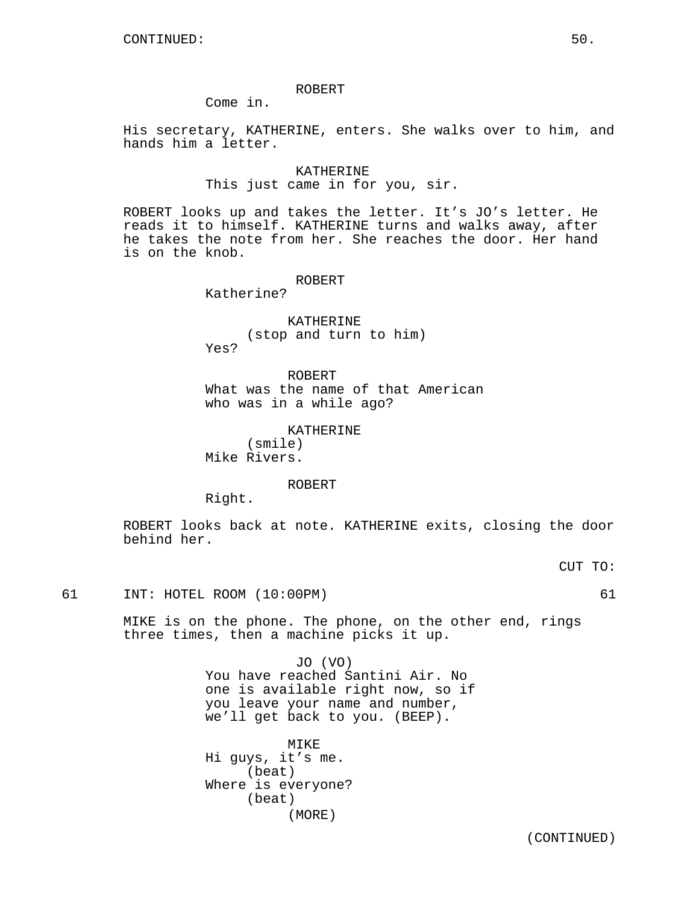CONTINUED:

ROBERT
Come in.

His secretary, KATHERINE, enters. She walks over to him, and hands him a letter.

KATHERINE
This just came in for you, sir.

ROBERT looks up and takes the letter. It's JO's letter. He reads it to himself. KATHERINE turns and walks away, after he takes the note from her. She reaches the door. Her hand is on the knob.

ROBERT
Katherine?

KATHERINE
(stop and turn to him)
Yes?

ROBERT
What was the name of that American who was in a while ago?

KATHERINE
(smile)
Mike Rivers.

ROBERT
Right.

ROBERT looks back at note. KATHERINE exits, closing the door behind her.

CUT TO:

61 INT: HOTEL ROOM (10:00PM) 61

MIKE is on the phone. The phone, on the other end, rings three times, then a machine picks it up.

JO (VO)
You have reached Santini Air. No one is available right now, so if you leave your name and number, we'll get back to you. (BEEP).

MIKE
Hi guys, it's me.
(beat)
Where is everyone?
(beat)
(MORE)

(CONTINUED)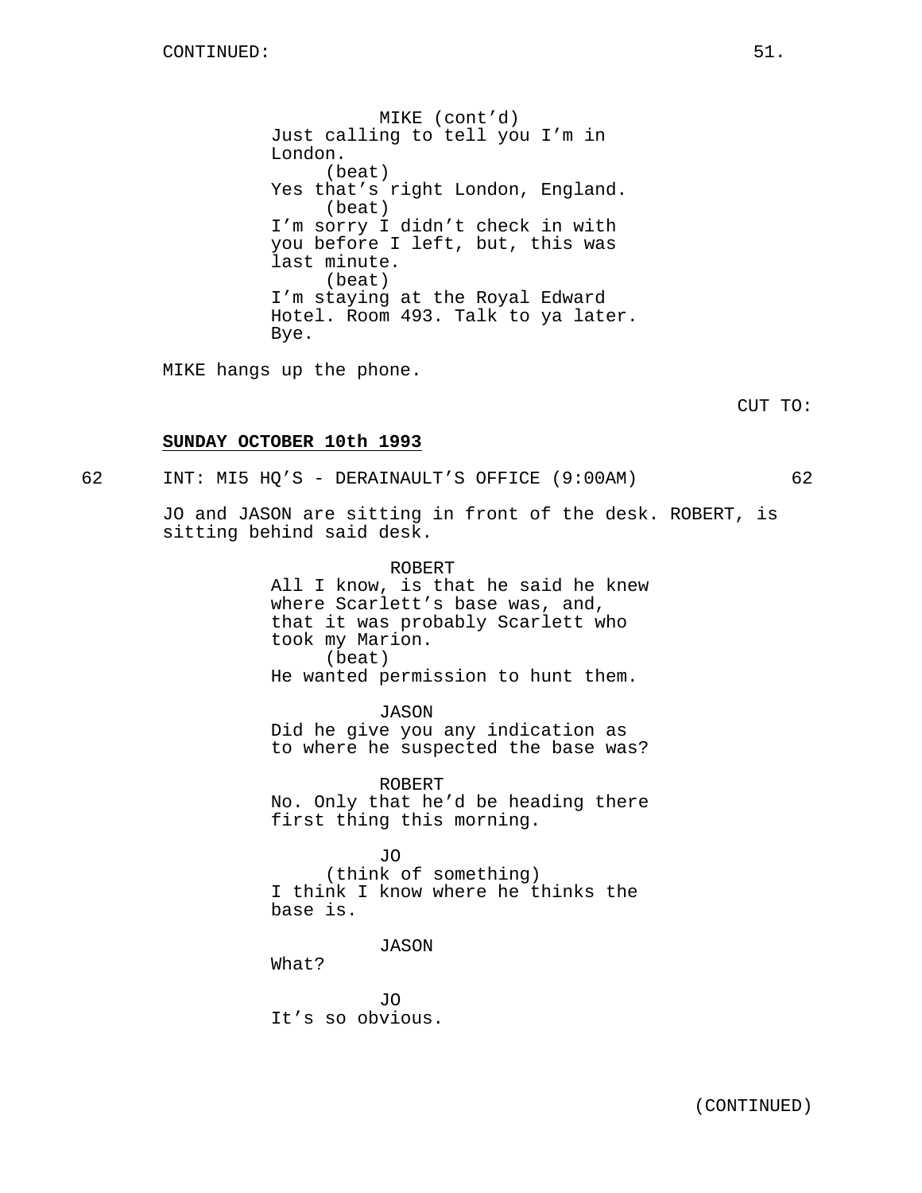MIKE (cont'd)
Just calling to tell you I'm in London.
(beat)
Yes that's right London, England.
(beat)
I'm sorry I didn't check in with you before I left, but, this was last minute.
(beat)
I'm staying at the Royal Edward Hotel. Room 493. Talk to ya later. Bye.

MIKE hangs up the phone.

CUT TO:

**SUNDAY OCTOBER 10th 1993**

62 INT: MI5 HQ'S - DERAINAULT'S OFFICE (9:00AM) 62

JO and JASON are sitting in front of the desk. ROBERT, is sitting behind said desk.

ROBERT
All I know, is that he said he knew where Scarlett's base was, and, that it was probably Scarlett who took my Marion.
(beat)
He wanted permission to hunt them.

JASON
Did he give you any indication as to where he suspected the base was?

ROBERT
No. Only that he'd be heading there first thing this morning.

JO
(think of something)
I think I know where he thinks the base is.

JASON
What?

JO
It's so obvious.

(CONTINUED)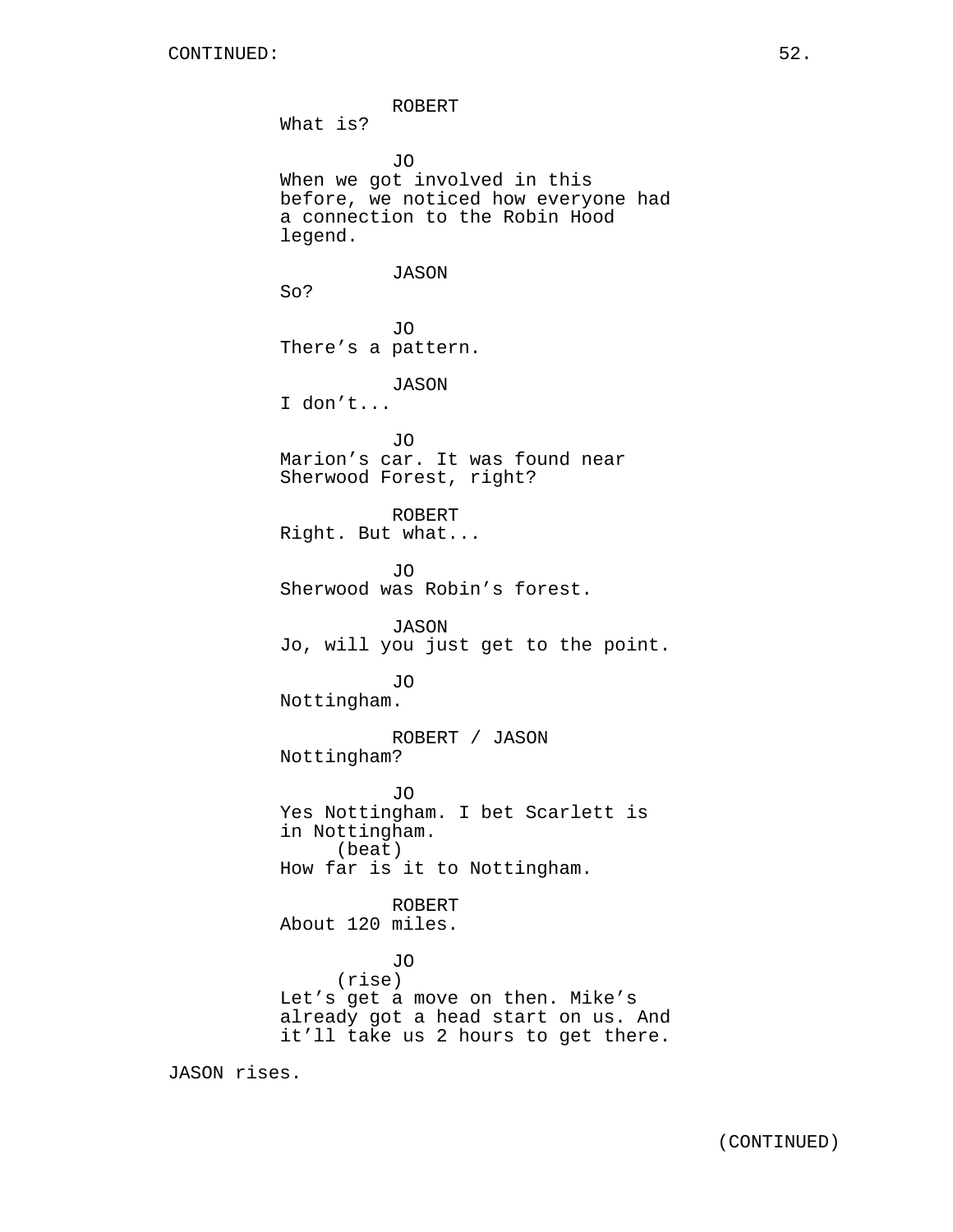CONTINUED:

ROBERT
What is?

JO
When we got involved in this before, we noticed how everyone had a connection to the Robin Hood legend.

JASON
So?

JO
There's a pattern.

JASON
I don't...

JO
Marion's car. It was found near Sherwood Forest, right?

ROBERT
Right. But what...

JO
Sherwood was Robin's forest.

JASON
Jo, will you just get to the point.

JO
Nottingham.

ROBERT / JASON
Nottingham?

JO
Yes Nottingham. I bet Scarlett is in Nottingham.
(beat)
How far is it to Nottingham.

ROBERT
About 120 miles.

JO
(rise)
Let's get a move on then. Mike's already got a head start on us. And it'll take us 2 hours to get there.

JASON rises.

(CONTINUED)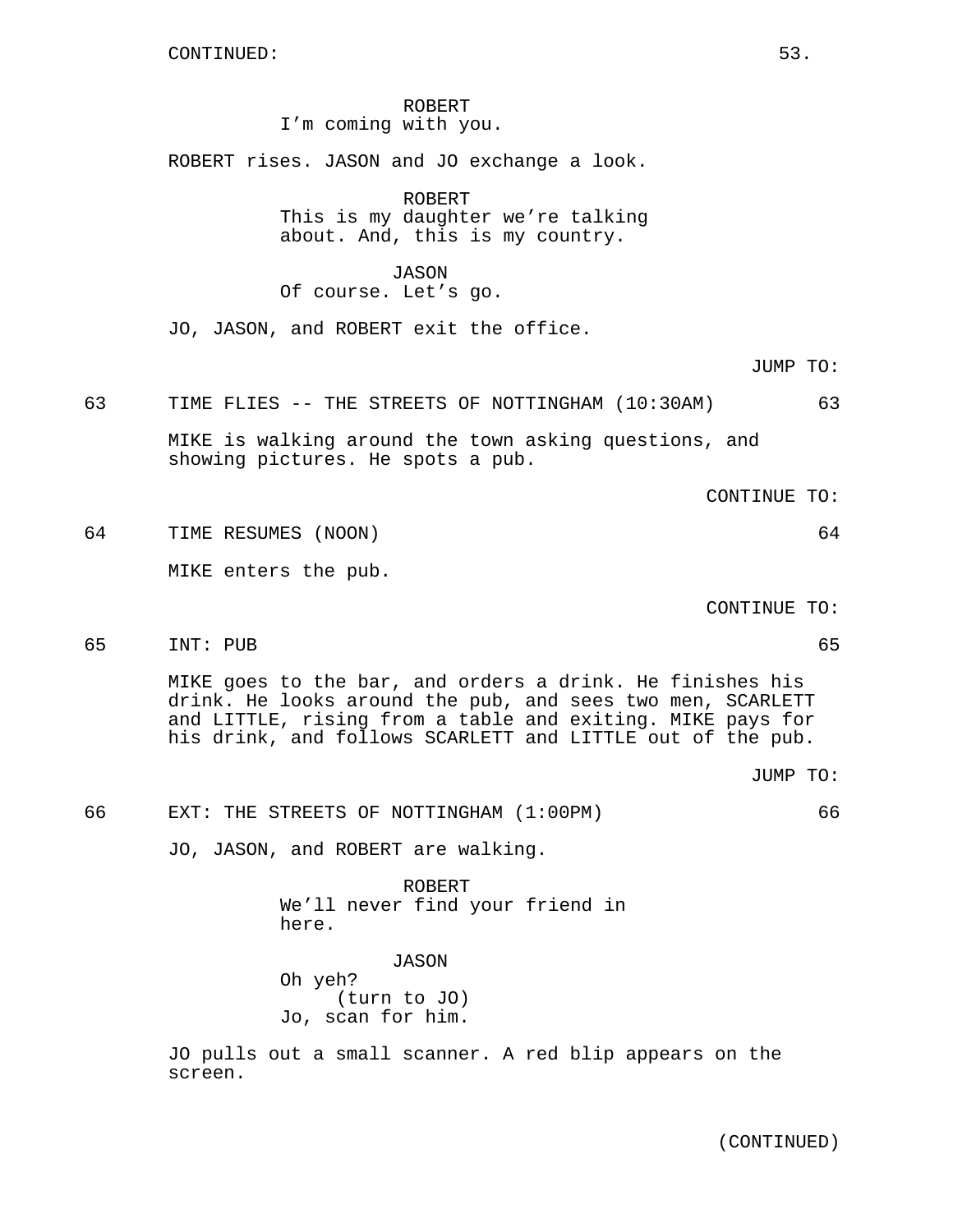CONTINUED:

ROBERT
I'm coming with you.

ROBERT rises. JASON and JO exchange a look.

ROBERT
This is my daughter we're talking about. And, this is my country.

JASON
Of course. Let's go.

JO, JASON, and ROBERT exit the office.

JUMP TO:

63 TIME FLIES -- THE STREETS OF NOTTINGHAM (10:30AM) 63

MIKE is walking around the town asking questions, and showing pictures. He spots a pub.

CONTINUE TO:

64 TIME RESUMES (NOON) 64

MIKE enters the pub.

CONTINUE TO:

65 INT: PUB 65

MIKE goes to the bar, and orders a drink. He finishes his drink. He looks around the pub, and sees two men, SCARLETT and LITTLE, rising from a table and exiting. MIKE pays for his drink, and follows SCARLETT and LITTLE out of the pub.

JUMP TO:

66 EXT: THE STREETS OF NOTTINGHAM (1:00PM) 66

JO, JASON, and ROBERT are walking.

ROBERT
We'll never find your friend in here.

JASON
Oh yeh?
(turn to JO)
Jo, scan for him.

JO pulls out a small scanner. A red blip appears on the screen.

(CONTINUED)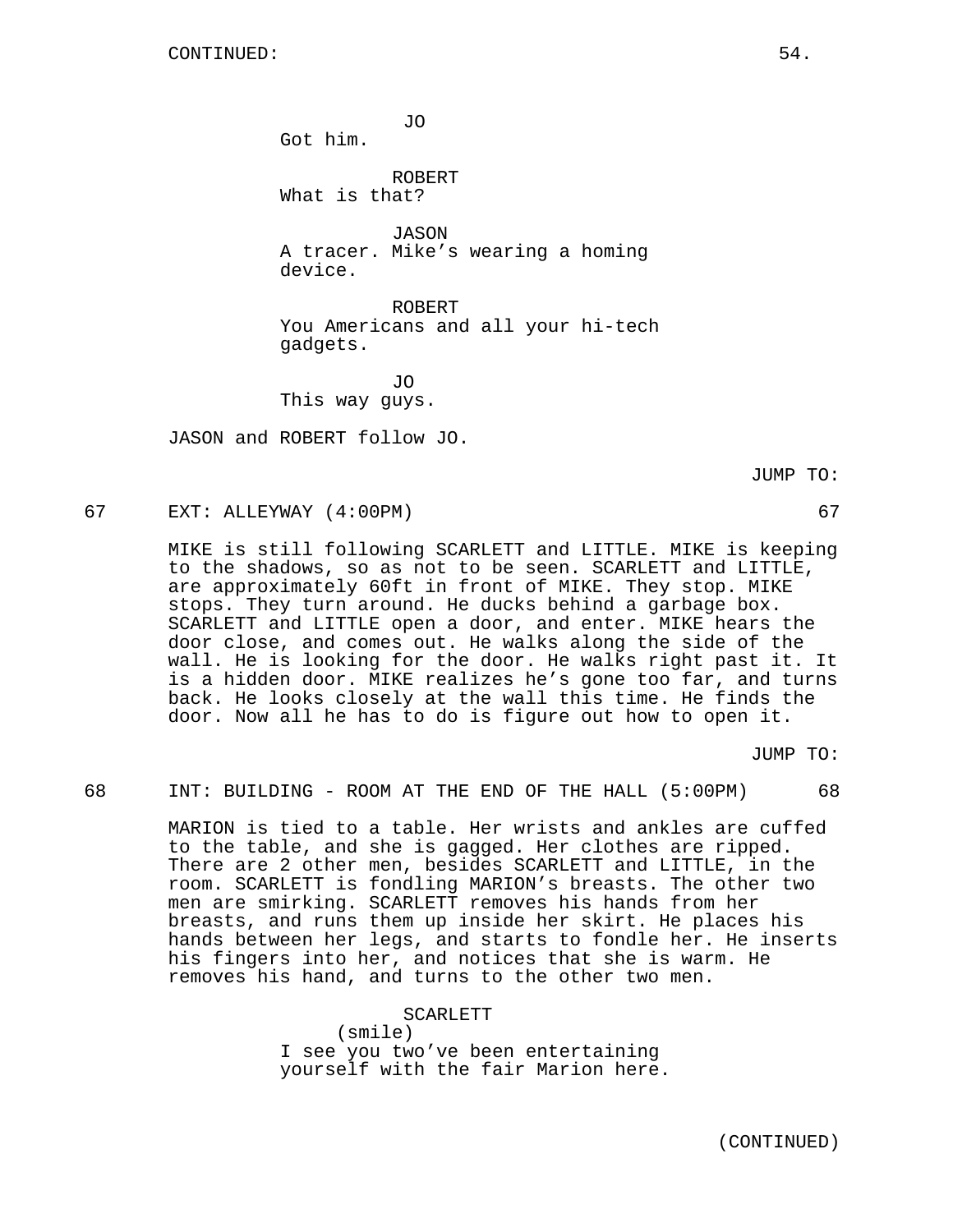JO
Got him.

ROBERT
What is that?

JASON
A tracer. Mike's wearing a homing device.

ROBERT
You Americans and all your hi-tech gadgets.

JO
This way guys.

JASON and ROBERT follow JO.

JUMP TO:

67 EXT: ALLEYWAY (4:00PM) 67

MIKE is still following SCARLETT and LITTLE. MIKE is keeping to the shadows, so as not to be seen. SCARLETT and LITTLE, are approximately 60ft in front of MIKE. They stop. MIKE stops. They turn around. He ducks behind a garbage box. SCARLETT and LITTLE open a door, and enter. MIKE hears the door close, and comes out. He walks along the side of the wall. He is looking for the door. He walks right past it. It is a hidden door. MIKE realizes he's gone too far, and turns back. He looks closely at the wall this time. He finds the door. Now all he has to do is figure out how to open it.

JUMP TO:

68 INT: BUILDING - ROOM AT THE END OF THE HALL (5:00PM) 68

MARION is tied to a table. Her wrists and ankles are cuffed to the table, and she is gagged. Her clothes are ripped. There are 2 other men, besides SCARLETT and LITTLE, in the room. SCARLETT is fondling MARION's breasts. The other two men are smirking. SCARLETT removes his hands from her breasts, and runs them up inside her skirt. He places his hands between her legs, and starts to fondle her. He inserts his fingers into her, and notices that she is warm. He removes his hand, and turns to the other two men.

SCARLETT
(smile)
I see you two've been entertaining yourself with the fair Marion here.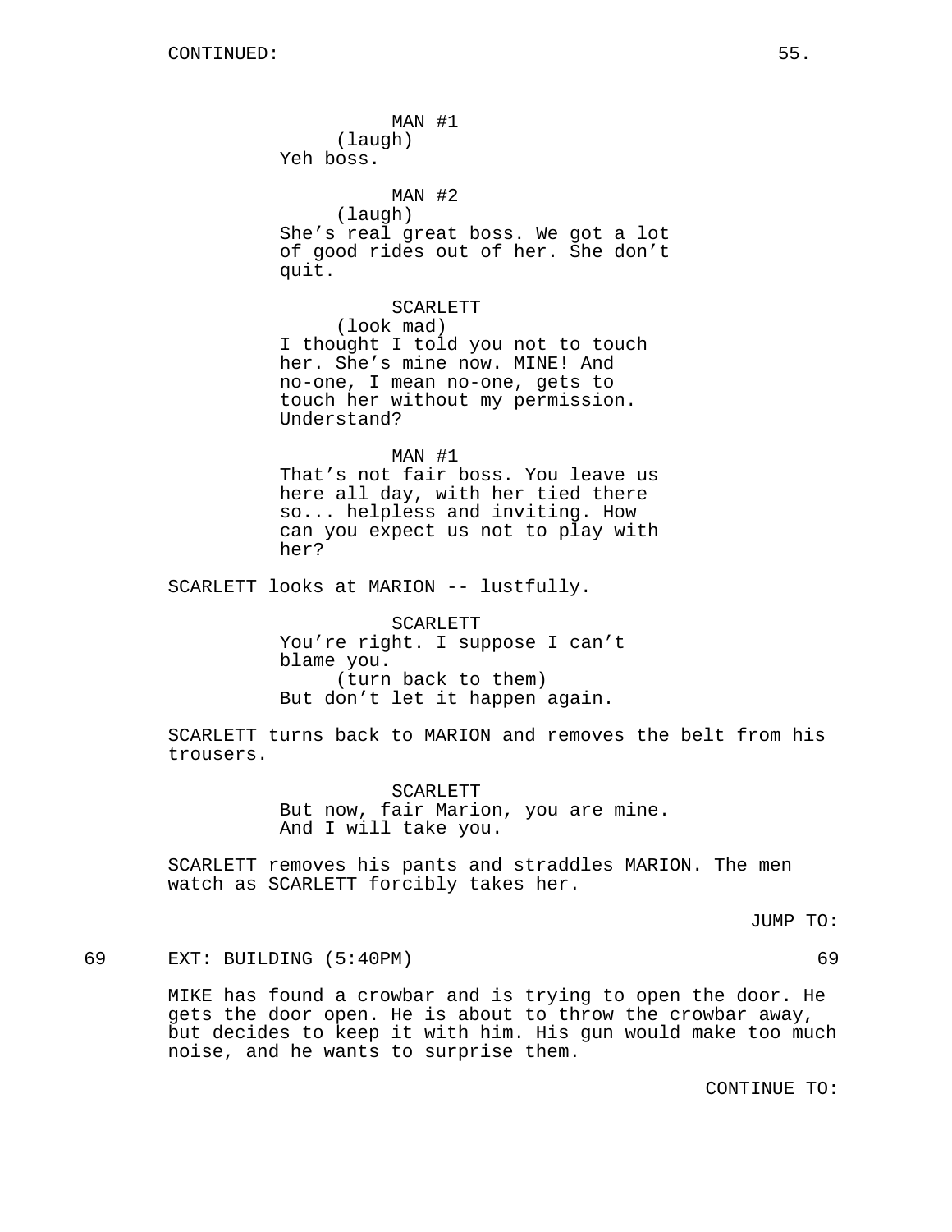MAN #1
(laugh)
Yeh boss.

MAN #2
(laugh)
She's real great boss. We got a lot of good rides out of her. She don't quit.

SCARLETT
(look mad)
I thought I told you not to touch her. She's mine now. MINE! And no-one, I mean no-one, gets to touch her without my permission. Understand?

MAN #1
That's not fair boss. You leave us here all day, with her tied there so... helpless and inviting. How can you expect us not to play with her?

SCARLETT looks at MARION -- lustfully.

SCARLETT
You're right. I suppose I can't blame you.
(turn back to them)
But don't let it happen again.

SCARLETT turns back to MARION and removes the belt from his trousers.

SCARLETT
But now, fair Marion, you are mine. And I will take you.

SCARLETT removes his pants and straddles MARION. The men watch as SCARLETT forcibly takes her.

JUMP TO:

69 EXT: BUILDING (5:40PM) 69

MIKE has found a crowbar and is trying to open the door. He gets the door open. He is about to throw the crowbar away, but decides to keep it with him. His gun would make too much noise, and he wants to surprise them.

CONTINUE TO: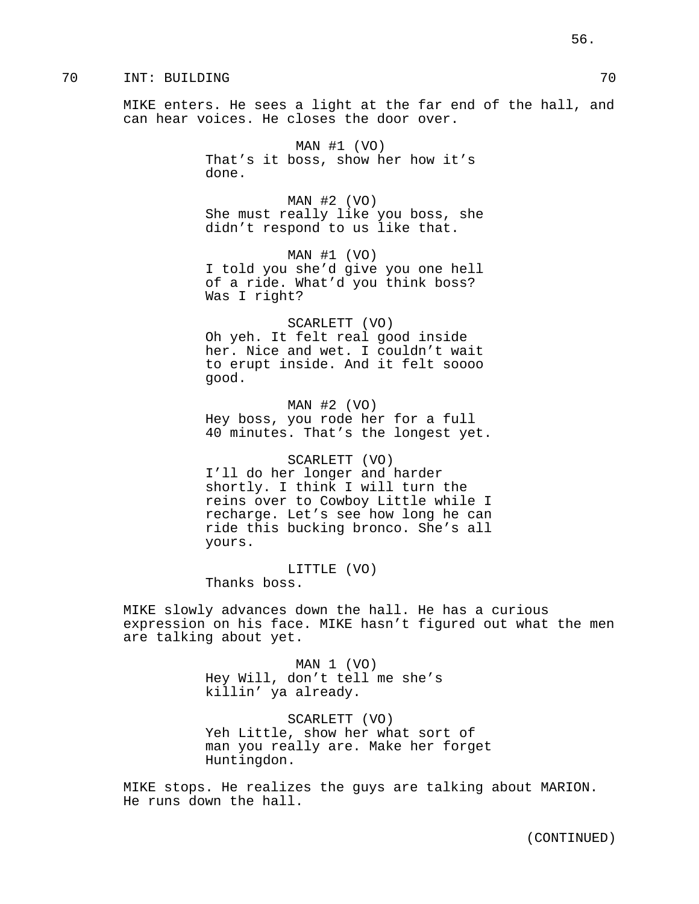70 INT: BUILDING 70

MIKE enters. He sees a light at the far end of the hall, and can hear voices. He closes the door over.

MAN #1 (VO)
That's it boss, show her how it's done.

MAN #2 (VO)
She must really like you boss, she didn't respond to us like that.

MAN #1 (VO)
I told you she'd give you one hell of a ride. What'd you think boss? Was I right?

SCARLETT (VO)
Oh yeh. It felt real good inside her. Nice and wet. I couldn't wait to erupt inside. And it felt soooo good.

MAN #2 (VO)
Hey boss, you rode her for a full 40 minutes. That's the longest yet.

SCARLETT (VO)
I'll do her longer and harder shortly. I think I will turn the reins over to Cowboy Little while I recharge. Let's see how long he can ride this bucking bronco. She's all yours.

LITTLE (VO)
Thanks boss.

MIKE slowly advances down the hall. He has a curious expression on his face. MIKE hasn't figured out what the men are talking about yet.

MAN 1 (VO)
Hey Will, don't tell me she's killin' ya already.

SCARLETT (VO)
Yeh Little, show her what sort of man you really are. Make her forget Huntingdon.

MIKE stops. He realizes the guys are talking about MARION. He runs down the hall.

(CONTINUED)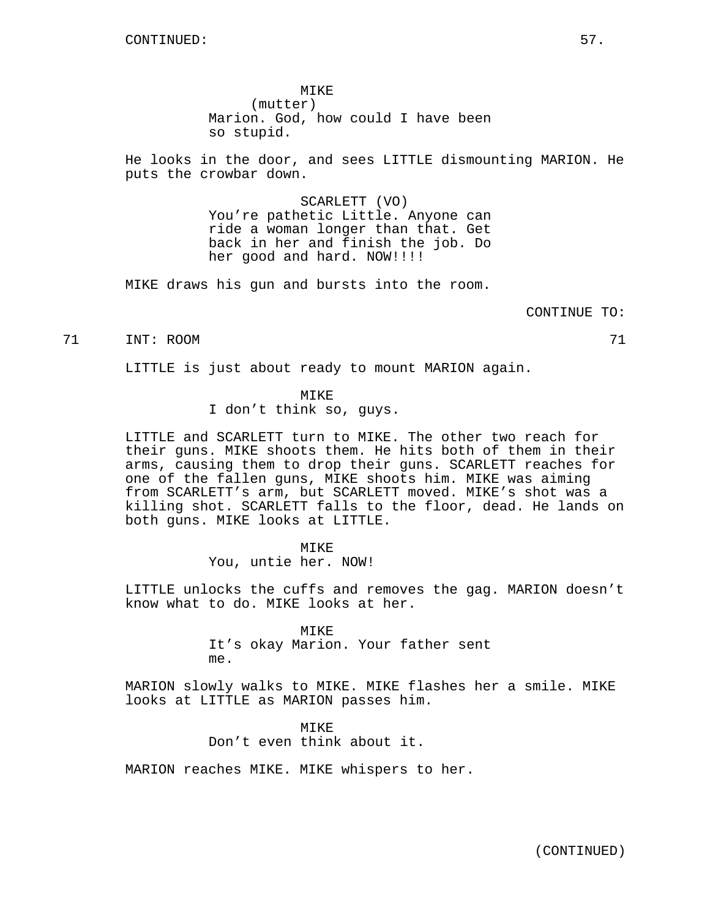CONTINUED:

MIKE
(mutter)
Marion. God, how could I have been so stupid.

He looks in the door, and sees LITTLE dismounting MARION. He puts the crowbar down.

SCARLETT (VO)
You're pathetic Little. Anyone can ride a woman longer than that. Get back in her and finish the job. Do her good and hard. NOW!!!!

MIKE draws his gun and bursts into the room.

CONTINUE TO:

71 INT: ROOM 71

LITTLE is just about ready to mount MARION again.

MIKE
I don't think so, guys.

LITTLE and SCARLETT turn to MIKE. The other two reach for their guns. MIKE shoots them. He hits both of them in their arms, causing them to drop their guns. SCARLETT reaches for one of the fallen guns, MIKE shoots him. MIKE was aiming from SCARLETT's arm, but SCARLETT moved. MIKE's shot was a killing shot. SCARLETT falls to the floor, dead. He lands on both guns. MIKE looks at LITTLE.

MIKE
You, untie her. NOW!

LITTLE unlocks the cuffs and removes the gag. MARION doesn't know what to do. MIKE looks at her.

MIKE
It's okay Marion. Your father sent me.

MARION slowly walks to MIKE. MIKE flashes her a smile. MIKE looks at LITTLE as MARION passes him.

MIKE
Don't even think about it.

MARION reaches MIKE. MIKE whispers to her.

(CONTINUED)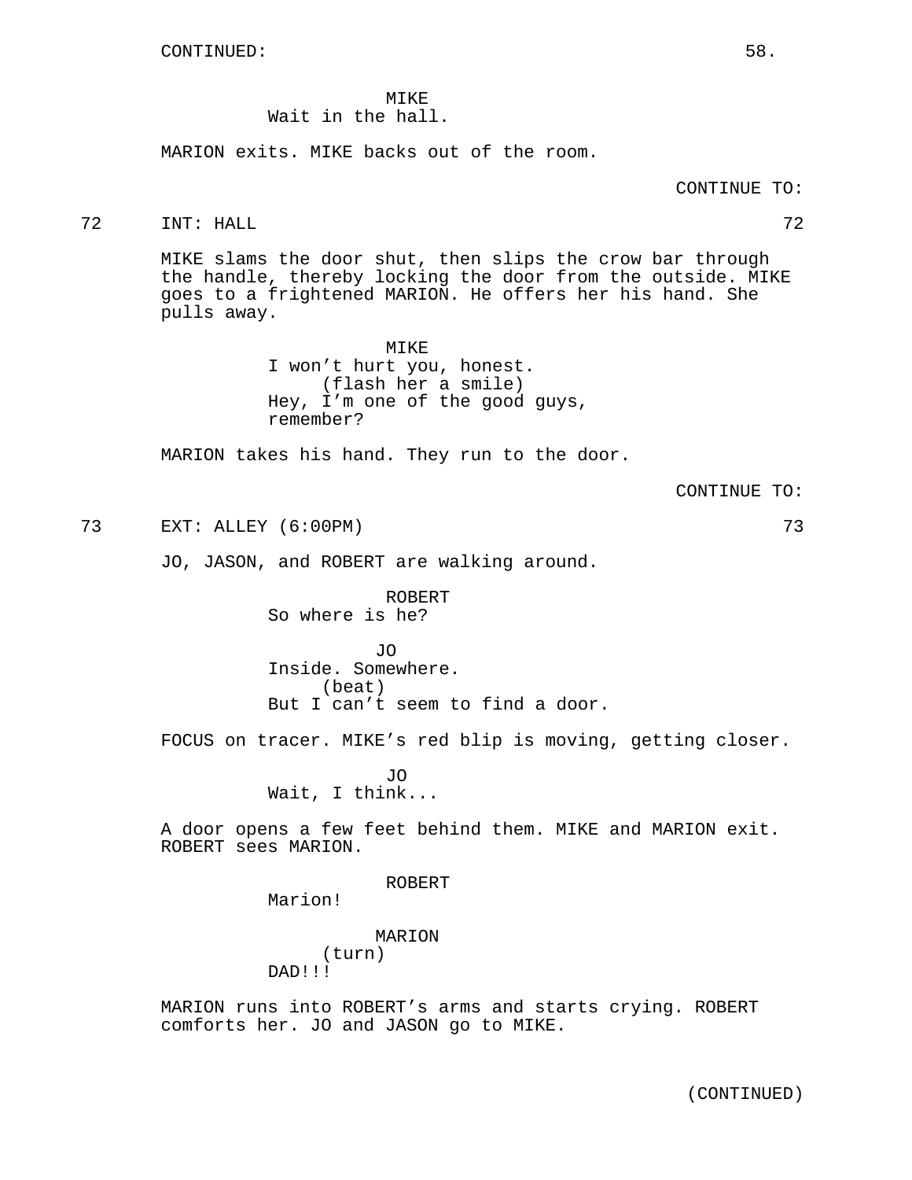CONTINUED:

MIKE
Wait in the hall.

MARION exits. MIKE backs out of the room.

CONTINUE TO:

72 INT: HALL 72

MIKE slams the door shut, then slips the crow bar through the handle, thereby locking the door from the outside. MIKE goes to a frightened MARION. He offers her his hand. She pulls away.

MIKE
I won't hurt you, honest.
(flash her a smile)
Hey, I'm one of the good guys, remember?

MARION takes his hand. They run to the door.

CONTINUE TO:

73 EXT: ALLEY (6:00PM) 73

JO, JASON, and ROBERT are walking around.

ROBERT
So where is he?

JO
Inside. Somewhere.
(beat)
But I can't seem to find a door.

FOCUS on tracer. MIKE's red blip is moving, getting closer.

JO
Wait, I think...

A door opens a few feet behind them. MIKE and MARION exit. ROBERT sees MARION.

ROBERT
Marion!

MARION
(turn)
DAD!!!

MARION runs into ROBERT's arms and starts crying. ROBERT comforts her. JO and JASON go to MIKE.

(CONTINUED)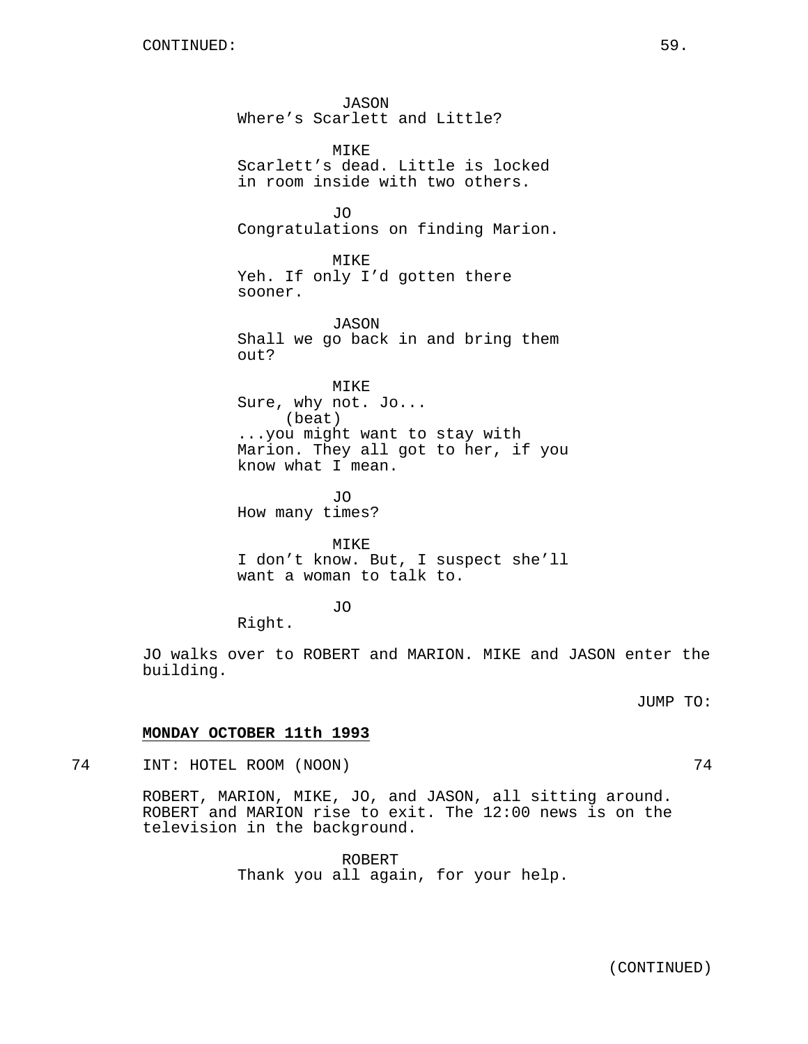JASON
Where's Scarlett and Little?

MIKE
Scarlett's dead. Little is locked in room inside with two others.

JO
Congratulations on finding Marion.

MIKE
Yeh. If only I'd gotten there sooner.

JASON
Shall we go back in and bring them out?

MIKE
Sure, why not. Jo...
(beat)
...you might want to stay with Marion. They all got to her, if you know what I mean.

JO
How many times?

MIKE
I don't know. But, I suspect she'll want a woman to talk to.

JO
Right.

JO walks over to ROBERT and MARION. MIKE and JASON enter the building.

JUMP TO:

**MONDAY OCTOBER 11th 1993**

74 INT: HOTEL ROOM (NOON) 74

ROBERT, MARION, MIKE, JO, and JASON, all sitting around. ROBERT and MARION rise to exit. The 12:00 news is on the television in the background.

ROBERT
Thank you all again, for your help.

(CONTINUED)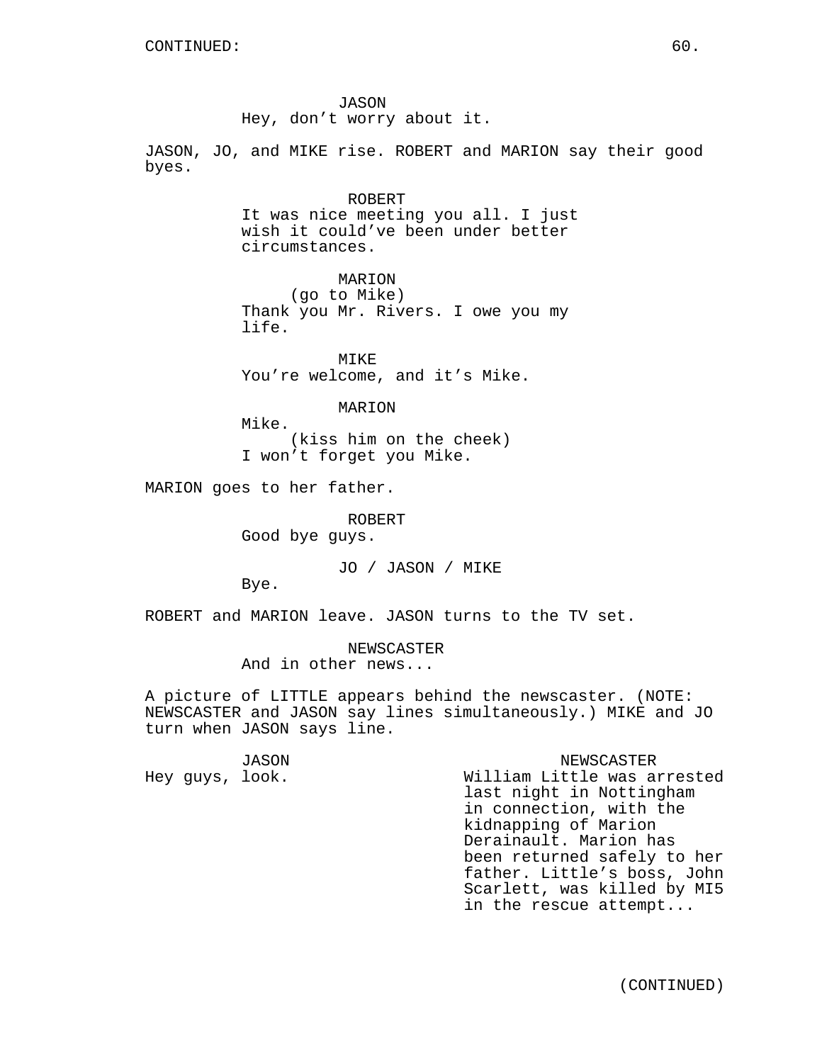CONTINUED:

JASON
Hey, don't worry about it.

JASON, JO, and MIKE rise. ROBERT and MARION say their good byes.

ROBERT
It was nice meeting you all. I just wish it could've been under better circumstances.

MARION
(go to Mike)
Thank you Mr. Rivers. I owe you my life.

MIKE
You're welcome, and it's Mike.

MARION
Mike.
(kiss him on the cheek)
I won't forget you Mike.

MARION goes to her father.

ROBERT
Good bye guys.

JO / JASON / MIKE
Bye.

ROBERT and MARION leave. JASON turns to the TV set.

NEWSCASTER
And in other news...

A picture of LITTLE appears behind the newscaster. (NOTE: NEWSCASTER and JASON say lines simultaneously.) MIKE and JO turn when JASON says line.

JASON
Hey guys, look.

NEWSCASTER
William Little was arrested last night in Nottingham in connection, with the kidnapping of Marion Derainault. Marion has been returned safely to her father. Little's boss, John Scarlett, was killed by MI5 in the rescue attempt...

(CONTINUED)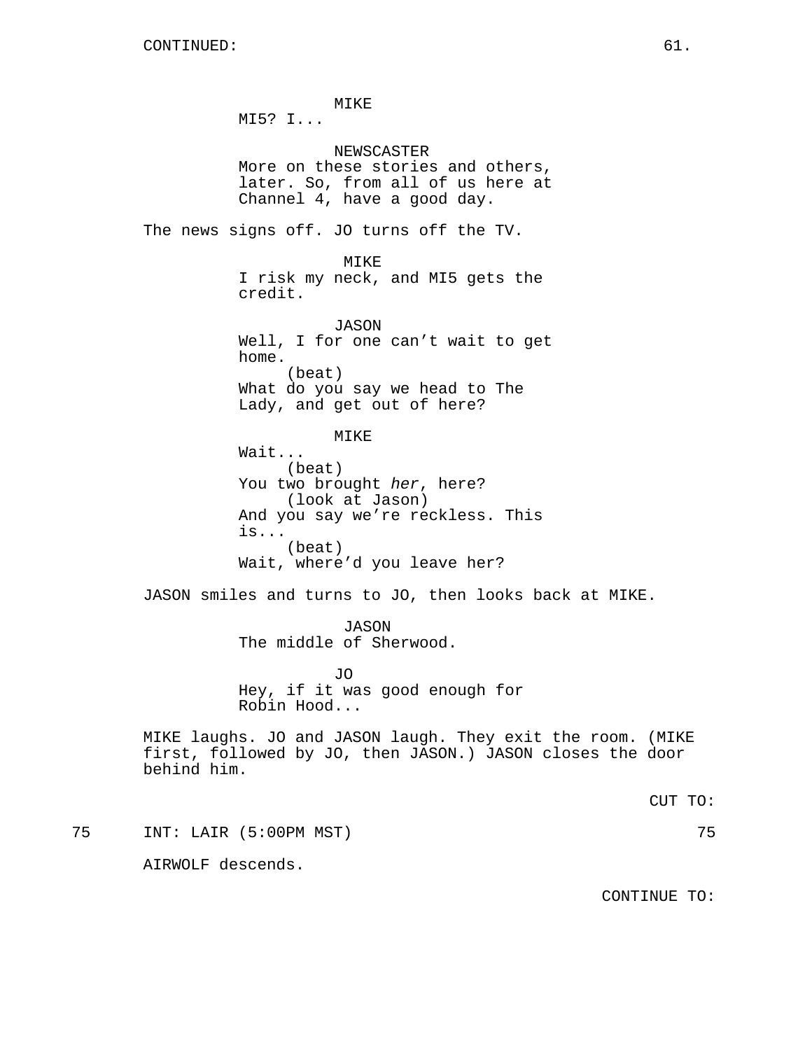CONTINUED:

MIKE
MI5? I...

NEWSCASTER
More on these stories and others, later. So, from all of us here at Channel 4, have a good day.

The news signs off. JO turns off the TV.

MIKE
I risk my neck, and MI5 gets the credit.

JASON
Well, I for one can't wait to get home.
(beat)
What do you say we head to The Lady, and get out of here?

MIKE
Wait...
(beat)
You two brought *her*, here?
(look at Jason)
And you say we're reckless. This is...
(beat)
Wait, where'd you leave her?

JASON smiles and turns to JO, then looks back at MIKE.

JASON
The middle of Sherwood.

JO
Hey, if it was good enough for Robin Hood...

MIKE laughs. JO and JASON laugh. They exit the room. (MIKE first, followed by JO, then JASON.) JASON closes the door behind him.

CUT TO:

75 INT: LAIR (5:00PM MST) 75

AIRWOLF descends.

CONTINUE TO: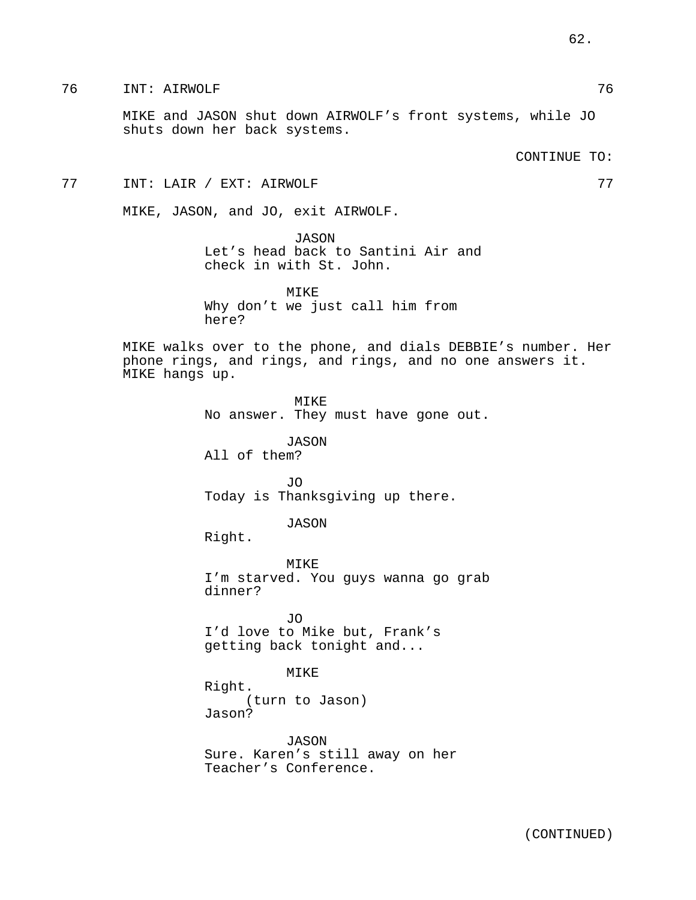76 INT: AIRWOLF 76

MIKE and JASON shut down AIRWOLF's front systems, while JO shuts down her back systems.

CONTINUE TO:

77 INT: LAIR / EXT: AIRWOLF 77

MIKE, JASON, and JO, exit AIRWOLF.

JASON
Let's head back to Santini Air and check in with St. John.

MIKE
Why don't we just call him from here?

MIKE walks over to the phone, and dials DEBBIE's number. Her phone rings, and rings, and rings, and no one answers it. MIKE hangs up.

MIKE
No answer. They must have gone out.

JASON
All of them?

JO
Today is Thanksgiving up there.

JASON
Right.

MIKE
I'm starved. You guys wanna go grab dinner?

JO
I'd love to Mike but, Frank's getting back tonight and...

MIKE
Right.
(turn to Jason)
Jason?

JASON
Sure. Karen's still away on her Teacher's Conference.

(CONTINUED)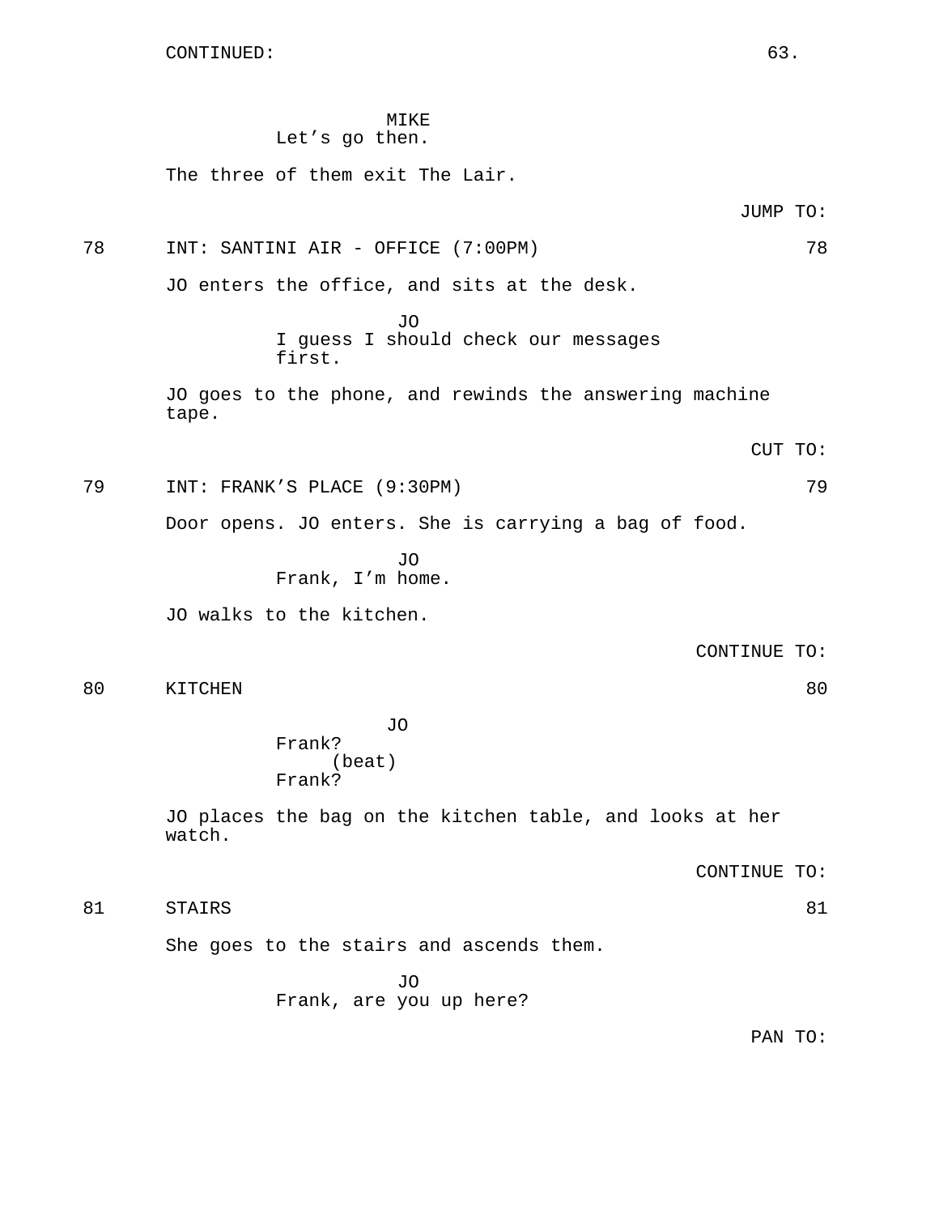CONTINUED:

MIKE
Let’s go then.

The three of them exit The Lair.

JUMP TO:

78 INT: SANTINI AIR - OFFICE (7:00PM) 78

JO enters the office, and sits at the desk.

JO
I guess I should check our messages first.

JO goes to the phone, and rewinds the answering machine tape.

CUT TO:

79 INT: FRANK’S PLACE (9:30PM) 79

Door opens. JO enters. She is carrying a bag of food.

JO
Frank, I’m home.

JO walks to the kitchen.

CONTINUE TO:

80 KITCHEN 80

JO
Frank?
(beat)
Frank?

JO places the bag on the kitchen table, and looks at her watch.

CONTINUE TO:

81 STAIRS 81

She goes to the stairs and ascends them.

JO
Frank, are you up here?

PAN TO: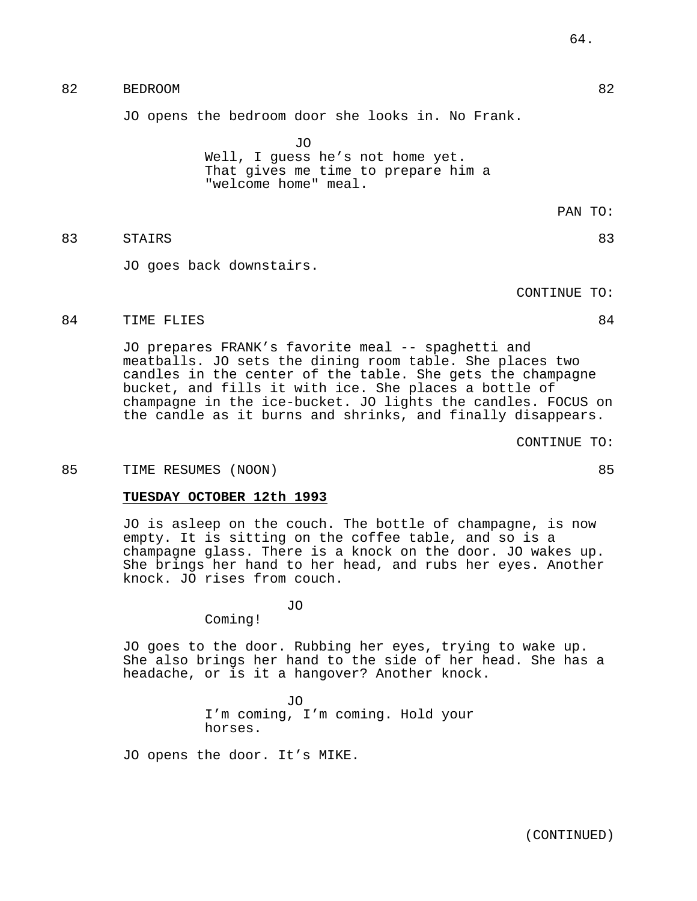82 BEDROOM 82

JO opens the bedroom door she looks in. No Frank.

JO
Well, I guess he's not home yet. That gives me time to prepare him a "welcome home" meal.

PAN TO:

83 STAIRS 83

JO goes back downstairs.

CONTINUE TO:

84 TIME FLIES 84

JO prepares FRANK's favorite meal -- spaghetti and meatballs. JO sets the dining room table. She places two candles in the center of the table. She gets the champagne bucket, and fills it with ice. She places a bottle of champagne in the ice-bucket. JO lights the candles. FOCUS on the candle as it burns and shrinks, and finally disappears.

CONTINUE TO:

85 TIME RESUMES (NOON) 85

**TUESDAY OCTOBER 12th 1993**

JO is asleep on the couch. The bottle of champagne, is now empty. It is sitting on the coffee table, and so is a champagne glass. There is a knock on the door. JO wakes up. She brings her hand to her head, and rubs her eyes. Another knock. JO rises from couch.

JO
Coming!

JO goes to the door. Rubbing her eyes, trying to wake up. She also brings her hand to the side of her head. She has a headache, or is it a hangover? Another knock.

JO
I'm coming, I'm coming. Hold your horses.

JO opens the door. It's MIKE.

(CONTINUED)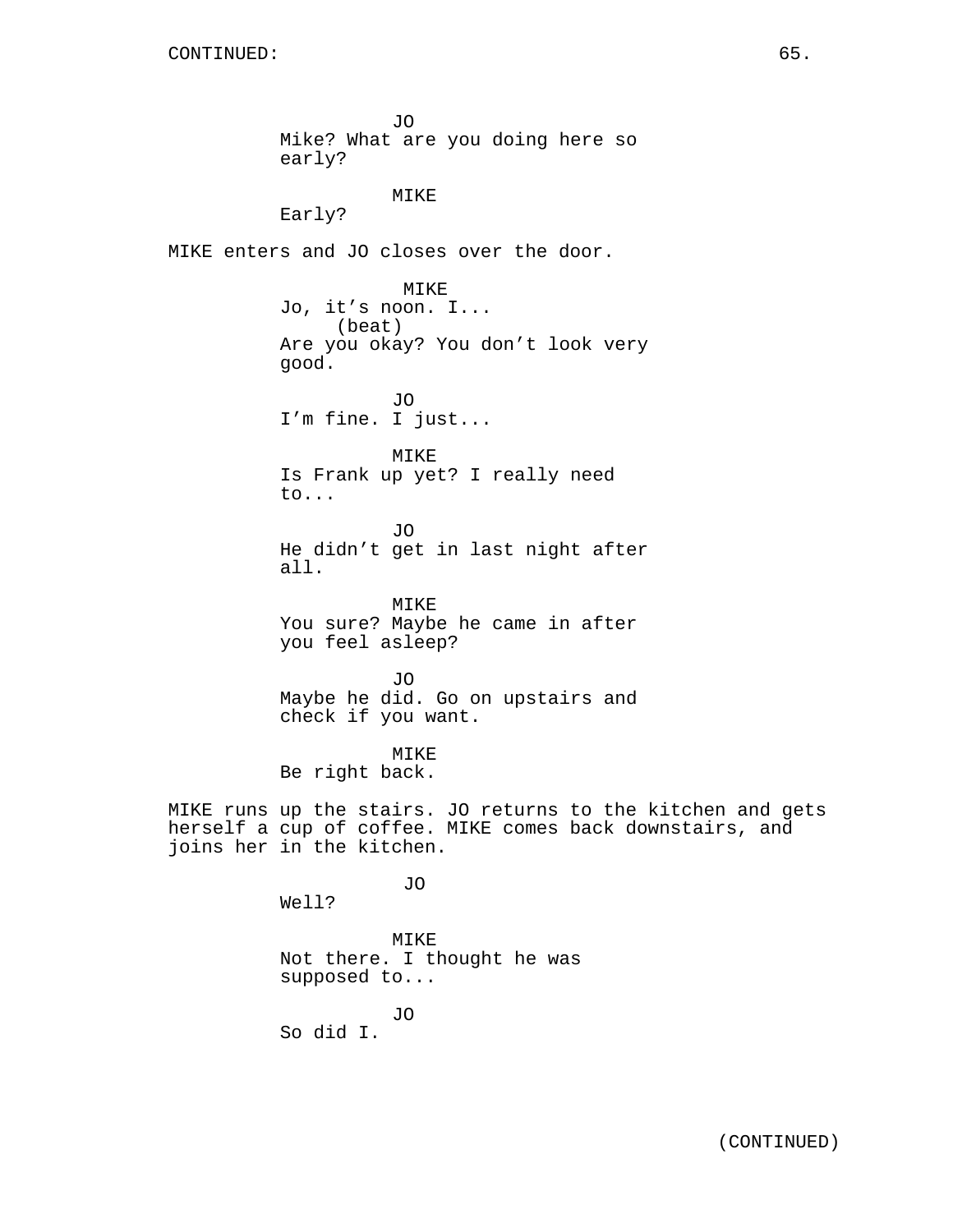CONTINUED:

JO
Mike? What are you doing here so early?

MIKE
Early?

MIKE enters and JO closes over the door.

MIKE
Jo, it's noon. I...
(beat)
Are you okay? You don't look very good.

JO
I'm fine. I just...

MIKE
Is Frank up yet? I really need to...

JO
He didn't get in last night after all.

MIKE
You sure? Maybe he came in after you feel asleep?

JO
Maybe he did. Go on upstairs and check if you want.

MIKE
Be right back.

MIKE runs up the stairs. JO returns to the kitchen and gets herself a cup of coffee. MIKE comes back downstairs, and joins her in the kitchen.

JO
Well?

MIKE
Not there. I thought he was supposed to...

JO
So did I.

(CONTINUED)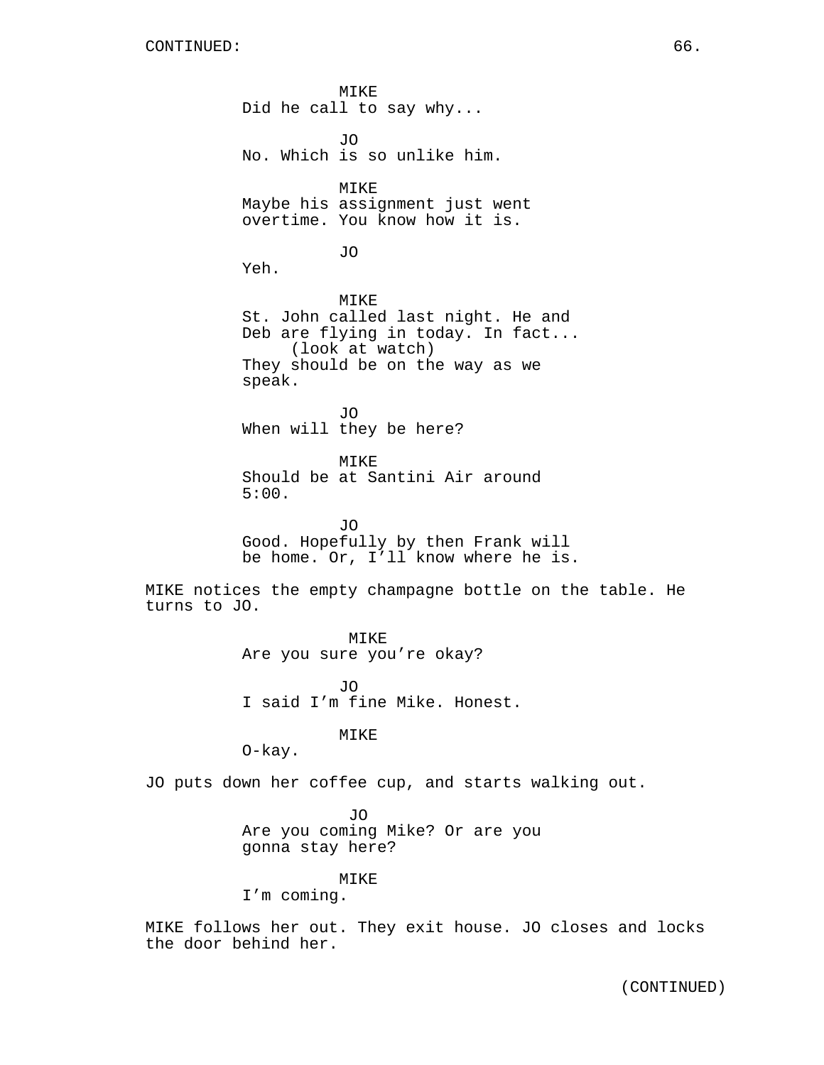CONTINUED:

MIKE
Did he call to say why...

JO
No. Which is so unlike him.

MIKE
Maybe his assignment just went overtime. You know how it is.

JO
Yeh.

MIKE
St. John called last night. He and Deb are flying in today. In fact...
(look at watch)
They should be on the way as we speak.

JO
When will they be here?

MIKE
Should be at Santini Air around 5:00.

JO
Good. Hopefully by then Frank will be home. Or, I'll know where he is.

MIKE notices the empty champagne bottle on the table. He turns to JO.

MIKE
Are you sure you're okay?

JO
I said I'm fine Mike. Honest.

MIKE
O-kay.

JO puts down her coffee cup, and starts walking out.

JO
Are you coming Mike? Or are you gonna stay here?

MIKE
I'm coming.

MIKE follows her out. They exit house. JO closes and locks the door behind her.

(CONTINUED)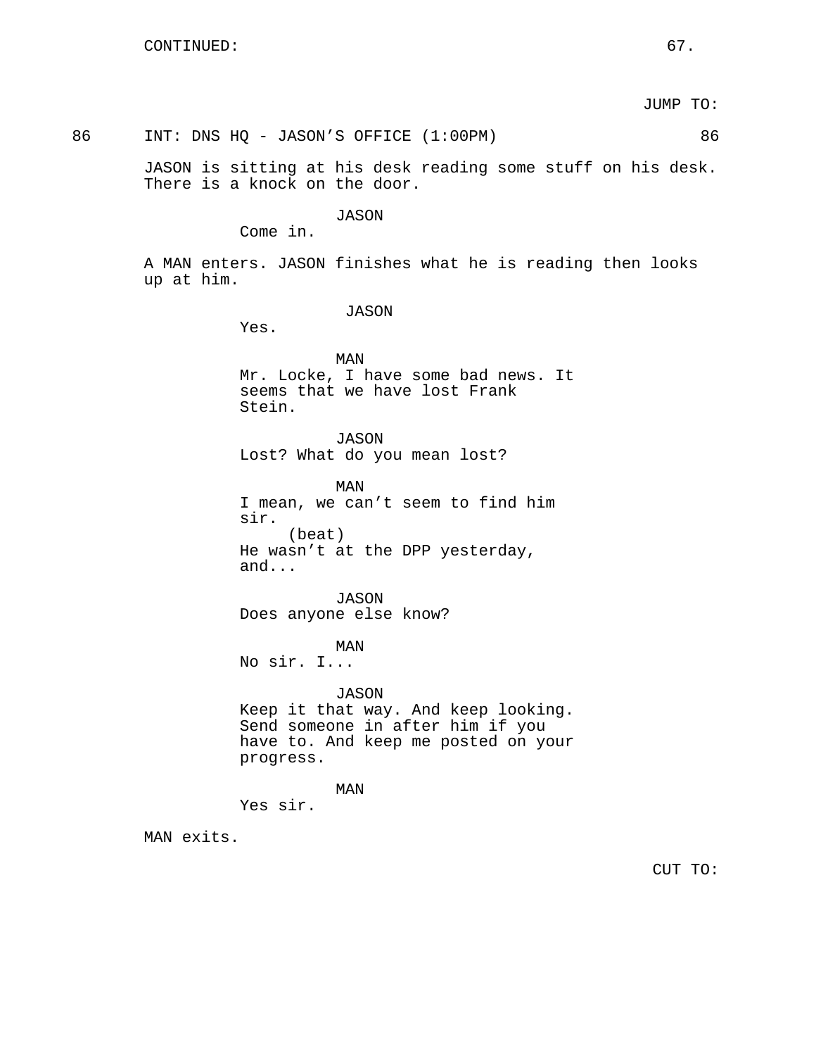CONTINUED:

JUMP TO:

86 INT: DNS HQ - JASON'S OFFICE (1:00PM) 86

JASON is sitting at his desk reading some stuff on his desk. There is a knock on the door.

JASON
Come in.

A MAN enters. JASON finishes what he is reading then looks up at him.

JASON
Yes.

MAN
Mr. Locke, I have some bad news. It seems that we have lost Frank Stein.

JASON
Lost? What do you mean lost?

MAN
I mean, we can't seem to find him sir.
(beat)
He wasn't at the DPP yesterday, and...

JASON
Does anyone else know?

MAN
No sir. I...

JASON
Keep it that way. And keep looking. Send someone in after him if you have to. And keep me posted on your progress.

MAN
Yes sir.

MAN exits.

CUT TO: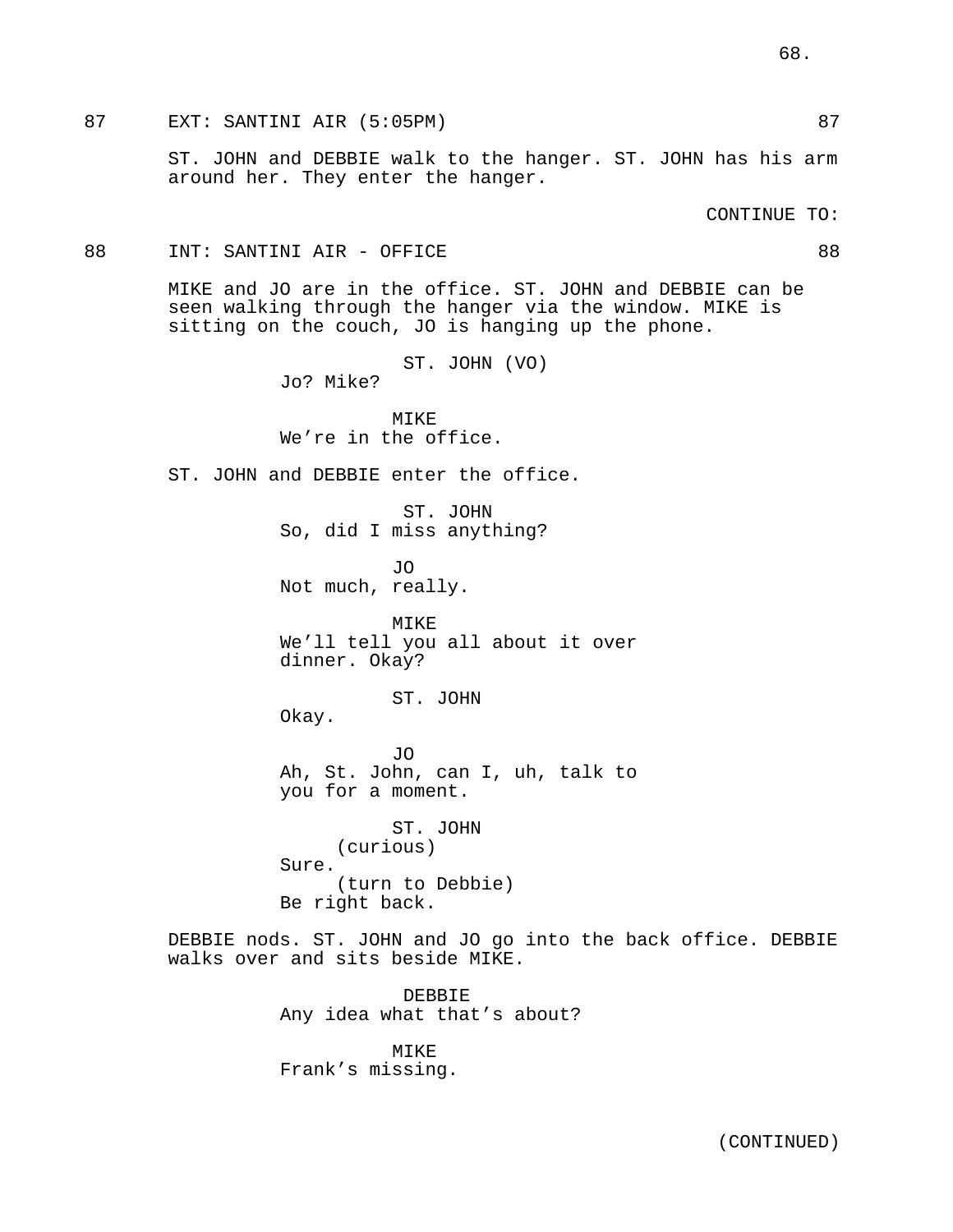87 EXT: SANTINI AIR (5:05PM) 87

ST. JOHN and DEBBIE walk to the hanger. ST. JOHN has his arm around her. They enter the hanger.

CONTINUE TO:

88 INT: SANTINI AIR - OFFICE 88

MIKE and JO are in the office. ST. JOHN and DEBBIE can be seen walking through the hanger via the window. MIKE is sitting on the couch, JO is hanging up the phone.

ST. JOHN (VO)
Jo? Mike?

MIKE
We're in the office.

ST. JOHN and DEBBIE enter the office.

ST. JOHN
So, did I miss anything?

JO
Not much, really.

MIKE
We'll tell you all about it over dinner. Okay?

ST. JOHN
Okay.

JO
Ah, St. John, can I, uh, talk to you for a moment.

ST. JOHN
(curious)
Sure.
(turn to Debbie)
Be right back.

DEBBIE nods. ST. JOHN and JO go into the back office. DEBBIE walks over and sits beside MIKE.

DEBBIE
Any idea what that's about?

MIKE
Frank's missing.

(CONTINUED)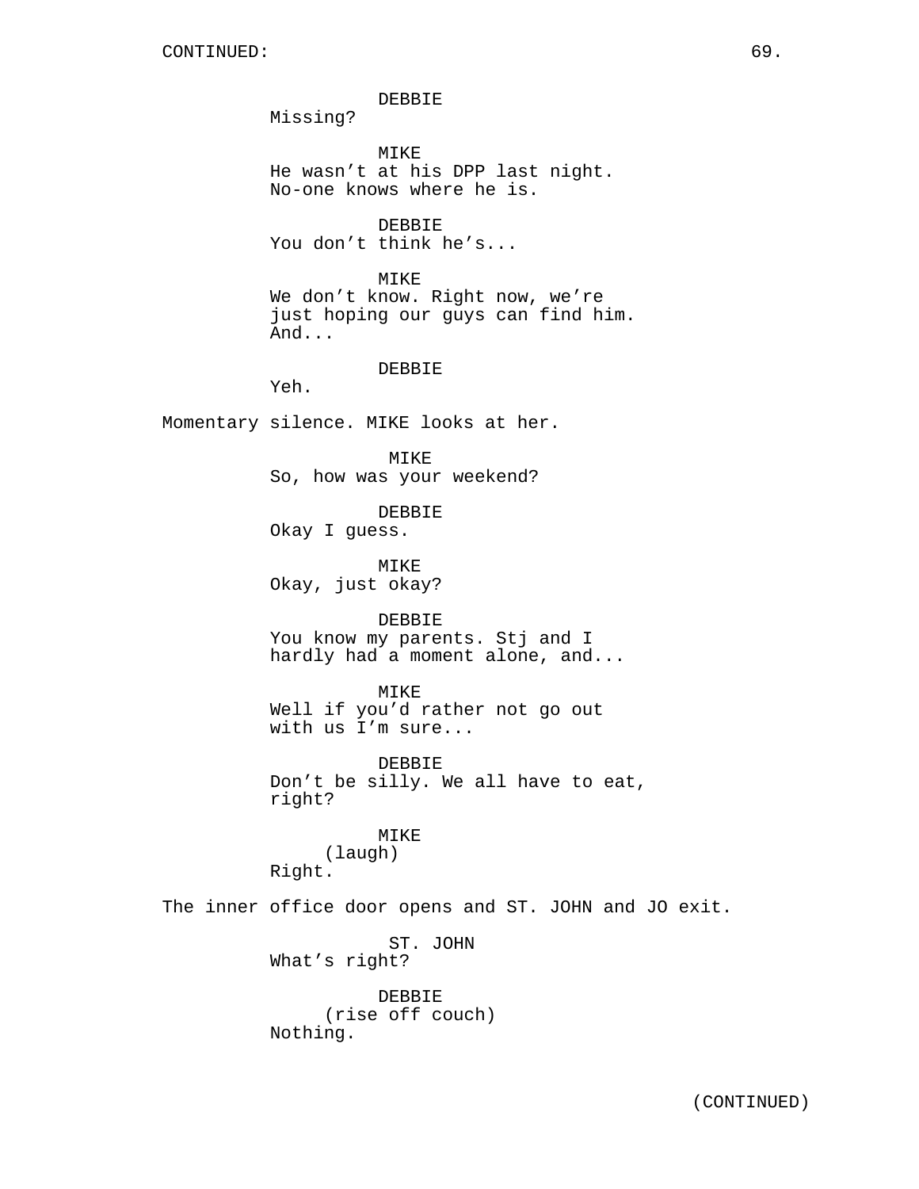DEBBIE
Missing?

MIKE
He wasn't at his DPP last night. No-one knows where he is.

DEBBIE
You don't think he's...

MIKE
We don't know. Right now, we're just hoping our guys can find him. And...

DEBBIE
Yeh.

Momentary silence. MIKE looks at her.

MIKE
So, how was your weekend?

DEBBIE
Okay I guess.

MIKE
Okay, just okay?

DEBBIE
You know my parents. Stj and I hardly had a moment alone, and...

MIKE
Well if you'd rather not go out with us I'm sure...

DEBBIE
Don't be silly. We all have to eat, right?

MIKE
(laugh)
Right.

The inner office door opens and ST. JOHN and JO exit.

ST. JOHN
What's right?

DEBBIE
(rise off couch)
Nothing.

(CONTINUED)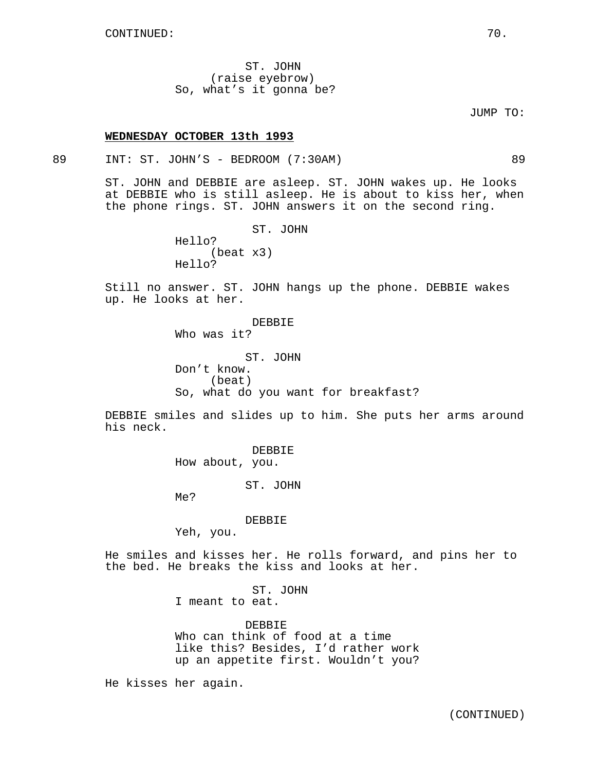CONTINUED:

ST. JOHN
(raise eyebrow)
So, what's it gonna be?

JUMP TO:

**WEDNESDAY OCTOBER 13th 1993**

89 INT: ST. JOHN'S - BEDROOM (7:30AM) 89

ST. JOHN and DEBBIE are asleep. ST. JOHN wakes up. He looks at DEBBIE who is still asleep. He is about to kiss her, when the phone rings. ST. JOHN answers it on the second ring.

ST. JOHN
Hello?
(beat x3)
Hello?

Still no answer. ST. JOHN hangs up the phone. DEBBIE wakes up. He looks at her.

DEBBIE
Who was it?

ST. JOHN
Don't know.
(beat)
So, what do you want for breakfast?

DEBBIE smiles and slides up to him. She puts her arms around his neck.

DEBBIE
How about, you.

ST. JOHN
Me?

DEBBIE
Yeh, you.

He smiles and kisses her. He rolls forward, and pins her to the bed. He breaks the kiss and looks at her.

ST. JOHN
I meant to eat.

DEBBIE
Who can think of food at a time like this? Besides, I'd rather work up an appetite first. Wouldn't you?

He kisses her again.

(CONTINUED)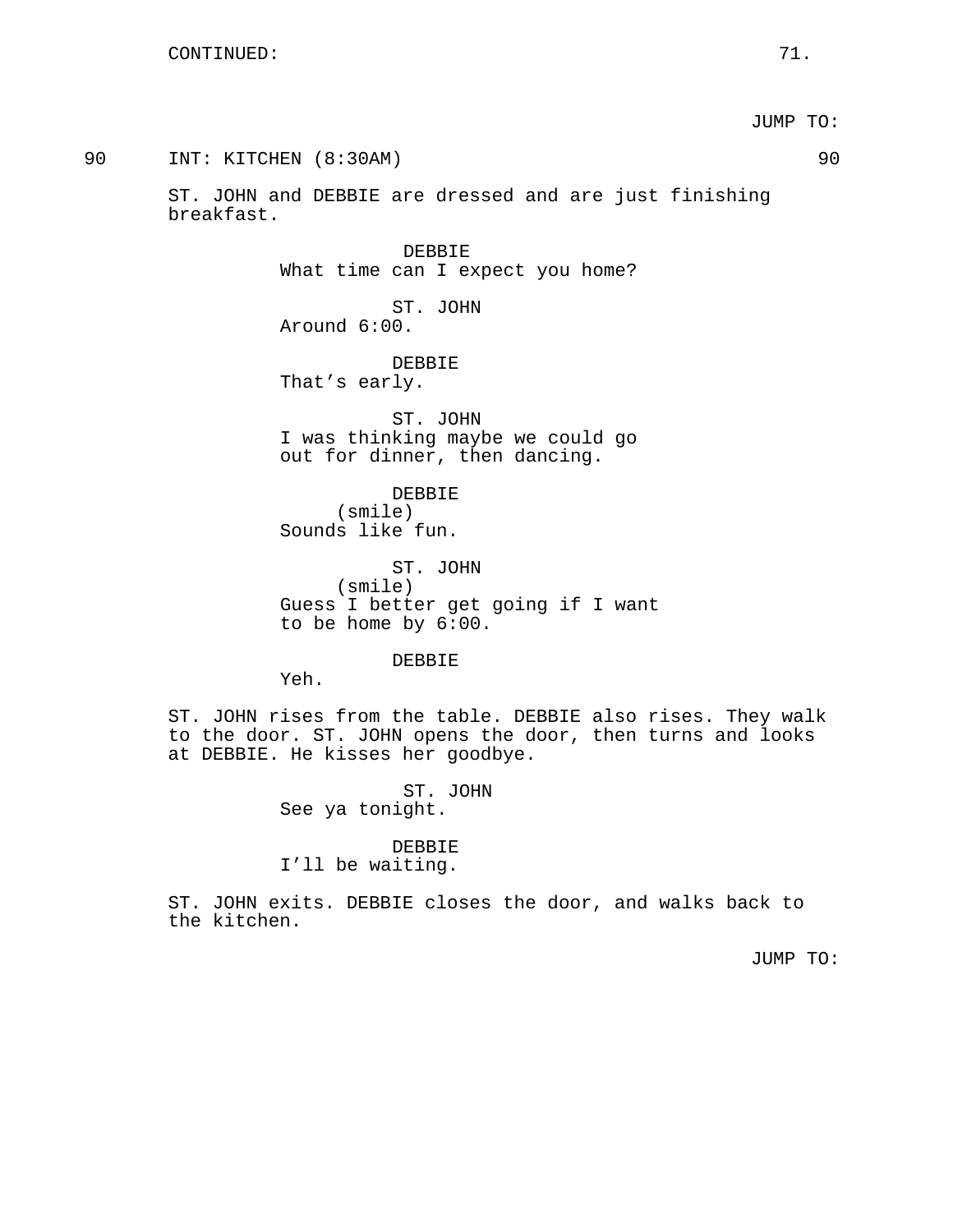CONTINUED:

JUMP TO:

90 INT: KITCHEN (8:30AM) 90

ST. JOHN and DEBBIE are dressed and are just finishing breakfast.

DEBBIE
What time can I expect you home?

ST. JOHN
Around 6:00.

DEBBIE
That's early.

ST. JOHN
I was thinking maybe we could go out for dinner, then dancing.

DEBBIE
(smile)
Sounds like fun.

ST. JOHN
(smile)
Guess I better get going if I want to be home by 6:00.

DEBBIE
Yeh.

ST. JOHN rises from the table. DEBBIE also rises. They walk to the door. ST. JOHN opens the door, then turns and looks at DEBBIE. He kisses her goodbye.

ST. JOHN
See ya tonight.

DEBBIE
I'll be waiting.

ST. JOHN exits. DEBBIE closes the door, and walks back to the kitchen.

JUMP TO: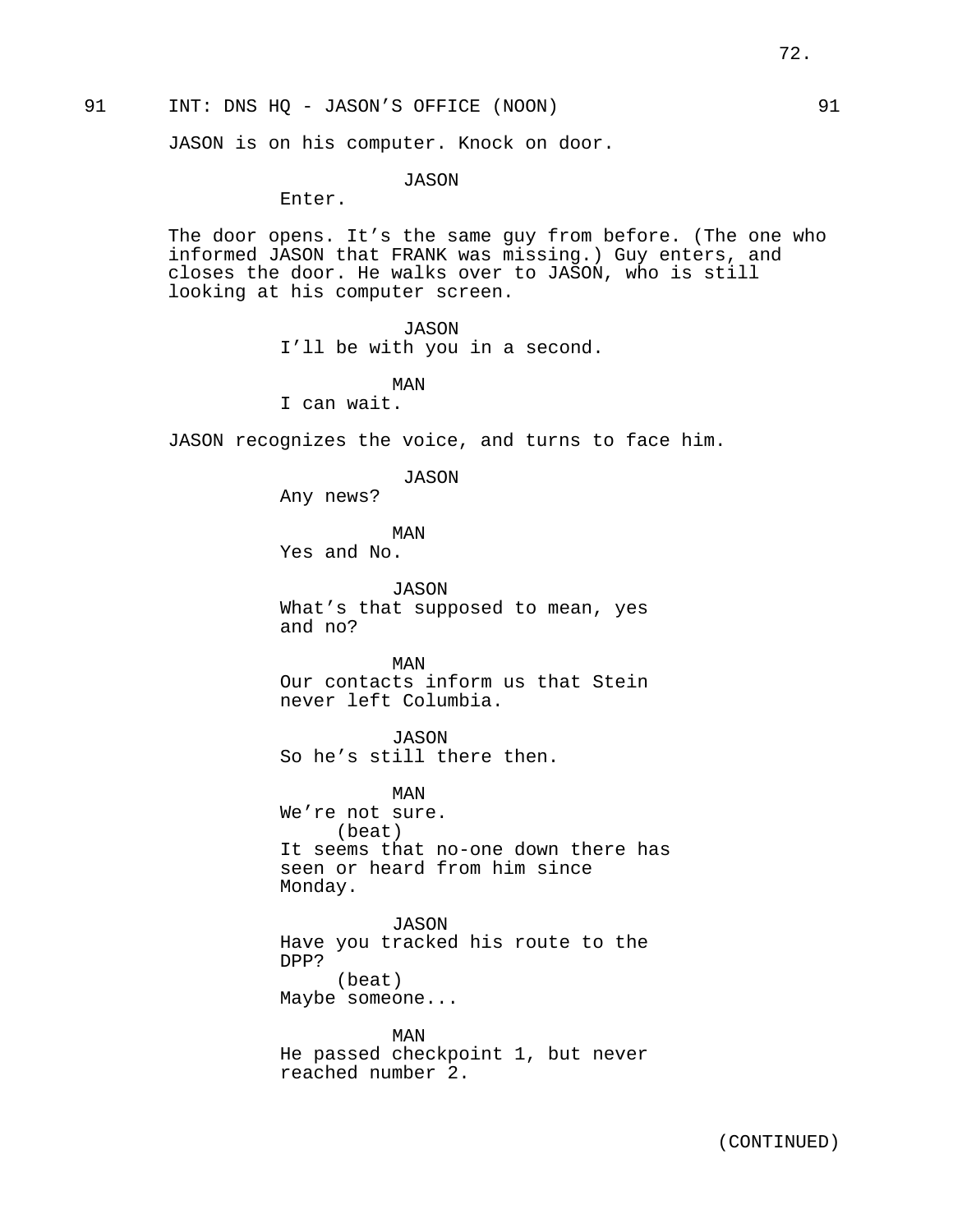91 INT: DNS HQ - JASON'S OFFICE (NOON) 91

JASON is on his computer. Knock on door.

JASON
Enter.

The door opens. It's the same guy from before. (The one who informed JASON that FRANK was missing.) Guy enters, and closes the door. He walks over to JASON, who is still looking at his computer screen.

JASON
I'll be with you in a second.

MAN
I can wait.

JASON recognizes the voice, and turns to face him.

JASON
Any news?

MAN
Yes and No.

JASON
What's that supposed to mean, yes and no?

MAN
Our contacts inform us that Stein never left Columbia.

JASON
So he's still there then.

MAN
We're not sure.
(beat)
It seems that no-one down there has seen or heard from him since Monday.

JASON
Have you tracked his route to the DPP?
(beat)
Maybe someone...

MAN
He passed checkpoint 1, but never reached number 2.

(CONTINUED)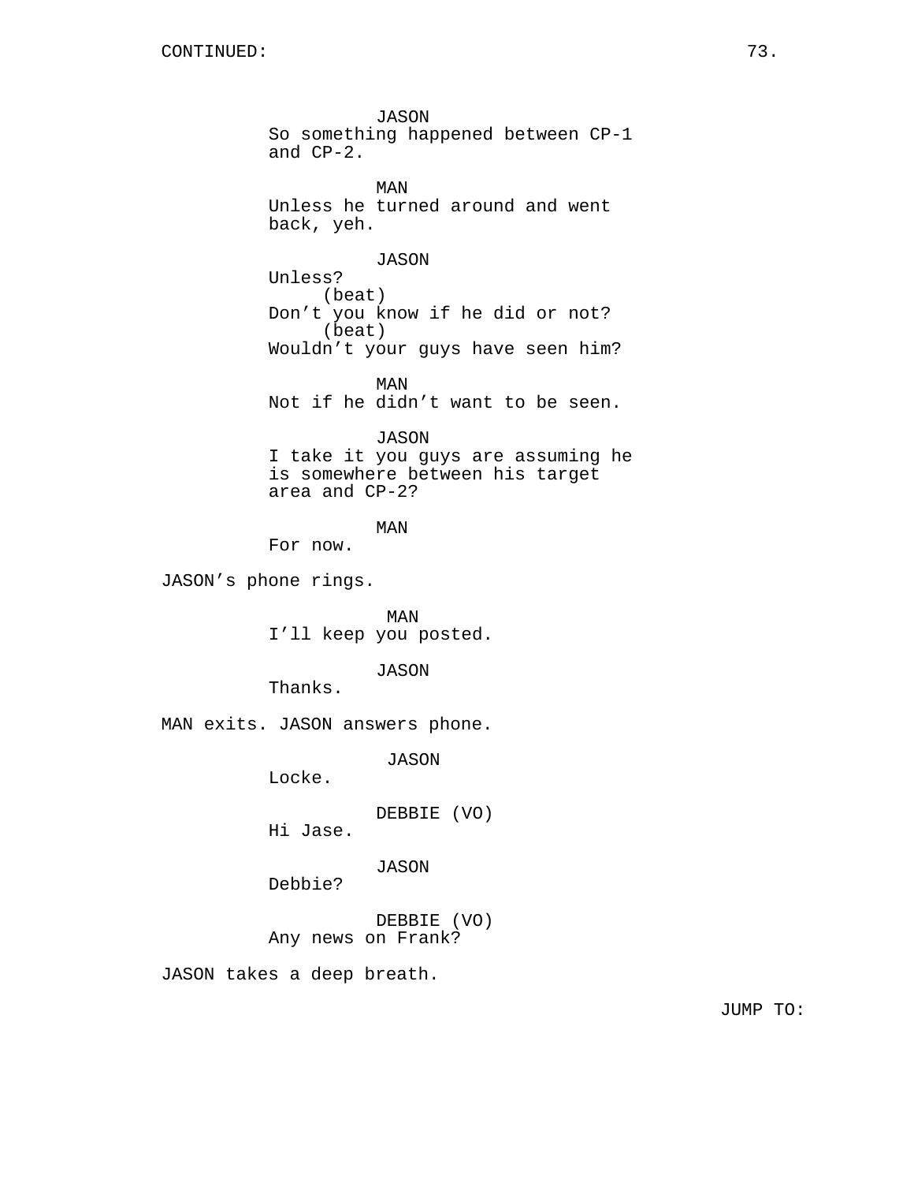CONTINUED:

JASON
So something happened between CP-1 and CP-2.

MAN
Unless he turned around and went back, yeh.

JASON
Unless?
(beat)
Don't you know if he did or not?
(beat)
Wouldn't your guys have seen him?

MAN
Not if he didn't want to be seen.

JASON
I take it you guys are assuming he is somewhere between his target area and CP-2?

MAN
For now.

JASON's phone rings.

MAN
I'll keep you posted.

JASON
Thanks.

MAN exits. JASON answers phone.

JASON
Locke.

DEBBIE (VO)
Hi Jase.

JASON
Debbie?

DEBBIE (VO)
Any news on Frank?

JASON takes a deep breath.

JUMP TO: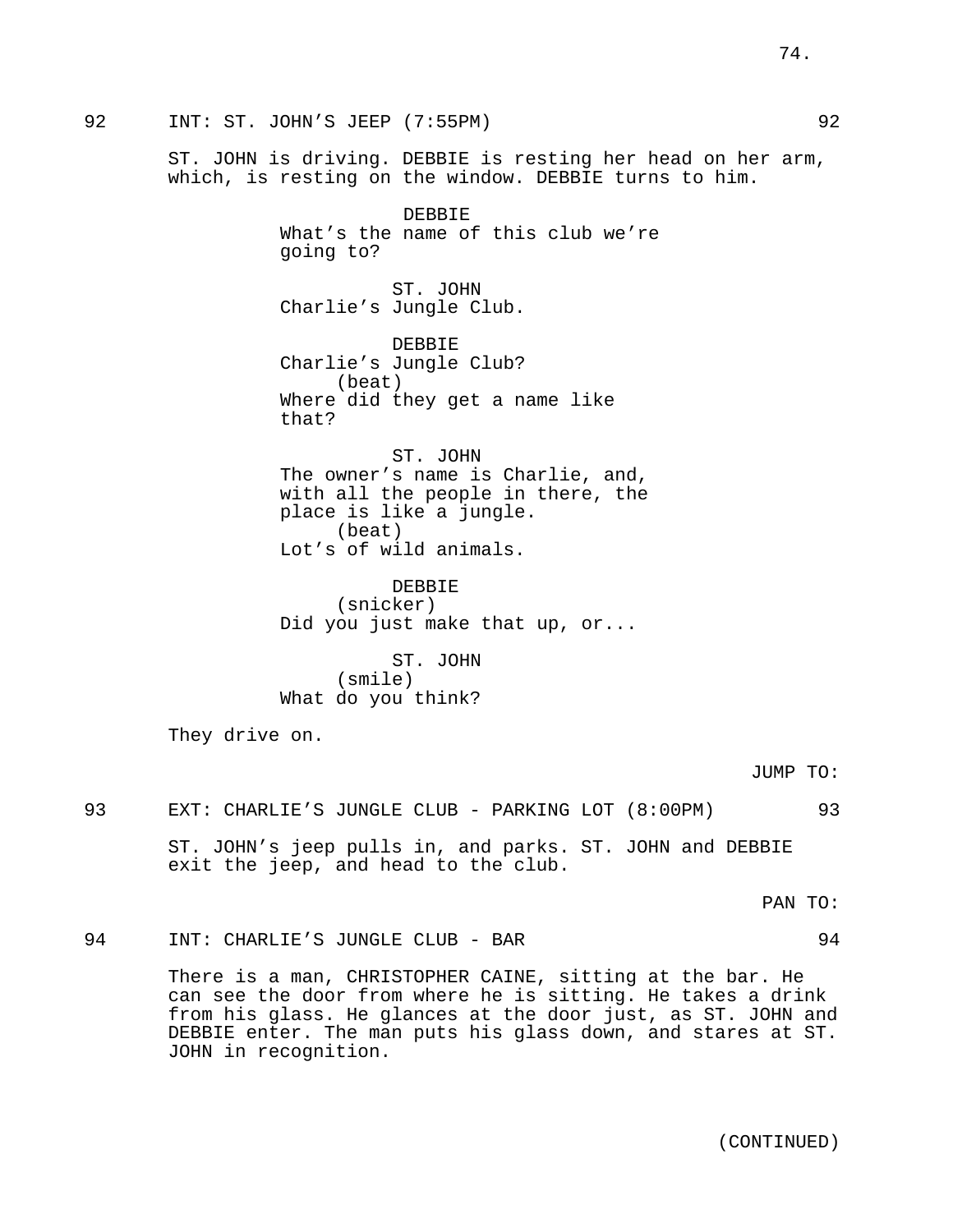92 INT: ST. JOHN'S JEEP (7:55PM) 92

ST. JOHN is driving. DEBBIE is resting her head on her arm, which, is resting on the window. DEBBIE turns to him.

DEBBIE
What's the name of this club we're going to?

ST. JOHN
Charlie's Jungle Club.

DEBBIE
Charlie's Jungle Club?
(beat)
Where did they get a name like that?

ST. JOHN
The owner's name is Charlie, and, with all the people in there, the place is like a jungle.
(beat)
Lot's of wild animals.

DEBBIE
(snicker)
Did you just make that up, or...

ST. JOHN
(smile)
What do you think?

They drive on.

JUMP TO:

93 EXT: CHARLIE'S JUNGLE CLUB - PARKING LOT (8:00PM) 93

ST. JOHN's jeep pulls in, and parks. ST. JOHN and DEBBIE exit the jeep, and head to the club.

PAN TO:

94 INT: CHARLIE'S JUNGLE CLUB - BAR 94

There is a man, CHRISTOPHER CAINE, sitting at the bar. He can see the door from where he is sitting. He takes a drink from his glass. He glances at the door just, as ST. JOHN and DEBBIE enter. The man puts his glass down, and stares at ST. JOHN in recognition.

(CONTINUED)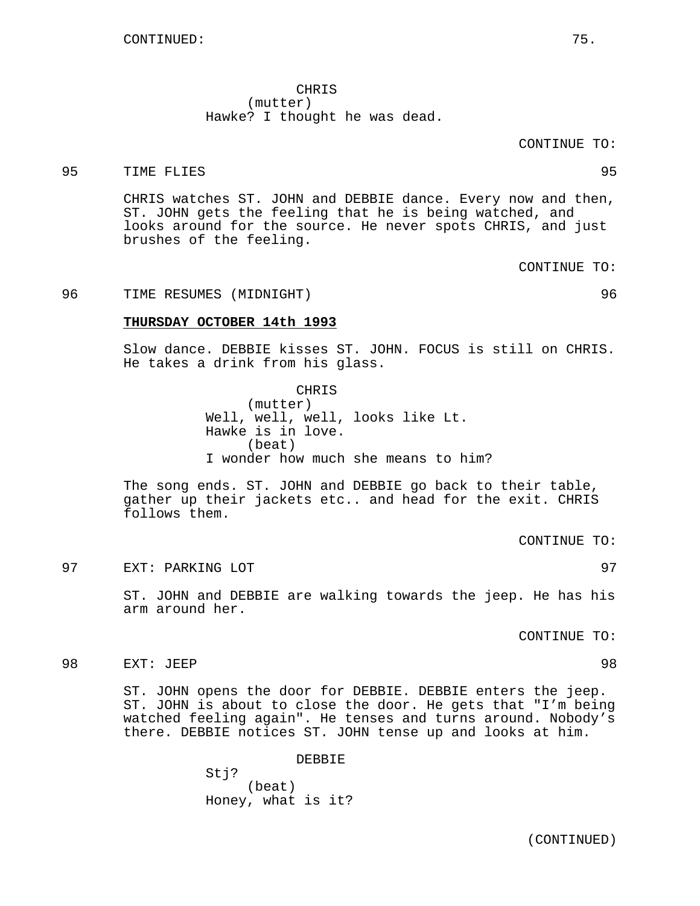CHRIS
(mutter)
Hawke? I thought he was dead.

CONTINUE TO:

95 TIME FLIES 95

CHRIS watches ST. JOHN and DEBBIE dance. Every now and then, ST. JOHN gets the feeling that he is being watched, and looks around for the source. He never spots CHRIS, and just brushes of the feeling.

CONTINUE TO:

96 TIME RESUMES (MIDNIGHT) 96

**THURSDAY OCTOBER 14th 1993**

Slow dance. DEBBIE kisses ST. JOHN. FOCUS is still on CHRIS. He takes a drink from his glass.

CHRIS
(mutter)
Well, well, well, looks like Lt. Hawke is in love.
(beat)
I wonder how much she means to him?

The song ends. ST. JOHN and DEBBIE go back to their table, gather up their jackets etc.. and head for the exit. CHRIS follows them.

CONTINUE TO:

97 EXT: PARKING LOT 97

ST. JOHN and DEBBIE are walking towards the jeep. He has his arm around her.

CONTINUE TO:

98 EXT: JEEP 98

ST. JOHN opens the door for DEBBIE. DEBBIE enters the jeep. ST. JOHN is about to close the door. He gets that "I'm being watched feeling again". He tenses and turns around. Nobody's there. DEBBIE notices ST. JOHN tense up and looks at him.

DEBBIE
Stj?
(beat)
Honey, what is it?

(CONTINUED)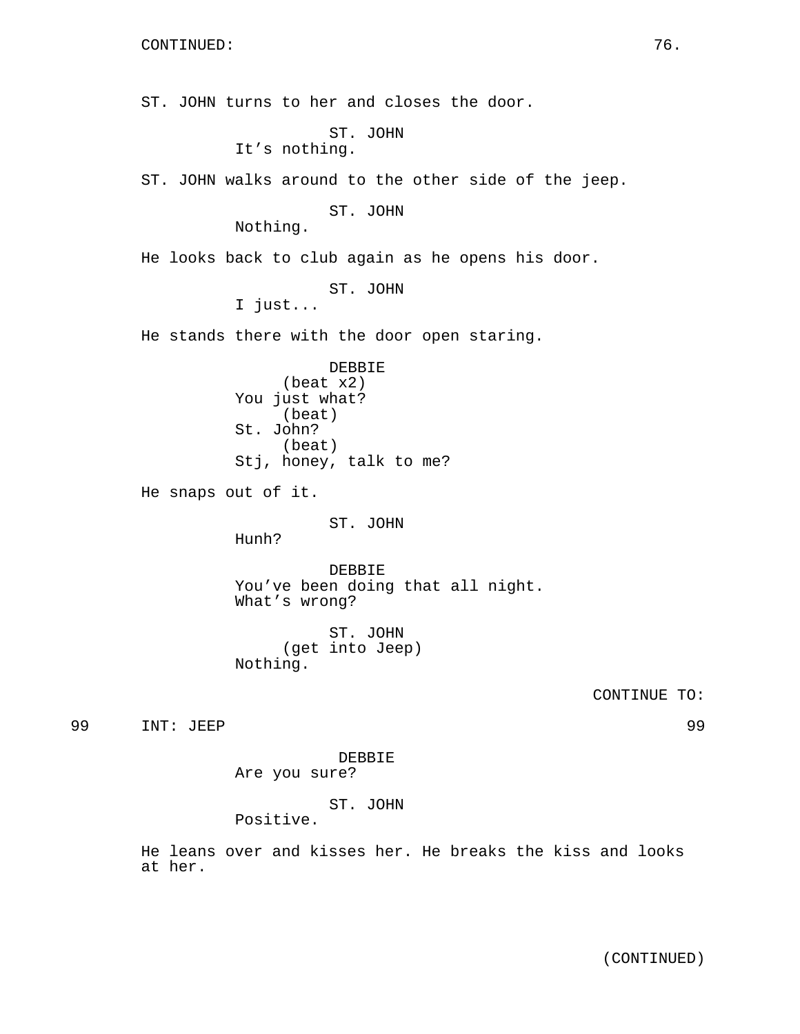ST. JOHN turns to her and closes the door.

ST. JOHN
It’s nothing.

ST. JOHN walks around to the other side of the jeep.

ST. JOHN
Nothing.

He looks back to club again as he opens his door.

ST. JOHN
I just...

He stands there with the door open staring.

DEBBIE
(beat x2)
You just what?
(beat)
St. John?
(beat)
Stj, honey, talk to me?

He snaps out of it.

ST. JOHN
Hunh?

DEBBIE
You’ve been doing that all night.
What’s wrong?

ST. JOHN
(get into Jeep)
Nothing.

CONTINUE TO:

99 INT: JEEP 99

DEBBIE
Are you sure?

ST. JOHN
Positive.

He leans over and kisses her. He breaks the kiss and looks at her.

(CONTINUED)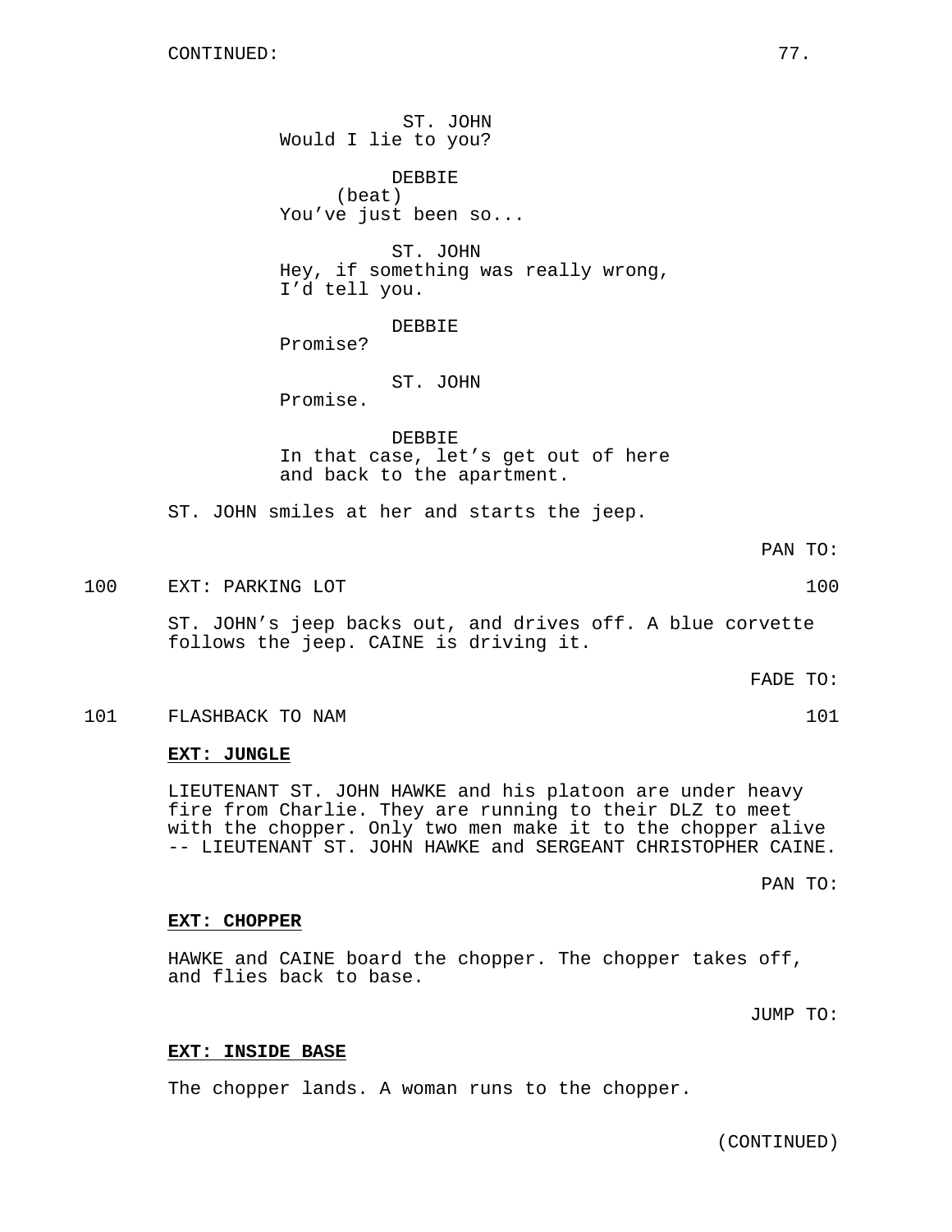CONTINUED:

ST. JOHN
Would I lie to you?

DEBBIE
(beat)
You've just been so...

ST. JOHN
Hey, if something was really wrong, I'd tell you.

DEBBIE
Promise?

ST. JOHN
Promise.

DEBBIE
In that case, let's get out of here and back to the apartment.

ST. JOHN smiles at her and starts the jeep.

PAN TO:

100 EXT: PARKING LOT 100

ST. JOHN's jeep backs out, and drives off. A blue corvette follows the jeep. CAINE is driving it.

FADE TO:

101 FLASHBACK TO NAM 101

**EXT: JUNGLE**

LIEUTENANT ST. JOHN HAWKE and his platoon are under heavy fire from Charlie. They are running to their DLZ to meet with the chopper. Only two men make it to the chopper alive -- LIEUTENANT ST. JOHN HAWKE and SERGEANT CHRISTOPHER CAINE.

PAN TO:

**EXT: CHOPPER**

HAWKE and CAINE board the chopper. The chopper takes off, and flies back to base.

JUMP TO:

**EXT: INSIDE BASE**

The chopper lands. A woman runs to the chopper.

(CONTINUED)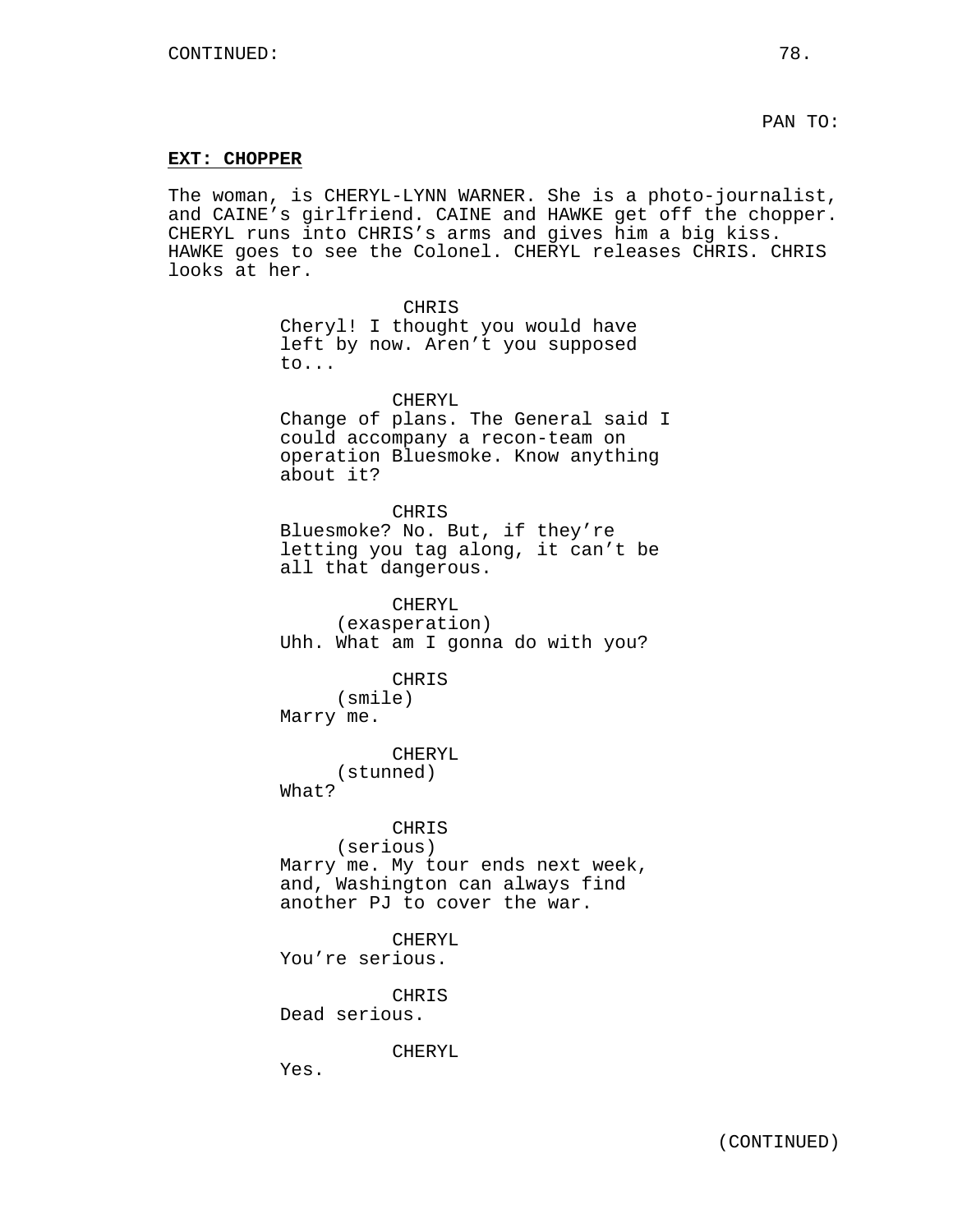CONTINUED:

PAN TO:

**EXT: CHOPPER**

The woman, is CHERYL-LYNN WARNER. She is a photo-journalist, and CAINE's girlfriend. CAINE and HAWKE get off the chopper. CHERYL runs into CHRIS's arms and gives him a big kiss. HAWKE goes to see the Colonel. CHERYL releases CHRIS. CHRIS looks at her.

CHRIS
Cheryl! I thought you would have left by now. Aren't you supposed to...

CHERYL
Change of plans. The General said I could accompany a recon-team on operation Bluesmoke. Know anything about it?

CHRIS
Bluesmoke? No. But, if they're letting you tag along, it can't be all that dangerous.

CHERYL
(exasperation)
Uhh. What am I gonna do with you?

CHRIS
(smile)
Marry me.

CHERYL
(stunned)
What?

CHRIS
(serious)
Marry me. My tour ends next week, and, Washington can always find another PJ to cover the war.

CHERYL
You're serious.

CHRIS
Dead serious.

CHERYL
Yes.

(CONTINUED)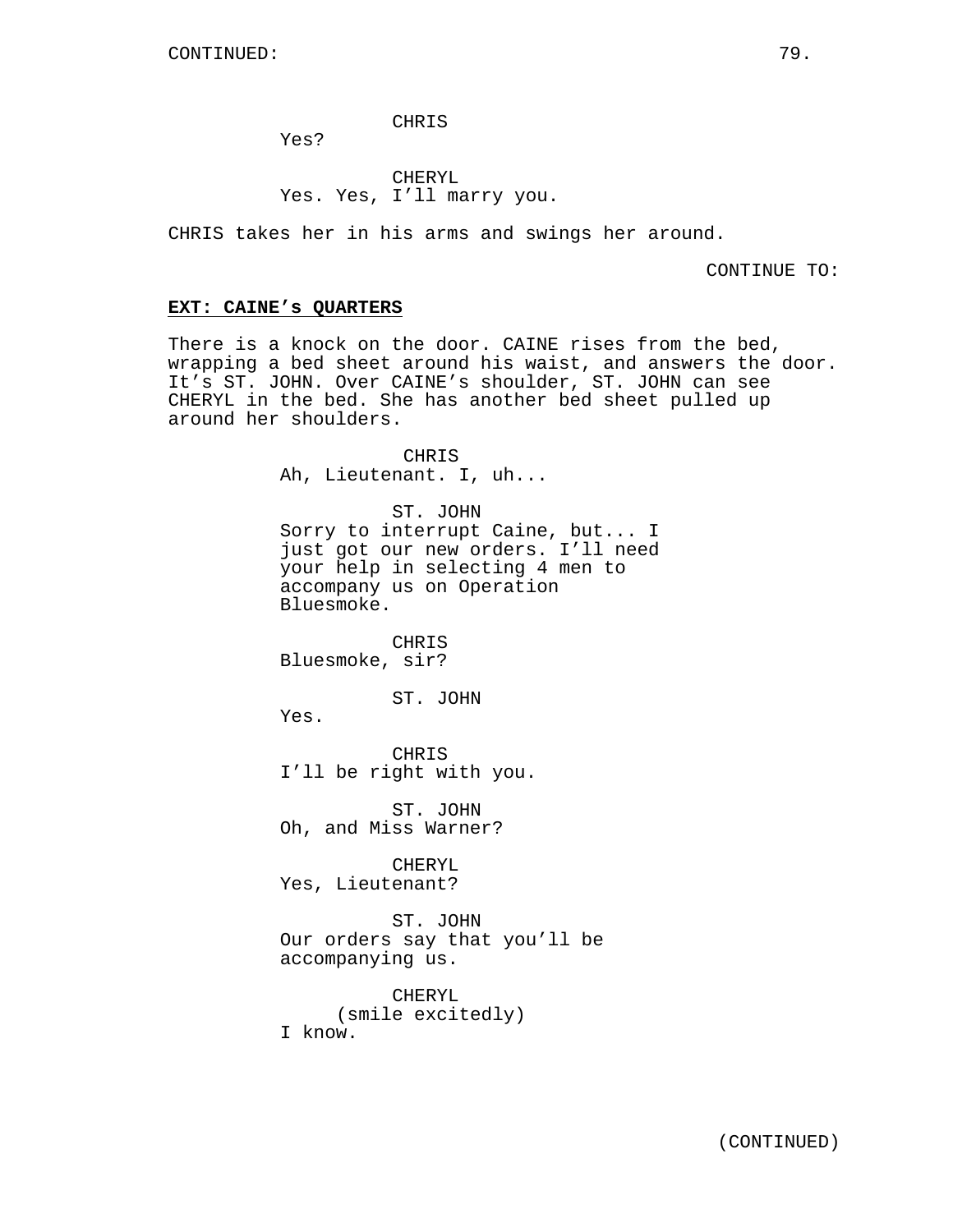CONTINUED:

CHRIS
Yes?

CHERYL
Yes. Yes, I'll marry you.

CHRIS takes her in his arms and swings her around.

CONTINUE TO:

**EXT: CAINE's QUARTERS**

There is a knock on the door. CAINE rises from the bed, wrapping a bed sheet around his waist, and answers the door. It's ST. JOHN. Over CAINE's shoulder, ST. JOHN can see CHERYL in the bed. She has another bed sheet pulled up around her shoulders.

CHRIS
Ah, Lieutenant. I, uh...

ST. JOHN
Sorry to interrupt Caine, but... I just got our new orders. I'll need your help in selecting 4 men to accompany us on Operation Bluesmoke.

CHRIS
Bluesmoke, sir?

ST. JOHN
Yes.

CHRIS
I'll be right with you.

ST. JOHN
Oh, and Miss Warner?

CHERYL
Yes, Lieutenant?

ST. JOHN
Our orders say that you'll be accompanying us.

CHERYL
(smile excitedly)
I know.

(CONTINUED)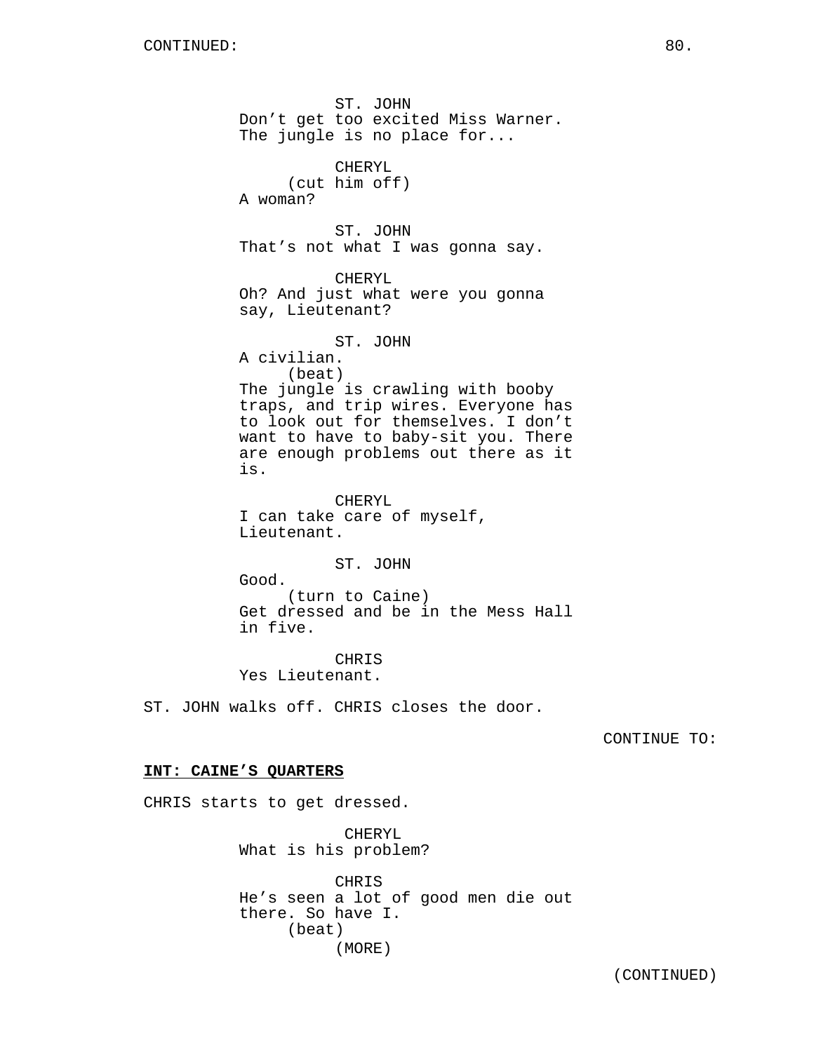CONTINUED:

ST. JOHN
Don't get too excited Miss Warner. The jungle is no place for...

CHERYL
(cut him off)
A woman?

ST. JOHN
That's not what I was gonna say.

CHERYL
Oh? And just what were you gonna say, Lieutenant?

ST. JOHN
A civilian.
(beat)
The jungle is crawling with booby traps, and trip wires. Everyone has to look out for themselves. I don't want to have to baby-sit you. There are enough problems out there as it is.

CHERYL
I can take care of myself, Lieutenant.

ST. JOHN
Good.
(turn to Caine)
Get dressed and be in the Mess Hall in five.

CHRIS
Yes Lieutenant.

ST. JOHN walks off. CHRIS closes the door.

CONTINUE TO:

**INT: CAINE'S QUARTERS**

CHRIS starts to get dressed.

CHERYL
What is his problem?

CHRIS
He's seen a lot of good men die out there. So have I.
(beat)
(MORE)

(CONTINUED)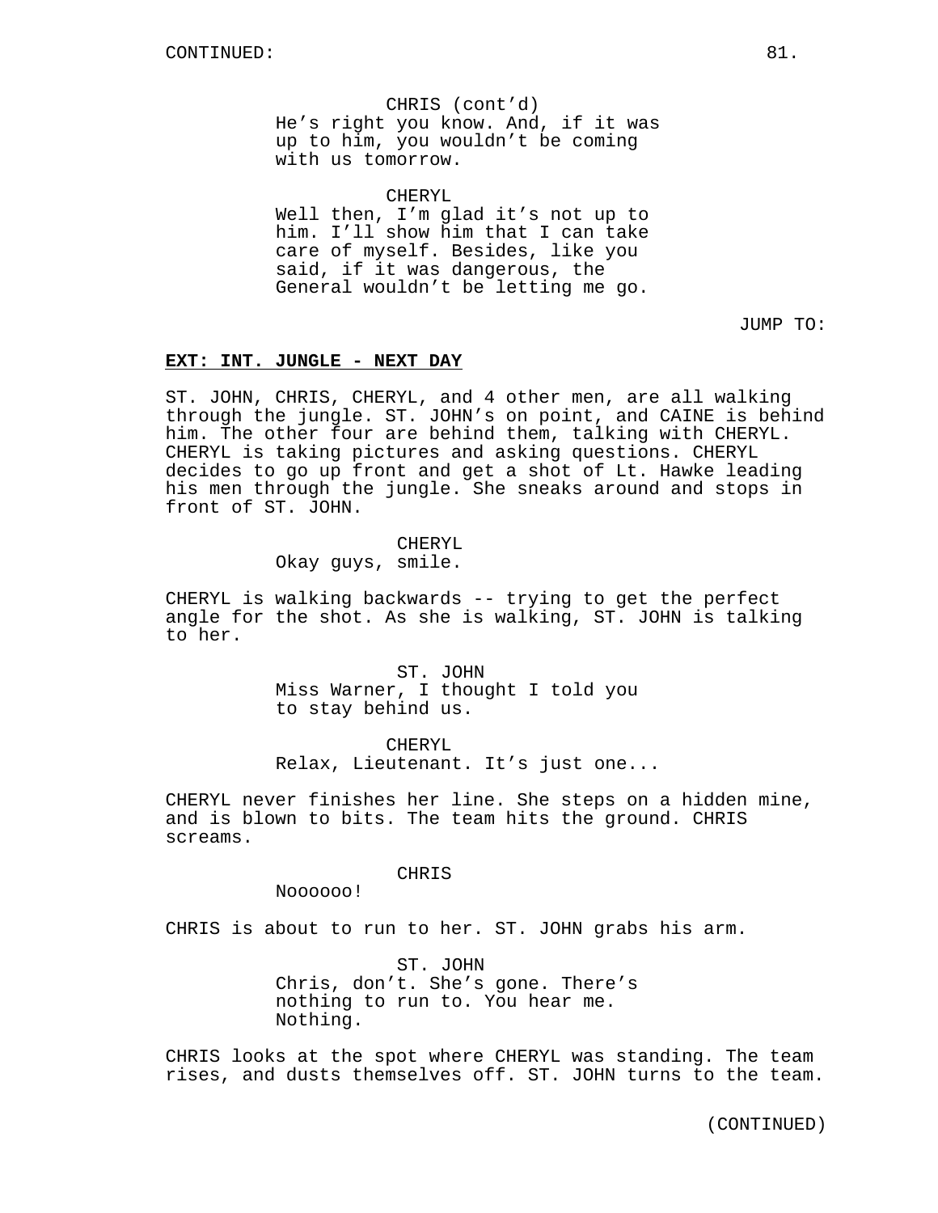CONTINUED:

CHRIS (cont'd)
He's right you know. And, if it was up to him, you wouldn't be coming with us tomorrow.

CHERYL
Well then, I'm glad it's not up to him. I'll show him that I can take care of myself. Besides, like you said, if it was dangerous, the General wouldn't be letting me go.

JUMP TO:

**EXT: INT. JUNGLE - NEXT DAY**

ST. JOHN, CHRIS, CHERYL, and 4 other men, are all walking through the jungle. ST. JOHN's on point, and CAINE is behind him. The other four are behind them, talking with CHERYL. CHERYL is taking pictures and asking questions. CHERYL decides to go up front and get a shot of Lt. Hawke leading his men through the jungle. She sneaks around and stops in front of ST. JOHN.

CHERYL
Okay guys, smile.

CHERYL is walking backwards -- trying to get the perfect angle for the shot. As she is walking, ST. JOHN is talking to her.

ST. JOHN
Miss Warner, I thought I told you to stay behind us.

CHERYL
Relax, Lieutenant. It's just one...

CHERYL never finishes her line. She steps on a hidden mine, and is blown to bits. The team hits the ground. CHRIS screams.

CHRIS
Noooooo!

CHRIS is about to run to her. ST. JOHN grabs his arm.

ST. JOHN
Chris, don't. She's gone. There's nothing to run to. You hear me. Nothing.

CHRIS looks at the spot where CHERYL was standing. The team rises, and dusts themselves off. ST. JOHN turns to the team.

(CONTINUED)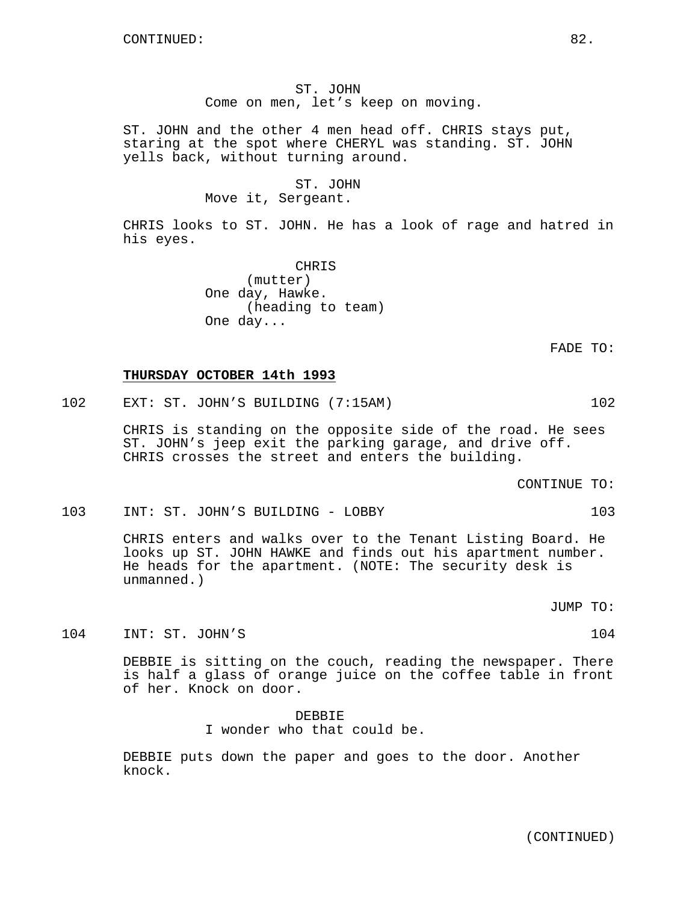CONTINUED:

ST. JOHN
Come on men, let's keep on moving.

ST. JOHN and the other 4 men head off. CHRIS stays put, staring at the spot where CHERYL was standing. ST. JOHN yells back, without turning around.

ST. JOHN
Move it, Sergeant.

CHRIS looks to ST. JOHN. He has a look of rage and hatred in his eyes.

CHRIS
(mutter)
One day, Hawke.
(heading to team)
One day...

FADE TO:

**THURSDAY OCTOBER 14th 1993**

102 EXT: ST. JOHN'S BUILDING (7:15AM) 102

CHRIS is standing on the opposite side of the road. He sees ST. JOHN's jeep exit the parking garage, and drive off. CHRIS crosses the street and enters the building.

CONTINUE TO:

103 INT: ST. JOHN'S BUILDING - LOBBY 103

CHRIS enters and walks over to the Tenant Listing Board. He looks up ST. JOHN HAWKE and finds out his apartment number. He heads for the apartment. (NOTE: The security desk is unmanned.)

JUMP TO:

104 INT: ST. JOHN'S 104

DEBBIE is sitting on the couch, reading the newspaper. There is half a glass of orange juice on the coffee table in front of her. Knock on door.

DEBBIE
I wonder who that could be.

DEBBIE puts down the paper and goes to the door. Another knock.

(CONTINUED)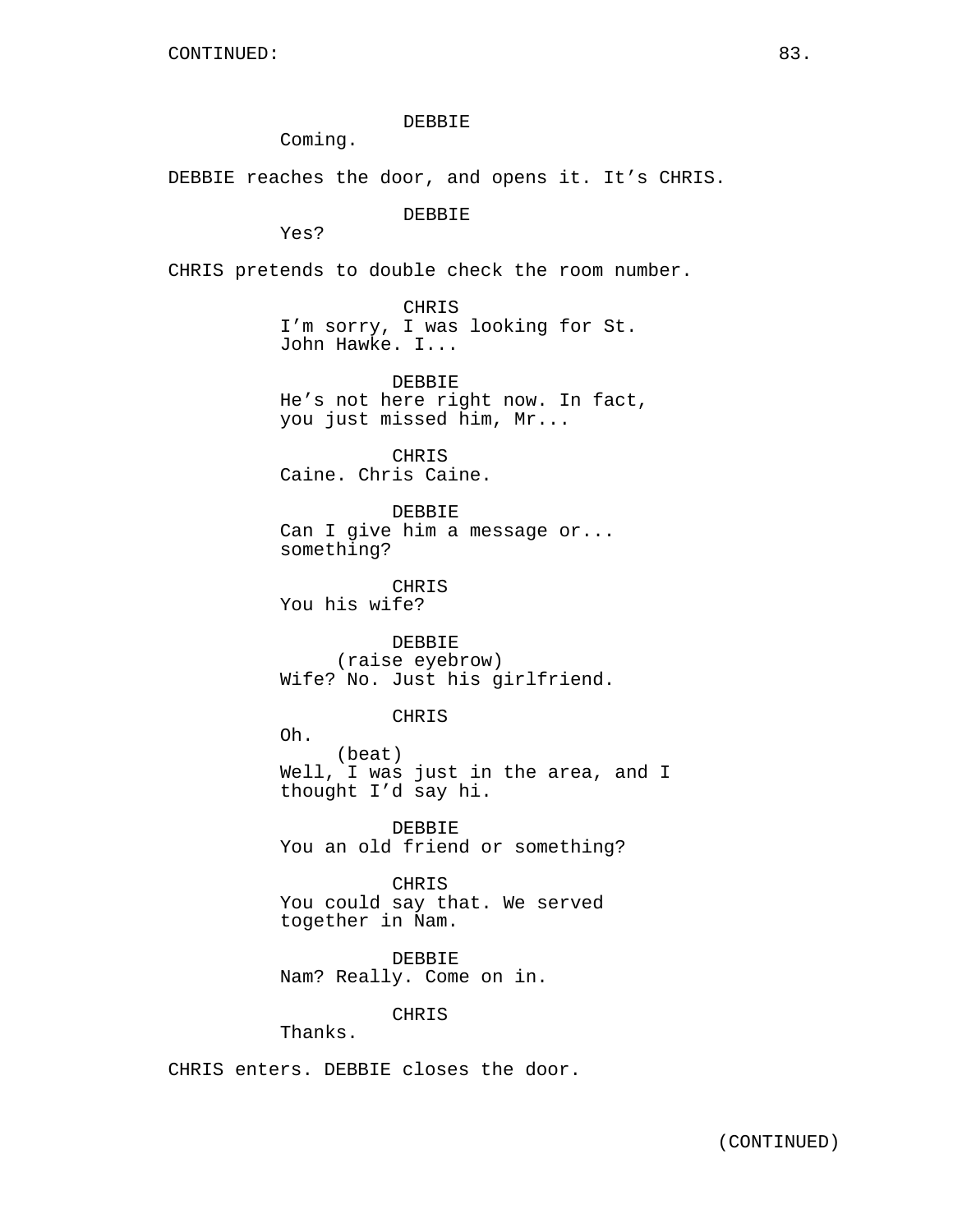CONTINUED:

DEBBIE
Coming.

DEBBIE reaches the door, and opens it. It's CHRIS.

DEBBIE
Yes?

CHRIS pretends to double check the room number.

CHRIS
I'm sorry, I was looking for St. John Hawke. I...

DEBBIE
He's not here right now. In fact, you just missed him, Mr...

CHRIS
Caine. Chris Caine.

DEBBIE
Can I give him a message or... something?

CHRIS
You his wife?

DEBBIE
(raise eyebrow)
Wife? No. Just his girlfriend.

CHRIS
Oh.
(beat)
Well, I was just in the area, and I thought I'd say hi.

DEBBIE
You an old friend or something?

CHRIS
You could say that. We served together in Nam.

DEBBIE
Nam? Really. Come on in.

CHRIS
Thanks.

CHRIS enters. DEBBIE closes the door.

(CONTINUED)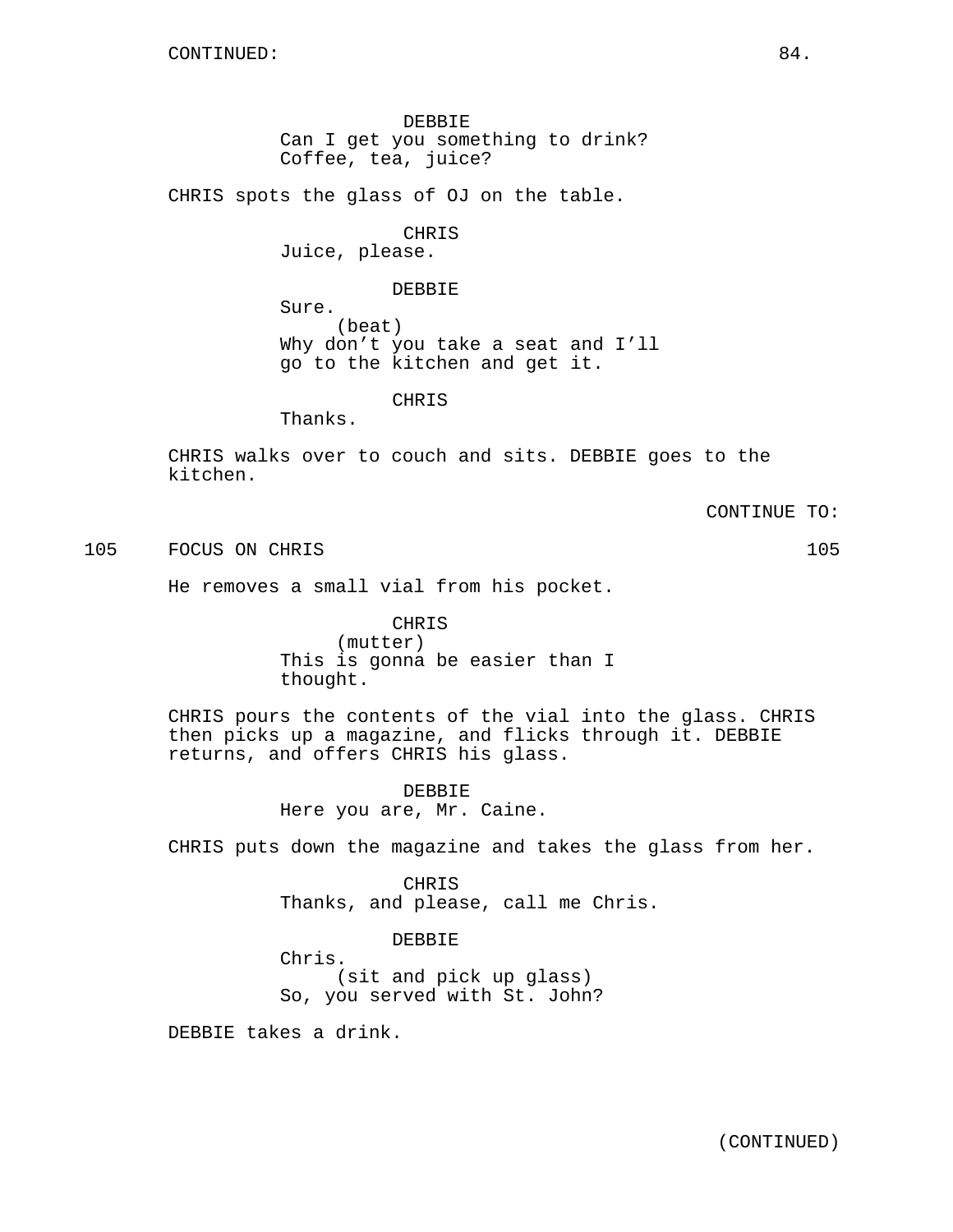CONTINUED:

DEBBIE
Can I get you something to drink? Coffee, tea, juice?

CHRIS spots the glass of OJ on the table.

CHRIS
Juice, please.

DEBBIE
Sure.
(beat)
Why don't you take a seat and I'll go to the kitchen and get it.

CHRIS
Thanks.

CHRIS walks over to couch and sits. DEBBIE goes to the kitchen.

CONTINUE TO:

105 FOCUS ON CHRIS 105

He removes a small vial from his pocket.

CHRIS
(mutter)
This is gonna be easier than I thought.

CHRIS pours the contents of the vial into the glass. CHRIS then picks up a magazine, and flicks through it. DEBBIE returns, and offers CHRIS his glass.

DEBBIE
Here you are, Mr. Caine.

CHRIS puts down the magazine and takes the glass from her.

CHRIS
Thanks, and please, call me Chris.

DEBBIE
Chris.
(sit and pick up glass)
So, you served with St. John?

DEBBIE takes a drink.

(CONTINUED)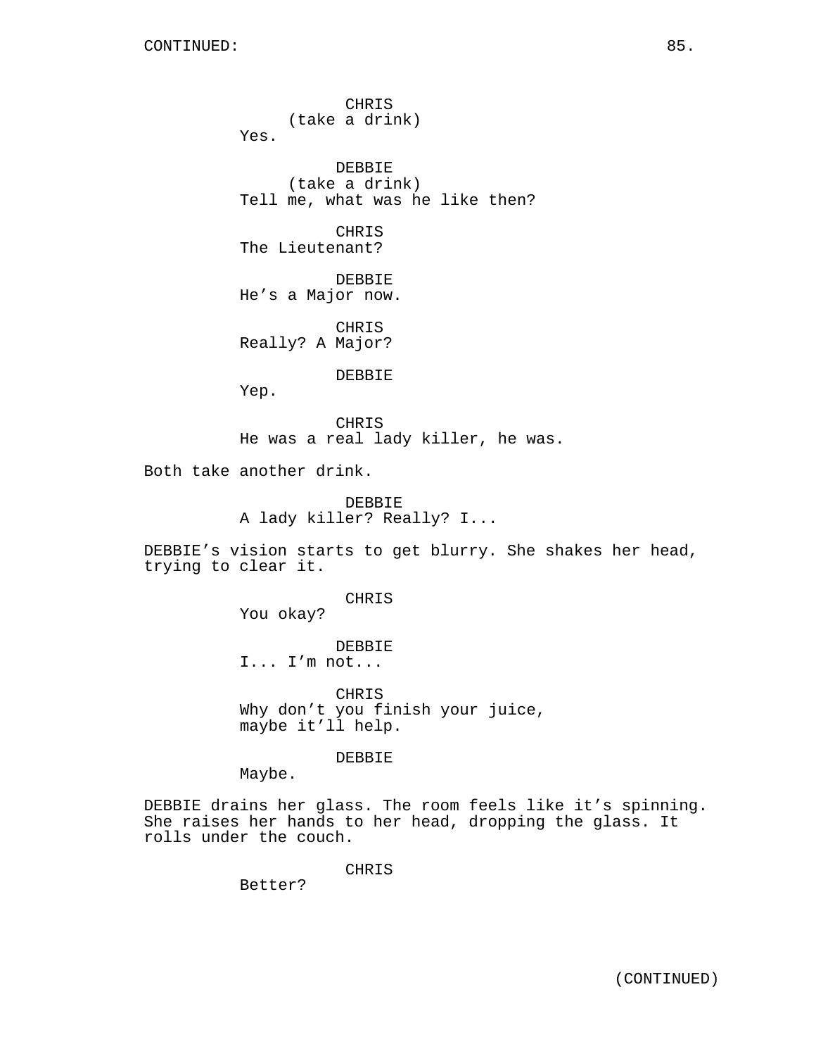CHRIS
(take a drink)
Yes.

DEBBIE
(take a drink)
Tell me, what was he like then?

CHRIS
The Lieutenant?

DEBBIE
He's a Major now.

CHRIS
Really? A Major?

DEBBIE
Yep.

CHRIS
He was a real lady killer, he was.

Both take another drink.

DEBBIE
A lady killer? Really? I...

DEBBIE's vision starts to get blurry. She shakes her head, trying to clear it.

CHRIS
You okay?

DEBBIE
I... I'm not...

CHRIS
Why don't you finish your juice, maybe it'll help.

DEBBIE
Maybe.

DEBBIE drains her glass. The room feels like it's spinning. She raises her hands to her head, dropping the glass. It rolls under the couch.

CHRIS
Better?

(CONTINUED)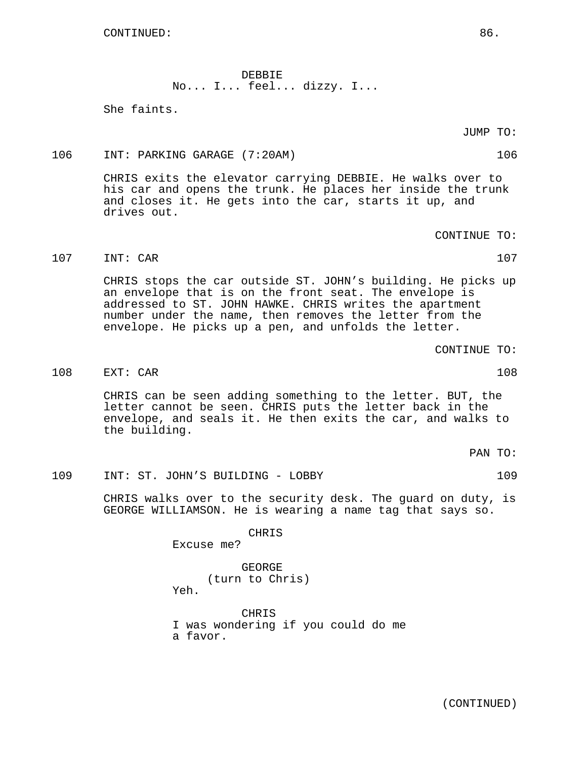CONTINUED:

DEBBIE
No... I... feel... dizzy. I...

She faints.

JUMP TO:

106 INT: PARKING GARAGE (7:20AM) 106

CHRIS exits the elevator carrying DEBBIE. He walks over to his car and opens the trunk. He places her inside the trunk and closes it. He gets into the car, starts it up, and drives out.

CONTINUE TO:

107 INT: CAR 107

CHRIS stops the car outside ST. JOHN's building. He picks up an envelope that is on the front seat. The envelope is addressed to ST. JOHN HAWKE. CHRIS writes the apartment number under the name, then removes the letter from the envelope. He picks up a pen, and unfolds the letter.

CONTINUE TO:

108 EXT: CAR 108

CHRIS can be seen adding something to the letter. BUT, the letter cannot be seen. CHRIS puts the letter back in the envelope, and seals it. He then exits the car, and walks to the building.

PAN TO:

109 INT: ST. JOHN'S BUILDING - LOBBY 109

CHRIS walks over to the security desk. The guard on duty, is GEORGE WILLIAMSON. He is wearing a name tag that says so.

CHRIS
Excuse me?

GEORGE
(turn to Chris)
Yeh.

CHRIS
I was wondering if you could do me a favor.

(CONTINUED)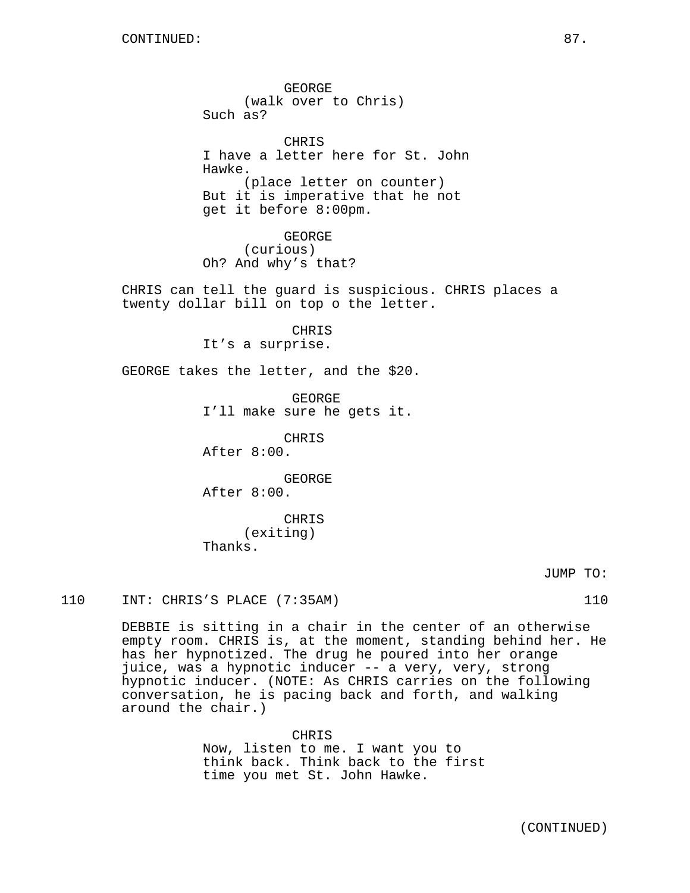CONTINUED:

GEORGE
(walk over to Chris)
Such as?

CHRIS
I have a letter here for St. John Hawke.
(place letter on counter)
But it is imperative that he not get it before 8:00pm.

GEORGE
(curious)
Oh? And why's that?

CHRIS can tell the guard is suspicious. CHRIS places a twenty dollar bill on top o the letter.

CHRIS
It's a surprise.

GEORGE takes the letter, and the $20.

GEORGE
I'll make sure he gets it.

CHRIS
After 8:00.

GEORGE
After 8:00.

CHRIS
(exiting)
Thanks.

JUMP TO:

110 INT: CHRIS'S PLACE (7:35AM) 110

DEBBIE is sitting in a chair in the center of an otherwise empty room. CHRIS is, at the moment, standing behind her. He has her hypnotized. The drug he poured into her orange juice, was a hypnotic inducer -- a very, very, strong hypnotic inducer. (NOTE: As CHRIS carries on the following conversation, he is pacing back and forth, and walking around the chair.)

CHRIS
Now, listen to me. I want you to think back. Think back to the first time you met St. John Hawke.

(CONTINUED)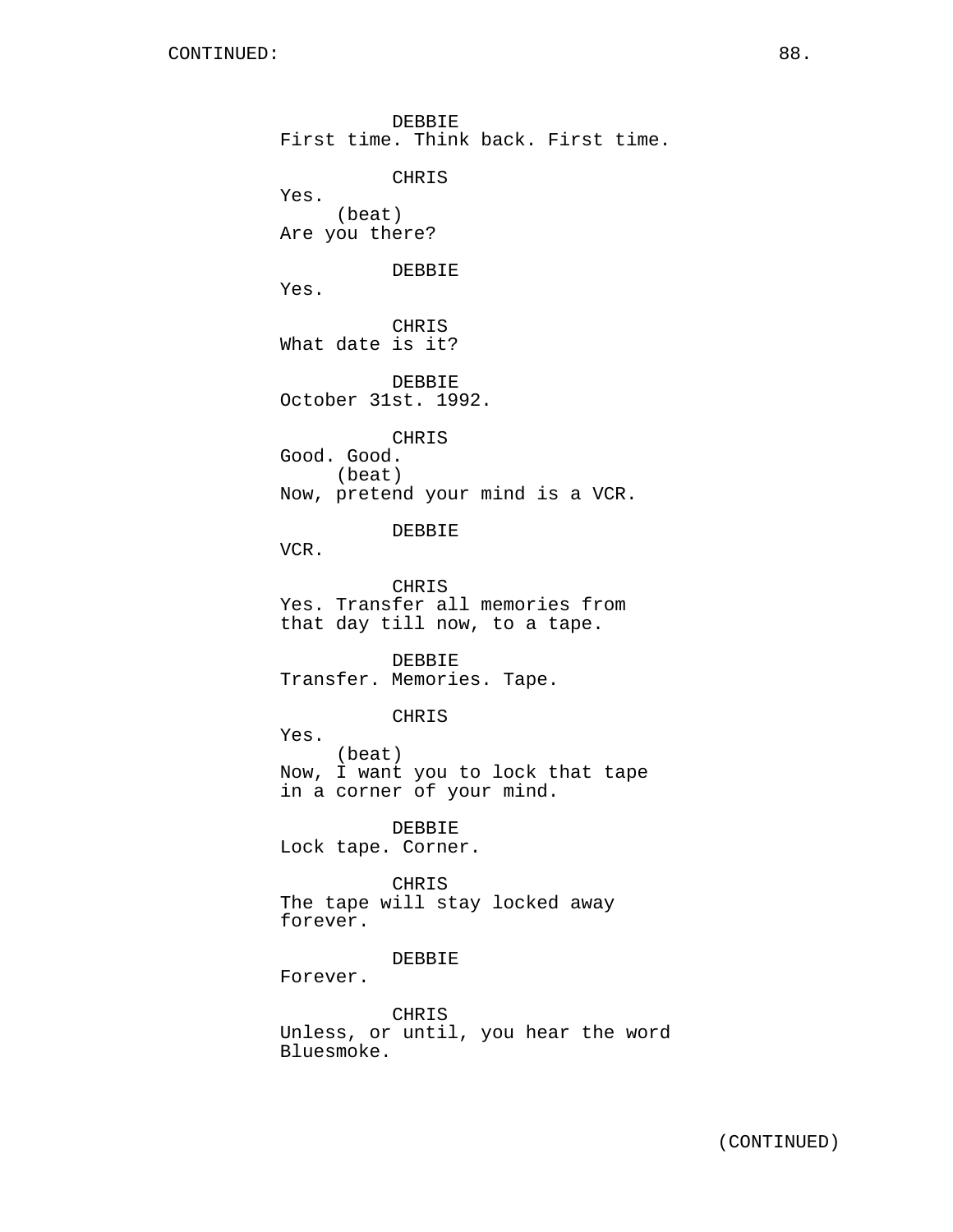DEBBIE
First time. Think back. First time.

CHRIS
Yes.
(beat)
Are you there?

DEBBIE
Yes.

CHRIS
What date is it?

DEBBIE
October 31st. 1992.

CHRIS
Good. Good.
(beat)
Now, pretend your mind is a VCR.

DEBBIE
VCR.

CHRIS
Yes. Transfer all memories from that day till now, to a tape.

DEBBIE
Transfer. Memories. Tape.

CHRIS
Yes.
(beat)
Now, I want you to lock that tape in a corner of your mind.

DEBBIE
Lock tape. Corner.

CHRIS
The tape will stay locked away forever.

DEBBIE
Forever.

CHRIS
Unless, or until, you hear the word Bluesmoke.

(CONTINUED)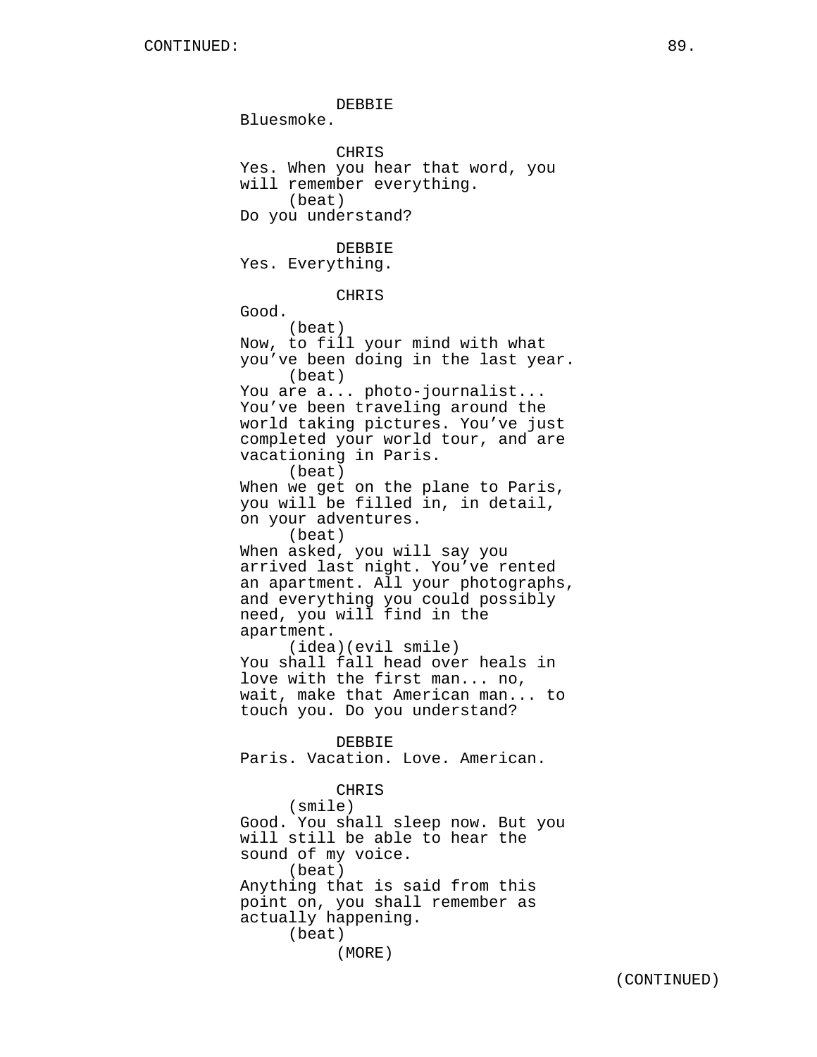DEBBIE
Bluesmoke.

CHRIS
Yes. When you hear that word, you will remember everything.
(beat)
Do you understand?

DEBBIE
Yes. Everything.

CHRIS
Good.
(beat)
Now, to fill your mind with what you've been doing in the last year.
(beat)
You are a... photo-journalist... You've been traveling around the world taking pictures. You've just completed your world tour, and are vacationing in Paris.
(beat)
When we get on the plane to Paris, you will be filled in, in detail, on your adventures.
(beat)
When asked, you will say you arrived last night. You've rented an apartment. All your photographs, and everything you could possibly need, you will find in the apartment.
(idea)(evil smile)
You shall fall head over heals in love with the first man... no, wait, make that American man... to touch you. Do you understand?

DEBBIE
Paris. Vacation. Love. American.

CHRIS
(smile)
Good. You shall sleep now. But you will still be able to hear the sound of my voice.
(beat)
Anything that is said from this point on, you shall remember as actually happening.
(beat)
(MORE)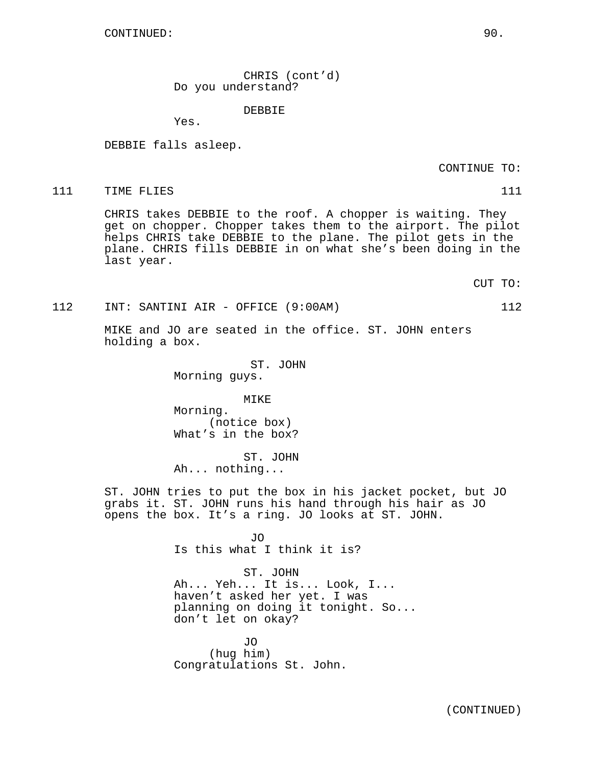CONTINUED:

CHRIS (cont'd)
Do you understand?

DEBBIE
Yes.

DEBBIE falls asleep.

CONTINUE TO:

111 TIME FLIES 111

CHRIS takes DEBBIE to the roof. A chopper is waiting. They get on chopper. Chopper takes them to the airport. The pilot helps CHRIS take DEBBIE to the plane. The pilot gets in the plane. CHRIS fills DEBBIE in on what she's been doing in the last year.

CUT TO:

112 INT: SANTINI AIR - OFFICE (9:00AM) 112

MIKE and JO are seated in the office. ST. JOHN enters holding a box.

ST. JOHN
Morning guys.

MIKE
Morning.
(notice box)
What's in the box?

ST. JOHN
Ah... nothing...

ST. JOHN tries to put the box in his jacket pocket, but JO grabs it. ST. JOHN runs his hand through his hair as JO opens the box. It's a ring. JO looks at ST. JOHN.

JO
Is this what I think it is?

ST. JOHN
Ah... Yeh... It is... Look, I... haven't asked her yet. I was planning on doing it tonight. So... don't let on okay?

JO
(hug him)
Congratulations St. John.

(CONTINUED)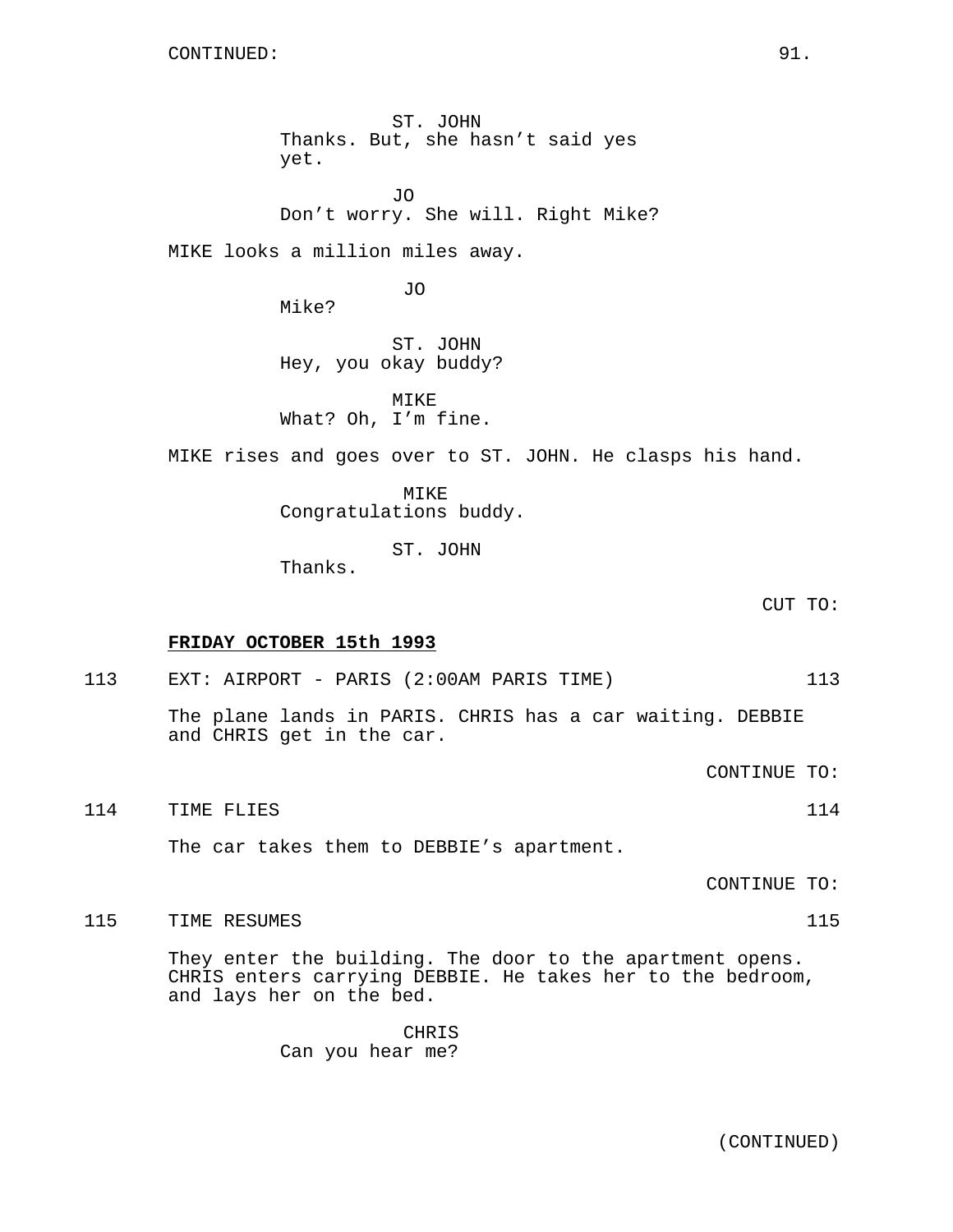CONTINUED:

ST. JOHN
Thanks. But, she hasn't said yes yet.

JO
Don't worry. She will. Right Mike?

MIKE looks a million miles away.

JO
Mike?

ST. JOHN
Hey, you okay buddy?

MIKE
What? Oh, I'm fine.

MIKE rises and goes over to ST. JOHN. He clasps his hand.

MIKE
Congratulations buddy.

ST. JOHN
Thanks.

CUT TO:

**FRIDAY OCTOBER 15th 1993**

113 EXT: AIRPORT - PARIS (2:00AM PARIS TIME) 113

The plane lands in PARIS. CHRIS has a car waiting. DEBBIE and CHRIS get in the car.

CONTINUE TO:

114 TIME FLIES 114

The car takes them to DEBBIE's apartment.

CONTINUE TO:

115 TIME RESUMES 115

They enter the building. The door to the apartment opens. CHRIS enters carrying DEBBIE. He takes her to the bedroom, and lays her on the bed.

CHRIS
Can you hear me?

(CONTINUED)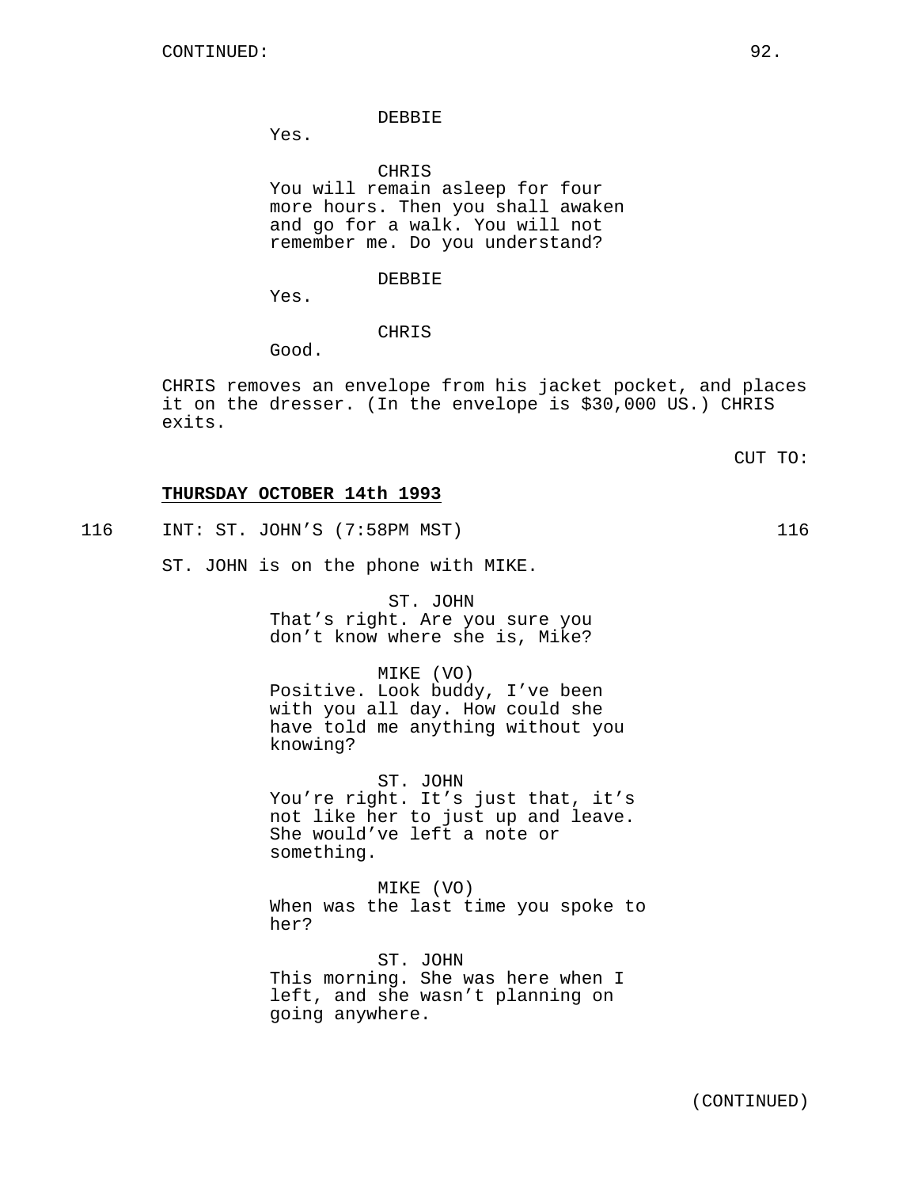CONTINUED:

DEBBIE
Yes.

CHRIS
You will remain asleep for four more hours. Then you shall awaken and go for a walk. You will not remember me. Do you understand?

DEBBIE
Yes.

CHRIS
Good.

CHRIS removes an envelope from his jacket pocket, and places it on the dresser. (In the envelope is $30,000 US.) CHRIS exits.

CUT TO:

**THURSDAY OCTOBER 14th 1993**

116 INT: ST. JOHN'S (7:58PM MST) 116

ST. JOHN is on the phone with MIKE.

ST. JOHN
That's right. Are you sure you don't know where she is, Mike?

MIKE (VO)
Positive. Look buddy, I've been with you all day. How could she have told me anything without you knowing?

ST. JOHN
You're right. It's just that, it's not like her to just up and leave. She would've left a note or something.

MIKE (VO)
When was the last time you spoke to her?

ST. JOHN
This morning. She was here when I left, and she wasn't planning on going anywhere.

(CONTINUED)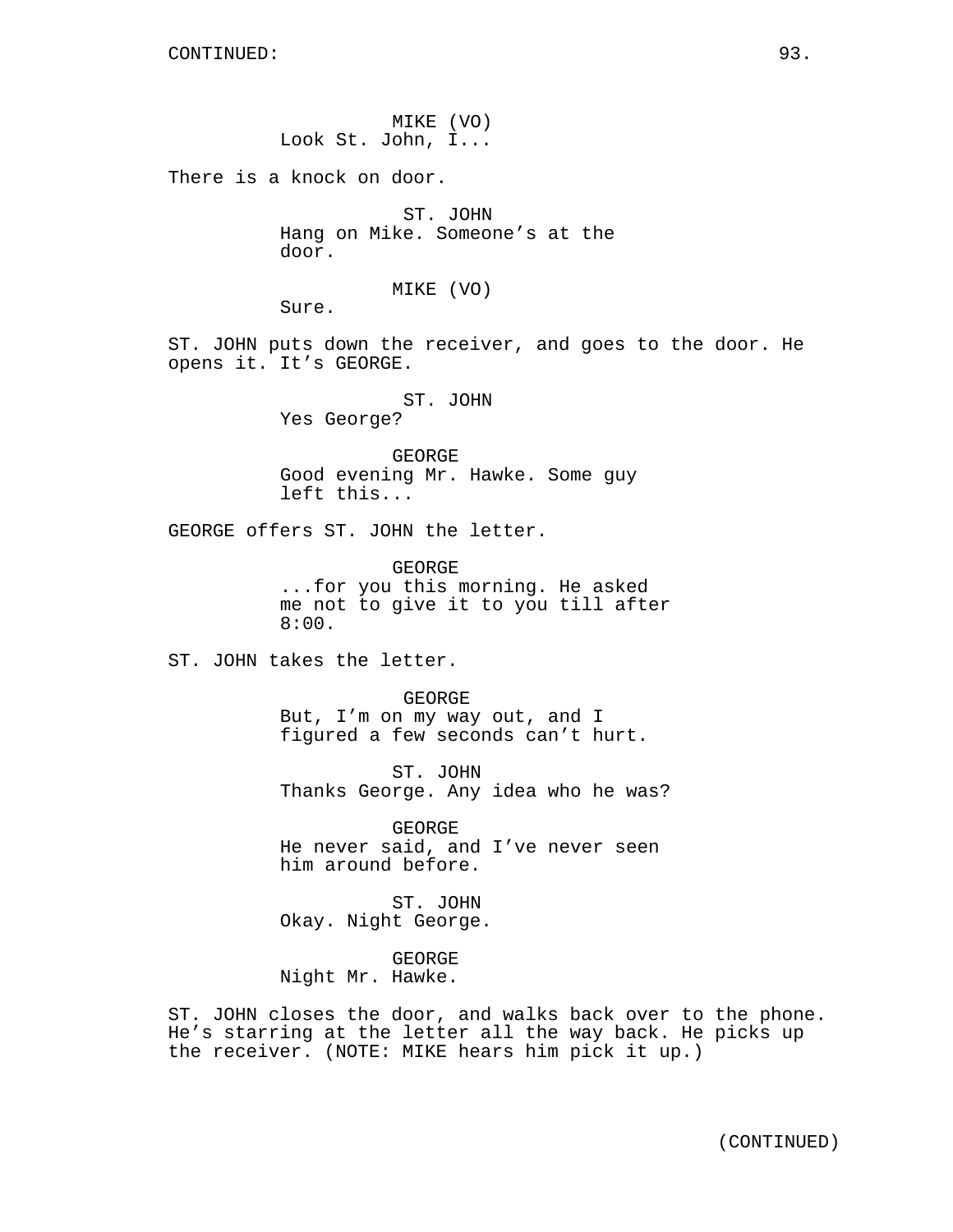CONTINUED:

MIKE (VO)
Look St. John, I...

There is a knock on door.

ST. JOHN
Hang on Mike. Someone's at the door.

MIKE (VO)
Sure.

ST. JOHN puts down the receiver, and goes to the door. He opens it. It's GEORGE.

ST. JOHN
Yes George?

GEORGE
Good evening Mr. Hawke. Some guy left this...

GEORGE offers ST. JOHN the letter.

GEORGE
...for you this morning. He asked me not to give it to you till after 8:00.

ST. JOHN takes the letter.

GEORGE
But, I'm on my way out, and I figured a few seconds can't hurt.

ST. JOHN
Thanks George. Any idea who he was?

GEORGE
He never said, and I've never seen him around before.

ST. JOHN
Okay. Night George.

GEORGE
Night Mr. Hawke.

ST. JOHN closes the door, and walks back over to the phone. He's starring at the letter all the way back. He picks up the receiver. (NOTE: MIKE hears him pick it up.)

(CONTINUED)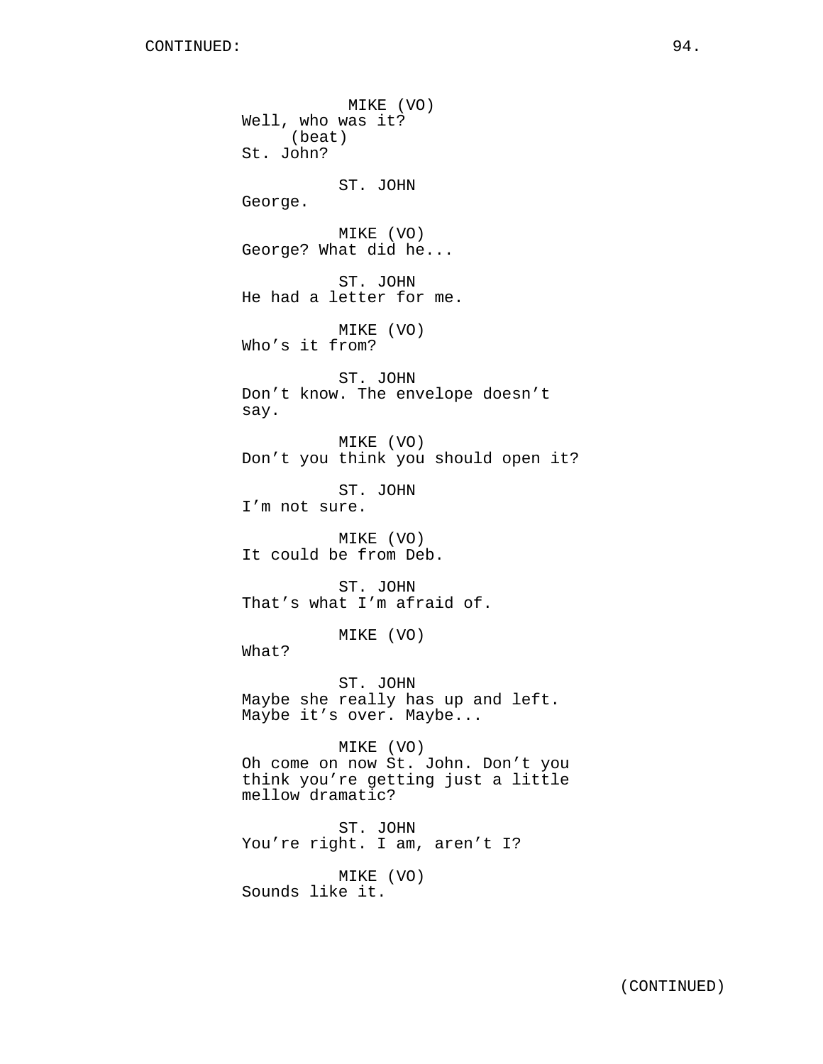MIKE (VO)
Well, who was it?
(beat)
St. John?

ST. JOHN
George.

MIKE (VO)
George? What did he...

ST. JOHN
He had a letter for me.

MIKE (VO)
Who's it from?

ST. JOHN
Don't know. The envelope doesn't say.

MIKE (VO)
Don't you think you should open it?

ST. JOHN
I'm not sure.

MIKE (VO)
It could be from Deb.

ST. JOHN
That's what I'm afraid of.

MIKE (VO)
What?

ST. JOHN
Maybe she really has up and left. Maybe it's over. Maybe...

MIKE (VO)
Oh come on now St. John. Don't you think you're getting just a little mellow dramatic?

ST. JOHN
You're right. I am, aren't I?

MIKE (VO)
Sounds like it.

(CONTINUED)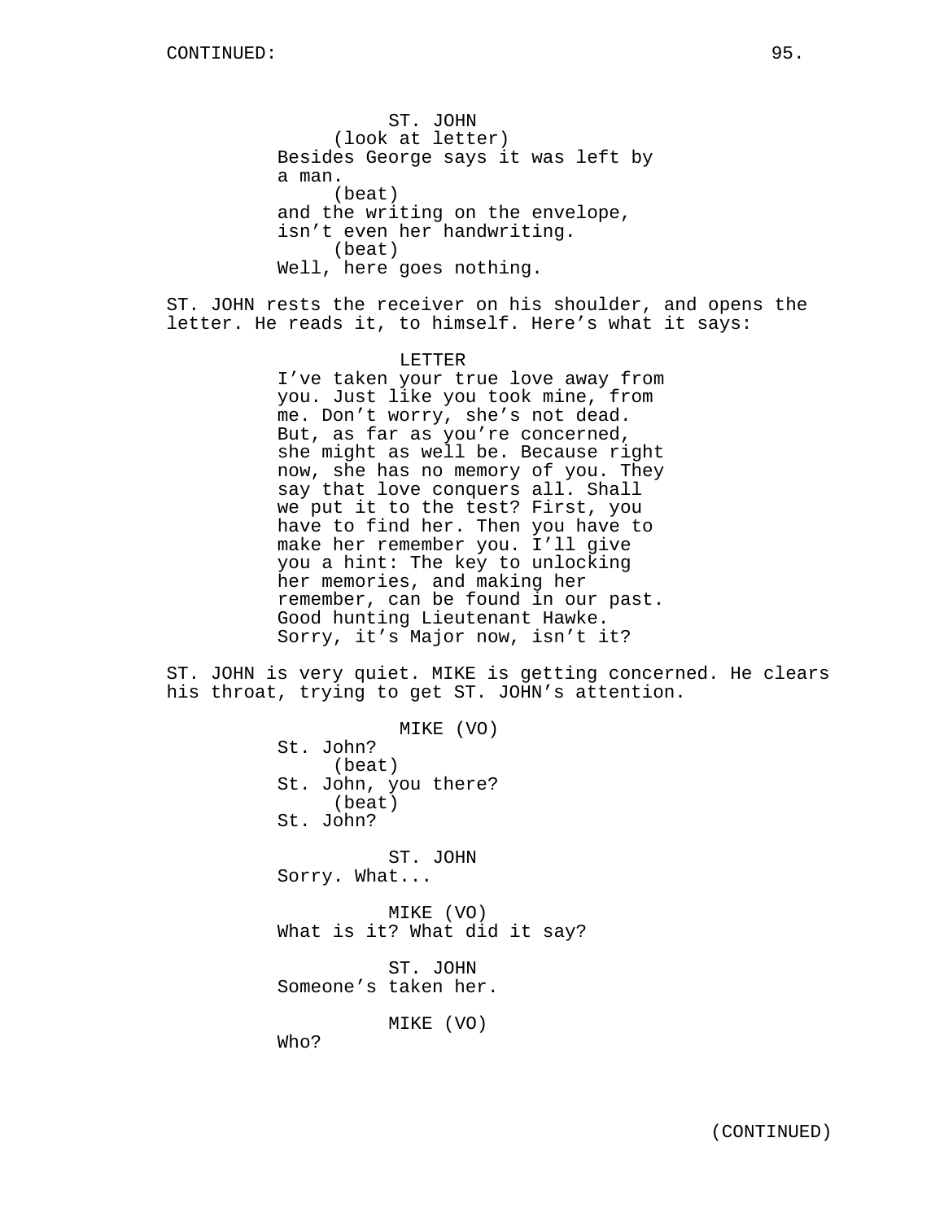ST. JOHN
(look at letter)
Besides George says it was left by a man.
(beat)
and the writing on the envelope, isn't even her handwriting.
(beat)
Well, here goes nothing.

ST. JOHN rests the receiver on his shoulder, and opens the letter. He reads it, to himself. Here's what it says:

LETTER
I've taken your true love away from you. Just like you took mine, from me. Don't worry, she's not dead. But, as far as you're concerned, she might as well be. Because right now, she has no memory of you. They say that love conquers all. Shall we put it to the test? First, you have to find her. Then you have to make her remember you. I'll give you a hint: The key to unlocking her memories, and making her remember, can be found in our past. Good hunting Lieutenant Hawke. Sorry, it's Major now, isn't it?

ST. JOHN is very quiet. MIKE is getting concerned. He clears his throat, trying to get ST. JOHN's attention.

MIKE (VO)
St. John?
(beat)
St. John, you there?
(beat)
St. John?

ST. JOHN
Sorry. What...

MIKE (VO)
What is it? What did it say?

ST. JOHN
Someone's taken her.

MIKE (VO)
Who?

(CONTINUED)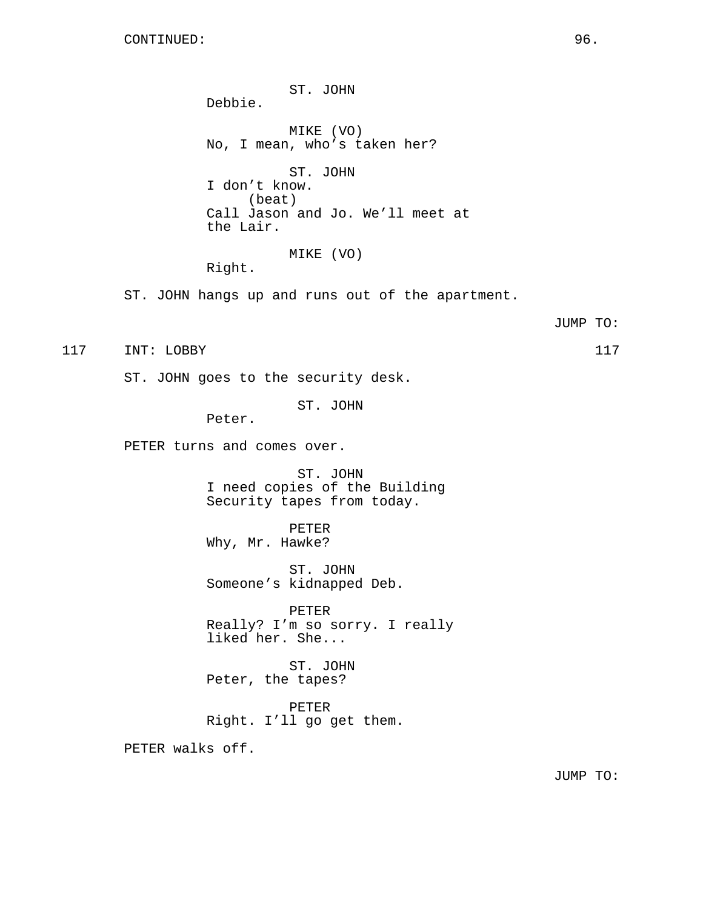CONTINUED:

ST. JOHN
Debbie.

MIKE (VO)
No, I mean, who's taken her?

ST. JOHN
I don't know.
(beat)
Call Jason and Jo. We'll meet at the Lair.

MIKE (VO)
Right.

ST. JOHN hangs up and runs out of the apartment.

JUMP TO:

117 INT: LOBBY 117

ST. JOHN goes to the security desk.

ST. JOHN
Peter.

PETER turns and comes over.

ST. JOHN
I need copies of the Building Security tapes from today.

PETER
Why, Mr. Hawke?

ST. JOHN
Someone's kidnapped Deb.

PETER
Really? I'm so sorry. I really liked her. She...

ST. JOHN
Peter, the tapes?

PETER
Right. I'll go get them.

PETER walks off.

JUMP TO: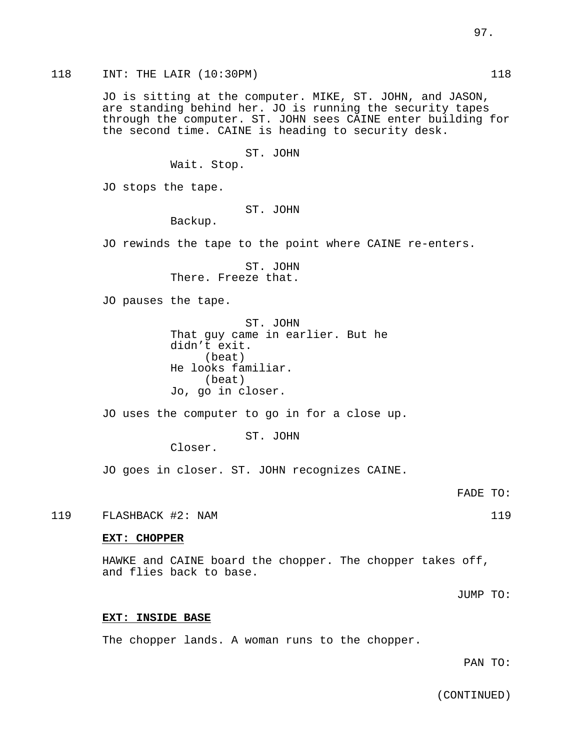118 INT: THE LAIR (10:30PM) 118

JO is sitting at the computer. MIKE, ST. JOHN, and JASON, are standing behind her. JO is running the security tapes through the computer. ST. JOHN sees CAINE enter building for the second time. CAINE is heading to security desk.

ST. JOHN
Wait. Stop.

JO stops the tape.

ST. JOHN
Backup.

JO rewinds the tape to the point where CAINE re-enters.

ST. JOHN
There. Freeze that.

JO pauses the tape.

ST. JOHN
That guy came in earlier. But he didn’t exit.
(beat)
He looks familiar.
(beat)
Jo, go in closer.

JO uses the computer to go in for a close up.

ST. JOHN
Closer.

JO goes in closer. ST. JOHN recognizes CAINE.

FADE TO:

119 FLASHBACK #2: NAM 119

**EXT: CHOPPER**

HAWKE and CAINE board the chopper. The chopper takes off, and flies back to base.

JUMP TO:

**EXT: INSIDE BASE**

The chopper lands. A woman runs to the chopper.

PAN TO:

(CONTINUED)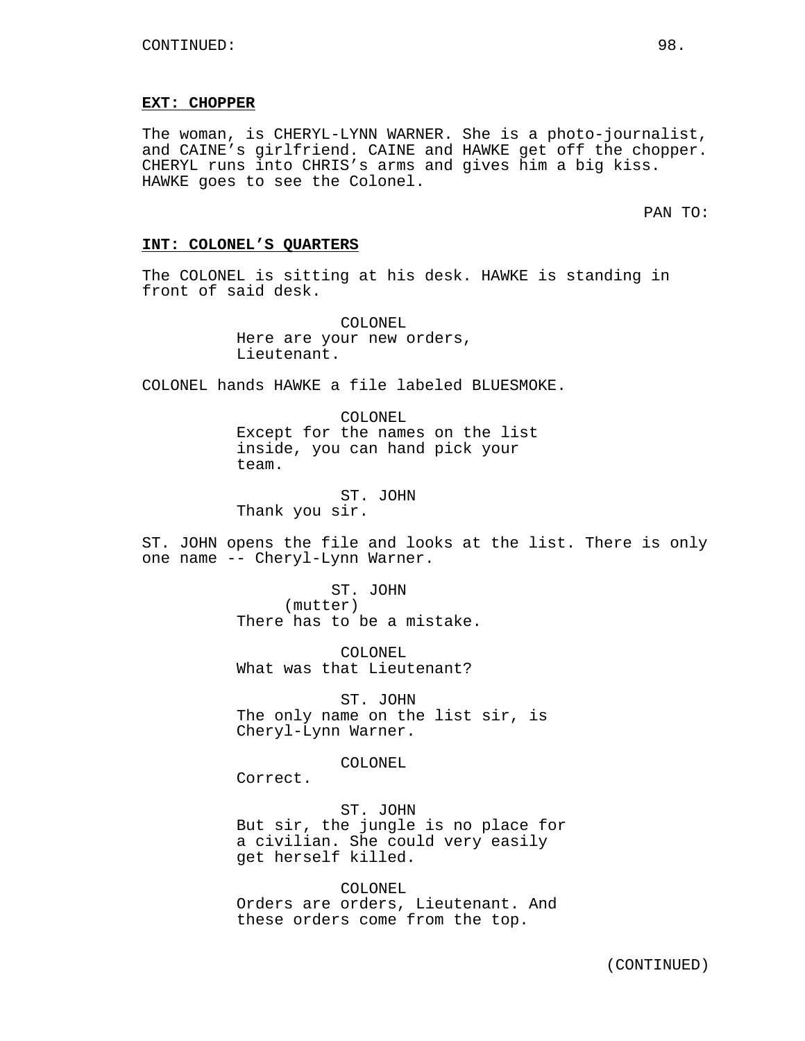CONTINUED:

**EXT: CHOPPER**

The woman, is CHERYL-LYNN WARNER. She is a photo-journalist, and CAINE's girlfriend. CAINE and HAWKE get off the chopper. CHERYL runs into CHRIS's arms and gives him a big kiss. HAWKE goes to see the Colonel.

PAN TO:

**INT: COLONEL'S QUARTERS**

The COLONEL is sitting at his desk. HAWKE is standing in front of said desk.

COLONEL
Here are your new orders, Lieutenant.

COLONEL hands HAWKE a file labeled BLUESMOKE.

COLONEL
Except for the names on the list inside, you can hand pick your team.

ST. JOHN
Thank you sir.

ST. JOHN opens the file and looks at the list. There is only one name -- Cheryl-Lynn Warner.

ST. JOHN
(mutter)
There has to be a mistake.

COLONEL
What was that Lieutenant?

ST. JOHN
The only name on the list sir, is Cheryl-Lynn Warner.

COLONEL
Correct.

ST. JOHN
But sir, the jungle is no place for a civilian. She could very easily get herself killed.

COLONEL
Orders are orders, Lieutenant. And these orders come from the top.

(CONTINUED)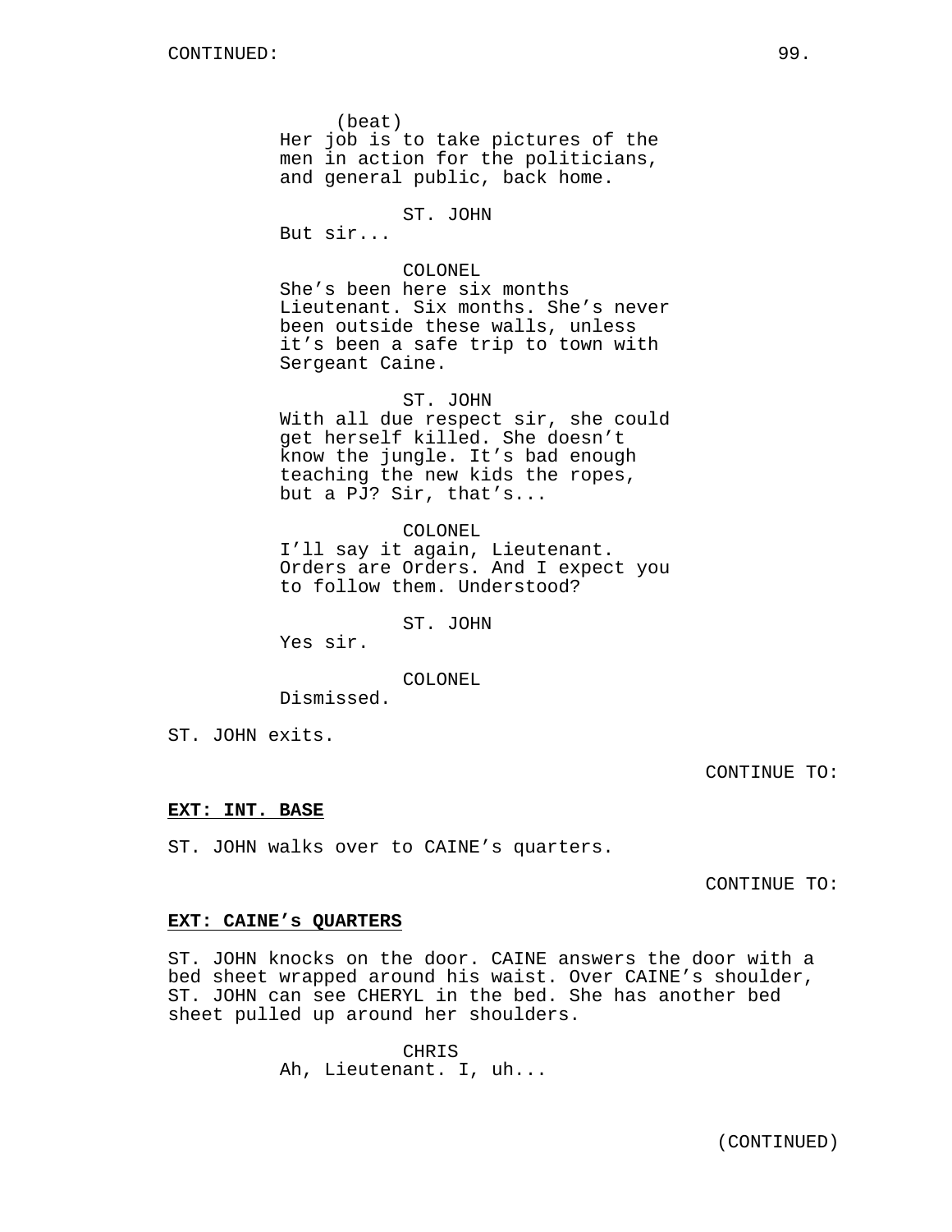CONTINUED:

(beat)
Her job is to take pictures of the men in action for the politicians, and general public, back home.

ST. JOHN
But sir...

COLONEL
She's been here six months Lieutenant. Six months. She's never been outside these walls, unless it's been a safe trip to town with Sergeant Caine.

ST. JOHN
With all due respect sir, she could get herself killed. She doesn't know the jungle. It's bad enough teaching the new kids the ropes, but a PJ? Sir, that's...

COLONEL
I'll say it again, Lieutenant. Orders are Orders. And I expect you to follow them. Understood?

ST. JOHN
Yes sir.

COLONEL
Dismissed.

ST. JOHN exits.

CONTINUE TO:

**EXT: INT. BASE**

ST. JOHN walks over to CAINE's quarters.

CONTINUE TO:

**EXT: CAINE's QUARTERS**

ST. JOHN knocks on the door. CAINE answers the door with a bed sheet wrapped around his waist. Over CAINE's shoulder, ST. JOHN can see CHERYL in the bed. She has another bed sheet pulled up around her shoulders.

CHRIS
Ah, Lieutenant. I, uh...

(CONTINUED)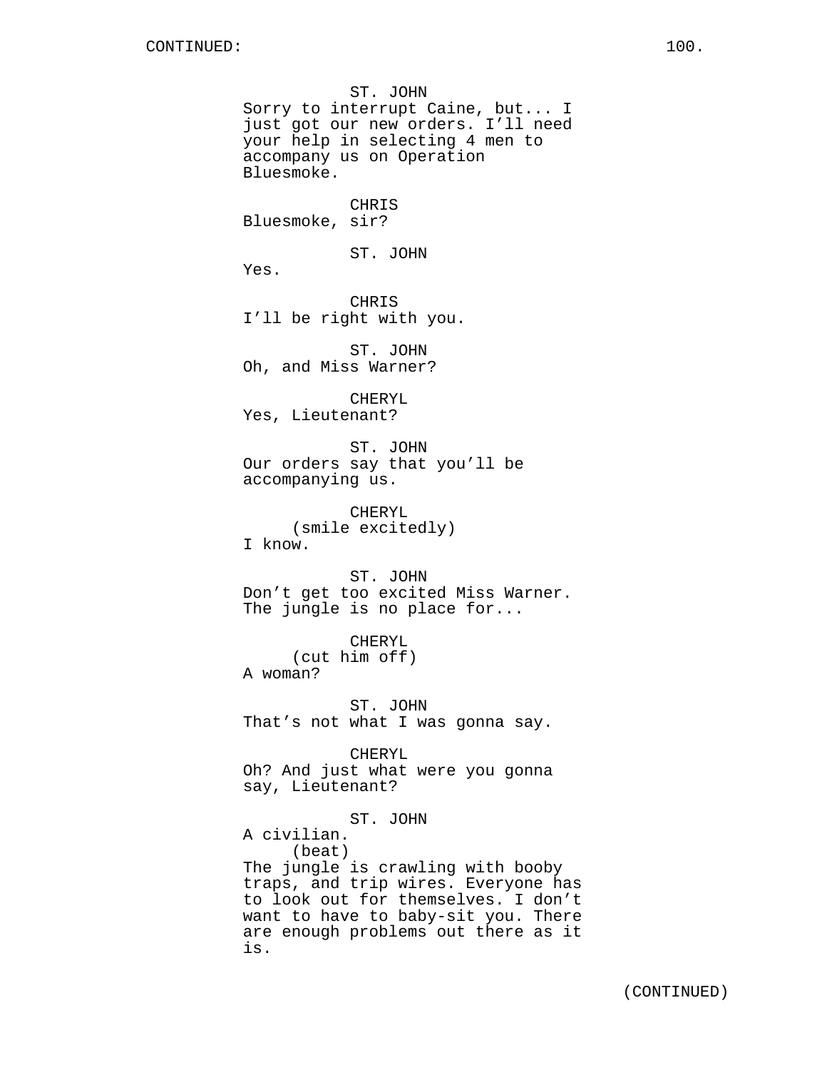ST. JOHN
Sorry to interrupt Caine, but... I just got our new orders. I'll need your help in selecting 4 men to accompany us on Operation Bluesmoke.

CHRIS
Bluesmoke, sir?

ST. JOHN
Yes.

CHRIS
I'll be right with you.

ST. JOHN
Oh, and Miss Warner?

CHERYL
Yes, Lieutenant?

ST. JOHN
Our orders say that you'll be accompanying us.

CHERYL
(smile excitedly)
I know.

ST. JOHN
Don't get too excited Miss Warner. The jungle is no place for...

CHERYL
(cut him off)
A woman?

ST. JOHN
That's not what I was gonna say.

CHERYL
Oh? And just what were you gonna say, Lieutenant?

ST. JOHN
A civilian.
(beat)
The jungle is crawling with booby traps, and trip wires. Everyone has to look out for themselves. I don't want to have to baby-sit you. There are enough problems out there as it is.

(CONTINUED)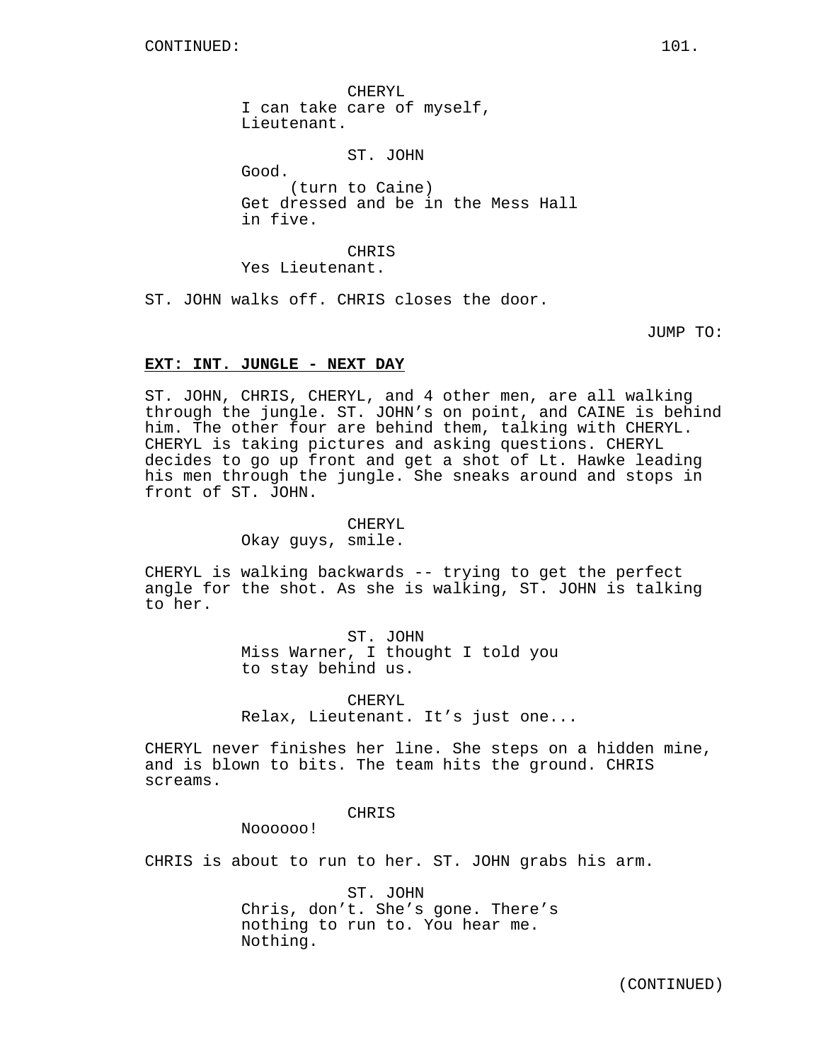CONTINUED:

CHERYL
I can take care of myself, Lieutenant.

ST. JOHN
Good.
(turn to Caine)
Get dressed and be in the Mess Hall in five.

CHRIS
Yes Lieutenant.

ST. JOHN walks off. CHRIS closes the door.

JUMP TO:

**EXT: INT. JUNGLE - NEXT DAY**

ST. JOHN, CHRIS, CHERYL, and 4 other men, are all walking through the jungle. ST. JOHN's on point, and CAINE is behind him. The other four are behind them, talking with CHERYL. CHERYL is taking pictures and asking questions. CHERYL decides to go up front and get a shot of Lt. Hawke leading his men through the jungle. She sneaks around and stops in front of ST. JOHN.

CHERYL
Okay guys, smile.

CHERYL is walking backwards -- trying to get the perfect angle for the shot. As she is walking, ST. JOHN is talking to her.

ST. JOHN
Miss Warner, I thought I told you to stay behind us.

CHERYL
Relax, Lieutenant. It's just one...

CHERYL never finishes her line. She steps on a hidden mine, and is blown to bits. The team hits the ground. CHRIS screams.

CHRIS
Noooooo!

CHRIS is about to run to her. ST. JOHN grabs his arm.

ST. JOHN
Chris, don't. She's gone. There's nothing to run to. You hear me. Nothing.

(CONTINUED)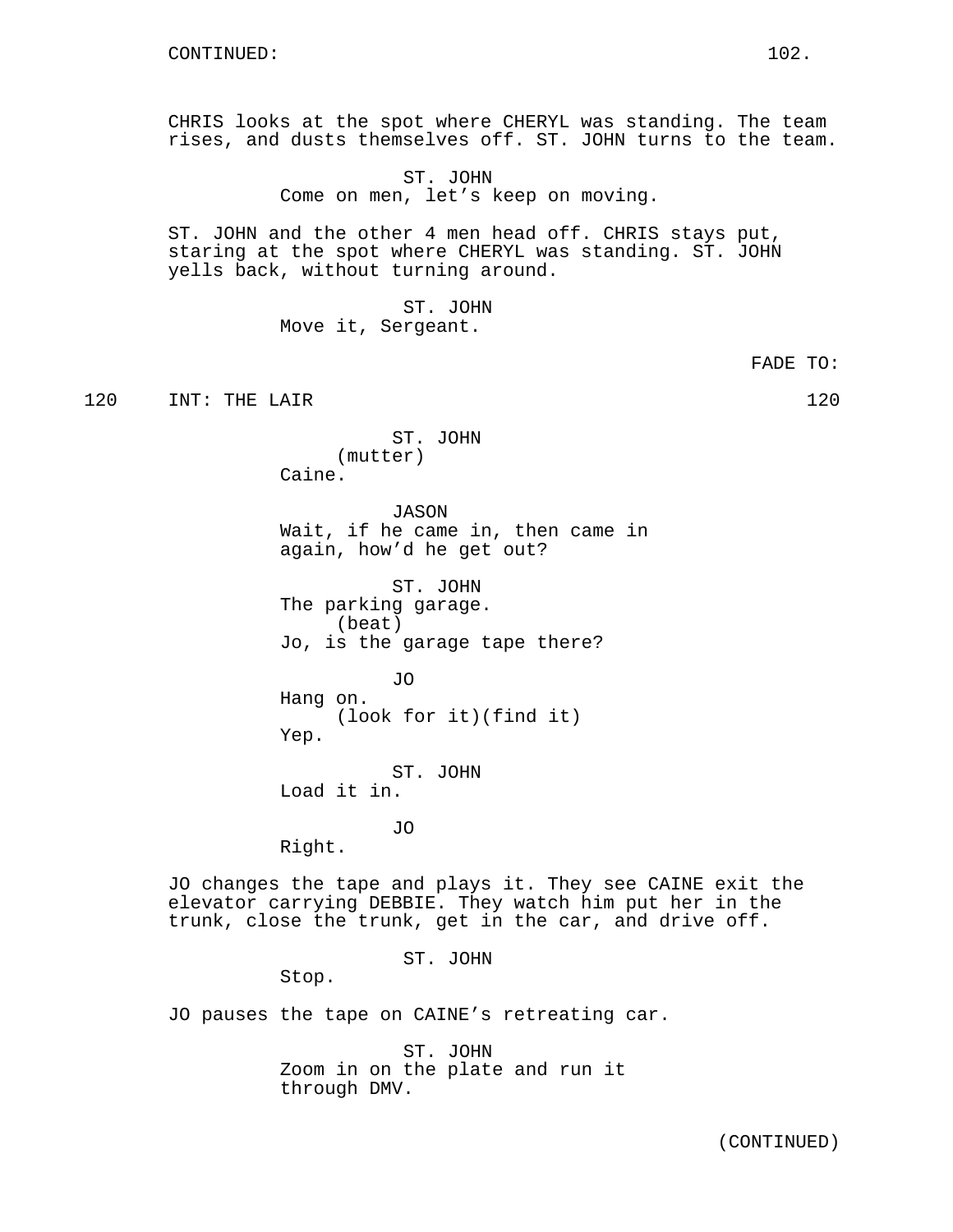CONTINUED:

CHRIS looks at the spot where CHERYL was standing. The team rises, and dusts themselves off. ST. JOHN turns to the team.

ST. JOHN
Come on men, let's keep on moving.

ST. JOHN and the other 4 men head off. CHRIS stays put, staring at the spot where CHERYL was standing. ST. JOHN yells back, without turning around.

ST. JOHN
Move it, Sergeant.

FADE TO:

120 INT: THE LAIR 120

ST. JOHN
(mutter)
Caine.

JASON
Wait, if he came in, then came in again, how'd he get out?

ST. JOHN
The parking garage.
(beat)
Jo, is the garage tape there?

JO
Hang on.
(look for it)(find it)
Yep.

ST. JOHN
Load it in.

JO
Right.

JO changes the tape and plays it. They see CAINE exit the elevator carrying DEBBIE. They watch him put her in the trunk, close the trunk, get in the car, and drive off.

ST. JOHN
Stop.

JO pauses the tape on CAINE's retreating car.

ST. JOHN
Zoom in on the plate and run it through DMV.

(CONTINUED)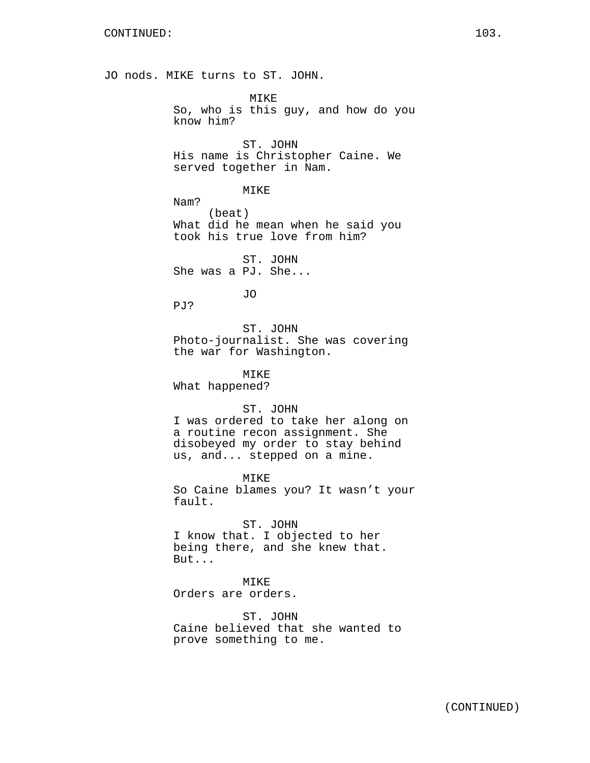CONTINUED:

JO nods. MIKE turns to ST. JOHN.

MIKE
So, who is this guy, and how do you know him?

ST. JOHN
His name is Christopher Caine. We served together in Nam.

MIKE
Nam?
(beat)
What did he mean when he said you took his true love from him?

ST. JOHN
She was a PJ. She...

JO
PJ?

ST. JOHN
Photo-journalist. She was covering the war for Washington.

MIKE
What happened?

ST. JOHN
I was ordered to take her along on a routine recon assignment. She disobeyed my order to stay behind us, and... stepped on a mine.

MIKE
So Caine blames you? It wasn't your fault.

ST. JOHN
I know that. I objected to her being there, and she knew that. But...

MIKE
Orders are orders.

ST. JOHN
Caine believed that she wanted to prove something to me.

(CONTINUED)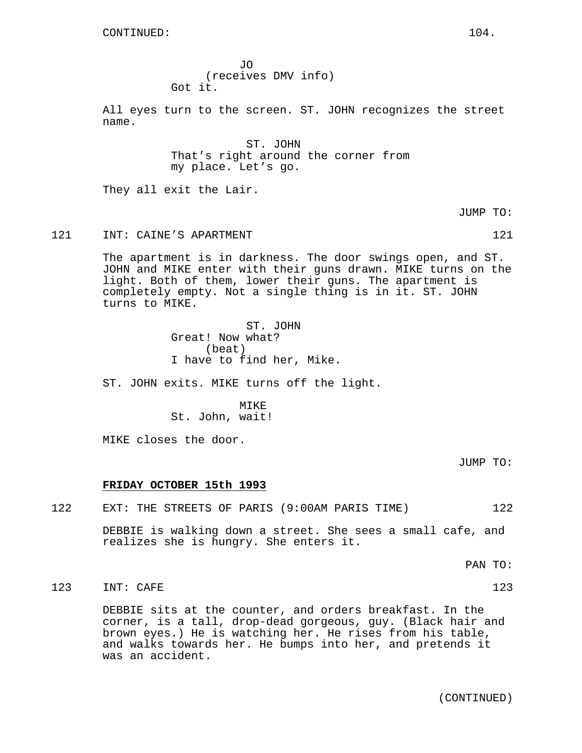CONTINUED:

JO
(receives DMV info)
Got it.

All eyes turn to the screen. ST. JOHN recognizes the street name.

ST. JOHN
That's right around the corner from my place. Let's go.

They all exit the Lair.

JUMP TO:

121 INT: CAINE'S APARTMENT 121

The apartment is in darkness. The door swings open, and ST. JOHN and MIKE enter with their guns drawn. MIKE turns on the light. Both of them, lower their guns. The apartment is completely empty. Not a single thing is in it. ST. JOHN turns to MIKE.

ST. JOHN
Great! Now what?
(beat)
I have to find her, Mike.

ST. JOHN exits. MIKE turns off the light.

MIKE
St. John, wait!

MIKE closes the door.

JUMP TO:

**FRIDAY OCTOBER 15th 1993**

122 EXT: THE STREETS OF PARIS (9:00AM PARIS TIME) 122

DEBBIE is walking down a street. She sees a small cafe, and realizes she is hungry. She enters it.

PAN TO:

123 INT: CAFE 123

DEBBIE sits at the counter, and orders breakfast. In the corner, is a tall, drop-dead gorgeous, guy. (Black hair and brown eyes.) He is watching her. He rises from his table, and walks towards her. He bumps into her, and pretends it was an accident.

(CONTINUED)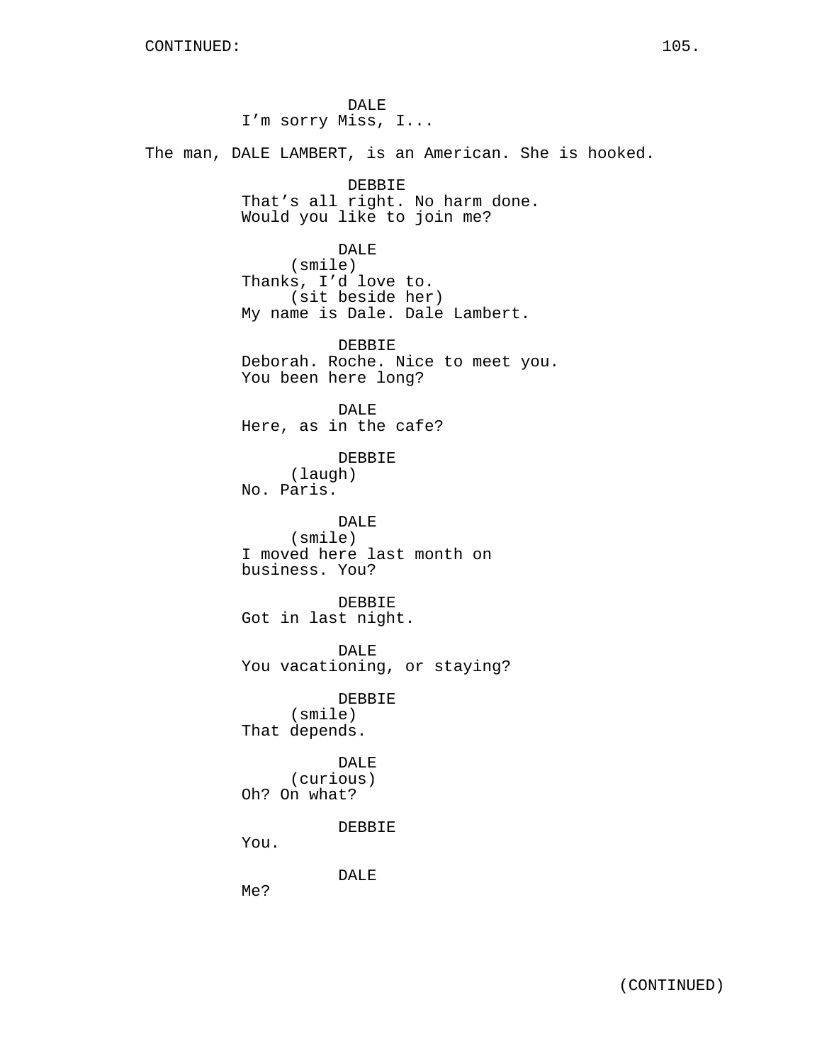DALE
I'm sorry Miss, I...

The man, DALE LAMBERT, is an American. She is hooked.

DEBBIE
That's all right. No harm done.
Would you like to join me?

DALE
(smile)
Thanks, I'd love to.
(sit beside her)
My name is Dale. Dale Lambert.

DEBBIE
Deborah. Roche. Nice to meet you.
You been here long?

DALE
Here, as in the cafe?

DEBBIE
(laugh)
No. Paris.

DALE
(smile)
I moved here last month on
business. You?

DEBBIE
Got in last night.

DALE
You vacationing, or staying?

DEBBIE
(smile)
That depends.

DALE
(curious)
Oh? On what?

DEBBIE
You.

DALE
Me?

(CONTINUED)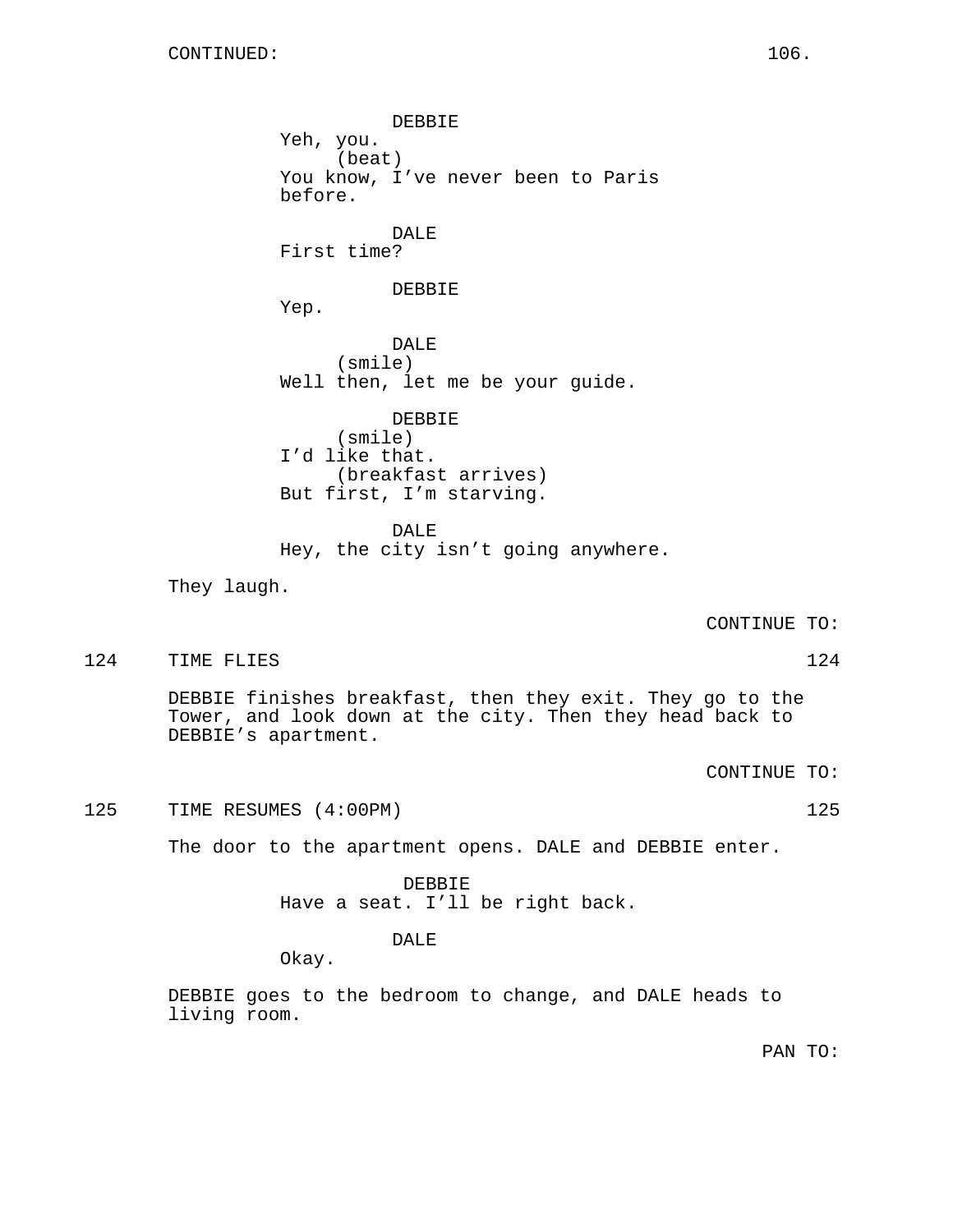CONTINUED:

DEBBIE
Yeh, you.
(beat)
You know, I've never been to Paris before.

DALE
First time?

DEBBIE
Yep.

DALE
(smile)
Well then, let me be your guide.

DEBBIE
(smile)
I'd like that.
(breakfast arrives)
But first, I'm starving.

DALE
Hey, the city isn't going anywhere.

They laugh.

CONTINUE TO:

124 TIME FLIES 124

DEBBIE finishes breakfast, then they exit. They go to the Tower, and look down at the city. Then they head back to DEBBIE's apartment.

CONTINUE TO:

125 TIME RESUMES (4:00PM) 125

The door to the apartment opens. DALE and DEBBIE enter.

DEBBIE
Have a seat. I'll be right back.

DALE
Okay.

DEBBIE goes to the bedroom to change, and DALE heads to living room.

PAN TO: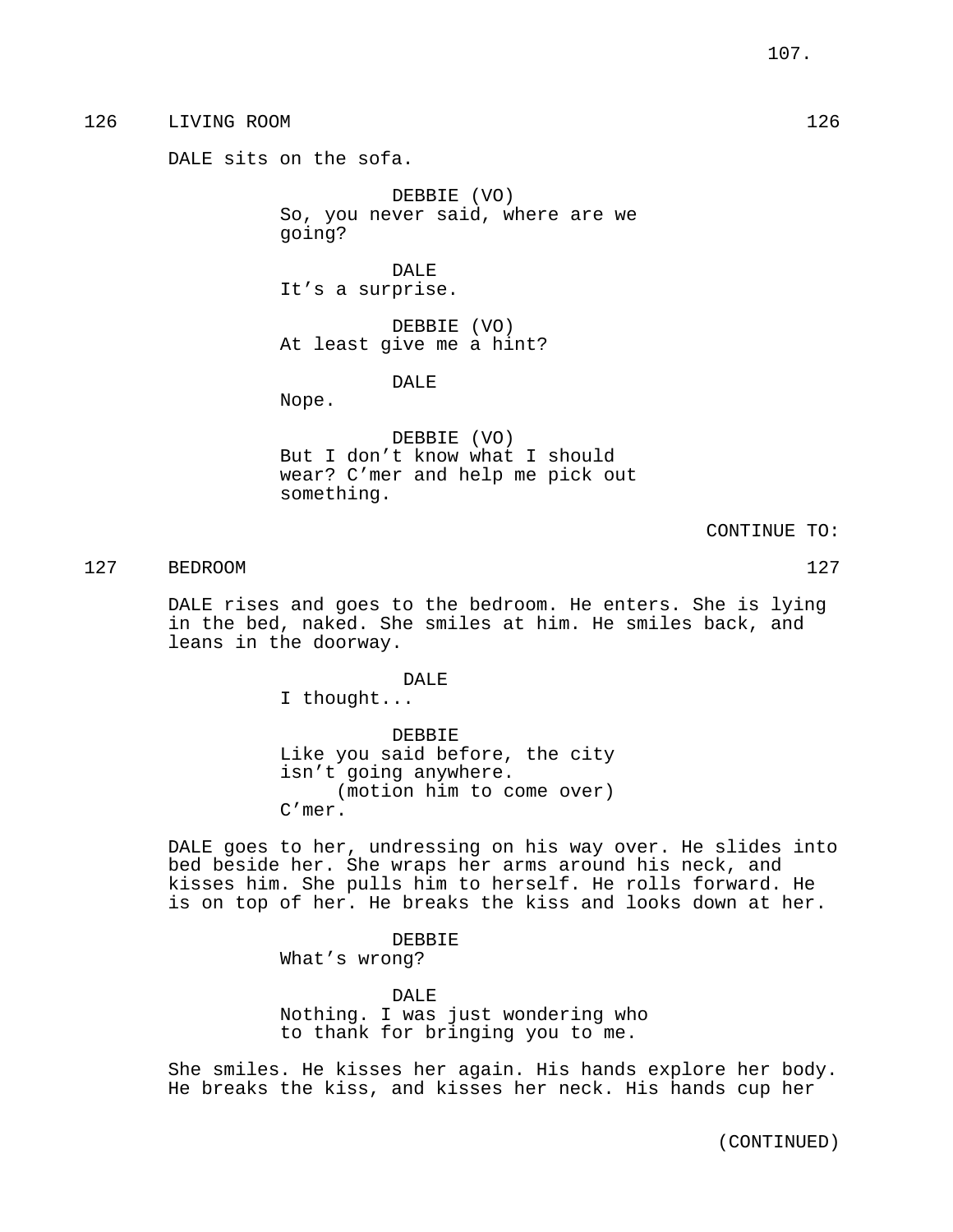126 LIVING ROOM 126

DALE sits on the sofa.

DEBBIE (VO)
So, you never said, where are we going?

DALE
It's a surprise.

DEBBIE (VO)
At least give me a hint?

DALE
Nope.

DEBBIE (VO)
But I don't know what I should wear? C'mer and help me pick out something.

CONTINUE TO:

127 BEDROOM 127

DALE rises and goes to the bedroom. He enters. She is lying in the bed, naked. She smiles at him. He smiles back, and leans in the doorway.

DALE
I thought...

DEBBIE
Like you said before, the city isn't going anywhere.
(motion him to come over)
C'mer.

DALE goes to her, undressing on his way over. He slides into bed beside her. She wraps her arms around his neck, and kisses him. She pulls him to herself. He rolls forward. He is on top of her. He breaks the kiss and looks down at her.

DEBBIE
What's wrong?

DALE
Nothing. I was just wondering who to thank for bringing you to me.

She smiles. He kisses her again. His hands explore her body. He breaks the kiss, and kisses her neck. His hands cup her

(CONTINUED)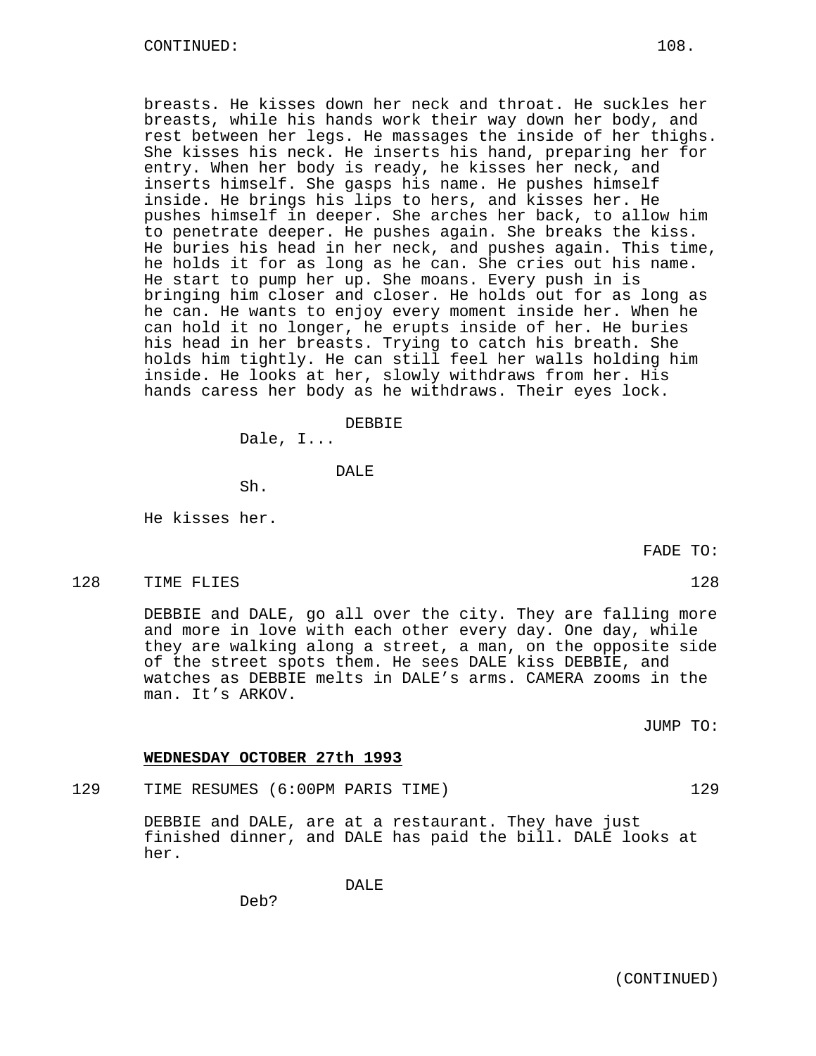breasts. He kisses down her neck and throat. He suckles her breasts, while his hands work their way down her body, and rest between her legs. He massages the inside of her thighs. She kisses his neck. He inserts his hand, preparing her for entry. When her body is ready, he kisses her neck, and inserts himself. She gasps his name. He pushes himself inside. He brings his lips to hers, and kisses her. He pushes himself in deeper. She arches her back, to allow him to penetrate deeper. He pushes again. She breaks the kiss. He buries his head in her neck, and pushes again. This time, he holds it for as long as he can. She cries out his name. He start to pump her up. She moans. Every push in is bringing him closer and closer. He holds out for as long as he can. He wants to enjoy every moment inside her. When he can hold it no longer, he erupts inside of her. He buries his head in her breasts. Trying to catch his breath. She holds him tightly. He can still feel her walls holding him inside. He looks at her, slowly withdraws from her. His hands caress her body as he withdraws. Their eyes lock.

DEBBIE
Dale, I...

DALE
Sh.

He kisses her.

FADE TO:

128 TIME FLIES 128

DEBBIE and DALE, go all over the city. They are falling more and more in love with each other every day. One day, while they are walking along a street, a man, on the opposite side of the street spots them. He sees DALE kiss DEBBIE, and watches as DEBBIE melts in DALE's arms. CAMERA zooms in the man. It's ARKOV.

JUMP TO:

**WEDNESDAY OCTOBER 27th 1993**

129 TIME RESUMES (6:00PM PARIS TIME) 129

DEBBIE and DALE, are at a restaurant. They have just finished dinner, and DALE has paid the bill. DALE looks at her.

DALE
Deb?

(CONTINUED)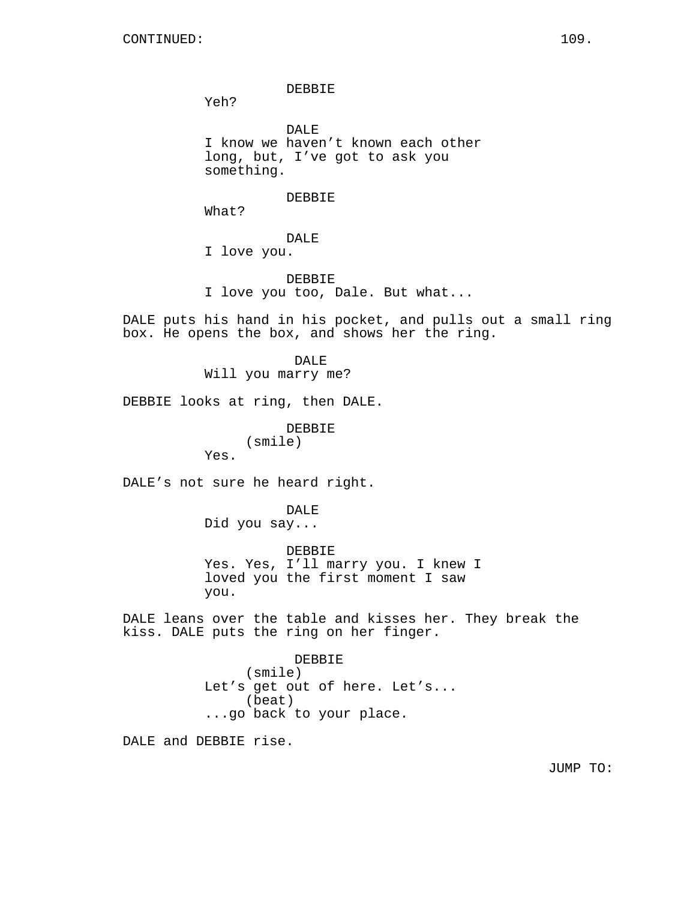CONTINUED:

DEBBIE
Yeh?

DALE
I know we haven't known each other long, but, I've got to ask you something.

DEBBIE
What?

DALE
I love you.

DEBBIE
I love you too, Dale. But what...

DALE puts his hand in his pocket, and pulls out a small ring box. He opens the box, and shows her the ring.

DALE
Will you marry me?

DEBBIE looks at ring, then DALE.

DEBBIE
(smile)
Yes.

DALE's not sure he heard right.

DALE
Did you say...

DEBBIE
Yes. Yes, I'll marry you. I knew I loved you the first moment I saw you.

DALE leans over the table and kisses her. They break the kiss. DALE puts the ring on her finger.

DEBBIE
(smile)
Let's get out of here. Let's...
(beat)
...go back to your place.

DALE and DEBBIE rise.

JUMP TO: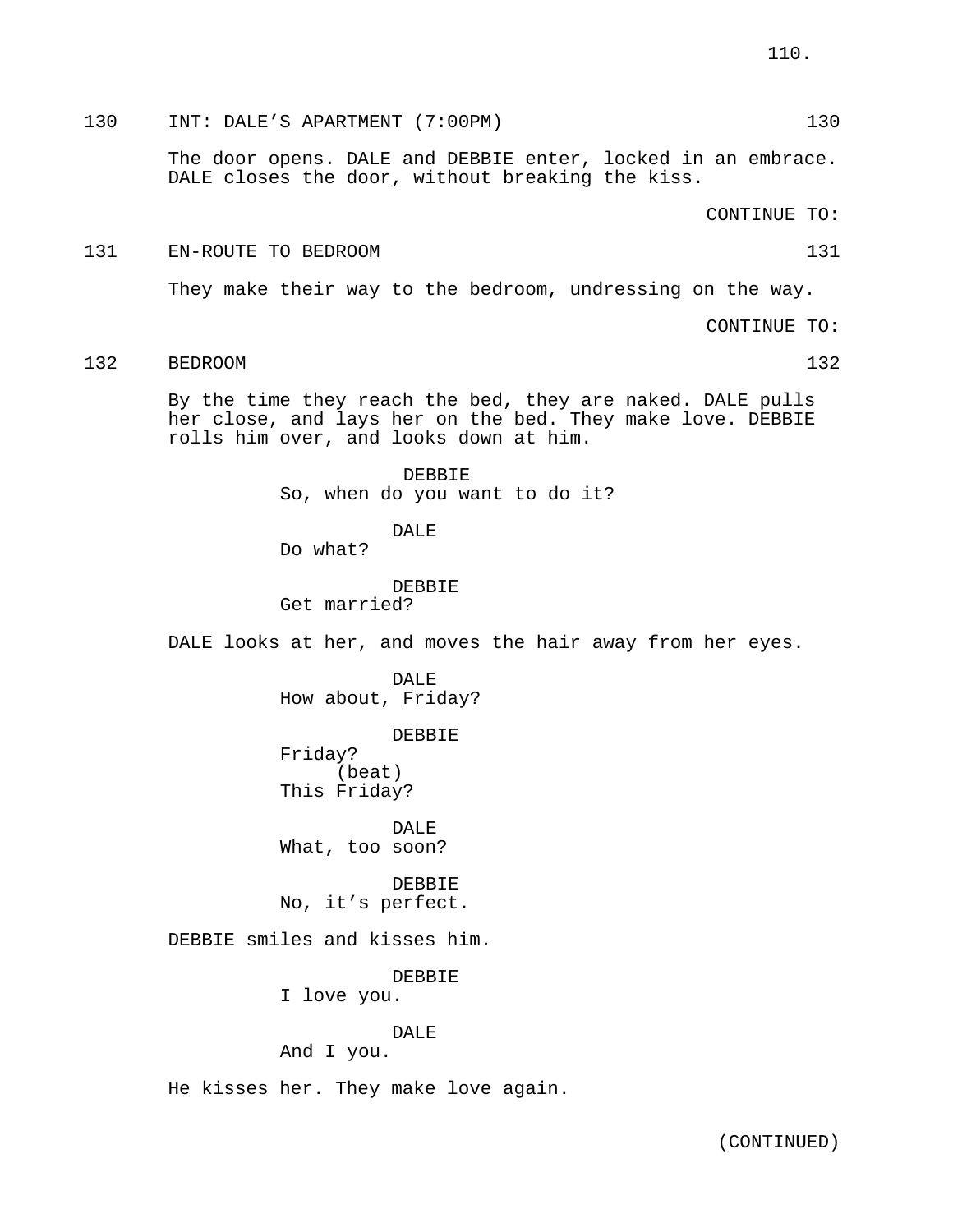130 INT: DALE'S APARTMENT (7:00PM) 130

The door opens. DALE and DEBBIE enter, locked in an embrace. DALE closes the door, without breaking the kiss.

CONTINUE TO:

131 EN-ROUTE TO BEDROOM 131

They make their way to the bedroom, undressing on the way.

CONTINUE TO:

132 BEDROOM 132

By the time they reach the bed, they are naked. DALE pulls her close, and lays her on the bed. They make love. DEBBIE rolls him over, and looks down at him.

DEBBIE
So, when do you want to do it?

DALE
Do what?

DEBBIE
Get married?

DALE looks at her, and moves the hair away from her eyes.

DALE
How about, Friday?

DEBBIE
Friday?
(beat)
This Friday?

DALE
What, too soon?

DEBBIE
No, it's perfect.

DEBBIE smiles and kisses him.

DEBBIE
I love you.

DALE
And I you.

He kisses her. They make love again.

(CONTINUED)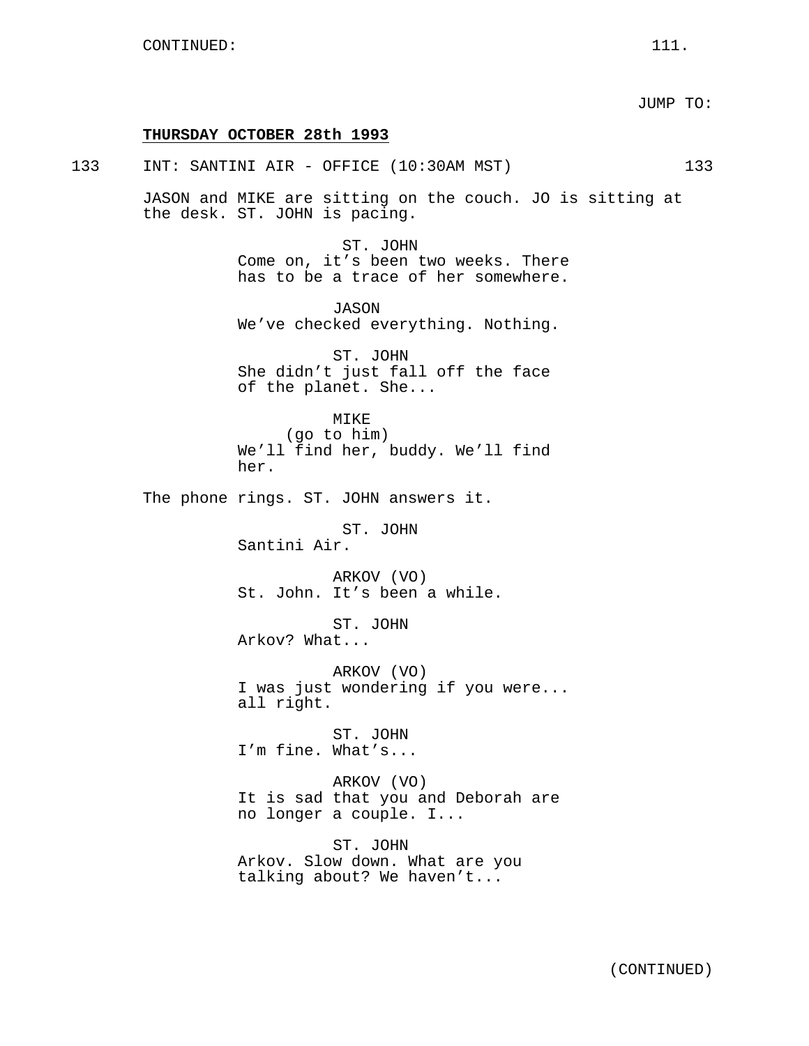CONTINUED:

JUMP TO:

**THURSDAY OCTOBER 28th 1993**

133 INT: SANTINI AIR - OFFICE (10:30AM MST) 133

JASON and MIKE are sitting on the couch. JO is sitting at the desk. ST. JOHN is pacing.

ST. JOHN
Come on, it's been two weeks. There has to be a trace of her somewhere.

JASON
We've checked everything. Nothing.

ST. JOHN
She didn't just fall off the face of the planet. She...

MIKE
(go to him)
We'll find her, buddy. We'll find her.

The phone rings. ST. JOHN answers it.

ST. JOHN
Santini Air.

ARKOV (VO)
St. John. It's been a while.

ST. JOHN
Arkov? What...

ARKOV (VO)
I was just wondering if you were... all right.

ST. JOHN
I'm fine. What's...

ARKOV (VO)
It is sad that you and Deborah are no longer a couple. I...

ST. JOHN
Arkov. Slow down. What are you talking about? We haven't...

(CONTINUED)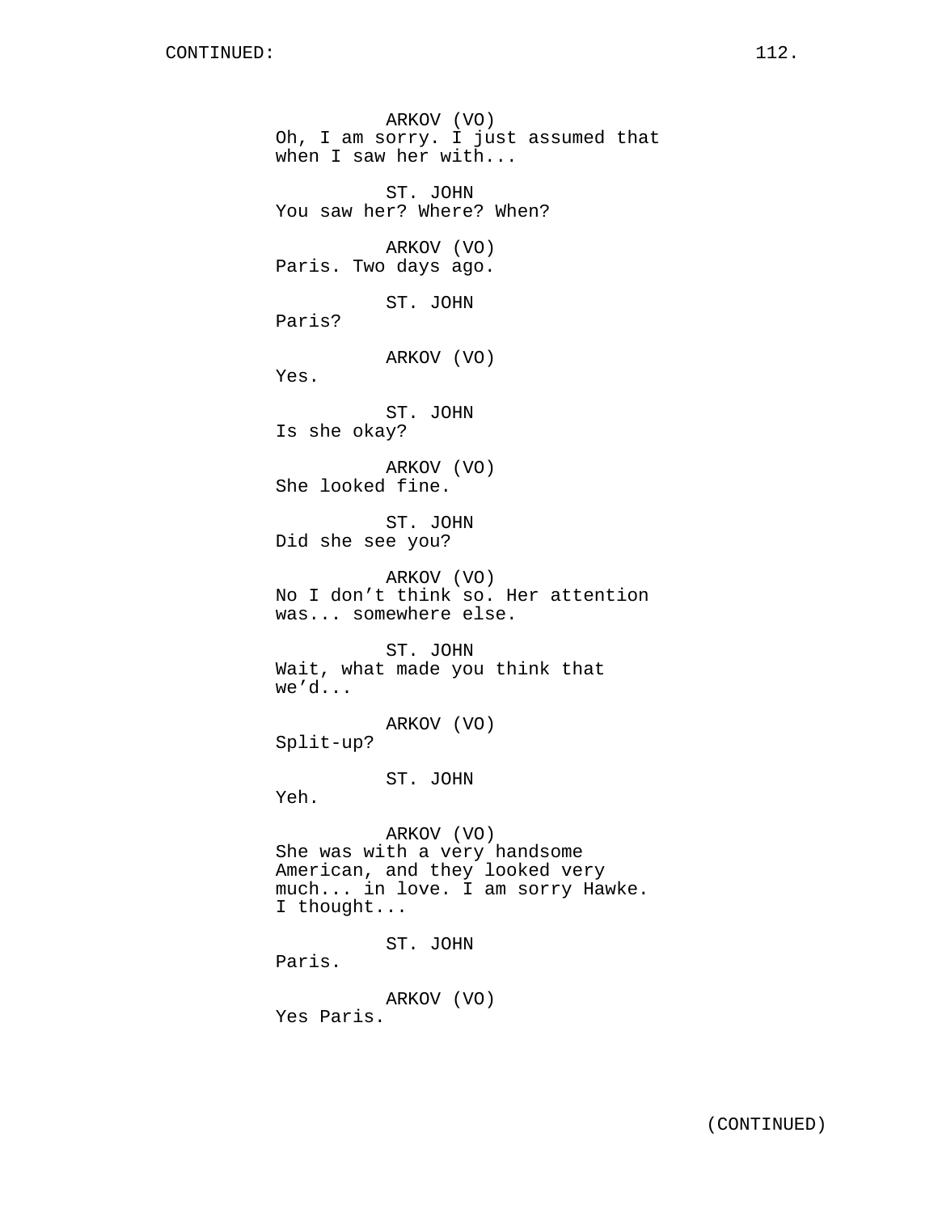CONTINUED:

ARKOV (VO)
Oh, I am sorry. I just assumed that when I saw her with...

ST. JOHN
You saw her? Where? When?

ARKOV (VO)
Paris. Two days ago.

ST. JOHN
Paris?

ARKOV (VO)
Yes.

ST. JOHN
Is she okay?

ARKOV (VO)
She looked fine.

ST. JOHN
Did she see you?

ARKOV (VO)
No I don't think so. Her attention was... somewhere else.

ST. JOHN
Wait, what made you think that we'd...

ARKOV (VO)
Split-up?

ST. JOHN
Yeh.

ARKOV (VO)
She was with a very handsome American, and they looked very much... in love. I am sorry Hawke. I thought...

ST. JOHN
Paris.

ARKOV (VO)
Yes Paris.

(CONTINUED)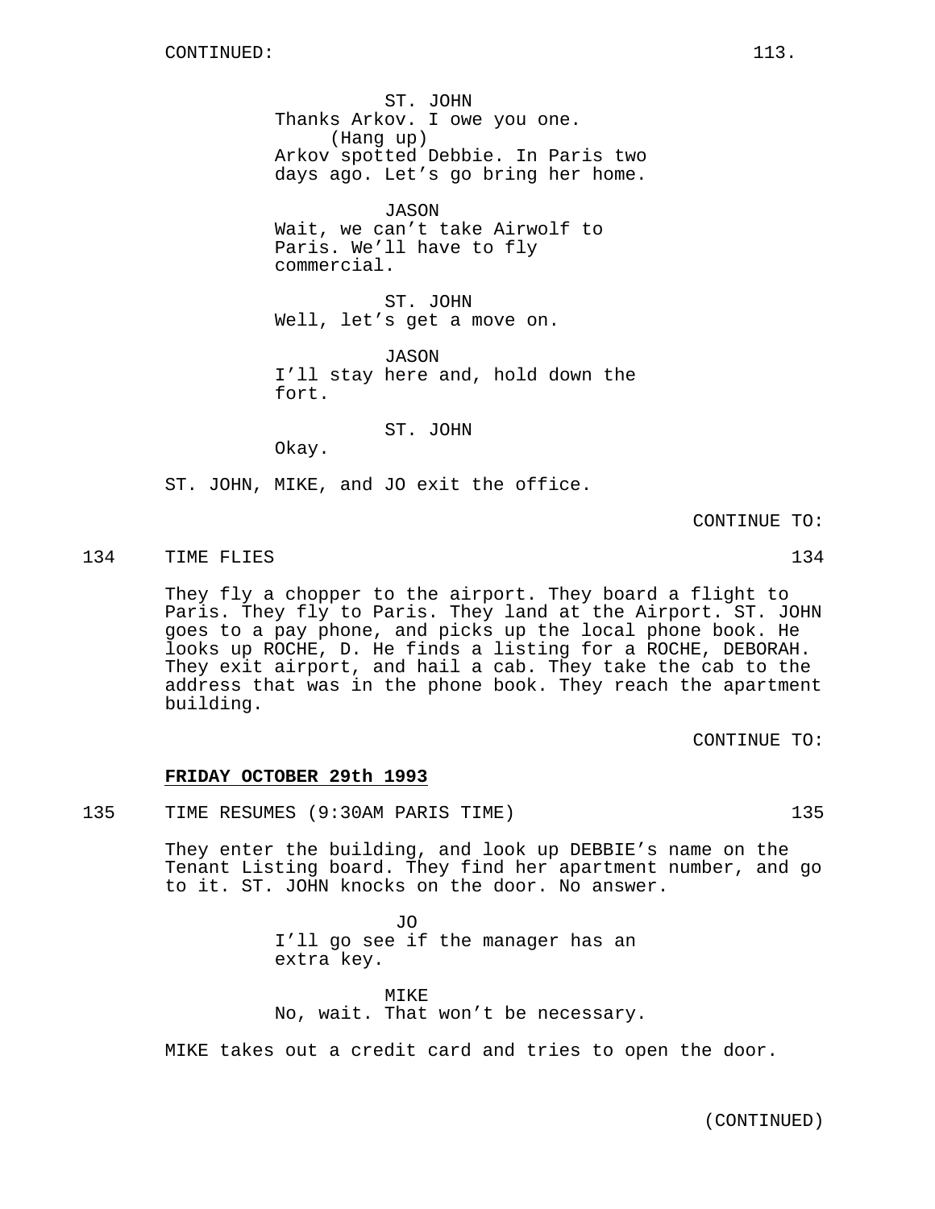CONTINUED:

ST. JOHN
Thanks Arkov. I owe you one.
(Hang up)
Arkov spotted Debbie. In Paris two days ago. Let's go bring her home.

JASON
Wait, we can't take Airwolf to Paris. We'll have to fly commercial.

ST. JOHN
Well, let's get a move on.

JASON
I'll stay here and, hold down the fort.

ST. JOHN
Okay.

ST. JOHN, MIKE, and JO exit the office.

CONTINUE TO:

134 TIME FLIES 134

They fly a chopper to the airport. They board a flight to Paris. They fly to Paris. They land at the Airport. ST. JOHN goes to a pay phone, and picks up the local phone book. He looks up ROCHE, D. He finds a listing for a ROCHE, DEBORAH. They exit airport, and hail a cab. They take the cab to the address that was in the phone book. They reach the apartment building.

CONTINUE TO:

**FRIDAY OCTOBER 29th 1993**

135 TIME RESUMES (9:30AM PARIS TIME) 135

They enter the building, and look up DEBBIE's name on the Tenant Listing board. They find her apartment number, and go to it. ST. JOHN knocks on the door. No answer.

JO
I'll go see if the manager has an extra key.

MIKE
No, wait. That won't be necessary.

MIKE takes out a credit card and tries to open the door.

(CONTINUED)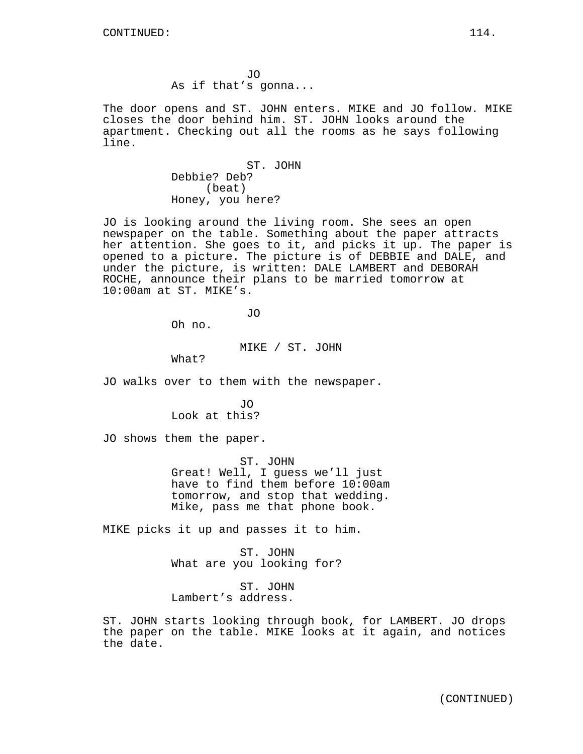CONTINUED:

JO
As if that's gonna...

The door opens and ST. JOHN enters. MIKE and JO follow. MIKE closes the door behind him. ST. JOHN looks around the apartment. Checking out all the rooms as he says following line.

ST. JOHN
Debbie? Deb?
(beat)
Honey, you here?

JO is looking around the living room. She sees an open newspaper on the table. Something about the paper attracts her attention. She goes to it, and picks it up. The paper is opened to a picture. The picture is of DEBBIE and DALE, and under the picture, is written: DALE LAMBERT and DEBORAH ROCHE, announce their plans to be married tomorrow at 10:00am at ST. MIKE's.

JO
Oh no.

MIKE / ST. JOHN
What?

JO walks over to them with the newspaper.

JO
Look at this?

JO shows them the paper.

ST. JOHN
Great! Well, I guess we'll just have to find them before 10:00am tomorrow, and stop that wedding. Mike, pass me that phone book.

MIKE picks it up and passes it to him.

ST. JOHN
What are you looking for?

ST. JOHN
Lambert's address.

ST. JOHN starts looking through book, for LAMBERT. JO drops the paper on the table. MIKE looks at it again, and notices the date.

(CONTINUED)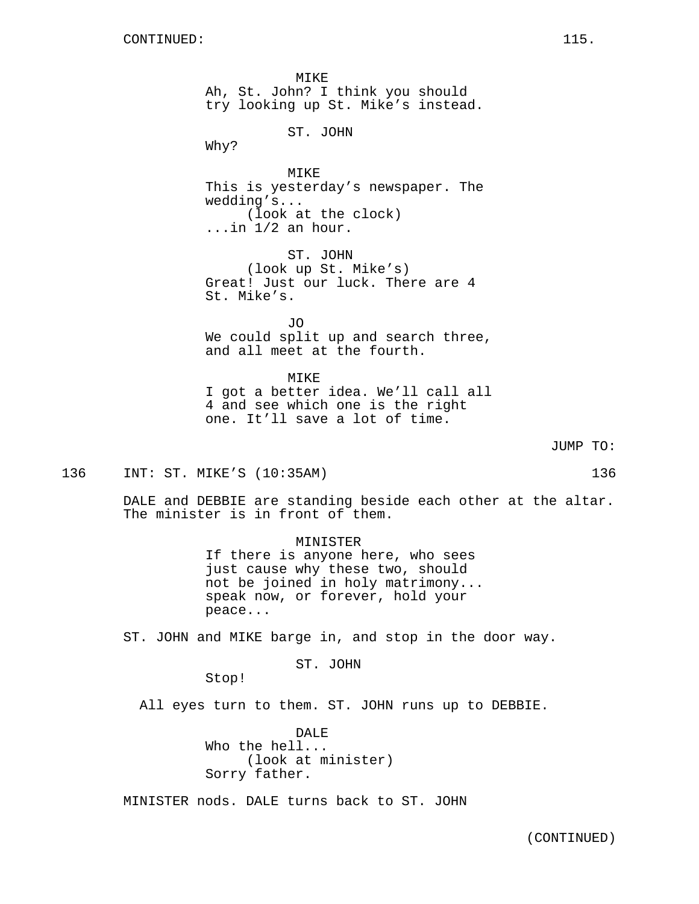CONTINUED:

MIKE
Ah, St. John? I think you should try looking up St. Mike's instead.

ST. JOHN
Why?

MIKE
This is yesterday's newspaper. The wedding's...
(look at the clock)
...in 1/2 an hour.

ST. JOHN
(look up St. Mike's)
Great! Just our luck. There are 4 St. Mike's.

JO
We could split up and search three, and all meet at the fourth.

MIKE
I got a better idea. We'll call all 4 and see which one is the right one. It'll save a lot of time.

JUMP TO:

136 INT: ST. MIKE'S (10:35AM) 136

DALE and DEBBIE are standing beside each other at the altar. The minister is in front of them.

MINISTER
If there is anyone here, who sees just cause why these two, should not be joined in holy matrimony... speak now, or forever, hold your peace...

ST. JOHN and MIKE barge in, and stop in the door way.

ST. JOHN
Stop!

All eyes turn to them. ST. JOHN runs up to DEBBIE.

DALE
Who the hell...
(look at minister)
Sorry father.

MINISTER nods. DALE turns back to ST. JOHN

(CONTINUED)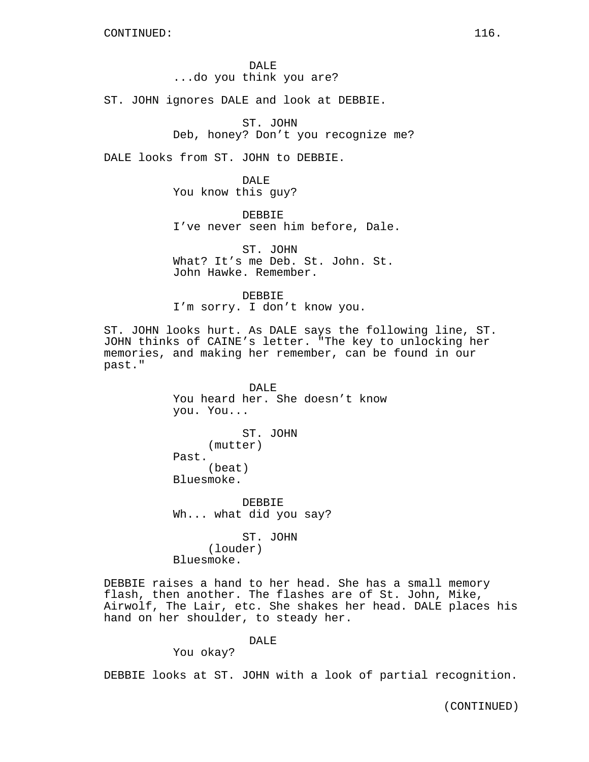CONTINUED:

DALE
...do you think you are?

ST. JOHN ignores DALE and look at DEBBIE.

ST. JOHN
Deb, honey? Don't you recognize me?

DALE looks from ST. JOHN to DEBBIE.

DALE
You know this guy?

DEBBIE
I've never seen him before, Dale.

ST. JOHN
What? It's me Deb. St. John. St. John Hawke. Remember.

DEBBIE
I'm sorry. I don't know you.

ST. JOHN looks hurt. As DALE says the following line, ST. JOHN thinks of CAINE's letter. "The key to unlocking her memories, and making her remember, can be found in our past."

DALE
You heard her. She doesn't know you. You...

ST. JOHN
(mutter)
Past.
(beat)
Bluesmoke.

DEBBIE
Wh... what did you say?

ST. JOHN
(louder)
Bluesmoke.

DEBBIE raises a hand to her head. She has a small memory flash, then another. The flashes are of St. John, Mike, Airwolf, The Lair, etc. She shakes her head. DALE places his hand on her shoulder, to steady her.

DALE
You okay?

DEBBIE looks at ST. JOHN with a look of partial recognition.

(CONTINUED)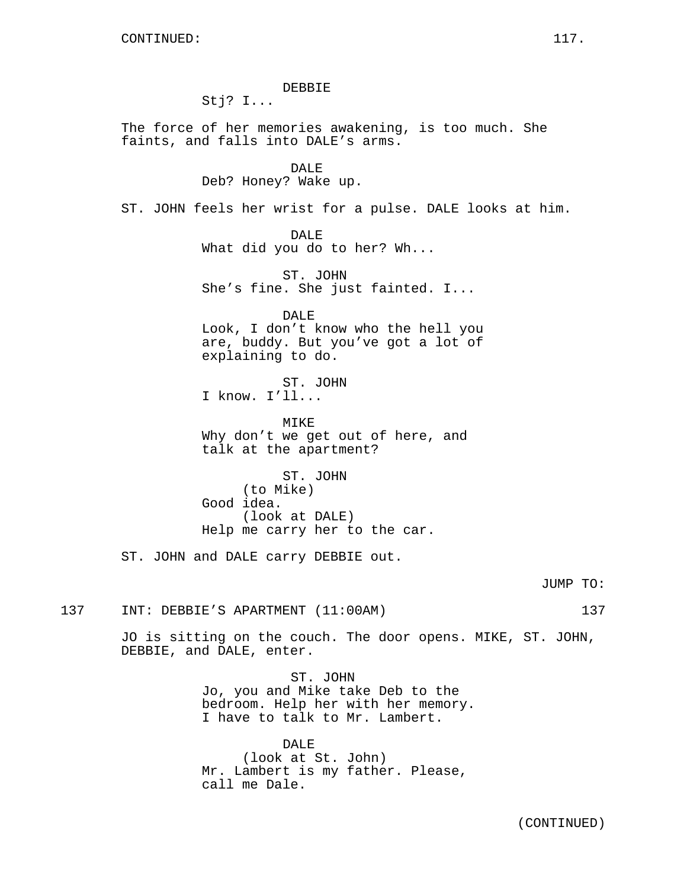DEBBIE

Stj? I...

The force of her memories awakening, is too much. She faints, and falls into DALE's arms.

DALE

Deb? Honey? Wake up.

ST. JOHN feels her wrist for a pulse. DALE looks at him.

DALE

What did you do to her? Wh...

ST. JOHN

She's fine. She just fainted. I...

DALE

Look, I don't know who the hell you are, buddy. But you've got a lot of explaining to do.

ST. JOHN

I know. I'll...

MIKE

Why don't we get out of here, and talk at the apartment?

ST. JOHN

(to Mike)

Good idea.

(look at DALE)

Help me carry her to the car.

ST. JOHN and DALE carry DEBBIE out.

JUMP TO:

137 INT: DEBBIE'S APARTMENT (11:00AM) 137

JO is sitting on the couch. The door opens. MIKE, ST. JOHN, DEBBIE, and DALE, enter.

ST. JOHN

Jo, you and Mike take Deb to the bedroom. Help her with her memory. I have to talk to Mr. Lambert.

DALE

(look at St. John)

Mr. Lambert is my father. Please, call me Dale.

(CONTINUED)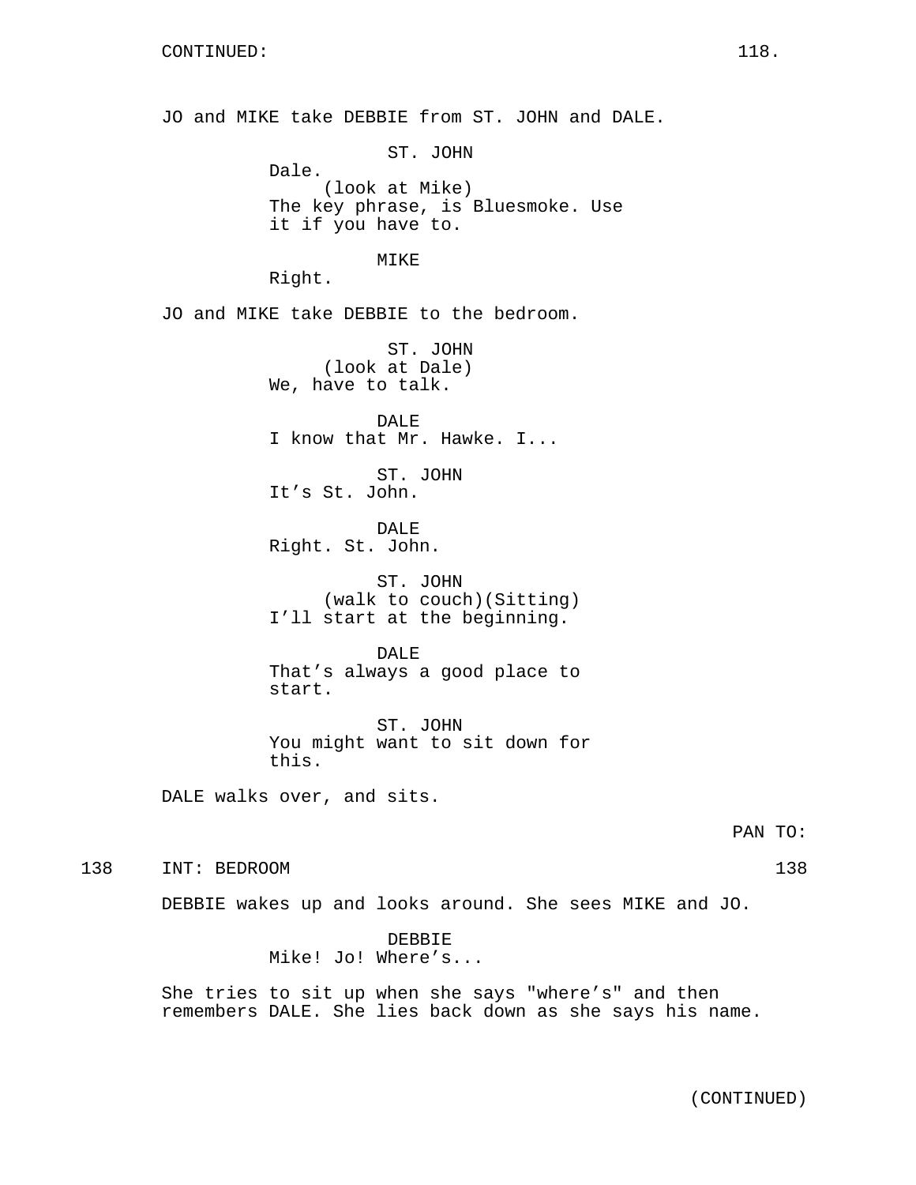CONTINUED:

JO and MIKE take DEBBIE from ST. JOHN and DALE.

ST. JOHN
Dale.
(look at Mike)
The key phrase, is Bluesmoke. Use it if you have to.

MIKE
Right.

JO and MIKE take DEBBIE to the bedroom.

ST. JOHN
(look at Dale)
We, have to talk.

DALE
I know that Mr. Hawke. I...

ST. JOHN
It's St. John.

DALE
Right. St. John.

ST. JOHN
(walk to couch)(Sitting)
I'll start at the beginning.

DALE
That's always a good place to start.

ST. JOHN
You might want to sit down for this.

DALE walks over, and sits.

PAN TO:

138 INT: BEDROOM 138

DEBBIE wakes up and looks around. She sees MIKE and JO.

DEBBIE
Mike! Jo! Where's...

She tries to sit up when she says "where's" and then remembers DALE. She lies back down as she says his name.

(CONTINUED)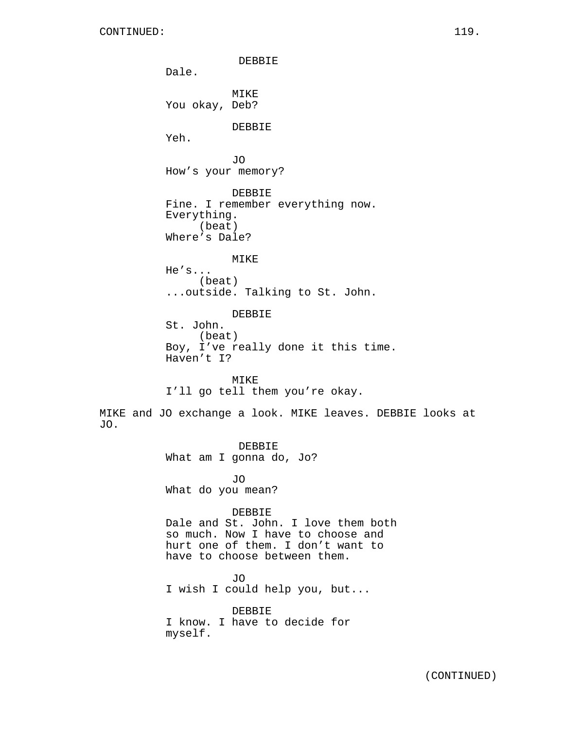CONTINUED:

DEBBIE
Dale.

MIKE
You okay, Deb?

DEBBIE
Yeh.

JO
How's your memory?

DEBBIE
Fine. I remember everything now.
Everything.
(beat)
Where's Dale?

MIKE
He's...
(beat)
...outside. Talking to St. John.

DEBBIE
St. John.
(beat)
Boy, I've really done it this time.
Haven't I?

MIKE
I'll go tell them you're okay.

MIKE and JO exchange a look. MIKE leaves. DEBBIE looks at JO.

DEBBIE
What am I gonna do, Jo?

JO
What do you mean?

DEBBIE
Dale and St. John. I love them both
so much. Now I have to choose and
hurt one of them. I don't want to
have to choose between them.

JO
I wish I could help you, but...

DEBBIE
I know. I have to decide for
myself.

(CONTINUED)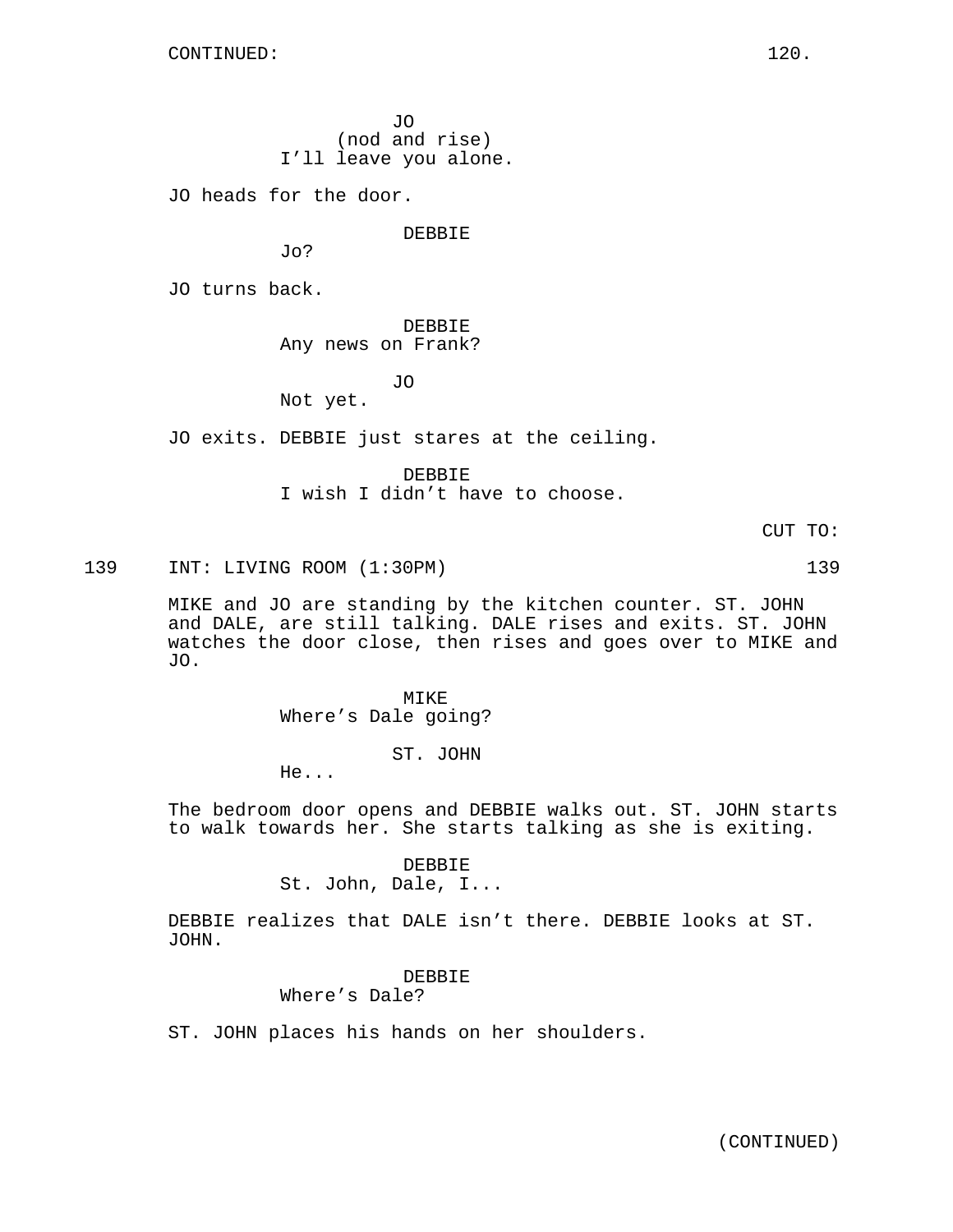CONTINUED:

JO
(nod and rise)
I'll leave you alone.

JO heads for the door.

DEBBIE
Jo?

JO turns back.

DEBBIE
Any news on Frank?

JO
Not yet.

JO exits. DEBBIE just stares at the ceiling.

DEBBIE
I wish I didn't have to choose.

CUT TO:

139 INT: LIVING ROOM (1:30PM) 139

MIKE and JO are standing by the kitchen counter. ST. JOHN and DALE, are still talking. DALE rises and exits. ST. JOHN watches the door close, then rises and goes over to MIKE and JO.

MIKE
Where's Dale going?

ST. JOHN
He...

The bedroom door opens and DEBBIE walks out. ST. JOHN starts to walk towards her. She starts talking as she is exiting.

DEBBIE
St. John, Dale, I...

DEBBIE realizes that DALE isn't there. DEBBIE looks at ST. JOHN.

DEBBIE
Where's Dale?

ST. JOHN places his hands on her shoulders.

(CONTINUED)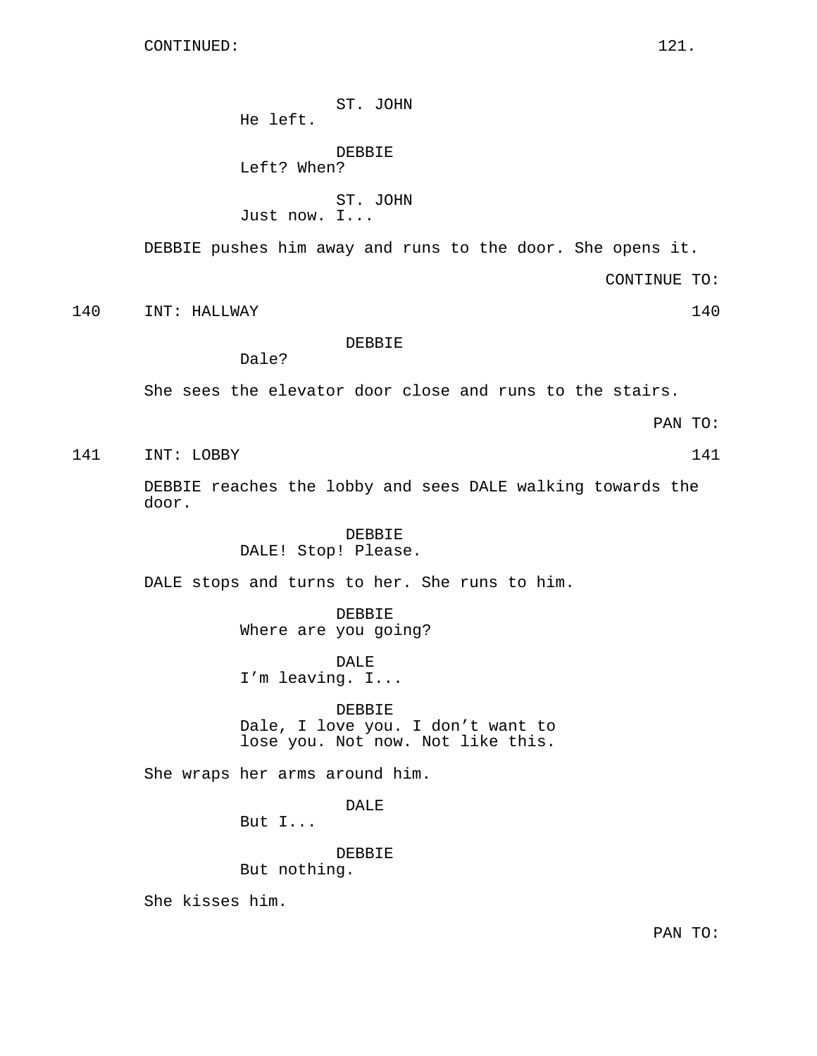CONTINUED:

ST. JOHN
He left.

DEBBIE
Left? When?

ST. JOHN
Just now. I...

DEBBIE pushes him away and runs to the door. She opens it.

CONTINUE TO:

140 INT: HALLWAY 140

DEBBIE
Dale?

She sees the elevator door close and runs to the stairs.

PAN TO:

141 INT: LOBBY 141

DEBBIE reaches the lobby and sees DALE walking towards the door.

DEBBIE
DALE! Stop! Please.

DALE stops and turns to her. She runs to him.

DEBBIE
Where are you going?

DALE
I'm leaving. I...

DEBBIE
Dale, I love you. I don't want to lose you. Not now. Not like this.

She wraps her arms around him.

DALE
But I...

DEBBIE
But nothing.

She kisses him.

PAN TO: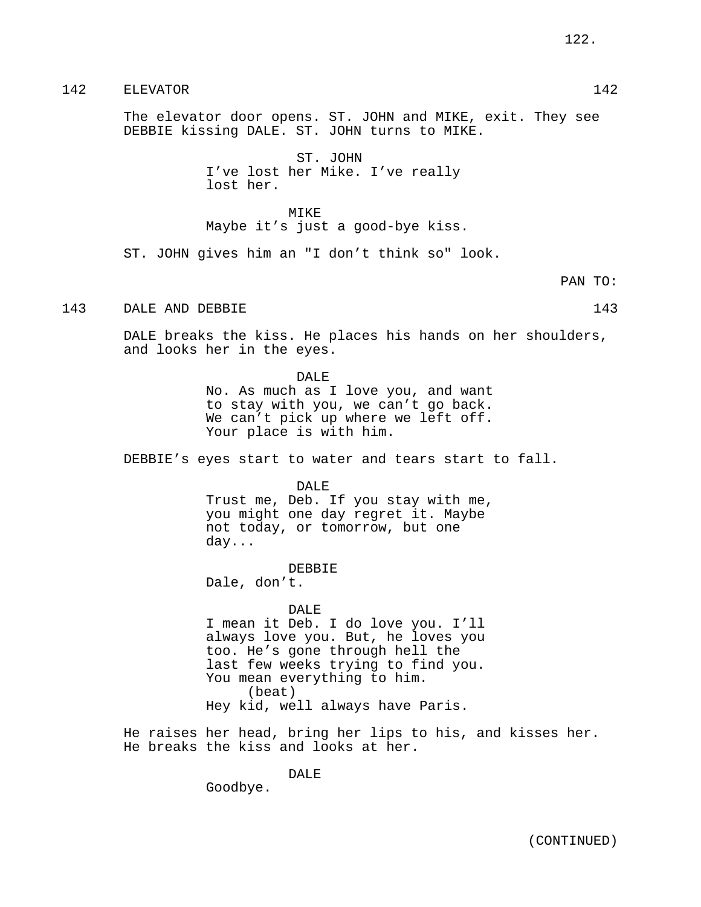142 ELEVATOR 142

The elevator door opens. ST. JOHN and MIKE, exit. They see DEBBIE kissing DALE. ST. JOHN turns to MIKE.

ST. JOHN
I’ve lost her Mike. I’ve really lost her.

MIKE
Maybe it’s just a good-bye kiss.

ST. JOHN gives him an "I don’t think so" look.

PAN TO:

143 DALE AND DEBBIE 143

DALE breaks the kiss. He places his hands on her shoulders, and looks her in the eyes.

DALE
No. As much as I love you, and want to stay with you, we can’t go back. We can’t pick up where we left off. Your place is with him.

DEBBIE’s eyes start to water and tears start to fall.

DALE
Trust me, Deb. If you stay with me, you might one day regret it. Maybe not today, or tomorrow, but one day...

DEBBIE
Dale, don’t.

DALE
I mean it Deb. I do love you. I’ll always love you. But, he loves you too. He’s gone through hell the last few weeks trying to find you. You mean everything to him.
(beat)
Hey kid, well always have Paris.

He raises her head, bring her lips to his, and kisses her. He breaks the kiss and looks at her.

DALE
Goodbye.

(CONTINUED)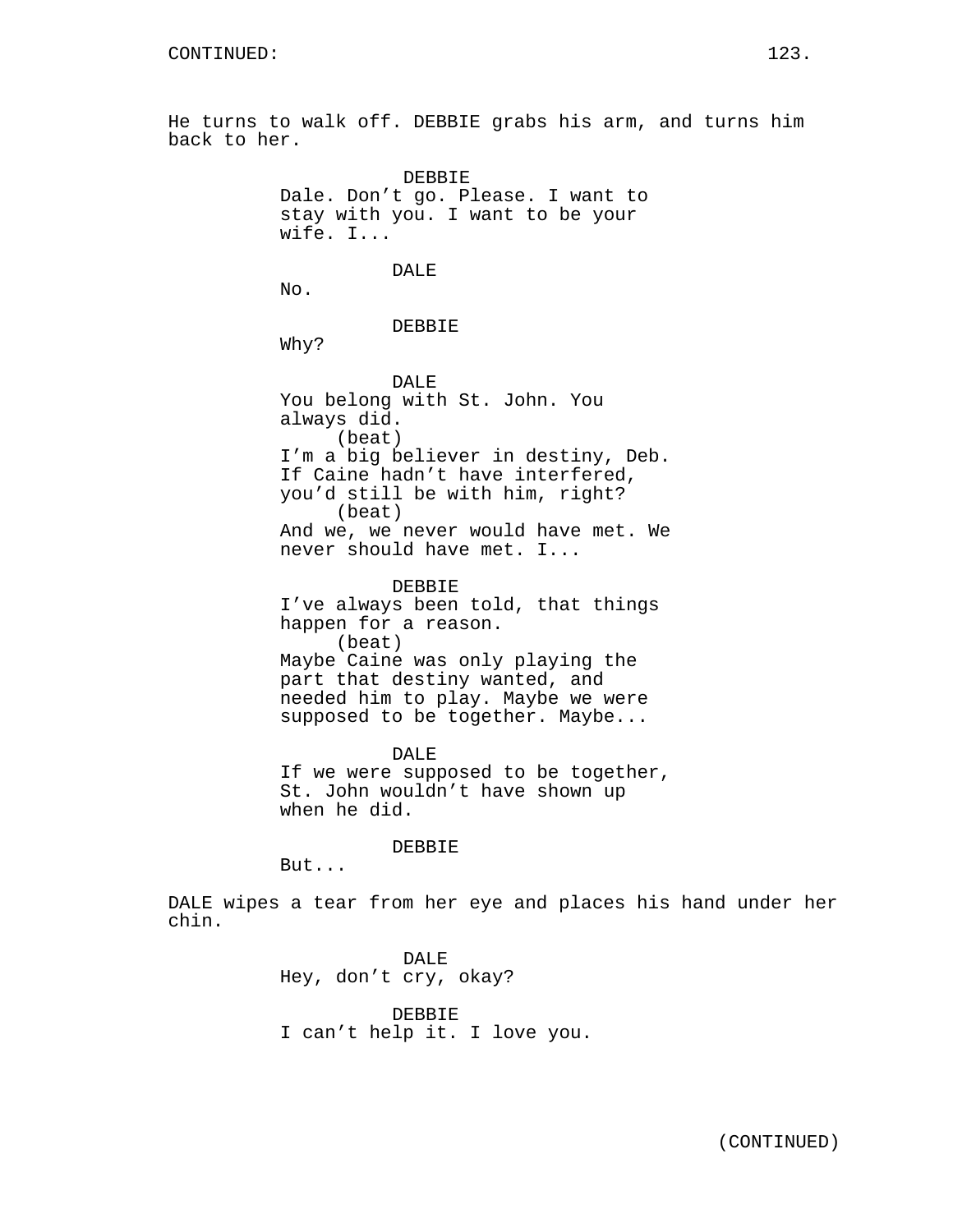CONTINUED:

He turns to walk off. DEBBIE grabs his arm, and turns him back to her.

DEBBIE
Dale. Don't go. Please. I want to stay with you. I want to be your wife. I...

DALE
No.

DEBBIE
Why?

DALE
You belong with St. John. You always did.
(beat)
I'm a big believer in destiny, Deb. If Caine hadn't have interfered, you'd still be with him, right?
(beat)
And we, we never would have met. We never should have met. I...

DEBBIE
I've always been told, that things happen for a reason.
(beat)
Maybe Caine was only playing the part that destiny wanted, and needed him to play. Maybe we were supposed to be together. Maybe...

DALE
If we were supposed to be together, St. John wouldn't have shown up when he did.

DEBBIE
But...

DALE wipes a tear from her eye and places his hand under her chin.

DALE
Hey, don't cry, okay?

DEBBIE
I can't help it. I love you.

(CONTINUED)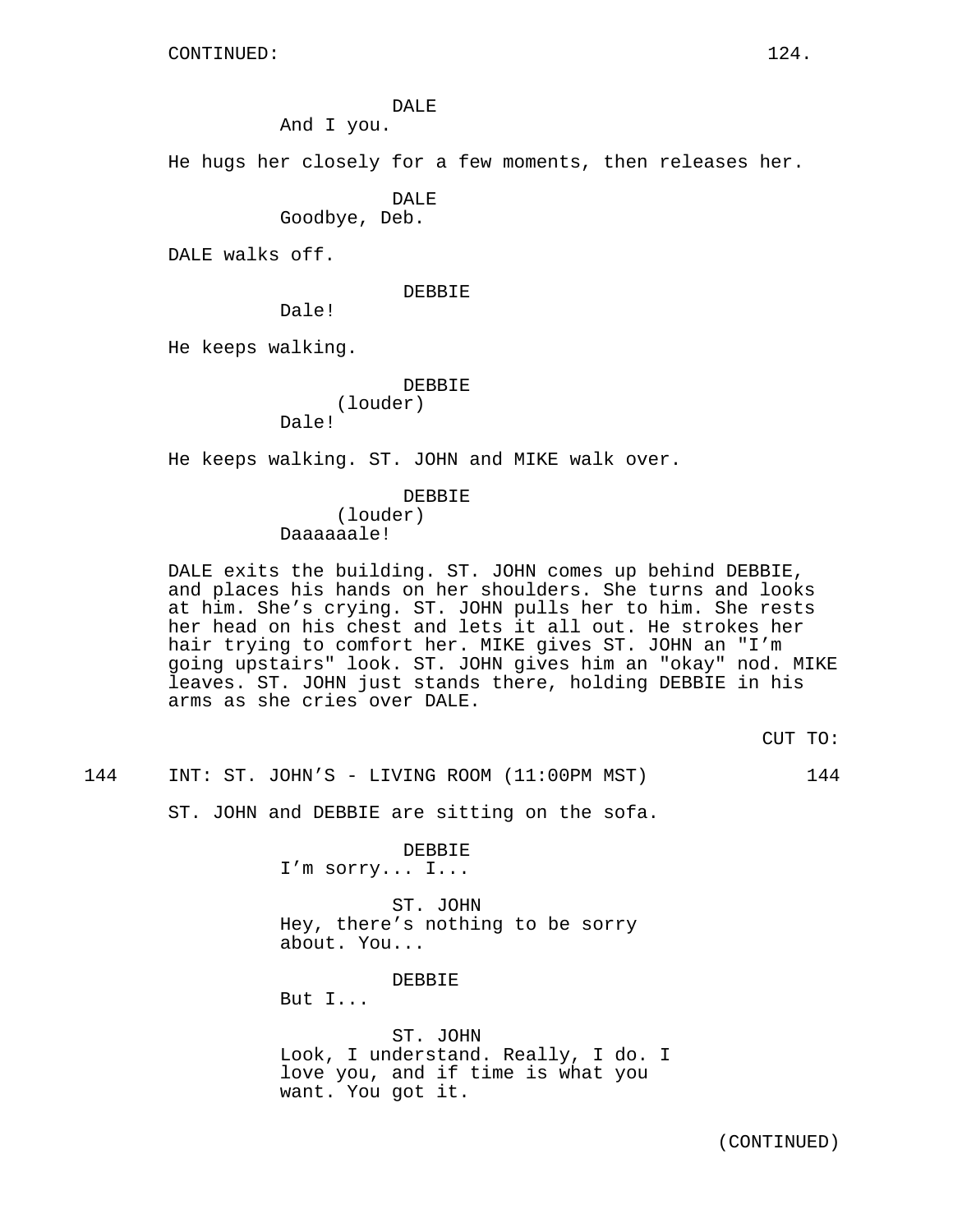DALE
And I you.

He hugs her closely for a few moments, then releases her.

DALE
Goodbye, Deb.

DALE walks off.

DEBBIE
Dale!

He keeps walking.

DEBBIE
(louder)
Dale!

He keeps walking. ST. JOHN and MIKE walk over.

DEBBIE
(louder)
Daaaaaale!

DALE exits the building. ST. JOHN comes up behind DEBBIE, and places his hands on her shoulders. She turns and looks at him. She's crying. ST. JOHN pulls her to him. She rests her head on his chest and lets it all out. He strokes her hair trying to comfort her. MIKE gives ST. JOHN an "I'm going upstairs" look. ST. JOHN gives him an "okay" nod. MIKE leaves. ST. JOHN just stands there, holding DEBBIE in his arms as she cries over DALE.

CUT TO:

144 INT: ST. JOHN'S - LIVING ROOM (11:00PM MST) 144

ST. JOHN and DEBBIE are sitting on the sofa.

DEBBIE
I'm sorry... I...

ST. JOHN
Hey, there's nothing to be sorry about. You...

DEBBIE
But I...

ST. JOHN
Look, I understand. Really, I do. I love you, and if time is what you want. You got it.

(CONTINUED)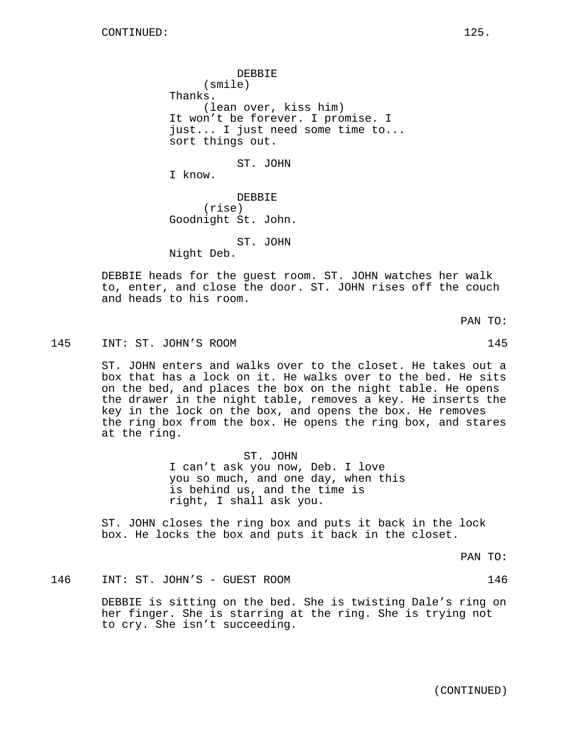DEBBIE
(smile)
Thanks.
(lean over, kiss him)
It won't be forever. I promise. I just... I just need some time to... sort things out.

ST. JOHN
I know.

DEBBIE
(rise)
Goodnight St. John.

ST. JOHN
Night Deb.

DEBBIE heads for the guest room. ST. JOHN watches her walk to, enter, and close the door. ST. JOHN rises off the couch and heads to his room.

PAN TO:

145 INT: ST. JOHN'S ROOM 145

ST. JOHN enters and walks over to the closet. He takes out a box that has a lock on it. He walks over to the bed. He sits on the bed, and places the box on the night table. He opens the drawer in the night table, removes a key. He inserts the key in the lock on the box, and opens the box. He removes the ring box from the box. He opens the ring box, and stares at the ring.

ST. JOHN
I can't ask you now, Deb. I love you so much, and one day, when this is behind us, and the time is right, I shall ask you.

ST. JOHN closes the ring box and puts it back in the lock box. He locks the box and puts it back in the closet.

PAN TO:

146 INT: ST. JOHN'S - GUEST ROOM 146

DEBBIE is sitting on the bed. She is twisting Dale's ring on her finger. She is starring at the ring. She is trying not to cry. She isn't succeeding.

(CONTINUED)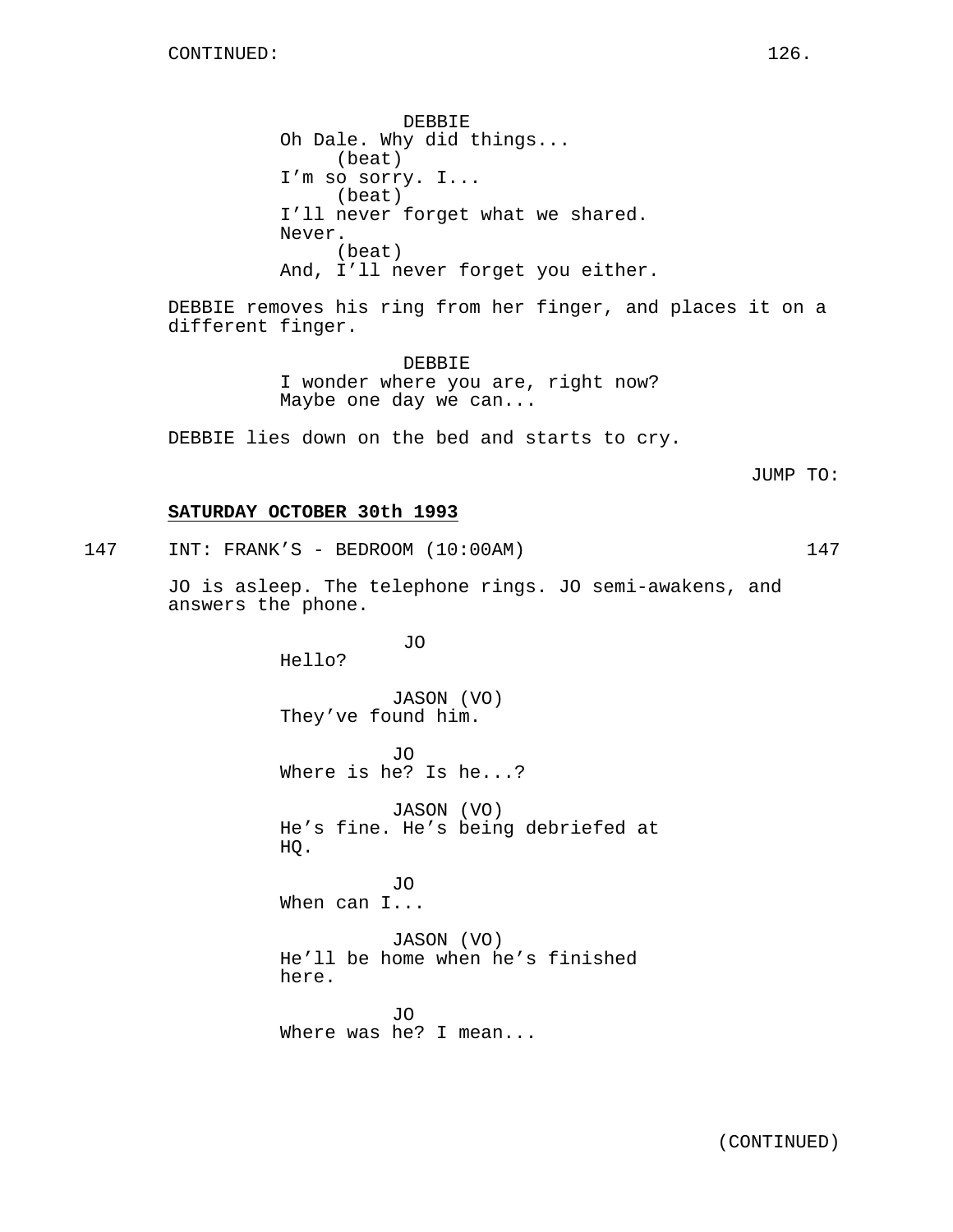CONTINUED:

DEBBIE
Oh Dale. Why did things...
(beat)
I'm so sorry. I...
(beat)
I'll never forget what we shared.
Never.
(beat)
And, I'll never forget you either.

DEBBIE removes his ring from her finger, and places it on a different finger.

DEBBIE
I wonder where you are, right now?
Maybe one day we can...

DEBBIE lies down on the bed and starts to cry.

JUMP TO:

**SATURDAY OCTOBER 30th 1993**

147 INT: FRANK'S - BEDROOM (10:00AM) 147

JO is asleep. The telephone rings. JO semi-awakens, and answers the phone.

JO
Hello?

JASON (VO)
They've found him.

JO
Where is he? Is he...?

JASON (VO)
He's fine. He's being debriefed at HQ.

JO
When can I...

JASON (VO)
He'll be home when he's finished here.

JO
Where was he? I mean...

(CONTINUED)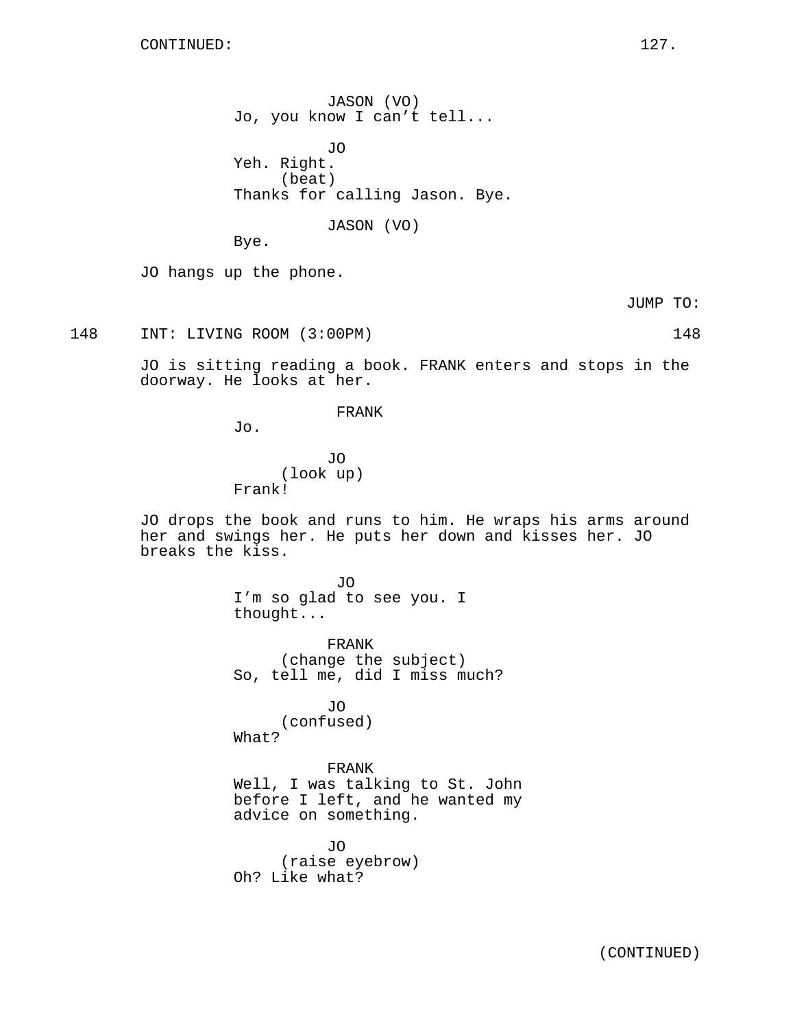CONTINUED:

JASON (VO)
Jo, you know I can't tell...

JO
Yeh. Right.
(beat)
Thanks for calling Jason. Bye.

JASON (VO)
Bye.

JO hangs up the phone.

JUMP TO:

148 INT: LIVING ROOM (3:00PM) 148

JO is sitting reading a book. FRANK enters and stops in the doorway. He looks at her.

FRANK
Jo.

JO
(look up)
Frank!

JO drops the book and runs to him. He wraps his arms around her and swings her. He puts her down and kisses her. JO breaks the kiss.

JO
I'm so glad to see you. I thought...

FRANK
(change the subject)
So, tell me, did I miss much?

JO
(confused)
What?

FRANK
Well, I was talking to St. John before I left, and he wanted my advice on something.

JO
(raise eyebrow)
Oh? Like what?

(CONTINUED)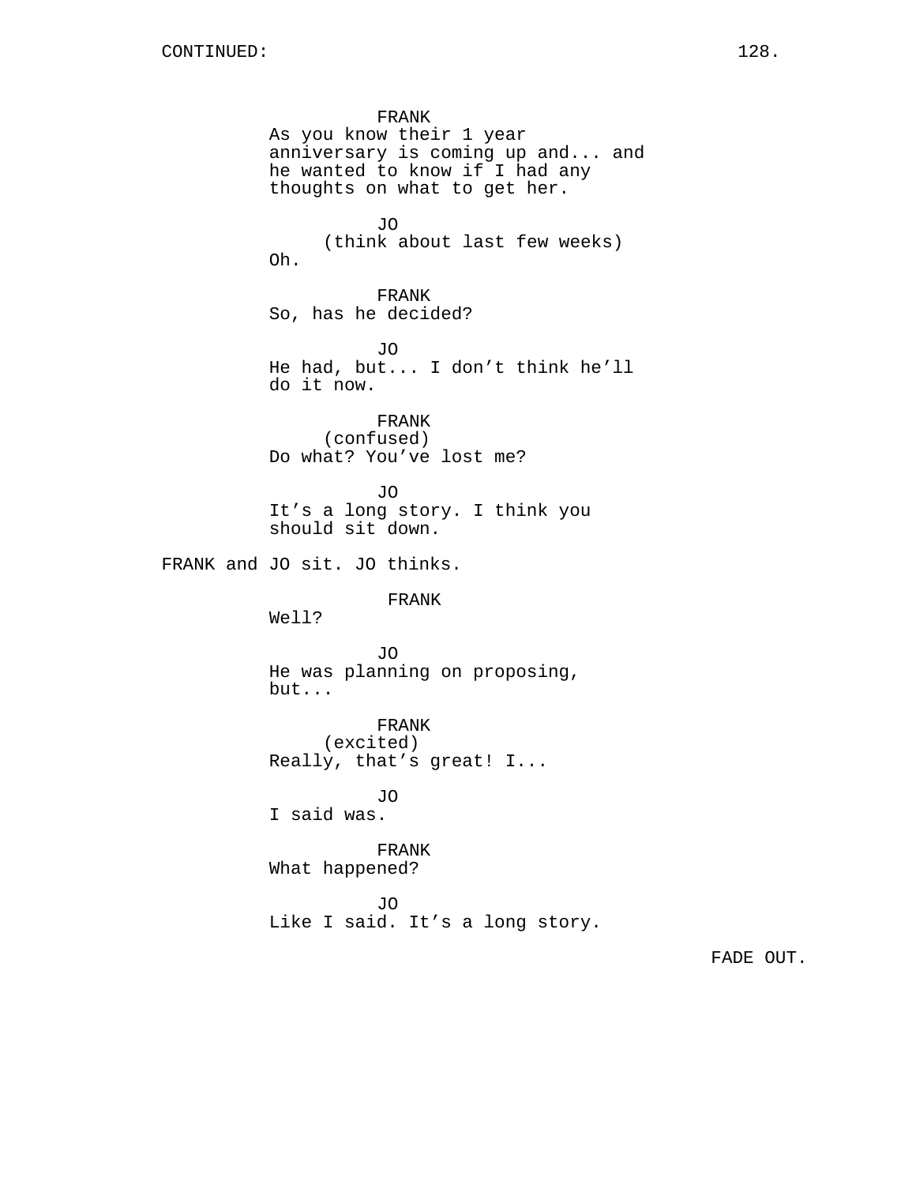CONTINUED:

FRANK
As you know their 1 year anniversary is coming up and... and he wanted to know if I had any thoughts on what to get her.

JO
(think about last few weeks)
Oh.

FRANK
So, has he decided?

JO
He had, but... I don't think he'll do it now.

FRANK
(confused)
Do what? You've lost me?

JO
It's a long story. I think you should sit down.

FRANK and JO sit. JO thinks.

FRANK
Well?

JO
He was planning on proposing, but...

FRANK
(excited)
Really, that's great! I...

JO
I said was.

FRANK
What happened?

JO
Like I said. It's a long story.

FADE OUT.